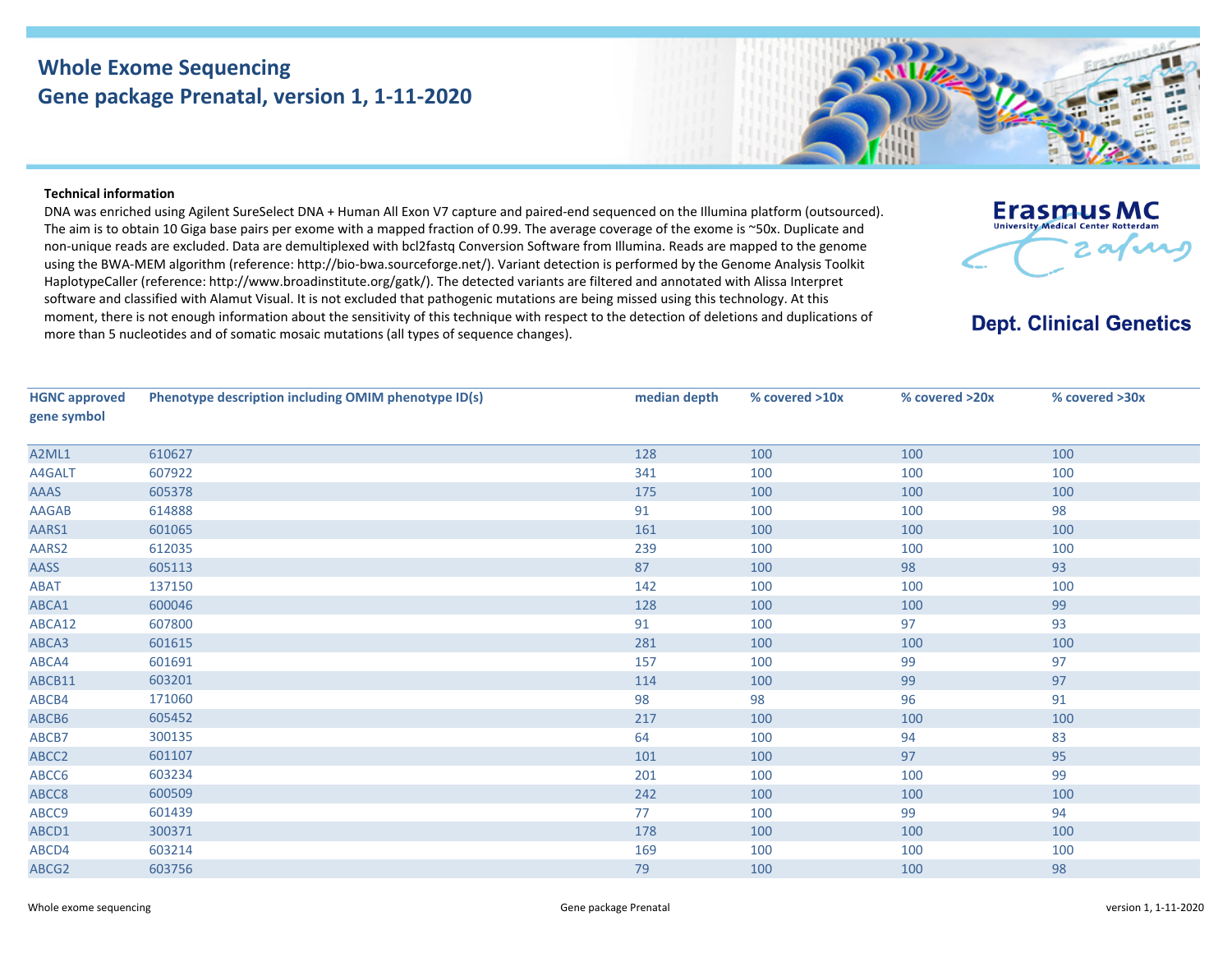# Whole Exome Sequencing
## Gene package Prenatal, version 1, 1-11-2020

Erasmus MC
University Medical Center Rotterdam

**Dept. Clinical Genetics**

**Technical information**

DNA was enriched using Agilent SureSelect DNA + Human All Exon V7 capture and paired-end sequenced on the Illumina platform (outsourced). The aim is to obtain 10 Giga base pairs per exome with a mapped fraction of 0.99. The average coverage of the exome is ~50x. Duplicate and non-unique reads are excluded. Data are demultiplexed with bcl2fastq Conversion Software from Illumina. Reads are mapped to the genome using the BWA-MEM algorithm (reference: http://bio-bwa.sourceforge.net/). Variant detection is performed by the Genome Analysis Toolkit HaplotypeCaller (reference: http://www.broadinstitute.org/gatk/). The detected variants are filtered and annotated with Alissa Interpret software and classified with Alamut Visual. It is not excluded that pathogenic mutations are being missed using this technology. At this moment, there is not enough information about the sensitivity of this technique with respect to the detection of deletions and duplications of more than 5 nucleotides and of somatic mosaic mutations (all types of sequence changes).

| HGNC approved gene symbol | Phenotype description including OMIM phenotype ID(s) | median depth | % covered >10x | % covered >20x | % covered >30x |
|---|---|---|---|---|---|
| A2ML1 | 610627 | 128 | 100 | 100 | 100 |
| A4GALT | 607922 | 341 | 100 | 100 | 100 |
| AAAS | 605378 | 175 | 100 | 100 | 100 |
| AAGAB | 614888 | 91 | 100 | 100 | 98 |
| AARS1 | 601065 | 161 | 100 | 100 | 100 |
| AARS2 | 612035 | 239 | 100 | 100 | 100 |
| AASS | 605113 | 87 | 100 | 98 | 93 |
| ABAT | 137150 | 142 | 100 | 100 | 100 |
| ABCA1 | 600046 | 128 | 100 | 100 | 99 |
| ABCA12 | 607800 | 91 | 100 | 97 | 93 |
| ABCA3 | 601615 | 281 | 100 | 100 | 100 |
| ABCA4 | 601691 | 157 | 100 | 99 | 97 |
| ABCB11 | 603201 | 114 | 100 | 99 | 97 |
| ABCB4 | 171060 | 98 | 98 | 96 | 91 |
| ABCB6 | 605452 | 217 | 100 | 100 | 100 |
| ABCB7 | 300135 | 64 | 100 | 94 | 83 |
| ABCC2 | 601107 | 101 | 100 | 97 | 95 |
| ABCC6 | 603234 | 201 | 100 | 100 | 99 |
| ABCC8 | 600509 | 242 | 100 | 100 | 100 |
| ABCC9 | 601439 | 77 | 100 | 99 | 94 |
| ABCD1 | 300371 | 178 | 100 | 100 | 100 |
| ABCD4 | 603214 | 169 | 100 | 100 | 100 |
| ABCG2 | 603756 | 79 | 100 | 100 | 98 |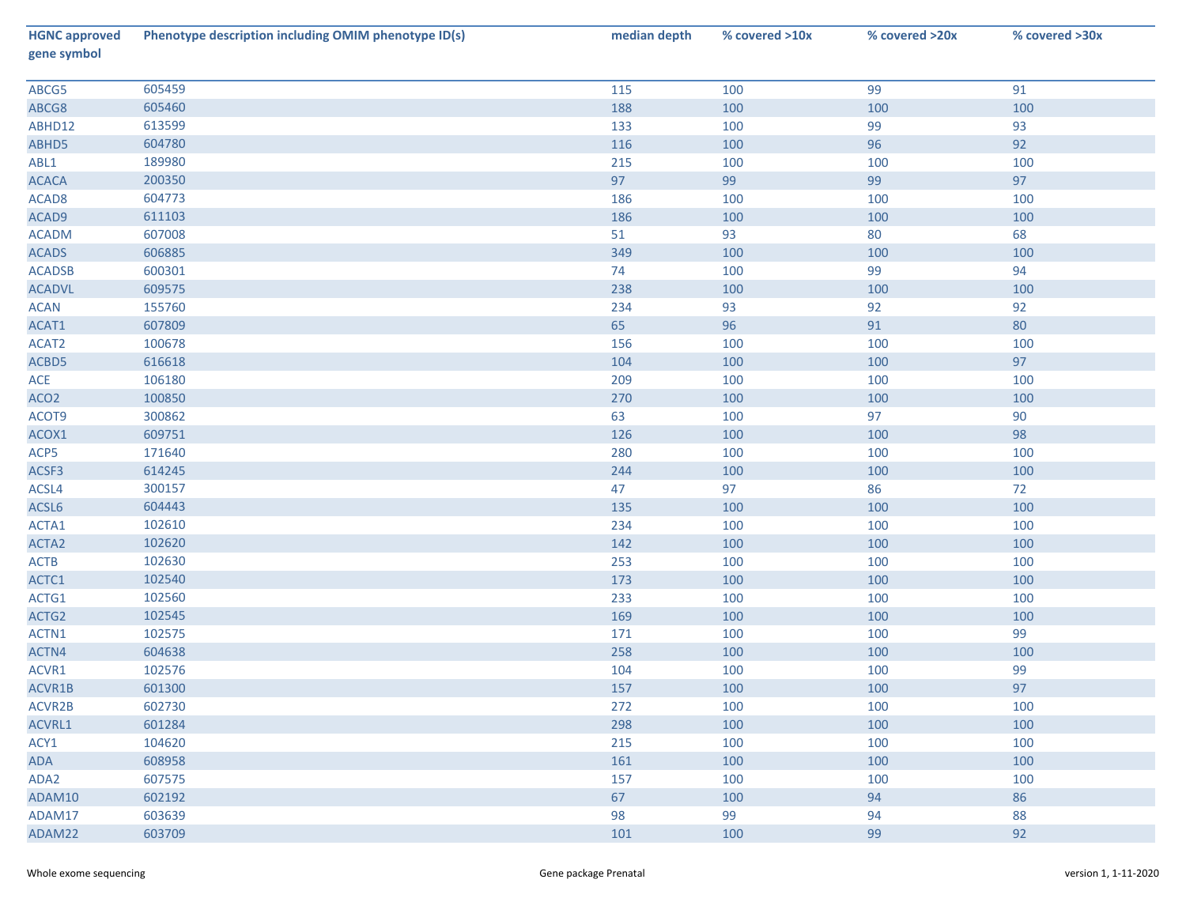| HGNC approved gene symbol | Phenotype description including OMIM phenotype ID(s) | median depth | % covered >10x | % covered >20x | % covered >30x |
|---|---|---|---|---|---|
| ABCG5 | 605459 | 115 | 100 | 99 | 91 |
| ABCG8 | 605460 | 188 | 100 | 100 | 100 |
| ABHD12 | 613599 | 133 | 100 | 99 | 93 |
| ABHD5 | 604780 | 116 | 100 | 96 | 92 |
| ABL1 | 189980 | 215 | 100 | 100 | 100 |
| ACACA | 200350 | 97 | 99 | 99 | 97 |
| ACAD8 | 604773 | 186 | 100 | 100 | 100 |
| ACAD9 | 611103 | 186 | 100 | 100 | 100 |
| ACADM | 607008 | 51 | 93 | 80 | 68 |
| ACADS | 606885 | 349 | 100 | 100 | 100 |
| ACADSB | 600301 | 74 | 100 | 99 | 94 |
| ACADVL | 609575 | 238 | 100 | 100 | 100 |
| ACAN | 155760 | 234 | 93 | 92 | 92 |
| ACAT1 | 607809 | 65 | 96 | 91 | 80 |
| ACAT2 | 100678 | 156 | 100 | 100 | 100 |
| ACBD5 | 616618 | 104 | 100 | 100 | 97 |
| ACE | 106180 | 209 | 100 | 100 | 100 |
| ACO2 | 100850 | 270 | 100 | 100 | 100 |
| ACOT9 | 300862 | 63 | 100 | 97 | 90 |
| ACOX1 | 609751 | 126 | 100 | 100 | 98 |
| ACP5 | 171640 | 280 | 100 | 100 | 100 |
| ACSF3 | 614245 | 244 | 100 | 100 | 100 |
| ACSL4 | 300157 | 47 | 97 | 86 | 72 |
| ACSL6 | 604443 | 135 | 100 | 100 | 100 |
| ACTA1 | 102610 | 234 | 100 | 100 | 100 |
| ACTA2 | 102620 | 142 | 100 | 100 | 100 |
| ACTB | 102630 | 253 | 100 | 100 | 100 |
| ACTC1 | 102540 | 173 | 100 | 100 | 100 |
| ACTG1 | 102560 | 233 | 100 | 100 | 100 |
| ACTG2 | 102545 | 169 | 100 | 100 | 100 |
| ACTN1 | 102575 | 171 | 100 | 100 | 99 |
| ACTN4 | 604638 | 258 | 100 | 100 | 100 |
| ACVR1 | 102576 | 104 | 100 | 100 | 99 |
| ACVR1B | 601300 | 157 | 100 | 100 | 97 |
| ACVR2B | 602730 | 272 | 100 | 100 | 100 |
| ACVRL1 | 601284 | 298 | 100 | 100 | 100 |
| ACY1 | 104620 | 215 | 100 | 100 | 100 |
| ADA | 608958 | 161 | 100 | 100 | 100 |
| ADA2 | 607575 | 157 | 100 | 100 | 100 |
| ADAM10 | 602192 | 67 | 100 | 94 | 86 |
| ADAM17 | 603639 | 98 | 99 | 94 | 88 |
| ADAM22 | 603709 | 101 | 100 | 99 | 92 |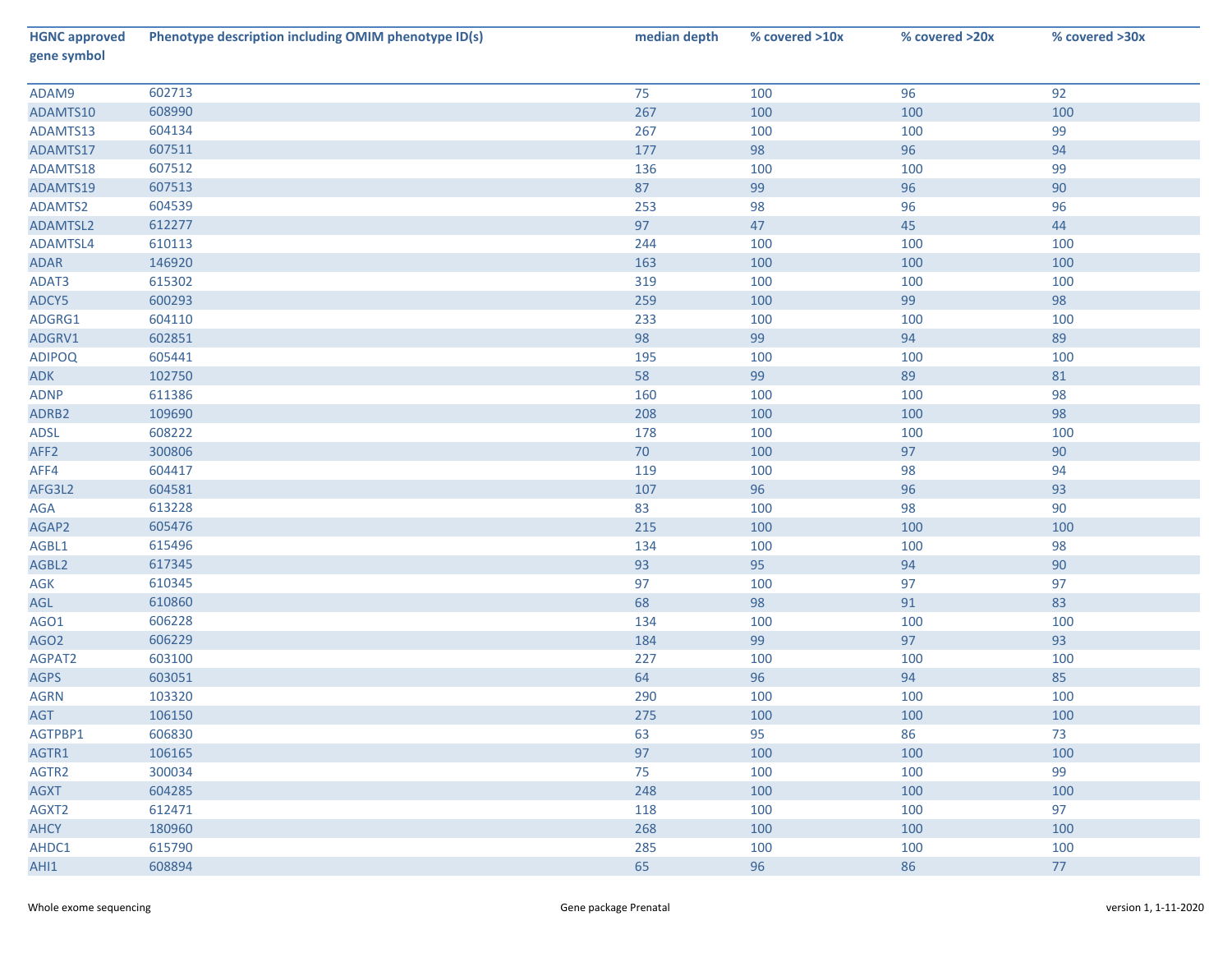| HGNC approved gene symbol | Phenotype description including OMIM phenotype ID(s) | median depth | % covered >10x | % covered >20x | % covered >30x |
|---|---|---|---|---|---|
| ADAM9 | 602713 | 75 | 100 | 96 | 92 |
| ADAMTS10 | 608990 | 267 | 100 | 100 | 100 |
| ADAMTS13 | 604134 | 267 | 100 | 100 | 99 |
| ADAMTS17 | 607511 | 177 | 98 | 96 | 94 |
| ADAMTS18 | 607512 | 136 | 100 | 100 | 99 |
| ADAMTS19 | 607513 | 87 | 99 | 96 | 90 |
| ADAMTS2 | 604539 | 253 | 98 | 96 | 96 |
| ADAMTSL2 | 612277 | 97 | 47 | 45 | 44 |
| ADAMTSL4 | 610113 | 244 | 100 | 100 | 100 |
| ADAR | 146920 | 163 | 100 | 100 | 100 |
| ADAT3 | 615302 | 319 | 100 | 100 | 100 |
| ADCY5 | 600293 | 259 | 100 | 99 | 98 |
| ADGRG1 | 604110 | 233 | 100 | 100 | 100 |
| ADGRV1 | 602851 | 98 | 99 | 94 | 89 |
| ADIPOQ | 605441 | 195 | 100 | 100 | 100 |
| ADK | 102750 | 58 | 99 | 89 | 81 |
| ADNP | 611386 | 160 | 100 | 100 | 98 |
| ADRB2 | 109690 | 208 | 100 | 100 | 98 |
| ADSL | 608222 | 178 | 100 | 100 | 100 |
| AFF2 | 300806 | 70 | 100 | 97 | 90 |
| AFF4 | 604417 | 119 | 100 | 98 | 94 |
| AFG3L2 | 604581 | 107 | 96 | 96 | 93 |
| AGA | 613228 | 83 | 100 | 98 | 90 |
| AGAP2 | 605476 | 215 | 100 | 100 | 100 |
| AGBL1 | 615496 | 134 | 100 | 100 | 98 |
| AGBL2 | 617345 | 93 | 95 | 94 | 90 |
| AGK | 610345 | 97 | 100 | 97 | 97 |
| AGL | 610860 | 68 | 98 | 91 | 83 |
| AGO1 | 606228 | 134 | 100 | 100 | 100 |
| AGO2 | 606229 | 184 | 99 | 97 | 93 |
| AGPAT2 | 603100 | 227 | 100 | 100 | 100 |
| AGPS | 603051 | 64 | 96 | 94 | 85 |
| AGRN | 103320 | 290 | 100 | 100 | 100 |
| AGT | 106150 | 275 | 100 | 100 | 100 |
| AGTPBP1 | 606830 | 63 | 95 | 86 | 73 |
| AGTR1 | 106165 | 97 | 100 | 100 | 100 |
| AGTR2 | 300034 | 75 | 100 | 100 | 99 |
| AGXT | 604285 | 248 | 100 | 100 | 100 |
| AGXT2 | 612471 | 118 | 100 | 100 | 97 |
| AHCY | 180960 | 268 | 100 | 100 | 100 |
| AHDC1 | 615790 | 285 | 100 | 100 | 100 |
| AHI1 | 608894 | 65 | 96 | 86 | 77 |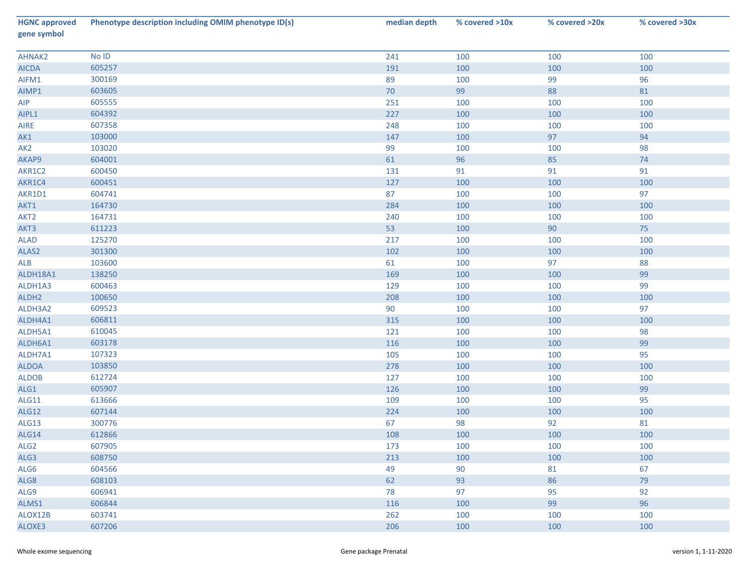| HGNC approved gene symbol | Phenotype description including OMIM phenotype ID(s) | median depth | % covered >10x | % covered >20x | % covered >30x |
|---|---|---|---|---|---|
| AHNAK2 | No ID | 241 | 100 | 100 | 100 |
| AICDA | 605257 | 191 | 100 | 100 | 100 |
| AIFM1 | 300169 | 89 | 100 | 99 | 96 |
| AIMP1 | 603605 | 70 | 99 | 88 | 81 |
| AIP | 605555 | 251 | 100 | 100 | 100 |
| AIPL1 | 604392 | 227 | 100 | 100 | 100 |
| AIRE | 607358 | 248 | 100 | 100 | 100 |
| AK1 | 103000 | 147 | 100 | 97 | 94 |
| AK2 | 103020 | 99 | 100 | 100 | 98 |
| AKAP9 | 604001 | 61 | 96 | 85 | 74 |
| AKR1C2 | 600450 | 131 | 91 | 91 | 91 |
| AKR1C4 | 600451 | 127 | 100 | 100 | 100 |
| AKR1D1 | 604741 | 87 | 100 | 100 | 97 |
| AKT1 | 164730 | 284 | 100 | 100 | 100 |
| AKT2 | 164731 | 240 | 100 | 100 | 100 |
| AKT3 | 611223 | 53 | 100 | 90 | 75 |
| ALAD | 125270 | 217 | 100 | 100 | 100 |
| ALAS2 | 301300 | 102 | 100 | 100 | 100 |
| ALB | 103600 | 61 | 100 | 97 | 88 |
| ALDH18A1 | 138250 | 169 | 100 | 100 | 99 |
| ALDH1A3 | 600463 | 129 | 100 | 100 | 99 |
| ALDH2 | 100650 | 208 | 100 | 100 | 100 |
| ALDH3A2 | 609523 | 90 | 100 | 100 | 97 |
| ALDH4A1 | 606811 | 315 | 100 | 100 | 100 |
| ALDH5A1 | 610045 | 121 | 100 | 100 | 98 |
| ALDH6A1 | 603178 | 116 | 100 | 100 | 99 |
| ALDH7A1 | 107323 | 105 | 100 | 100 | 95 |
| ALDOA | 103850 | 278 | 100 | 100 | 100 |
| ALDOB | 612724 | 127 | 100 | 100 | 100 |
| ALG1 | 605907 | 126 | 100 | 100 | 99 |
| ALG11 | 613666 | 109 | 100 | 100 | 95 |
| ALG12 | 607144 | 224 | 100 | 100 | 100 |
| ALG13 | 300776 | 67 | 98 | 92 | 81 |
| ALG14 | 612866 | 108 | 100 | 100 | 100 |
| ALG2 | 607905 | 173 | 100 | 100 | 100 |
| ALG3 | 608750 | 213 | 100 | 100 | 100 |
| ALG6 | 604566 | 49 | 90 | 81 | 67 |
| ALG8 | 608103 | 62 | 93 | 86 | 79 |
| ALG9 | 606941 | 78 | 97 | 95 | 92 |
| ALMS1 | 606844 | 116 | 100 | 99 | 96 |
| ALOX12B | 603741 | 262 | 100 | 100 | 100 |
| ALOXE3 | 607206 | 206 | 100 | 100 | 100 |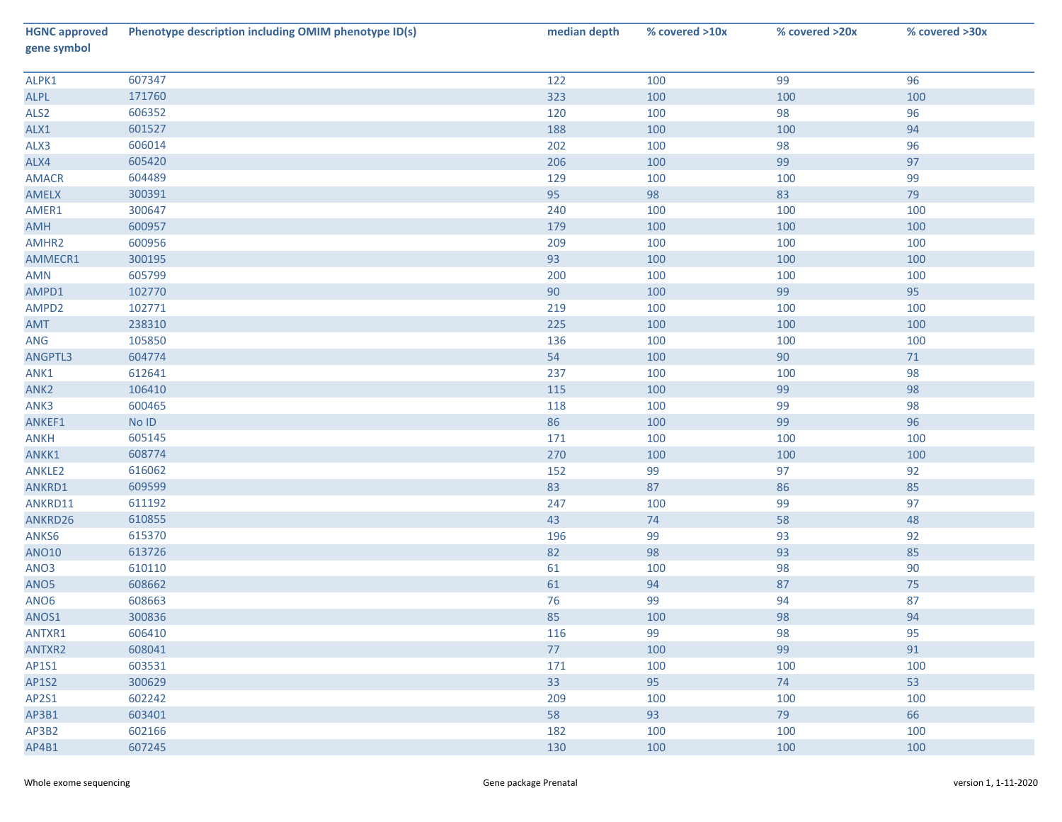| HGNC approved gene symbol | Phenotype description including OMIM phenotype ID(s) | median depth | % covered >10x | % covered >20x | % covered >30x |
|---|---|---|---|---|---|
| ALPK1 | 607347 | 122 | 100 | 99 | 96 |
| ALPL | 171760 | 323 | 100 | 100 | 100 |
| ALS2 | 606352 | 120 | 100 | 98 | 96 |
| ALX1 | 601527 | 188 | 100 | 100 | 94 |
| ALX3 | 606014 | 202 | 100 | 98 | 96 |
| ALX4 | 605420 | 206 | 100 | 99 | 97 |
| AMACR | 604489 | 129 | 100 | 100 | 99 |
| AMELX | 300391 | 95 | 98 | 83 | 79 |
| AMER1 | 300647 | 240 | 100 | 100 | 100 |
| AMH | 600957 | 179 | 100 | 100 | 100 |
| AMHR2 | 600956 | 209 | 100 | 100 | 100 |
| AMMECR1 | 300195 | 93 | 100 | 100 | 100 |
| AMN | 605799 | 200 | 100 | 100 | 100 |
| AMPD1 | 102770 | 90 | 100 | 99 | 95 |
| AMPD2 | 102771 | 219 | 100 | 100 | 100 |
| AMT | 238310 | 225 | 100 | 100 | 100 |
| ANG | 105850 | 136 | 100 | 100 | 100 |
| ANGPTL3 | 604774 | 54 | 100 | 90 | 71 |
| ANK1 | 612641 | 237 | 100 | 100 | 98 |
| ANK2 | 106410 | 115 | 100 | 99 | 98 |
| ANK3 | 600465 | 118 | 100 | 99 | 98 |
| ANKEF1 | No ID | 86 | 100 | 99 | 96 |
| ANKH | 605145 | 171 | 100 | 100 | 100 |
| ANKK1 | 608774 | 270 | 100 | 100 | 100 |
| ANKLE2 | 616062 | 152 | 99 | 97 | 92 |
| ANKRD1 | 609599 | 83 | 87 | 86 | 85 |
| ANKRD11 | 611192 | 247 | 100 | 99 | 97 |
| ANKRD26 | 610855 | 43 | 74 | 58 | 48 |
| ANKS6 | 615370 | 196 | 99 | 93 | 92 |
| ANO10 | 613726 | 82 | 98 | 93 | 85 |
| ANO3 | 610110 | 61 | 100 | 98 | 90 |
| ANO5 | 608662 | 61 | 94 | 87 | 75 |
| ANO6 | 608663 | 76 | 99 | 94 | 87 |
| ANOS1 | 300836 | 85 | 100 | 98 | 94 |
| ANTXR1 | 606410 | 116 | 99 | 98 | 95 |
| ANTXR2 | 608041 | 77 | 100 | 99 | 91 |
| AP1S1 | 603531 | 171 | 100 | 100 | 100 |
| AP1S2 | 300629 | 33 | 95 | 74 | 53 |
| AP2S1 | 602242 | 209 | 100 | 100 | 100 |
| AP3B1 | 603401 | 58 | 93 | 79 | 66 |
| AP3B2 | 602166 | 182 | 100 | 100 | 100 |
| AP4B1 | 607245 | 130 | 100 | 100 | 100 |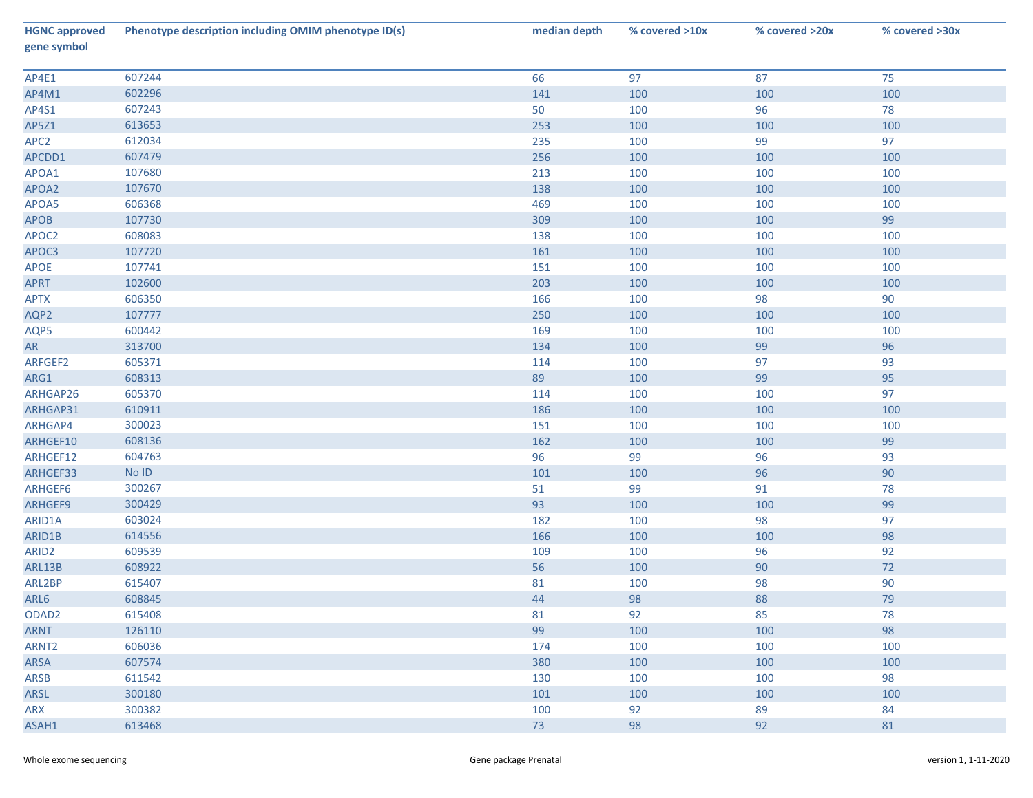| HGNC approved gene symbol | Phenotype description including OMIM phenotype ID(s) | median depth | % covered >10x | % covered >20x | % covered >30x |
|---|---|---|---|---|---|
| AP4E1 | 607244 | 66 | 97 | 87 | 75 |
| AP4M1 | 602296 | 141 | 100 | 100 | 100 |
| AP4S1 | 607243 | 50 | 100 | 96 | 78 |
| AP5Z1 | 613653 | 253 | 100 | 100 | 100 |
| APC2 | 612034 | 235 | 100 | 99 | 97 |
| APCDD1 | 607479 | 256 | 100 | 100 | 100 |
| APOA1 | 107680 | 213 | 100 | 100 | 100 |
| APOA2 | 107670 | 138 | 100 | 100 | 100 |
| APOA5 | 606368 | 469 | 100 | 100 | 100 |
| APOB | 107730 | 309 | 100 | 100 | 99 |
| APOC2 | 608083 | 138 | 100 | 100 | 100 |
| APOC3 | 107720 | 161 | 100 | 100 | 100 |
| APOE | 107741 | 151 | 100 | 100 | 100 |
| APRT | 102600 | 203 | 100 | 100 | 100 |
| APTX | 606350 | 166 | 100 | 98 | 90 |
| AQP2 | 107777 | 250 | 100 | 100 | 100 |
| AQP5 | 600442 | 169 | 100 | 100 | 100 |
| AR | 313700 | 134 | 100 | 99 | 96 |
| ARFGEF2 | 605371 | 114 | 100 | 97 | 93 |
| ARG1 | 608313 | 89 | 100 | 99 | 95 |
| ARHGAP26 | 605370 | 114 | 100 | 100 | 97 |
| ARHGAP31 | 610911 | 186 | 100 | 100 | 100 |
| ARHGAP4 | 300023 | 151 | 100 | 100 | 100 |
| ARHGEF10 | 608136 | 162 | 100 | 100 | 99 |
| ARHGEF12 | 604763 | 96 | 99 | 96 | 93 |
| ARHGEF33 | No ID | 101 | 100 | 96 | 90 |
| ARHGEF6 | 300267 | 51 | 99 | 91 | 78 |
| ARHGEF9 | 300429 | 93 | 100 | 100 | 99 |
| ARID1A | 603024 | 182 | 100 | 98 | 97 |
| ARID1B | 614556 | 166 | 100 | 100 | 98 |
| ARID2 | 609539 | 109 | 100 | 96 | 92 |
| ARL13B | 608922 | 56 | 100 | 90 | 72 |
| ARL2BP | 615407 | 81 | 100 | 98 | 90 |
| ARL6 | 608845 | 44 | 98 | 88 | 79 |
| ODAD2 | 615408 | 81 | 92 | 85 | 78 |
| ARNT | 126110 | 99 | 100 | 100 | 98 |
| ARNT2 | 606036 | 174 | 100 | 100 | 100 |
| ARSA | 607574 | 380 | 100 | 100 | 100 |
| ARSB | 611542 | 130 | 100 | 100 | 98 |
| ARSL | 300180 | 101 | 100 | 100 | 100 |
| ARX | 300382 | 100 | 92 | 89 | 84 |
| ASAH1 | 613468 | 73 | 98 | 92 | 81 |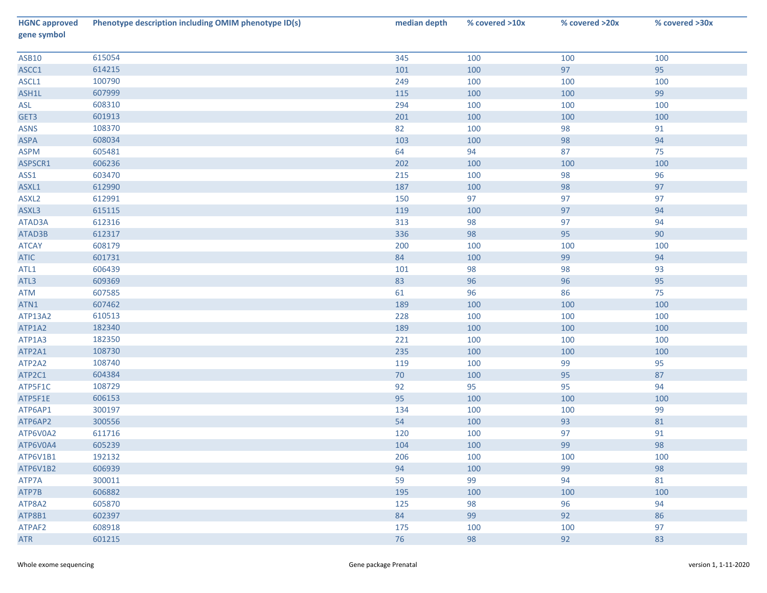| HGNC approved gene symbol | Phenotype description including OMIM phenotype ID(s) | median depth | % covered >10x | % covered >20x | % covered >30x |
|---|---|---|---|---|---|
| ASB10 | 615054 | 345 | 100 | 100 | 100 |
| ASCC1 | 614215 | 101 | 100 | 97 | 95 |
| ASCL1 | 100790 | 249 | 100 | 100 | 100 |
| ASH1L | 607999 | 115 | 100 | 100 | 99 |
| ASL | 608310 | 294 | 100 | 100 | 100 |
| GET3 | 601913 | 201 | 100 | 100 | 100 |
| ASNS | 108370 | 82 | 100 | 98 | 91 |
| ASPA | 608034 | 103 | 100 | 98 | 94 |
| ASPM | 605481 | 64 | 94 | 87 | 75 |
| ASPSCR1 | 606236 | 202 | 100 | 100 | 100 |
| ASS1 | 603470 | 215 | 100 | 98 | 96 |
| ASXL1 | 612990 | 187 | 100 | 98 | 97 |
| ASXL2 | 612991 | 150 | 97 | 97 | 97 |
| ASXL3 | 615115 | 119 | 100 | 97 | 94 |
| ATAD3A | 612316 | 313 | 98 | 97 | 94 |
| ATAD3B | 612317 | 336 | 98 | 95 | 90 |
| ATCAY | 608179 | 200 | 100 | 100 | 100 |
| ATIC | 601731 | 84 | 100 | 99 | 94 |
| ATL1 | 606439 | 101 | 98 | 98 | 93 |
| ATL3 | 609369 | 83 | 96 | 96 | 95 |
| ATM | 607585 | 61 | 96 | 86 | 75 |
| ATN1 | 607462 | 189 | 100 | 100 | 100 |
| ATP13A2 | 610513 | 228 | 100 | 100 | 100 |
| ATP1A2 | 182340 | 189 | 100 | 100 | 100 |
| ATP1A3 | 182350 | 221 | 100 | 100 | 100 |
| ATP2A1 | 108730 | 235 | 100 | 100 | 100 |
| ATP2A2 | 108740 | 119 | 100 | 99 | 95 |
| ATP2C1 | 604384 | 70 | 100 | 95 | 87 |
| ATP5F1C | 108729 | 92 | 95 | 95 | 94 |
| ATP5F1E | 606153 | 95 | 100 | 100 | 100 |
| ATP6AP1 | 300197 | 134 | 100 | 100 | 99 |
| ATP6AP2 | 300556 | 54 | 100 | 93 | 81 |
| ATP6V0A2 | 611716 | 120 | 100 | 97 | 91 |
| ATP6V0A4 | 605239 | 104 | 100 | 99 | 98 |
| ATP6V1B1 | 192132 | 206 | 100 | 100 | 100 |
| ATP6V1B2 | 606939 | 94 | 100 | 99 | 98 |
| ATP7A | 300011 | 59 | 99 | 94 | 81 |
| ATP7B | 606882 | 195 | 100 | 100 | 100 |
| ATP8A2 | 605870 | 125 | 98 | 96 | 94 |
| ATP8B1 | 602397 | 84 | 99 | 92 | 86 |
| ATPAF2 | 608918 | 175 | 100 | 100 | 97 |
| ATR | 601215 | 76 | 98 | 92 | 83 |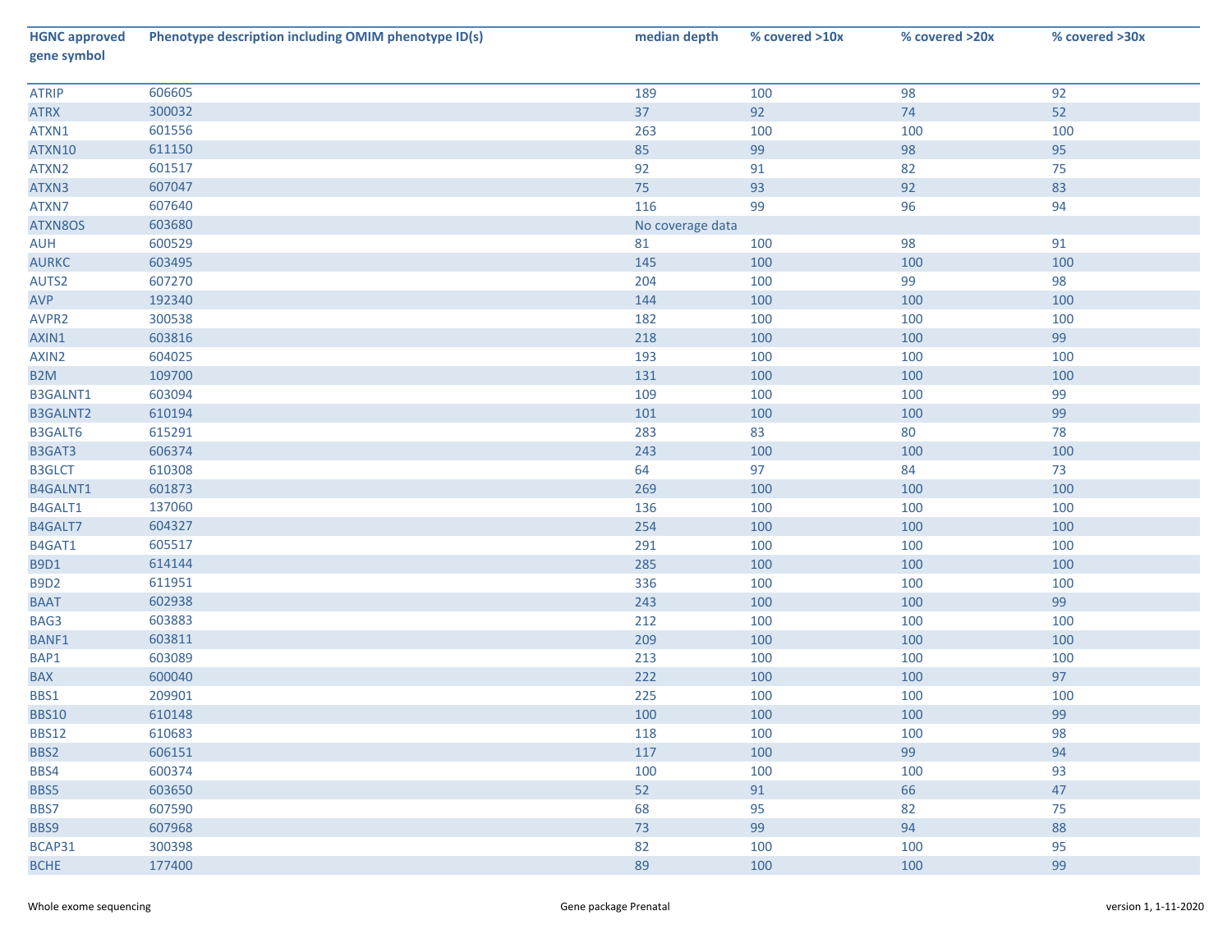| HGNC approved gene symbol | Phenotype description including OMIM phenotype ID(s) | median depth | % covered >10x | % covered >20x | % covered >30x |
|---|---|---|---|---|---|
| ATRIP | 606605 | 189 | 100 | 98 | 92 |
| ATRX | 300032 | 37 | 92 | 74 | 52 |
| ATXN1 | 601556 | 263 | 100 | 100 | 100 |
| ATXN10 | 611150 | 85 | 99 | 98 | 95 |
| ATXN2 | 601517 | 92 | 91 | 82 | 75 |
| ATXN3 | 607047 | 75 | 93 | 92 | 83 |
| ATXN7 | 607640 | 116 | 99 | 96 | 94 |
| ATXN8OS | 603680 | No coverage data | | | |
| AUH | 600529 | 81 | 100 | 98 | 91 |
| AURKC | 603495 | 145 | 100 | 100 | 100 |
| AUTS2 | 607270 | 204 | 100 | 99 | 98 |
| AVP | 192340 | 144 | 100 | 100 | 100 |
| AVPR2 | 300538 | 182 | 100 | 100 | 100 |
| AXIN1 | 603816 | 218 | 100 | 100 | 99 |
| AXIN2 | 604025 | 193 | 100 | 100 | 100 |
| B2M | 109700 | 131 | 100 | 100 | 100 |
| B3GALNT1 | 603094 | 109 | 100 | 100 | 99 |
| B3GALNT2 | 610194 | 101 | 100 | 100 | 99 |
| B3GALT6 | 615291 | 283 | 83 | 80 | 78 |
| B3GAT3 | 606374 | 243 | 100 | 100 | 100 |
| B3GLCT | 610308 | 64 | 97 | 84 | 73 |
| B4GALNT1 | 601873 | 269 | 100 | 100 | 100 |
| B4GALT1 | 137060 | 136 | 100 | 100 | 100 |
| B4GALT7 | 604327 | 254 | 100 | 100 | 100 |
| B4GAT1 | 605517 | 291 | 100 | 100 | 100 |
| B9D1 | 614144 | 285 | 100 | 100 | 100 |
| B9D2 | 611951 | 336 | 100 | 100 | 100 |
| BAAT | 602938 | 243 | 100 | 100 | 99 |
| BAG3 | 603883 | 212 | 100 | 100 | 100 |
| BANF1 | 603811 | 209 | 100 | 100 | 100 |
| BAP1 | 603089 | 213 | 100 | 100 | 100 |
| BAX | 600040 | 222 | 100 | 100 | 97 |
| BBS1 | 209901 | 225 | 100 | 100 | 100 |
| BBS10 | 610148 | 100 | 100 | 100 | 99 |
| BBS12 | 610683 | 118 | 100 | 100 | 98 |
| BBS2 | 606151 | 117 | 100 | 99 | 94 |
| BBS4 | 600374 | 100 | 100 | 100 | 93 |
| BBS5 | 603650 | 52 | 91 | 66 | 47 |
| BBS7 | 607590 | 68 | 95 | 82 | 75 |
| BBS9 | 607968 | 73 | 99 | 94 | 88 |
| BCAP31 | 300398 | 82 | 100 | 100 | 95 |
| BCHE | 177400 | 89 | 100 | 100 | 99 |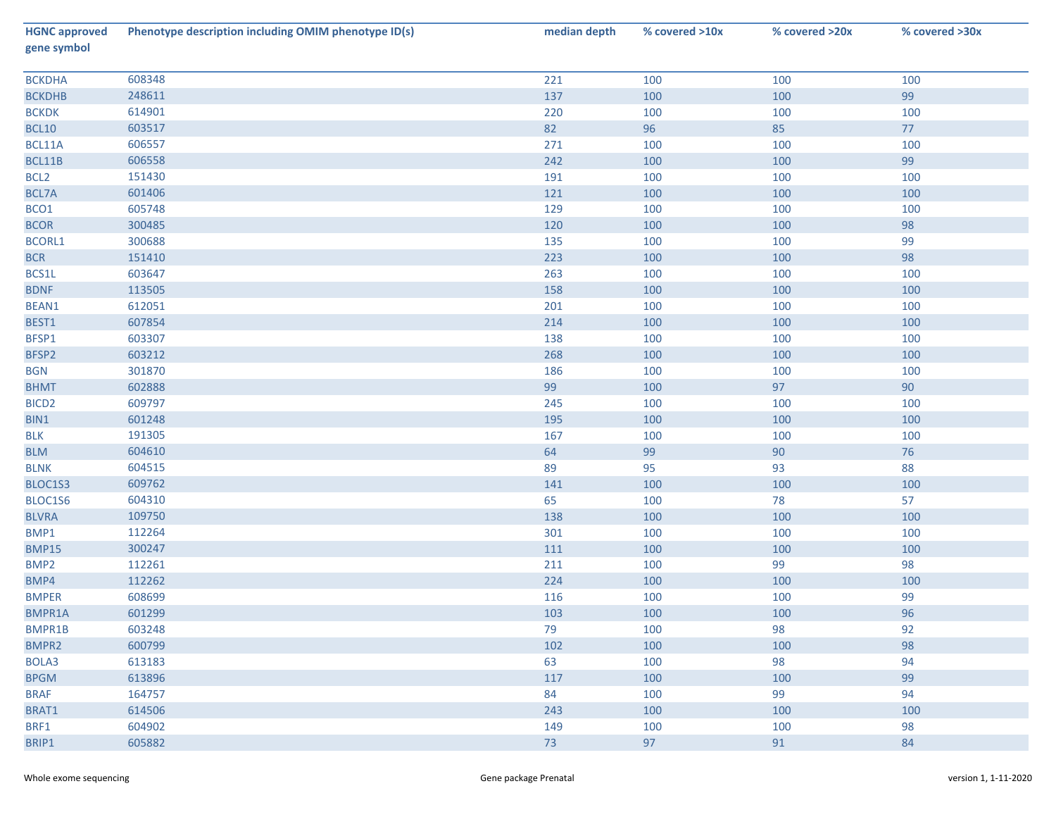| HGNC approved gene symbol | Phenotype description including OMIM phenotype ID(s) | median depth | % covered >10x | % covered >20x | % covered >30x |
|---|---|---|---|---|---|
| BCKDHA | 608348 | 221 | 100 | 100 | 100 |
| BCKDHB | 248611 | 137 | 100 | 100 | 99 |
| BCKDK | 614901 | 220 | 100 | 100 | 100 |
| BCL10 | 603517 | 82 | 96 | 85 | 77 |
| BCL11A | 606557 | 271 | 100 | 100 | 100 |
| BCL11B | 606558 | 242 | 100 | 100 | 99 |
| BCL2 | 151430 | 191 | 100 | 100 | 100 |
| BCL7A | 601406 | 121 | 100 | 100 | 100 |
| BCO1 | 605748 | 129 | 100 | 100 | 100 |
| BCOR | 300485 | 120 | 100 | 100 | 98 |
| BCORL1 | 300688 | 135 | 100 | 100 | 99 |
| BCR | 151410 | 223 | 100 | 100 | 98 |
| BCS1L | 603647 | 263 | 100 | 100 | 100 |
| BDNF | 113505 | 158 | 100 | 100 | 100 |
| BEAN1 | 612051 | 201 | 100 | 100 | 100 |
| BEST1 | 607854 | 214 | 100 | 100 | 100 |
| BFSP1 | 603307 | 138 | 100 | 100 | 100 |
| BFSP2 | 603212 | 268 | 100 | 100 | 100 |
| BGN | 301870 | 186 | 100 | 100 | 100 |
| BHMT | 602888 | 99 | 100 | 97 | 90 |
| BICD2 | 609797 | 245 | 100 | 100 | 100 |
| BIN1 | 601248 | 195 | 100 | 100 | 100 |
| BLK | 191305 | 167 | 100 | 100 | 100 |
| BLM | 604610 | 64 | 99 | 90 | 76 |
| BLNK | 604515 | 89 | 95 | 93 | 88 |
| BLOC1S3 | 609762 | 141 | 100 | 100 | 100 |
| BLOC1S6 | 604310 | 65 | 100 | 78 | 57 |
| BLVRA | 109750 | 138 | 100 | 100 | 100 |
| BMP1 | 112264 | 301 | 100 | 100 | 100 |
| BMP15 | 300247 | 111 | 100 | 100 | 100 |
| BMP2 | 112261 | 211 | 100 | 99 | 98 |
| BMP4 | 112262 | 224 | 100 | 100 | 100 |
| BMPER | 608699 | 116 | 100 | 100 | 99 |
| BMPR1A | 601299 | 103 | 100 | 100 | 96 |
| BMPR1B | 603248 | 79 | 100 | 98 | 92 |
| BMPR2 | 600799 | 102 | 100 | 100 | 98 |
| BOLA3 | 613183 | 63 | 100 | 98 | 94 |
| BPGM | 613896 | 117 | 100 | 100 | 99 |
| BRAF | 164757 | 84 | 100 | 99 | 94 |
| BRAT1 | 614506 | 243 | 100 | 100 | 100 |
| BRF1 | 604902 | 149 | 100 | 100 | 98 |
| BRIP1 | 605882 | 73 | 97 | 91 | 84 |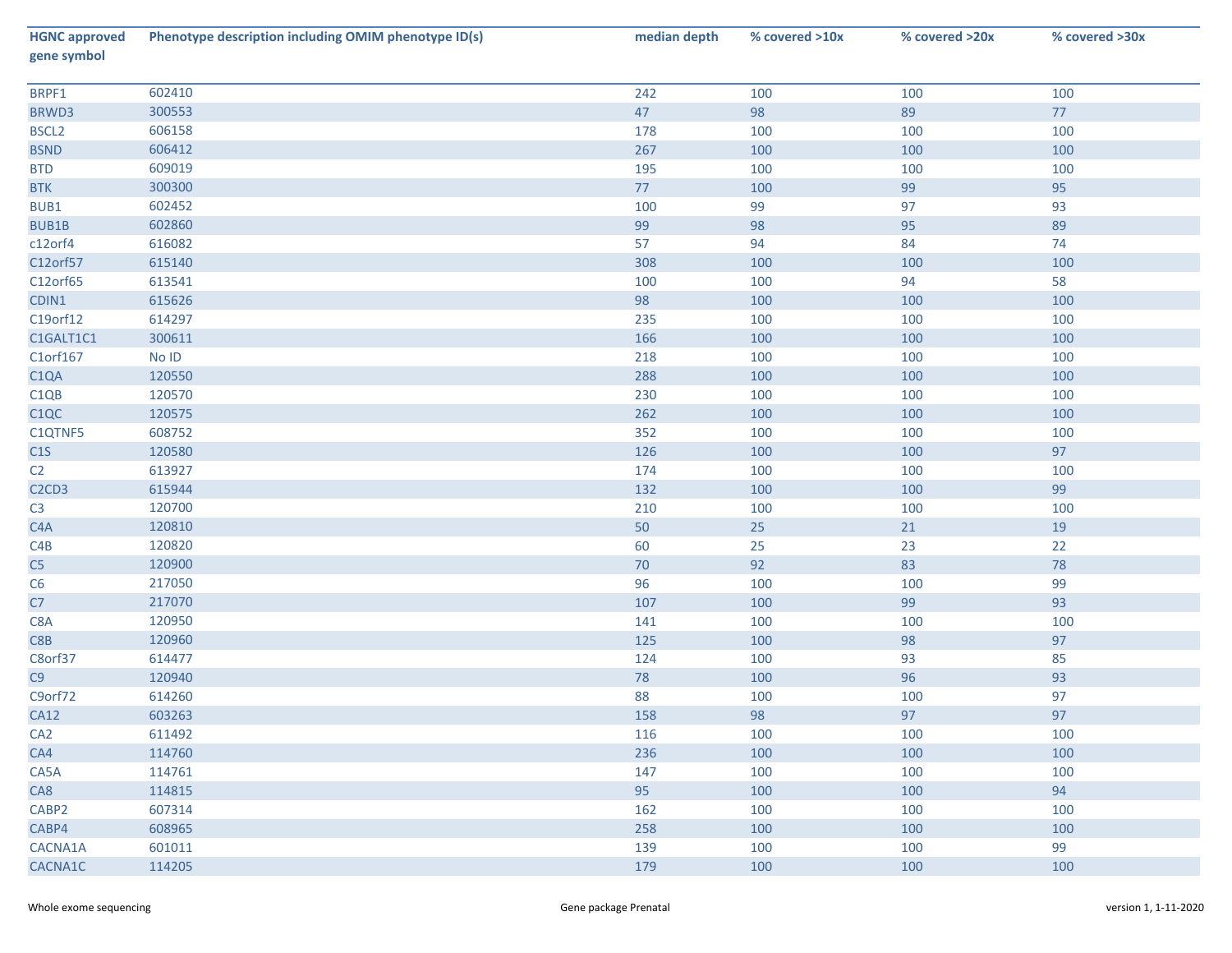| HGNC approved gene symbol | Phenotype description including OMIM phenotype ID(s) | median depth | % covered >10x | % covered >20x | % covered >30x |
|---|---|---|---|---|---|
| BRPF1 | 602410 | 242 | 100 | 100 | 100 |
| BRWD3 | 300553 | 47 | 98 | 89 | 77 |
| BSCL2 | 606158 | 178 | 100 | 100 | 100 |
| BSND | 606412 | 267 | 100 | 100 | 100 |
| BTD | 609019 | 195 | 100 | 100 | 100 |
| BTK | 300300 | 77 | 100 | 99 | 95 |
| BUB1 | 602452 | 100 | 99 | 97 | 93 |
| BUB1B | 602860 | 99 | 98 | 95 | 89 |
| c12orf4 | 616082 | 57 | 94 | 84 | 74 |
| C12orf57 | 615140 | 308 | 100 | 100 | 100 |
| C12orf65 | 613541 | 100 | 100 | 94 | 58 |
| CDIN1 | 615626 | 98 | 100 | 100 | 100 |
| C19orf12 | 614297 | 235 | 100 | 100 | 100 |
| C1GALT1C1 | 300611 | 166 | 100 | 100 | 100 |
| C1orf167 | No ID | 218 | 100 | 100 | 100 |
| C1QA | 120550 | 288 | 100 | 100 | 100 |
| C1QB | 120570 | 230 | 100 | 100 | 100 |
| C1QC | 120575 | 262 | 100 | 100 | 100 |
| C1QTNF5 | 608752 | 352 | 100 | 100 | 100 |
| C1S | 120580 | 126 | 100 | 100 | 97 |
| C2 | 613927 | 174 | 100 | 100 | 100 |
| C2CD3 | 615944 | 132 | 100 | 100 | 99 |
| C3 | 120700 | 210 | 100 | 100 | 100 |
| C4A | 120810 | 50 | 25 | 21 | 19 |
| C4B | 120820 | 60 | 25 | 23 | 22 |
| C5 | 120900 | 70 | 92 | 83 | 78 |
| C6 | 217050 | 96 | 100 | 100 | 99 |
| C7 | 217070 | 107 | 100 | 99 | 93 |
| C8A | 120950 | 141 | 100 | 100 | 100 |
| C8B | 120960 | 125 | 100 | 98 | 97 |
| C8orf37 | 614477 | 124 | 100 | 93 | 85 |
| C9 | 120940 | 78 | 100 | 96 | 93 |
| C9orf72 | 614260 | 88 | 100 | 100 | 97 |
| CA12 | 603263 | 158 | 98 | 97 | 97 |
| CA2 | 611492 | 116 | 100 | 100 | 100 |
| CA4 | 114760 | 236 | 100 | 100 | 100 |
| CA5A | 114761 | 147 | 100 | 100 | 100 |
| CA8 | 114815 | 95 | 100 | 100 | 94 |
| CABP2 | 607314 | 162 | 100 | 100 | 100 |
| CABP4 | 608965 | 258 | 100 | 100 | 100 |
| CACNA1A | 601011 | 139 | 100 | 100 | 99 |
| CACNA1C | 114205 | 179 | 100 | 100 | 100 |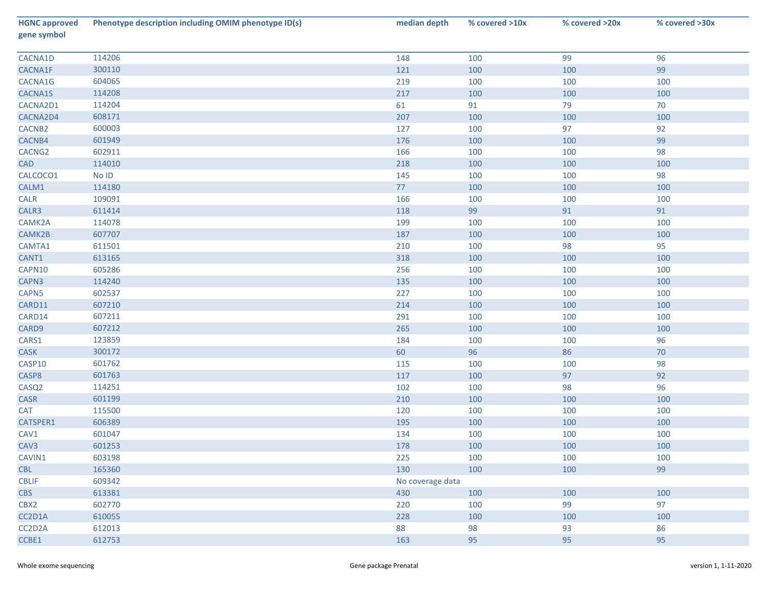| HGNC approved gene symbol | Phenotype description including OMIM phenotype ID(s) | median depth | % covered >10x | % covered >20x | % covered >30x |
|---|---|---|---|---|---|
| CACNA1D | 114206 | 148 | 100 | 99 | 96 |
| CACNA1F | 300110 | 121 | 100 | 100 | 99 |
| CACNA1G | 604065 | 219 | 100 | 100 | 100 |
| CACNA1S | 114208 | 217 | 100 | 100 | 100 |
| CACNA2D1 | 114204 | 61 | 91 | 79 | 70 |
| CACNA2D4 | 608171 | 207 | 100 | 100 | 100 |
| CACNB2 | 600003 | 127 | 100 | 97 | 92 |
| CACNB4 | 601949 | 176 | 100 | 100 | 99 |
| CACNG2 | 602911 | 166 | 100 | 100 | 98 |
| CAD | 114010 | 218 | 100 | 100 | 100 |
| CALCOCO1 | No ID | 145 | 100 | 100 | 98 |
| CALM1 | 114180 | 77 | 100 | 100 | 100 |
| CALR | 109091 | 166 | 100 | 100 | 100 |
| CALR3 | 611414 | 118 | 99 | 91 | 91 |
| CAMK2A | 114078 | 199 | 100 | 100 | 100 |
| CAMK2B | 607707 | 187 | 100 | 100 | 100 |
| CAMTA1 | 611501 | 210 | 100 | 98 | 95 |
| CANT1 | 613165 | 318 | 100 | 100 | 100 |
| CAPN10 | 605286 | 256 | 100 | 100 | 100 |
| CAPN3 | 114240 | 135 | 100 | 100 | 100 |
| CAPN5 | 602537 | 227 | 100 | 100 | 100 |
| CARD11 | 607210 | 214 | 100 | 100 | 100 |
| CARD14 | 607211 | 291 | 100 | 100 | 100 |
| CARD9 | 607212 | 265 | 100 | 100 | 100 |
| CARS1 | 123859 | 184 | 100 | 100 | 96 |
| CASK | 300172 | 60 | 96 | 86 | 70 |
| CASP10 | 601762 | 115 | 100 | 100 | 98 |
| CASP8 | 601763 | 117 | 100 | 97 | 92 |
| CASQ2 | 114251 | 102 | 100 | 98 | 96 |
| CASR | 601199 | 210 | 100 | 100 | 100 |
| CAT | 115500 | 120 | 100 | 100 | 100 |
| CATSPER1 | 606389 | 195 | 100 | 100 | 100 |
| CAV1 | 601047 | 134 | 100 | 100 | 100 |
| CAV3 | 601253 | 178 | 100 | 100 | 100 |
| CAVIN1 | 603198 | 225 | 100 | 100 | 100 |
| CBL | 165360 | 130 | 100 | 100 | 99 |
| CBLIF | 609342 | No coverage data | | | |
| CBS | 613381 | 430 | 100 | 100 | 100 |
| CBX2 | 602770 | 220 | 100 | 99 | 97 |
| CC2D1A | 610055 | 228 | 100 | 100 | 100 |
| CC2D2A | 612013 | 88 | 98 | 93 | 86 |
| CCBE1 | 612753 | 163 | 95 | 95 | 95 |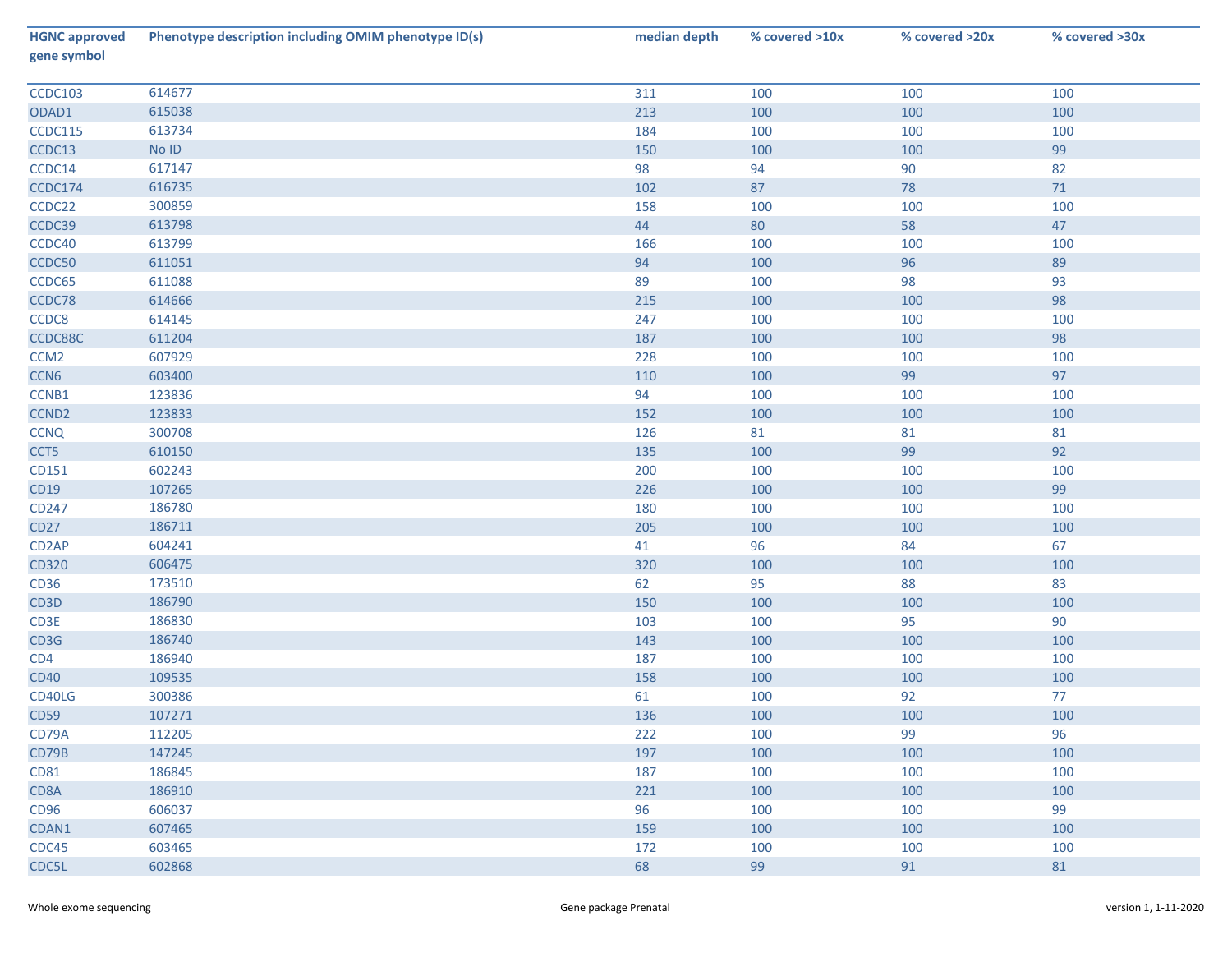| HGNC approved gene symbol | Phenotype description including OMIM phenotype ID(s) | median depth | % covered >10x | % covered >20x | % covered >30x |
|---|---|---|---|---|---|
| CCDC103 | 614677 | 311 | 100 | 100 | 100 |
| ODAD1 | 615038 | 213 | 100 | 100 | 100 |
| CCDC115 | 613734 | 184 | 100 | 100 | 100 |
| CCDC13 | No ID | 150 | 100 | 100 | 99 |
| CCDC14 | 617147 | 98 | 94 | 90 | 82 |
| CCDC174 | 616735 | 102 | 87 | 78 | 71 |
| CCDC22 | 300859 | 158 | 100 | 100 | 100 |
| CCDC39 | 613798 | 44 | 80 | 58 | 47 |
| CCDC40 | 613799 | 166 | 100 | 100 | 100 |
| CCDC50 | 611051 | 94 | 100 | 96 | 89 |
| CCDC65 | 611088 | 89 | 100 | 98 | 93 |
| CCDC78 | 614666 | 215 | 100 | 100 | 98 |
| CCDC8 | 614145 | 247 | 100 | 100 | 100 |
| CCDC88C | 611204 | 187 | 100 | 100 | 98 |
| CCM2 | 607929 | 228 | 100 | 100 | 100 |
| CCN6 | 603400 | 110 | 100 | 99 | 97 |
| CCNB1 | 123836 | 94 | 100 | 100 | 100 |
| CCND2 | 123833 | 152 | 100 | 100 | 100 |
| CCNQ | 300708 | 126 | 81 | 81 | 81 |
| CCT5 | 610150 | 135 | 100 | 99 | 92 |
| CD151 | 602243 | 200 | 100 | 100 | 100 |
| CD19 | 107265 | 226 | 100 | 100 | 99 |
| CD247 | 186780 | 180 | 100 | 100 | 100 |
| CD27 | 186711 | 205 | 100 | 100 | 100 |
| CD2AP | 604241 | 41 | 96 | 84 | 67 |
| CD320 | 606475 | 320 | 100 | 100 | 100 |
| CD36 | 173510 | 62 | 95 | 88 | 83 |
| CD3D | 186790 | 150 | 100 | 100 | 100 |
| CD3E | 186830 | 103 | 100 | 95 | 90 |
| CD3G | 186740 | 143 | 100 | 100 | 100 |
| CD4 | 186940 | 187 | 100 | 100 | 100 |
| CD40 | 109535 | 158 | 100 | 100 | 100 |
| CD40LG | 300386 | 61 | 100 | 92 | 77 |
| CD59 | 107271 | 136 | 100 | 100 | 100 |
| CD79A | 112205 | 222 | 100 | 99 | 96 |
| CD79B | 147245 | 197 | 100 | 100 | 100 |
| CD81 | 186845 | 187 | 100 | 100 | 100 |
| CD8A | 186910 | 221 | 100 | 100 | 100 |
| CD96 | 606037 | 96 | 100 | 100 | 99 |
| CDAN1 | 607465 | 159 | 100 | 100 | 100 |
| CDC45 | 603465 | 172 | 100 | 100 | 100 |
| CDC5L | 602868 | 68 | 99 | 91 | 81 |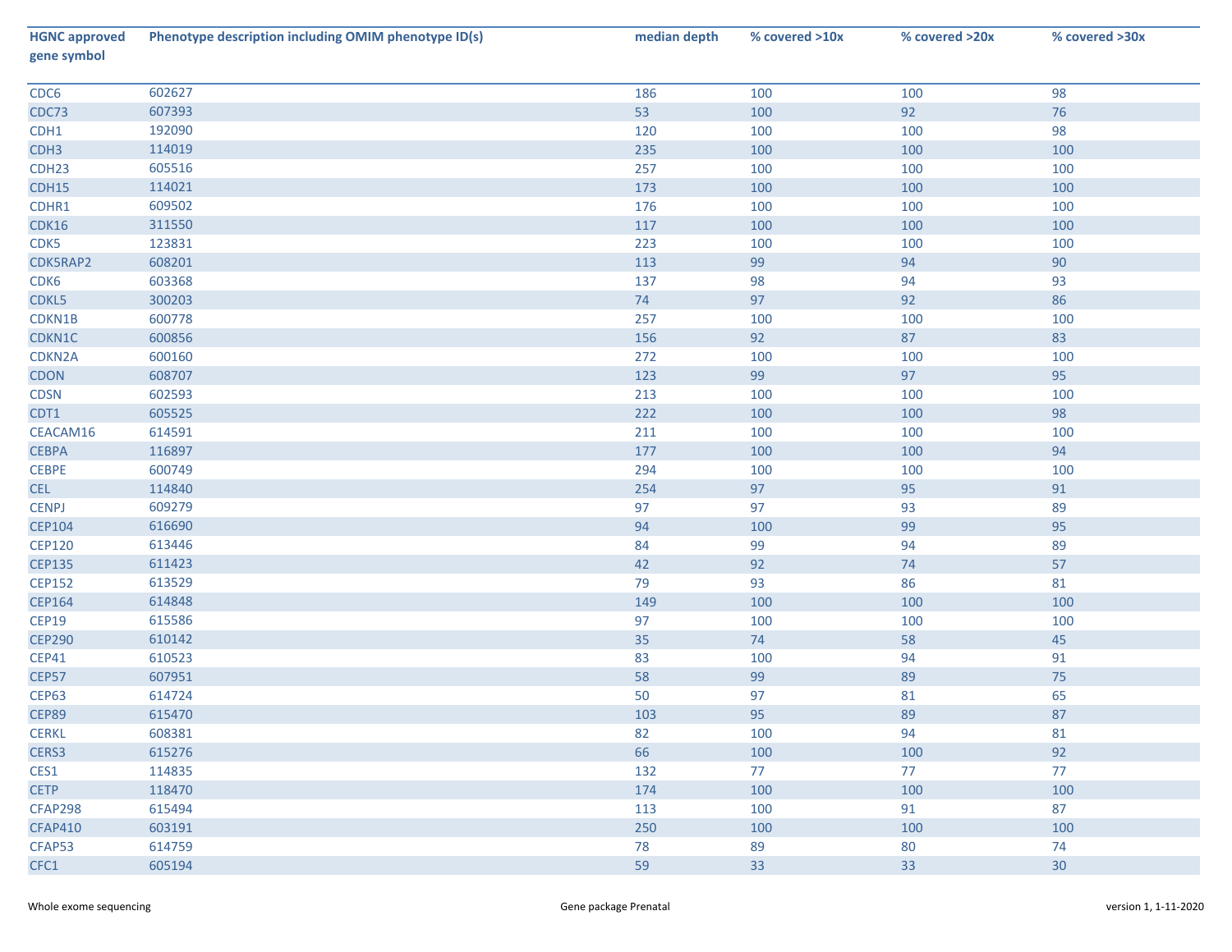| HGNC approved gene symbol | Phenotype description including OMIM phenotype ID(s) | median depth | % covered >10x | % covered >20x | % covered >30x |
|---|---|---|---|---|---|
| CDC6 | 602627 | 186 | 100 | 100 | 98 |
| CDC73 | 607393 | 53 | 100 | 92 | 76 |
| CDH1 | 192090 | 120 | 100 | 100 | 98 |
| CDH3 | 114019 | 235 | 100 | 100 | 100 |
| CDH23 | 605516 | 257 | 100 | 100 | 100 |
| CDH15 | 114021 | 173 | 100 | 100 | 100 |
| CDHR1 | 609502 | 176 | 100 | 100 | 100 |
| CDK16 | 311550 | 117 | 100 | 100 | 100 |
| CDK5 | 123831 | 223 | 100 | 100 | 100 |
| CDK5RAP2 | 608201 | 113 | 99 | 94 | 90 |
| CDK6 | 603368 | 137 | 98 | 94 | 93 |
| CDKL5 | 300203 | 74 | 97 | 92 | 86 |
| CDKN1B | 600778 | 257 | 100 | 100 | 100 |
| CDKN1C | 600856 | 156 | 92 | 87 | 83 |
| CDKN2A | 600160 | 272 | 100 | 100 | 100 |
| CDON | 608707 | 123 | 99 | 97 | 95 |
| CDSN | 602593 | 213 | 100 | 100 | 100 |
| CDT1 | 605525 | 222 | 100 | 100 | 98 |
| CEACAM16 | 614591 | 211 | 100 | 100 | 100 |
| CEBPA | 116897 | 177 | 100 | 100 | 94 |
| CEBPE | 600749 | 294 | 100 | 100 | 100 |
| CEL | 114840 | 254 | 97 | 95 | 91 |
| CENPJ | 609279 | 97 | 97 | 93 | 89 |
| CEP104 | 616690 | 94 | 100 | 99 | 95 |
| CEP120 | 613446 | 84 | 99 | 94 | 89 |
| CEP135 | 611423 | 42 | 92 | 74 | 57 |
| CEP152 | 613529 | 79 | 93 | 86 | 81 |
| CEP164 | 614848 | 149 | 100 | 100 | 100 |
| CEP19 | 615586 | 97 | 100 | 100 | 100 |
| CEP290 | 610142 | 35 | 74 | 58 | 45 |
| CEP41 | 610523 | 83 | 100 | 94 | 91 |
| CEP57 | 607951 | 58 | 99 | 89 | 75 |
| CEP63 | 614724 | 50 | 97 | 81 | 65 |
| CEP89 | 615470 | 103 | 95 | 89 | 87 |
| CERKL | 608381 | 82 | 100 | 94 | 81 |
| CERS3 | 615276 | 66 | 100 | 100 | 92 |
| CES1 | 114835 | 132 | 77 | 77 | 77 |
| CETP | 118470 | 174 | 100 | 100 | 100 |
| CFAP298 | 615494 | 113 | 100 | 91 | 87 |
| CFAP410 | 603191 | 250 | 100 | 100 | 100 |
| CFAP53 | 614759 | 78 | 89 | 80 | 74 |
| CFC1 | 605194 | 59 | 33 | 33 | 30 |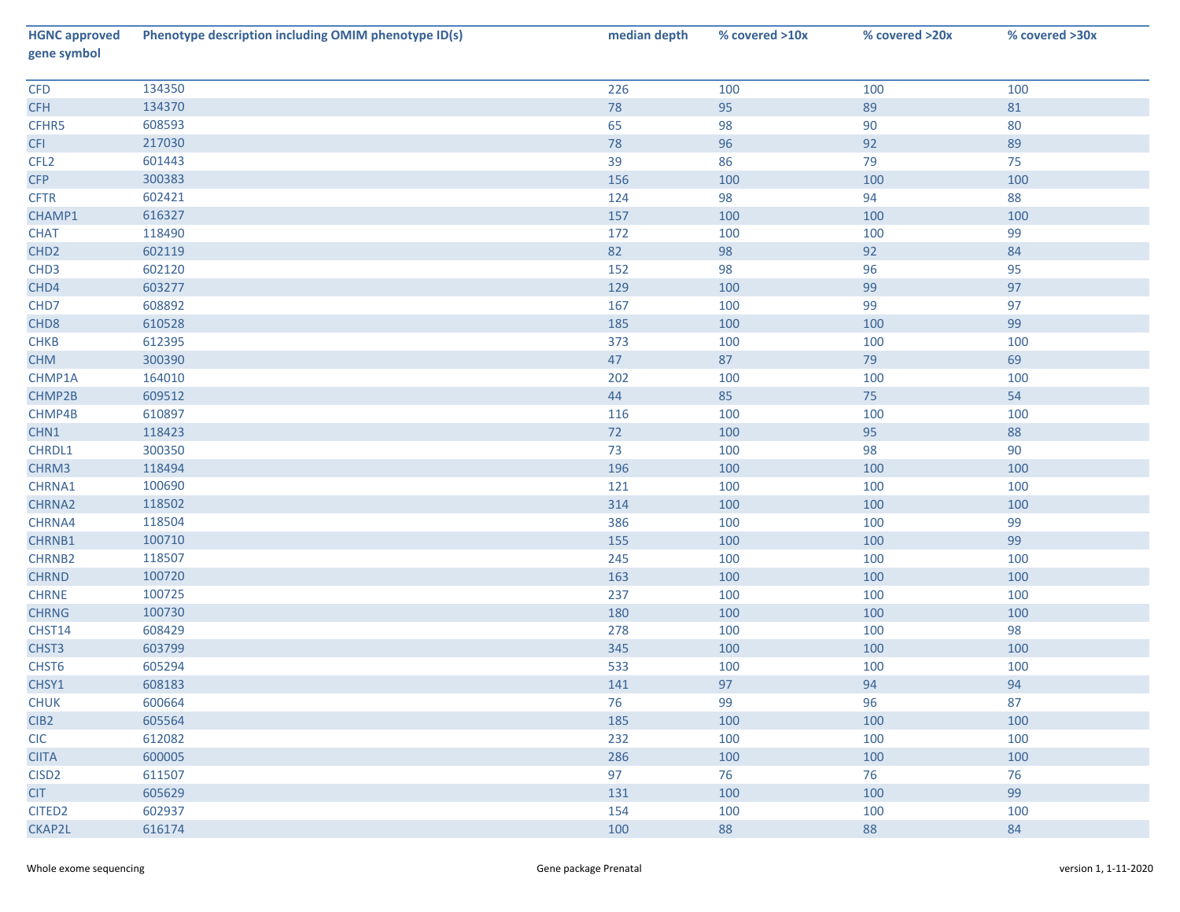| HGNC approved gene symbol | Phenotype description including OMIM phenotype ID(s) | median depth | % covered >10x | % covered >20x | % covered >30x |
|---|---|---|---|---|---|
| CFD | 134350 | 226 | 100 | 100 | 100 |
| CFH | 134370 | 78 | 95 | 89 | 81 |
| CFHR5 | 608593 | 65 | 98 | 90 | 80 |
| CFI | 217030 | 78 | 96 | 92 | 89 |
| CFL2 | 601443 | 39 | 86 | 79 | 75 |
| CFP | 300383 | 156 | 100 | 100 | 100 |
| CFTR | 602421 | 124 | 98 | 94 | 88 |
| CHAMP1 | 616327 | 157 | 100 | 100 | 100 |
| CHAT | 118490 | 172 | 100 | 100 | 99 |
| CHD2 | 602119 | 82 | 98 | 92 | 84 |
| CHD3 | 602120 | 152 | 98 | 96 | 95 |
| CHD4 | 603277 | 129 | 100 | 99 | 97 |
| CHD7 | 608892 | 167 | 100 | 99 | 97 |
| CHD8 | 610528 | 185 | 100 | 100 | 99 |
| CHKB | 612395 | 373 | 100 | 100 | 100 |
| CHM | 300390 | 47 | 87 | 79 | 69 |
| CHMP1A | 164010 | 202 | 100 | 100 | 100 |
| CHMP2B | 609512 | 44 | 85 | 75 | 54 |
| CHMP4B | 610897 | 116 | 100 | 100 | 100 |
| CHN1 | 118423 | 72 | 100 | 95 | 88 |
| CHRDL1 | 300350 | 73 | 100 | 98 | 90 |
| CHRM3 | 118494 | 196 | 100 | 100 | 100 |
| CHRNA1 | 100690 | 121 | 100 | 100 | 100 |
| CHRNA2 | 118502 | 314 | 100 | 100 | 100 |
| CHRNA4 | 118504 | 386 | 100 | 100 | 99 |
| CHRNB1 | 100710 | 155 | 100 | 100 | 99 |
| CHRNB2 | 118507 | 245 | 100 | 100 | 100 |
| CHRND | 100720 | 163 | 100 | 100 | 100 |
| CHRNE | 100725 | 237 | 100 | 100 | 100 |
| CHRNG | 100730 | 180 | 100 | 100 | 100 |
| CHST14 | 608429 | 278 | 100 | 100 | 98 |
| CHST3 | 603799 | 345 | 100 | 100 | 100 |
| CHST6 | 605294 | 533 | 100 | 100 | 100 |
| CHSY1 | 608183 | 141 | 97 | 94 | 94 |
| CHUK | 600664 | 76 | 99 | 96 | 87 |
| CIB2 | 605564 | 185 | 100 | 100 | 100 |
| CIC | 612082 | 232 | 100 | 100 | 100 |
| CIITA | 600005 | 286 | 100 | 100 | 100 |
| CISD2 | 611507 | 97 | 76 | 76 | 76 |
| CIT | 605629 | 131 | 100 | 100 | 99 |
| CITED2 | 602937 | 154 | 100 | 100 | 100 |
| CKAP2L | 616174 | 100 | 88 | 88 | 84 |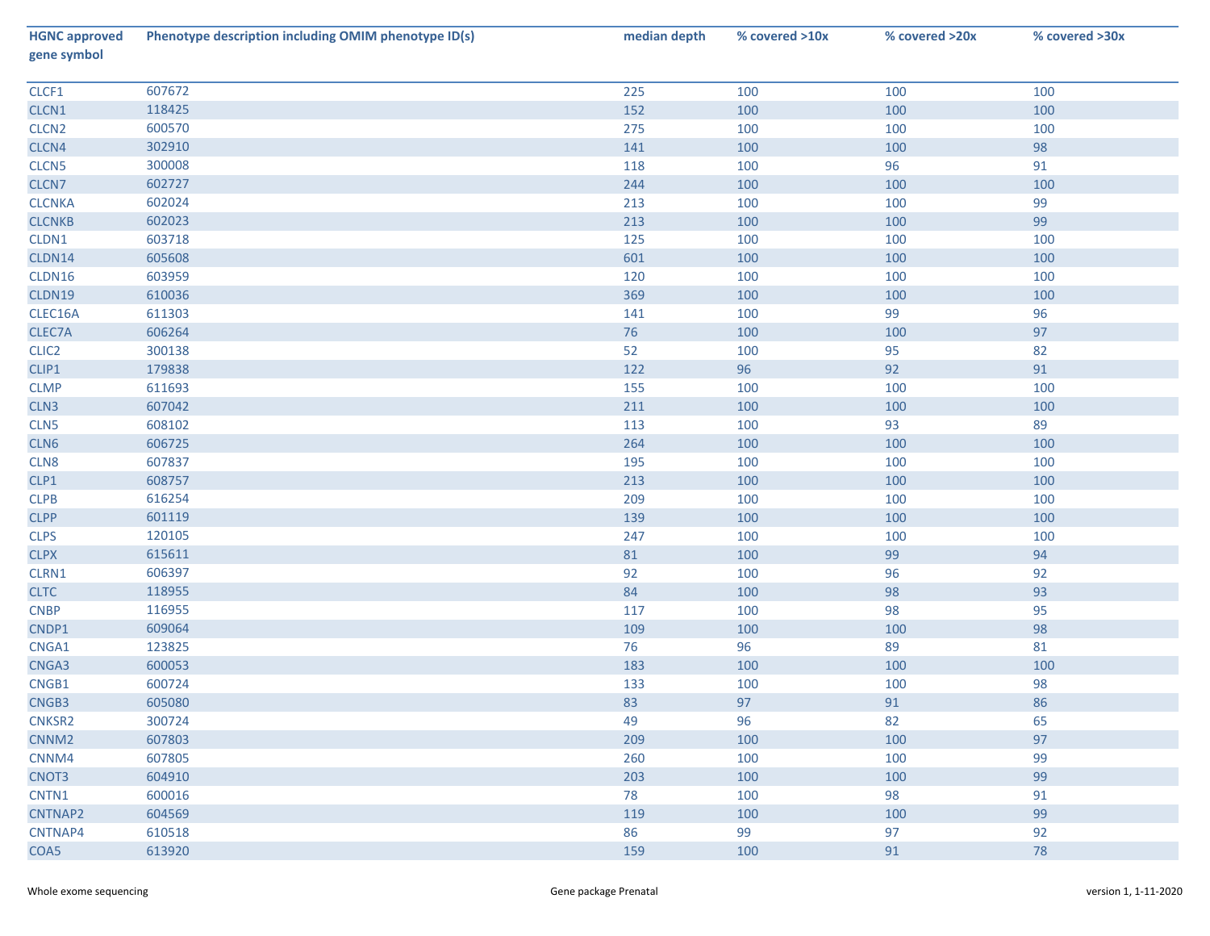| HGNC approved gene symbol | Phenotype description including OMIM phenotype ID(s) | median depth | % covered >10x | % covered >20x | % covered >30x |
|---|---|---|---|---|---|
| CLCF1 | 607672 | 225 | 100 | 100 | 100 |
| CLCN1 | 118425 | 152 | 100 | 100 | 100 |
| CLCN2 | 600570 | 275 | 100 | 100 | 100 |
| CLCN4 | 302910 | 141 | 100 | 100 | 98 |
| CLCN5 | 300008 | 118 | 100 | 96 | 91 |
| CLCN7 | 602727 | 244 | 100 | 100 | 100 |
| CLCNKA | 602024 | 213 | 100 | 100 | 99 |
| CLCNKB | 602023 | 213 | 100 | 100 | 99 |
| CLDN1 | 603718 | 125 | 100 | 100 | 100 |
| CLDN14 | 605608 | 601 | 100 | 100 | 100 |
| CLDN16 | 603959 | 120 | 100 | 100 | 100 |
| CLDN19 | 610036 | 369 | 100 | 100 | 100 |
| CLEC16A | 611303 | 141 | 100 | 99 | 96 |
| CLEC7A | 606264 | 76 | 100 | 100 | 97 |
| CLIC2 | 300138 | 52 | 100 | 95 | 82 |
| CLIP1 | 179838 | 122 | 96 | 92 | 91 |
| CLMP | 611693 | 155 | 100 | 100 | 100 |
| CLN3 | 607042 | 211 | 100 | 100 | 100 |
| CLN5 | 608102 | 113 | 100 | 93 | 89 |
| CLN6 | 606725 | 264 | 100 | 100 | 100 |
| CLN8 | 607837 | 195 | 100 | 100 | 100 |
| CLP1 | 608757 | 213 | 100 | 100 | 100 |
| CLPB | 616254 | 209 | 100 | 100 | 100 |
| CLPP | 601119 | 139 | 100 | 100 | 100 |
| CLPS | 120105 | 247 | 100 | 100 | 100 |
| CLPX | 615611 | 81 | 100 | 99 | 94 |
| CLRN1 | 606397 | 92 | 100 | 96 | 92 |
| CLTC | 118955 | 84 | 100 | 98 | 93 |
| CNBP | 116955 | 117 | 100 | 98 | 95 |
| CNDP1 | 609064 | 109 | 100 | 100 | 98 |
| CNGA1 | 123825 | 76 | 96 | 89 | 81 |
| CNGA3 | 600053 | 183 | 100 | 100 | 100 |
| CNGB1 | 600724 | 133 | 100 | 100 | 98 |
| CNGB3 | 605080 | 83 | 97 | 91 | 86 |
| CNKSR2 | 300724 | 49 | 96 | 82 | 65 |
| CNNM2 | 607803 | 209 | 100 | 100 | 97 |
| CNNM4 | 607805 | 260 | 100 | 100 | 99 |
| CNOT3 | 604910 | 203 | 100 | 100 | 99 |
| CNTN1 | 600016 | 78 | 100 | 98 | 91 |
| CNTNAP2 | 604569 | 119 | 100 | 100 | 99 |
| CNTNAP4 | 610518 | 86 | 99 | 97 | 92 |
| COA5 | 613920 | 159 | 100 | 91 | 78 |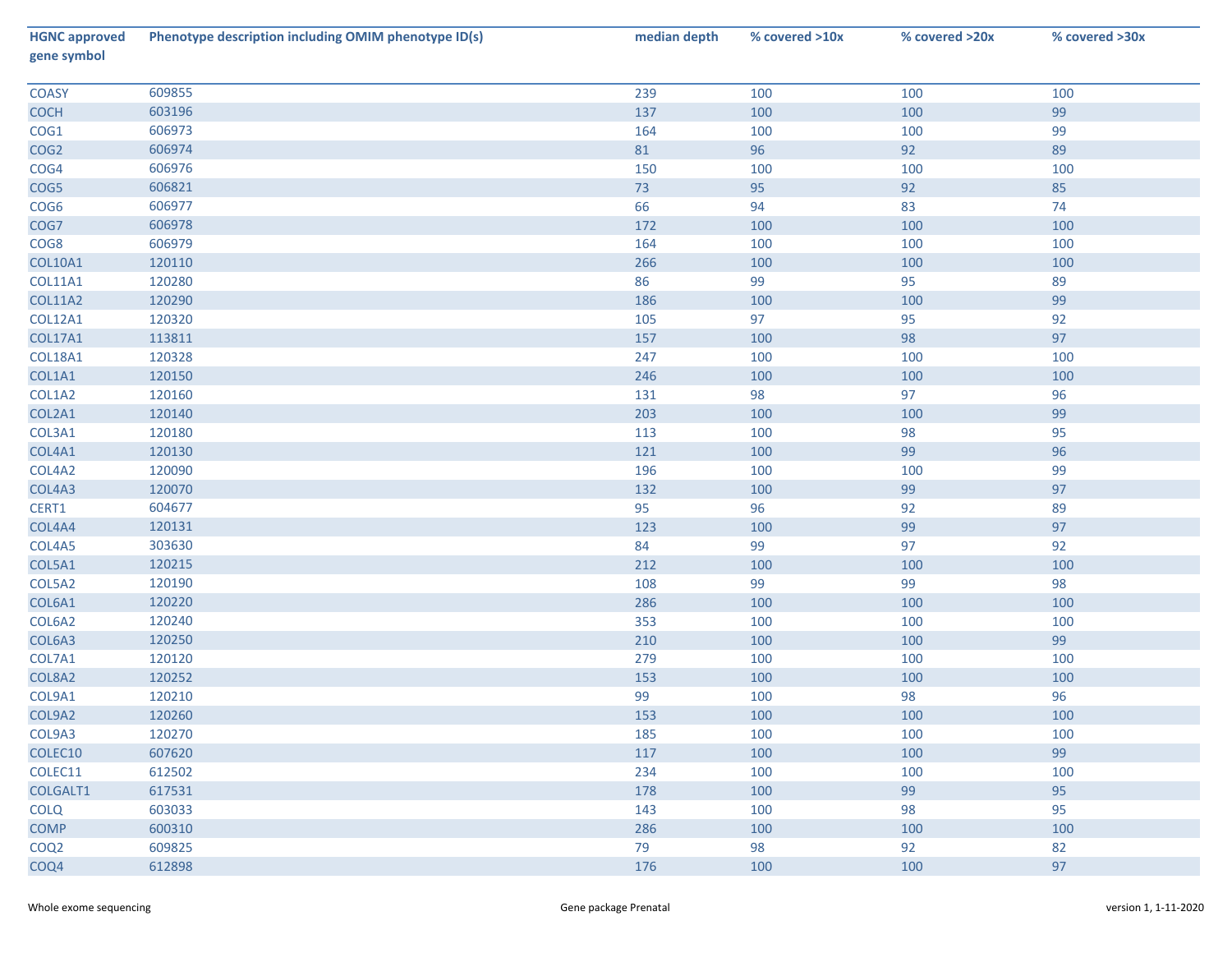| HGNC approved gene symbol | Phenotype description including OMIM phenotype ID(s) | median depth | % covered >10x | % covered >20x | % covered >30x |
|---|---|---|---|---|---|
| COASY | 609855 | 239 | 100 | 100 | 100 |
| COCH | 603196 | 137 | 100 | 100 | 99 |
| COG1 | 606973 | 164 | 100 | 100 | 99 |
| COG2 | 606974 | 81 | 96 | 92 | 89 |
| COG4 | 606976 | 150 | 100 | 100 | 100 |
| COG5 | 606821 | 73 | 95 | 92 | 85 |
| COG6 | 606977 | 66 | 94 | 83 | 74 |
| COG7 | 606978 | 172 | 100 | 100 | 100 |
| COG8 | 606979 | 164 | 100 | 100 | 100 |
| COL10A1 | 120110 | 266 | 100 | 100 | 100 |
| COL11A1 | 120280 | 86 | 99 | 95 | 89 |
| COL11A2 | 120290 | 186 | 100 | 100 | 99 |
| COL12A1 | 120320 | 105 | 97 | 95 | 92 |
| COL17A1 | 113811 | 157 | 100 | 98 | 97 |
| COL18A1 | 120328 | 247 | 100 | 100 | 100 |
| COL1A1 | 120150 | 246 | 100 | 100 | 100 |
| COL1A2 | 120160 | 131 | 98 | 97 | 96 |
| COL2A1 | 120140 | 203 | 100 | 100 | 99 |
| COL3A1 | 120180 | 113 | 100 | 98 | 95 |
| COL4A1 | 120130 | 121 | 100 | 99 | 96 |
| COL4A2 | 120090 | 196 | 100 | 100 | 99 |
| COL4A3 | 120070 | 132 | 100 | 99 | 97 |
| CERT1 | 604677 | 95 | 96 | 92 | 89 |
| COL4A4 | 120131 | 123 | 100 | 99 | 97 |
| COL4A5 | 303630 | 84 | 99 | 97 | 92 |
| COL5A1 | 120215 | 212 | 100 | 100 | 100 |
| COL5A2 | 120190 | 108 | 99 | 99 | 98 |
| COL6A1 | 120220 | 286 | 100 | 100 | 100 |
| COL6A2 | 120240 | 353 | 100 | 100 | 100 |
| COL6A3 | 120250 | 210 | 100 | 100 | 99 |
| COL7A1 | 120120 | 279 | 100 | 100 | 100 |
| COL8A2 | 120252 | 153 | 100 | 100 | 100 |
| COL9A1 | 120210 | 99 | 100 | 98 | 96 |
| COL9A2 | 120260 | 153 | 100 | 100 | 100 |
| COL9A3 | 120270 | 185 | 100 | 100 | 100 |
| COLEC10 | 607620 | 117 | 100 | 100 | 99 |
| COLEC11 | 612502 | 234 | 100 | 100 | 100 |
| COLGALT1 | 617531 | 178 | 100 | 99 | 95 |
| COLQ | 603033 | 143 | 100 | 98 | 95 |
| COMP | 600310 | 286 | 100 | 100 | 100 |
| COQ2 | 609825 | 79 | 98 | 92 | 82 |
| COQ4 | 612898 | 176 | 100 | 100 | 97 |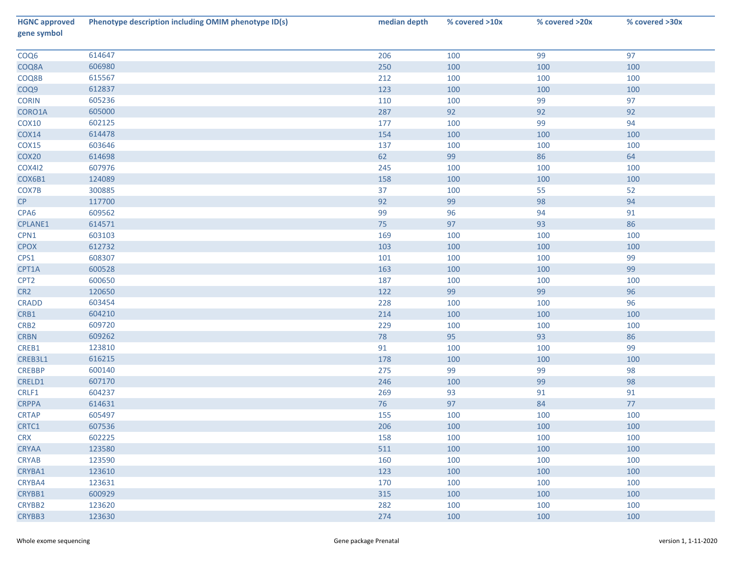| HGNC approved gene symbol | Phenotype description including OMIM phenotype ID(s) | median depth | % covered >10x | % covered >20x | % covered >30x |
|---|---|---|---|---|---|
| COQ6 | 614647 | 206 | 100 | 99 | 97 |
| COQ8A | 606980 | 250 | 100 | 100 | 100 |
| COQ8B | 615567 | 212 | 100 | 100 | 100 |
| COQ9 | 612837 | 123 | 100 | 100 | 100 |
| CORIN | 605236 | 110 | 100 | 99 | 97 |
| CORO1A | 605000 | 287 | 92 | 92 | 92 |
| COX10 | 602125 | 177 | 100 | 99 | 94 |
| COX14 | 614478 | 154 | 100 | 100 | 100 |
| COX15 | 603646 | 137 | 100 | 100 | 100 |
| COX20 | 614698 | 62 | 99 | 86 | 64 |
| COX4I2 | 607976 | 245 | 100 | 100 | 100 |
| COX6B1 | 124089 | 158 | 100 | 100 | 100 |
| COX7B | 300885 | 37 | 100 | 55 | 52 |
| CP | 117700 | 92 | 99 | 98 | 94 |
| CPA6 | 609562 | 99 | 96 | 94 | 91 |
| CPLANE1 | 614571 | 75 | 97 | 93 | 86 |
| CPN1 | 603103 | 169 | 100 | 100 | 100 |
| CPOX | 612732 | 103 | 100 | 100 | 100 |
| CPS1 | 608307 | 101 | 100 | 100 | 99 |
| CPT1A | 600528 | 163 | 100 | 100 | 99 |
| CPT2 | 600650 | 187 | 100 | 100 | 100 |
| CR2 | 120650 | 122 | 99 | 99 | 96 |
| CRADD | 603454 | 228 | 100 | 100 | 96 |
| CRB1 | 604210 | 214 | 100 | 100 | 100 |
| CRB2 | 609720 | 229 | 100 | 100 | 100 |
| CRBN | 609262 | 78 | 95 | 93 | 86 |
| CREB1 | 123810 | 91 | 100 | 100 | 99 |
| CREB3L1 | 616215 | 178 | 100 | 100 | 100 |
| CREBBP | 600140 | 275 | 99 | 99 | 98 |
| CRELD1 | 607170 | 246 | 100 | 99 | 98 |
| CRLF1 | 604237 | 269 | 93 | 91 | 91 |
| CRPPA | 614631 | 76 | 97 | 84 | 77 |
| CRTAP | 605497 | 155 | 100 | 100 | 100 |
| CRTC1 | 607536 | 206 | 100 | 100 | 100 |
| CRX | 602225 | 158 | 100 | 100 | 100 |
| CRYAA | 123580 | 511 | 100 | 100 | 100 |
| CRYAB | 123590 | 160 | 100 | 100 | 100 |
| CRYBA1 | 123610 | 123 | 100 | 100 | 100 |
| CRYBA4 | 123631 | 170 | 100 | 100 | 100 |
| CRYBB1 | 600929 | 315 | 100 | 100 | 100 |
| CRYBB2 | 123620 | 282 | 100 | 100 | 100 |
| CRYBB3 | 123630 | 274 | 100 | 100 | 100 |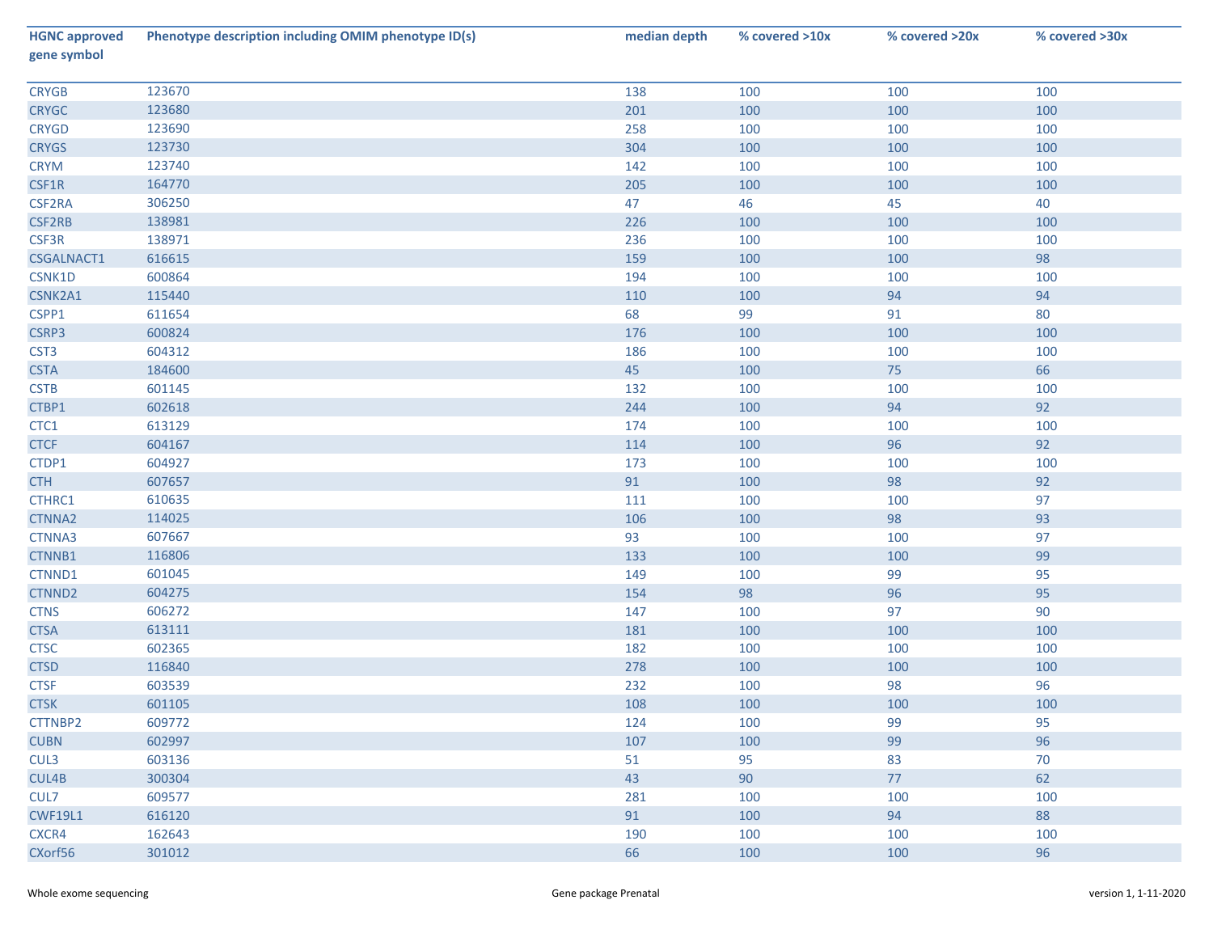| HGNC approved gene symbol | Phenotype description including OMIM phenotype ID(s) | median depth | % covered >10x | % covered >20x | % covered >30x |
|---|---|---|---|---|---|
| CRYGB | 123670 | 138 | 100 | 100 | 100 |
| CRYGC | 123680 | 201 | 100 | 100 | 100 |
| CRYGD | 123690 | 258 | 100 | 100 | 100 |
| CRYGS | 123730 | 304 | 100 | 100 | 100 |
| CRYM | 123740 | 142 | 100 | 100 | 100 |
| CSF1R | 164770 | 205 | 100 | 100 | 100 |
| CSF2RA | 306250 | 47 | 46 | 45 | 40 |
| CSF2RB | 138981 | 226 | 100 | 100 | 100 |
| CSF3R | 138971 | 236 | 100 | 100 | 100 |
| CSGALNACT1 | 616615 | 159 | 100 | 100 | 98 |
| CSNK1D | 600864 | 194 | 100 | 100 | 100 |
| CSNK2A1 | 115440 | 110 | 100 | 94 | 94 |
| CSPP1 | 611654 | 68 | 99 | 91 | 80 |
| CSRP3 | 600824 | 176 | 100 | 100 | 100 |
| CST3 | 604312 | 186 | 100 | 100 | 100 |
| CSTA | 184600 | 45 | 100 | 75 | 66 |
| CSTB | 601145 | 132 | 100 | 100 | 100 |
| CTBP1 | 602618 | 244 | 100 | 94 | 92 |
| CTC1 | 613129 | 174 | 100 | 100 | 100 |
| CTCF | 604167 | 114 | 100 | 96 | 92 |
| CTDP1 | 604927 | 173 | 100 | 100 | 100 |
| CTH | 607657 | 91 | 100 | 98 | 92 |
| CTHRC1 | 610635 | 111 | 100 | 100 | 97 |
| CTNNA2 | 114025 | 106 | 100 | 98 | 93 |
| CTNNA3 | 607667 | 93 | 100 | 100 | 97 |
| CTNNB1 | 116806 | 133 | 100 | 100 | 99 |
| CTNND1 | 601045 | 149 | 100 | 99 | 95 |
| CTNND2 | 604275 | 154 | 98 | 96 | 95 |
| CTNS | 606272 | 147 | 100 | 97 | 90 |
| CTSA | 613111 | 181 | 100 | 100 | 100 |
| CTSC | 602365 | 182 | 100 | 100 | 100 |
| CTSD | 116840 | 278 | 100 | 100 | 100 |
| CTSF | 603539 | 232 | 100 | 98 | 96 |
| CTSK | 601105 | 108 | 100 | 100 | 100 |
| CTTNBP2 | 609772 | 124 | 100 | 99 | 95 |
| CUBN | 602997 | 107 | 100 | 99 | 96 |
| CUL3 | 603136 | 51 | 95 | 83 | 70 |
| CUL4B | 300304 | 43 | 90 | 77 | 62 |
| CUL7 | 609577 | 281 | 100 | 100 | 100 |
| CWF19L1 | 616120 | 91 | 100 | 94 | 88 |
| CXCR4 | 162643 | 190 | 100 | 100 | 100 |
| CXorf56 | 301012 | 66 | 100 | 100 | 96 |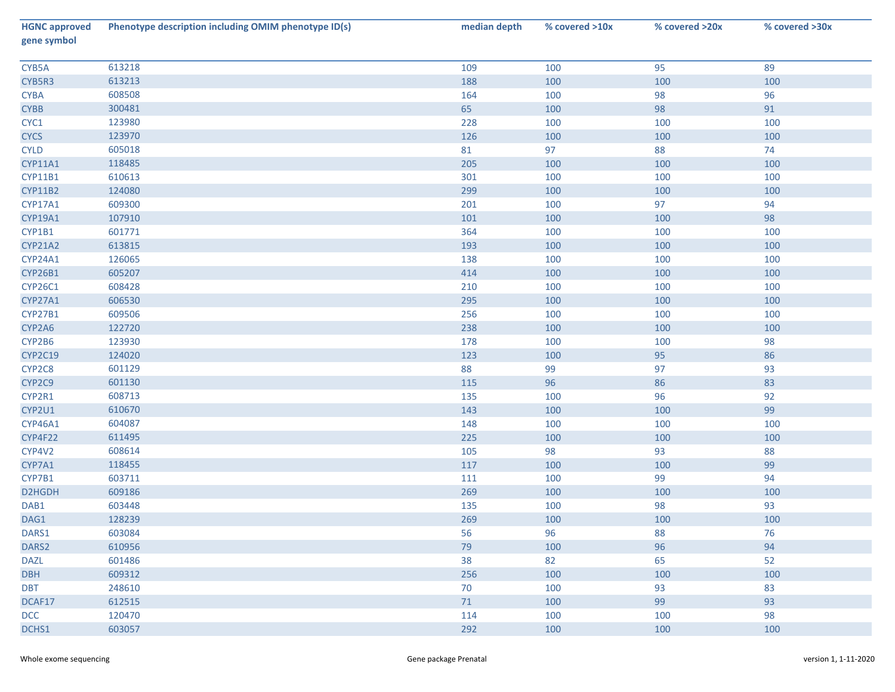| HGNC approved gene symbol | Phenotype description including OMIM phenotype ID(s) | median depth | % covered >10x | % covered >20x | % covered >30x |
|---|---|---|---|---|---|
| CYB5A | 613218 | 109 | 100 | 95 | 89 |
| CYB5R3 | 613213 | 188 | 100 | 100 | 100 |
| CYBA | 608508 | 164 | 100 | 98 | 96 |
| CYBB | 300481 | 65 | 100 | 98 | 91 |
| CYC1 | 123980 | 228 | 100 | 100 | 100 |
| CYCS | 123970 | 126 | 100 | 100 | 100 |
| CYLD | 605018 | 81 | 97 | 88 | 74 |
| CYP11A1 | 118485 | 205 | 100 | 100 | 100 |
| CYP11B1 | 610613 | 301 | 100 | 100 | 100 |
| CYP11B2 | 124080 | 299 | 100 | 100 | 100 |
| CYP17A1 | 609300 | 201 | 100 | 97 | 94 |
| CYP19A1 | 107910 | 101 | 100 | 100 | 98 |
| CYP1B1 | 601771 | 364 | 100 | 100 | 100 |
| CYP21A2 | 613815 | 193 | 100 | 100 | 100 |
| CYP24A1 | 126065 | 138 | 100 | 100 | 100 |
| CYP26B1 | 605207 | 414 | 100 | 100 | 100 |
| CYP26C1 | 608428 | 210 | 100 | 100 | 100 |
| CYP27A1 | 606530 | 295 | 100 | 100 | 100 |
| CYP27B1 | 609506 | 256 | 100 | 100 | 100 |
| CYP2A6 | 122720 | 238 | 100 | 100 | 100 |
| CYP2B6 | 123930 | 178 | 100 | 100 | 98 |
| CYP2C19 | 124020 | 123 | 100 | 95 | 86 |
| CYP2C8 | 601129 | 88 | 99 | 97 | 93 |
| CYP2C9 | 601130 | 115 | 96 | 86 | 83 |
| CYP2R1 | 608713 | 135 | 100 | 96 | 92 |
| CYP2U1 | 610670 | 143 | 100 | 100 | 99 |
| CYP46A1 | 604087 | 148 | 100 | 100 | 100 |
| CYP4F22 | 611495 | 225 | 100 | 100 | 100 |
| CYP4V2 | 608614 | 105 | 98 | 93 | 88 |
| CYP7A1 | 118455 | 117 | 100 | 100 | 99 |
| CYP7B1 | 603711 | 111 | 100 | 99 | 94 |
| D2HGDH | 609186 | 269 | 100 | 100 | 100 |
| DAB1 | 603448 | 135 | 100 | 98 | 93 |
| DAG1 | 128239 | 269 | 100 | 100 | 100 |
| DARS1 | 603084 | 56 | 96 | 88 | 76 |
| DARS2 | 610956 | 79 | 100 | 96 | 94 |
| DAZL | 601486 | 38 | 82 | 65 | 52 |
| DBH | 609312 | 256 | 100 | 100 | 100 |
| DBT | 248610 | 70 | 100 | 93 | 83 |
| DCAF17 | 612515 | 71 | 100 | 99 | 93 |
| DCC | 120470 | 114 | 100 | 100 | 98 |
| DCHS1 | 603057 | 292 | 100 | 100 | 100 |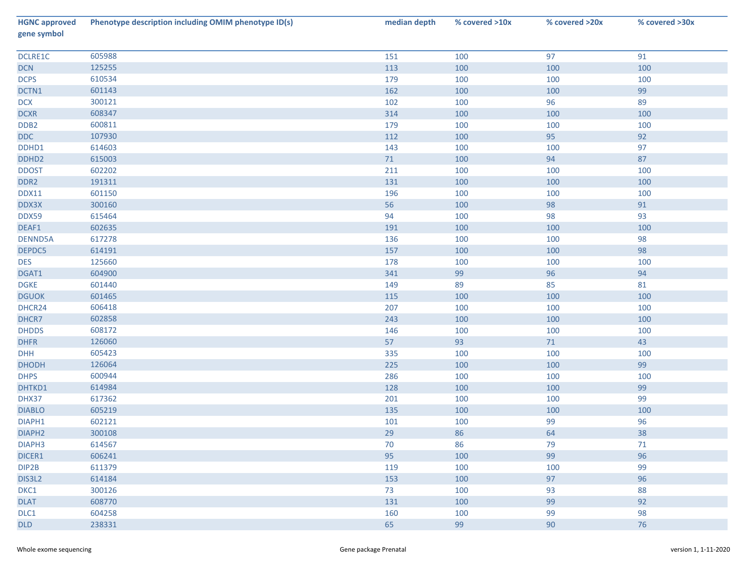| HGNC approved gene symbol | Phenotype description including OMIM phenotype ID(s) | median depth | % covered >10x | % covered >20x | % covered >30x |
|---|---|---|---|---|---|
| DCLRE1C | 605988 | 151 | 100 | 97 | 91 |
| DCN | 125255 | 113 | 100 | 100 | 100 |
| DCPS | 610534 | 179 | 100 | 100 | 100 |
| DCTN1 | 601143 | 162 | 100 | 100 | 99 |
| DCX | 300121 | 102 | 100 | 96 | 89 |
| DCXR | 608347 | 314 | 100 | 100 | 100 |
| DDB2 | 600811 | 179 | 100 | 100 | 100 |
| DDC | 107930 | 112 | 100 | 95 | 92 |
| DDHD1 | 614603 | 143 | 100 | 100 | 97 |
| DDHD2 | 615003 | 71 | 100 | 94 | 87 |
| DDOST | 602202 | 211 | 100 | 100 | 100 |
| DDR2 | 191311 | 131 | 100 | 100 | 100 |
| DDX11 | 601150 | 196 | 100 | 100 | 100 |
| DDX3X | 300160 | 56 | 100 | 98 | 91 |
| DDX59 | 615464 | 94 | 100 | 98 | 93 |
| DEAF1 | 602635 | 191 | 100 | 100 | 100 |
| DENND5A | 617278 | 136 | 100 | 100 | 98 |
| DEPDC5 | 614191 | 157 | 100 | 100 | 98 |
| DES | 125660 | 178 | 100 | 100 | 100 |
| DGAT1 | 604900 | 341 | 99 | 96 | 94 |
| DGKE | 601440 | 149 | 89 | 85 | 81 |
| DGUOK | 601465 | 115 | 100 | 100 | 100 |
| DHCR24 | 606418 | 207 | 100 | 100 | 100 |
| DHCR7 | 602858 | 243 | 100 | 100 | 100 |
| DHDDS | 608172 | 146 | 100 | 100 | 100 |
| DHFR | 126060 | 57 | 93 | 71 | 43 |
| DHH | 605423 | 335 | 100 | 100 | 100 |
| DHODH | 126064 | 225 | 100 | 100 | 99 |
| DHPS | 600944 | 286 | 100 | 100 | 100 |
| DHTKD1 | 614984 | 128 | 100 | 100 | 99 |
| DHX37 | 617362 | 201 | 100 | 100 | 99 |
| DIABLO | 605219 | 135 | 100 | 100 | 100 |
| DIAPH1 | 602121 | 101 | 100 | 99 | 96 |
| DIAPH2 | 300108 | 29 | 86 | 64 | 38 |
| DIAPH3 | 614567 | 70 | 86 | 79 | 71 |
| DICER1 | 606241 | 95 | 100 | 99 | 96 |
| DIP2B | 611379 | 119 | 100 | 100 | 99 |
| DIS3L2 | 614184 | 153 | 100 | 97 | 96 |
| DKC1 | 300126 | 73 | 100 | 93 | 88 |
| DLAT | 608770 | 131 | 100 | 99 | 92 |
| DLC1 | 604258 | 160 | 100 | 99 | 98 |
| DLD | 238331 | 65 | 99 | 90 | 76 |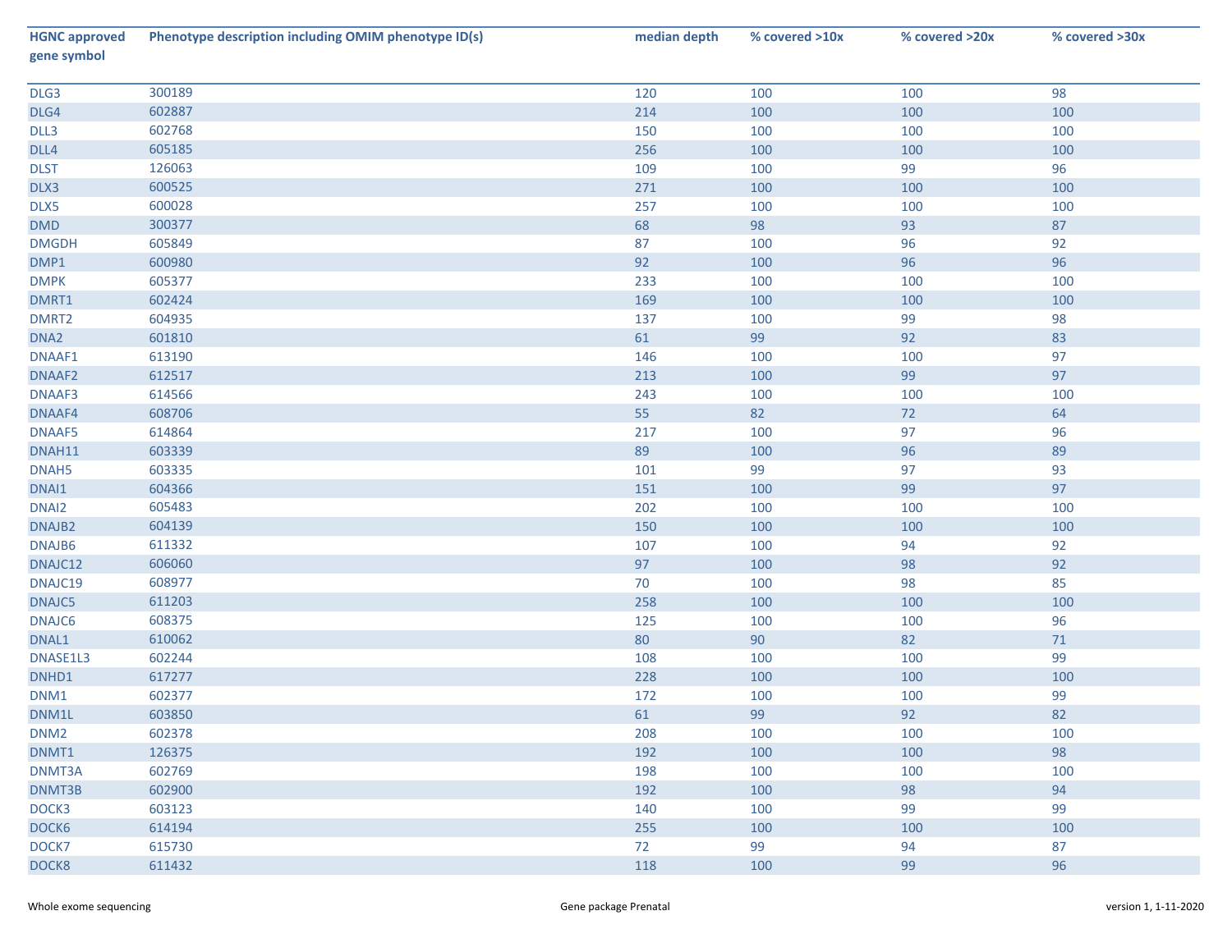| HGNC approved gene symbol | Phenotype description including OMIM phenotype ID(s) | median depth | % covered >10x | % covered >20x | % covered >30x |
|---|---|---|---|---|---|
| DLG3 | 300189 | 120 | 100 | 100 | 98 |
| DLG4 | 602887 | 214 | 100 | 100 | 100 |
| DLL3 | 602768 | 150 | 100 | 100 | 100 |
| DLL4 | 605185 | 256 | 100 | 100 | 100 |
| DLST | 126063 | 109 | 100 | 99 | 96 |
| DLX3 | 600525 | 271 | 100 | 100 | 100 |
| DLX5 | 600028 | 257 | 100 | 100 | 100 |
| DMD | 300377 | 68 | 98 | 93 | 87 |
| DMGDH | 605849 | 87 | 100 | 96 | 92 |
| DMP1 | 600980 | 92 | 100 | 96 | 96 |
| DMPK | 605377 | 233 | 100 | 100 | 100 |
| DMRT1 | 602424 | 169 | 100 | 100 | 100 |
| DMRT2 | 604935 | 137 | 100 | 99 | 98 |
| DNA2 | 601810 | 61 | 99 | 92 | 83 |
| DNAAF1 | 613190 | 146 | 100 | 100 | 97 |
| DNAAF2 | 612517 | 213 | 100 | 99 | 97 |
| DNAAF3 | 614566 | 243 | 100 | 100 | 100 |
| DNAAF4 | 608706 | 55 | 82 | 72 | 64 |
| DNAAF5 | 614864 | 217 | 100 | 97 | 96 |
| DNAH11 | 603339 | 89 | 100 | 96 | 89 |
| DNAH5 | 603335 | 101 | 99 | 97 | 93 |
| DNAI1 | 604366 | 151 | 100 | 99 | 97 |
| DNAI2 | 605483 | 202 | 100 | 100 | 100 |
| DNAJB2 | 604139 | 150 | 100 | 100 | 100 |
| DNAJB6 | 611332 | 107 | 100 | 94 | 92 |
| DNAJC12 | 606060 | 97 | 100 | 98 | 92 |
| DNAJC19 | 608977 | 70 | 100 | 98 | 85 |
| DNAJC5 | 611203 | 258 | 100 | 100 | 100 |
| DNAJC6 | 608375 | 125 | 100 | 100 | 96 |
| DNAL1 | 610062 | 80 | 90 | 82 | 71 |
| DNASE1L3 | 602244 | 108 | 100 | 100 | 99 |
| DNHD1 | 617277 | 228 | 100 | 100 | 100 |
| DNM1 | 602377 | 172 | 100 | 100 | 99 |
| DNM1L | 603850 | 61 | 99 | 92 | 82 |
| DNM2 | 602378 | 208 | 100 | 100 | 100 |
| DNMT1 | 126375 | 192 | 100 | 100 | 98 |
| DNMT3A | 602769 | 198 | 100 | 100 | 100 |
| DNMT3B | 602900 | 192 | 100 | 98 | 94 |
| DOCK3 | 603123 | 140 | 100 | 99 | 99 |
| DOCK6 | 614194 | 255 | 100 | 100 | 100 |
| DOCK7 | 615730 | 72 | 99 | 94 | 87 |
| DOCK8 | 611432 | 118 | 100 | 99 | 96 |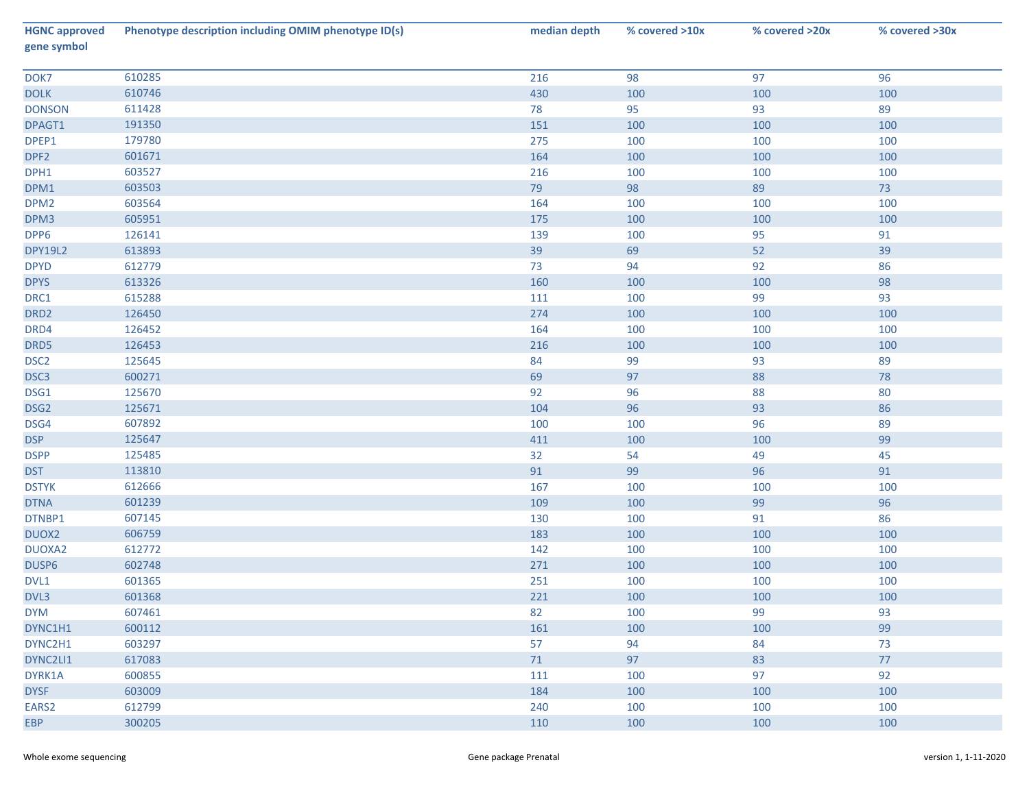| HGNC approved gene symbol | Phenotype description including OMIM phenotype ID(s) | median depth | % covered >10x | % covered >20x | % covered >30x |
|---|---|---|---|---|---|
| DOK7 | 610285 | 216 | 98 | 97 | 96 |
| DOLK | 610746 | 430 | 100 | 100 | 100 |
| DONSON | 611428 | 78 | 95 | 93 | 89 |
| DPAGT1 | 191350 | 151 | 100 | 100 | 100 |
| DPEP1 | 179780 | 275 | 100 | 100 | 100 |
| DPF2 | 601671 | 164 | 100 | 100 | 100 |
| DPH1 | 603527 | 216 | 100 | 100 | 100 |
| DPM1 | 603503 | 79 | 98 | 89 | 73 |
| DPM2 | 603564 | 164 | 100 | 100 | 100 |
| DPM3 | 605951 | 175 | 100 | 100 | 100 |
| DPP6 | 126141 | 139 | 100 | 95 | 91 |
| DPY19L2 | 613893 | 39 | 69 | 52 | 39 |
| DPYD | 612779 | 73 | 94 | 92 | 86 |
| DPYS | 613326 | 160 | 100 | 100 | 98 |
| DRC1 | 615288 | 111 | 100 | 99 | 93 |
| DRD2 | 126450 | 274 | 100 | 100 | 100 |
| DRD4 | 126452 | 164 | 100 | 100 | 100 |
| DRD5 | 126453 | 216 | 100 | 100 | 100 |
| DSC2 | 125645 | 84 | 99 | 93 | 89 |
| DSC3 | 600271 | 69 | 97 | 88 | 78 |
| DSG1 | 125670 | 92 | 96 | 88 | 80 |
| DSG2 | 125671 | 104 | 96 | 93 | 86 |
| DSG4 | 607892 | 100 | 100 | 96 | 89 |
| DSP | 125647 | 411 | 100 | 100 | 99 |
| DSPP | 125485 | 32 | 54 | 49 | 45 |
| DST | 113810 | 91 | 99 | 96 | 91 |
| DSTYK | 612666 | 167 | 100 | 100 | 100 |
| DTNA | 601239 | 109 | 100 | 99 | 96 |
| DTNBP1 | 607145 | 130 | 100 | 91 | 86 |
| DUOX2 | 606759 | 183 | 100 | 100 | 100 |
| DUOXA2 | 612772 | 142 | 100 | 100 | 100 |
| DUSP6 | 602748 | 271 | 100 | 100 | 100 |
| DVL1 | 601365 | 251 | 100 | 100 | 100 |
| DVL3 | 601368 | 221 | 100 | 100 | 100 |
| DYM | 607461 | 82 | 100 | 99 | 93 |
| DYNC1H1 | 600112 | 161 | 100 | 100 | 99 |
| DYNC2H1 | 603297 | 57 | 94 | 84 | 73 |
| DYNC2LI1 | 617083 | 71 | 97 | 83 | 77 |
| DYRK1A | 600855 | 111 | 100 | 97 | 92 |
| DYSF | 603009 | 184 | 100 | 100 | 100 |
| EARS2 | 612799 | 240 | 100 | 100 | 100 |
| EBP | 300205 | 110 | 100 | 100 | 100 |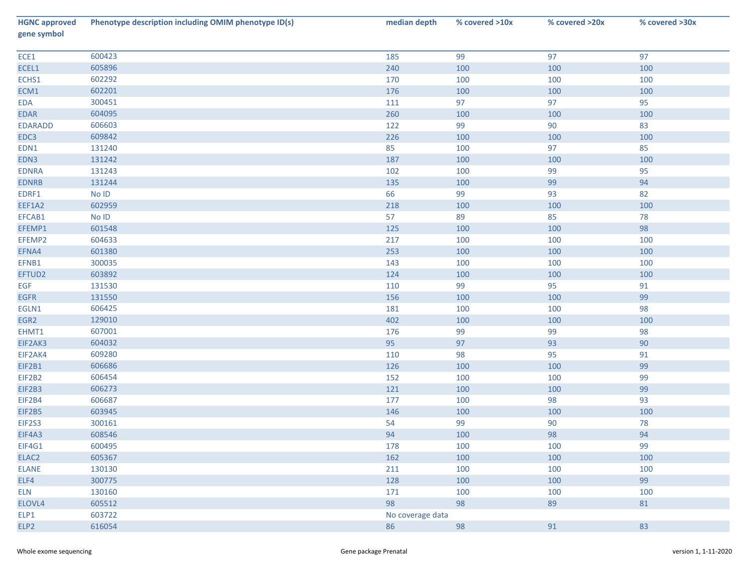| HGNC approved gene symbol | Phenotype description including OMIM phenotype ID(s) | median depth | % covered >10x | % covered >20x | % covered >30x |
|---|---|---|---|---|---|
| ECE1 | 600423 | 185 | 99 | 97 | 97 |
| ECEL1 | 605896 | 240 | 100 | 100 | 100 |
| ECHS1 | 602292 | 170 | 100 | 100 | 100 |
| ECM1 | 602201 | 176 | 100 | 100 | 100 |
| EDA | 300451 | 111 | 97 | 97 | 95 |
| EDAR | 604095 | 260 | 100 | 100 | 100 |
| EDARADD | 606603 | 122 | 99 | 90 | 83 |
| EDC3 | 609842 | 226 | 100 | 100 | 100 |
| EDN1 | 131240 | 85 | 100 | 97 | 85 |
| EDN3 | 131242 | 187 | 100 | 100 | 100 |
| EDNRA | 131243 | 102 | 100 | 99 | 95 |
| EDNRB | 131244 | 135 | 100 | 99 | 94 |
| EDRF1 | No ID | 66 | 99 | 93 | 82 |
| EEF1A2 | 602959 | 218 | 100 | 100 | 100 |
| EFCAB1 | No ID | 57 | 89 | 85 | 78 |
| EFEMP1 | 601548 | 125 | 100 | 100 | 98 |
| EFEMP2 | 604633 | 217 | 100 | 100 | 100 |
| EFNA4 | 601380 | 253 | 100 | 100 | 100 |
| EFNB1 | 300035 | 143 | 100 | 100 | 100 |
| EFTUD2 | 603892 | 124 | 100 | 100 | 100 |
| EGF | 131530 | 110 | 99 | 95 | 91 |
| EGFR | 131550 | 156 | 100 | 100 | 99 |
| EGLN1 | 606425 | 181 | 100 | 100 | 98 |
| EGR2 | 129010 | 402 | 100 | 100 | 100 |
| EHMT1 | 607001 | 176 | 99 | 99 | 98 |
| EIF2AK3 | 604032 | 95 | 97 | 93 | 90 |
| EIF2AK4 | 609280 | 110 | 98 | 95 | 91 |
| EIF2B1 | 606686 | 126 | 100 | 100 | 99 |
| EIF2B2 | 606454 | 152 | 100 | 100 | 99 |
| EIF2B3 | 606273 | 121 | 100 | 100 | 99 |
| EIF2B4 | 606687 | 177 | 100 | 98 | 93 |
| EIF2B5 | 603945 | 146 | 100 | 100 | 100 |
| EIF2S3 | 300161 | 54 | 99 | 90 | 78 |
| EIF4A3 | 608546 | 94 | 100 | 98 | 94 |
| EIF4G1 | 600495 | 178 | 100 | 100 | 99 |
| ELAC2 | 605367 | 162 | 100 | 100 | 100 |
| ELANE | 130130 | 211 | 100 | 100 | 100 |
| ELF4 | 300775 | 128 | 100 | 100 | 99 |
| ELN | 130160 | 171 | 100 | 100 | 100 |
| ELOVL4 | 605512 | 98 | 98 | 89 | 81 |
| ELP1 | 603722 | No coverage data | | | |
| ELP2 | 616054 | 86 | 98 | 91 | 83 |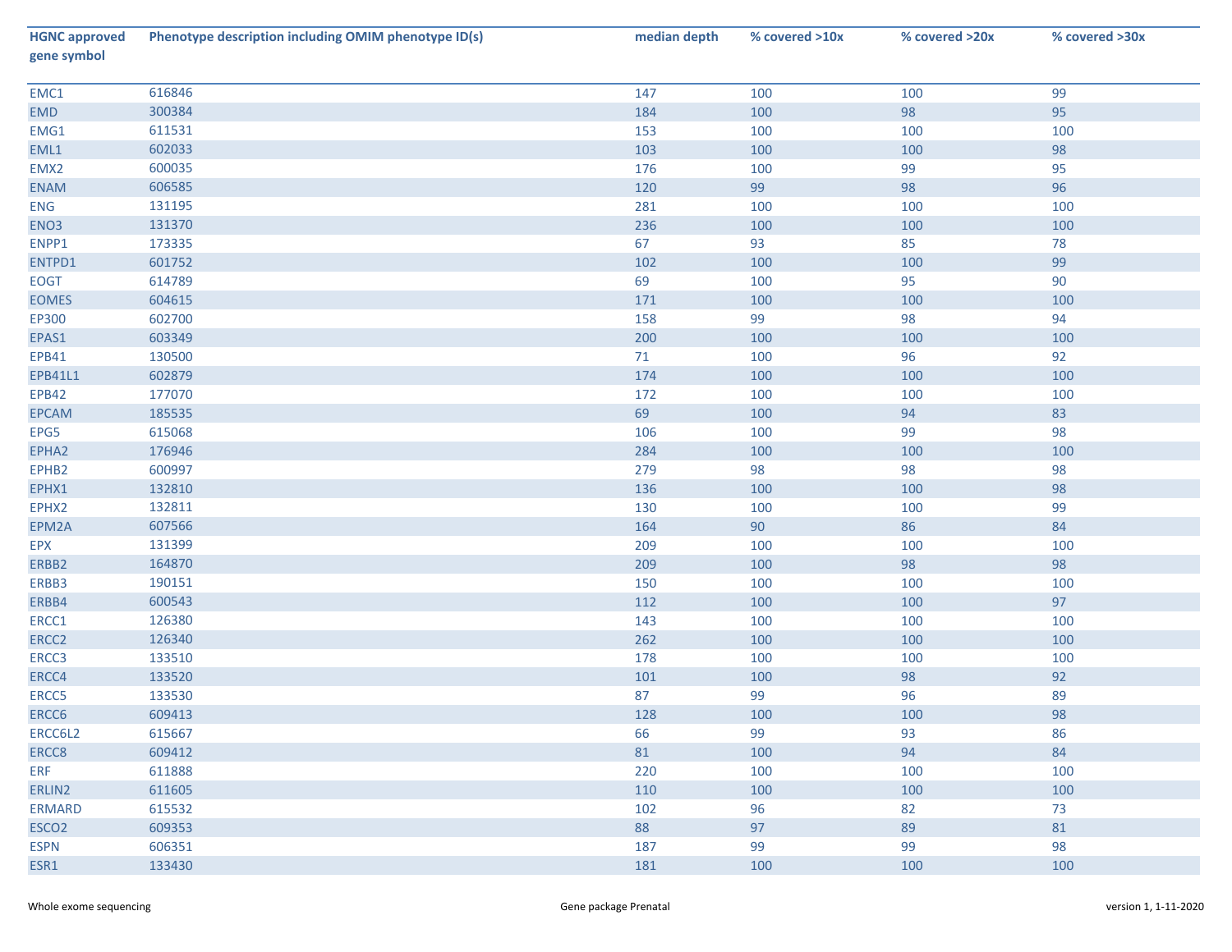| HGNC approved gene symbol | Phenotype description including OMIM phenotype ID(s) | median depth | % covered >10x | % covered >20x | % covered >30x |
|---|---|---|---|---|---|
| EMC1 | 616846 | 147 | 100 | 100 | 99 |
| EMD | 300384 | 184 | 100 | 98 | 95 |
| EMG1 | 611531 | 153 | 100 | 100 | 100 |
| EML1 | 602033 | 103 | 100 | 100 | 98 |
| EMX2 | 600035 | 176 | 100 | 99 | 95 |
| ENAM | 606585 | 120 | 99 | 98 | 96 |
| ENG | 131195 | 281 | 100 | 100 | 100 |
| ENO3 | 131370 | 236 | 100 | 100 | 100 |
| ENPP1 | 173335 | 67 | 93 | 85 | 78 |
| ENTPD1 | 601752 | 102 | 100 | 100 | 99 |
| EOGT | 614789 | 69 | 100 | 95 | 90 |
| EOMES | 604615 | 171 | 100 | 100 | 100 |
| EP300 | 602700 | 158 | 99 | 98 | 94 |
| EPAS1 | 603349 | 200 | 100 | 100 | 100 |
| EPB41 | 130500 | 71 | 100 | 96 | 92 |
| EPB41L1 | 602879 | 174 | 100 | 100 | 100 |
| EPB42 | 177070 | 172 | 100 | 100 | 100 |
| EPCAM | 185535 | 69 | 100 | 94 | 83 |
| EPG5 | 615068 | 106 | 100 | 99 | 98 |
| EPHA2 | 176946 | 284 | 100 | 100 | 100 |
| EPHB2 | 600997 | 279 | 98 | 98 | 98 |
| EPHX1 | 132810 | 136 | 100 | 100 | 98 |
| EPHX2 | 132811 | 130 | 100 | 100 | 99 |
| EPM2A | 607566 | 164 | 90 | 86 | 84 |
| EPX | 131399 | 209 | 100 | 100 | 100 |
| ERBB2 | 164870 | 209 | 100 | 98 | 98 |
| ERBB3 | 190151 | 150 | 100 | 100 | 100 |
| ERBB4 | 600543 | 112 | 100 | 100 | 97 |
| ERCC1 | 126380 | 143 | 100 | 100 | 100 |
| ERCC2 | 126340 | 262 | 100 | 100 | 100 |
| ERCC3 | 133510 | 178 | 100 | 100 | 100 |
| ERCC4 | 133520 | 101 | 100 | 98 | 92 |
| ERCC5 | 133530 | 87 | 99 | 96 | 89 |
| ERCC6 | 609413 | 128 | 100 | 100 | 98 |
| ERCC6L2 | 615667 | 66 | 99 | 93 | 86 |
| ERCC8 | 609412 | 81 | 100 | 94 | 84 |
| ERF | 611888 | 220 | 100 | 100 | 100 |
| ERLIN2 | 611605 | 110 | 100 | 100 | 100 |
| ERMARD | 615532 | 102 | 96 | 82 | 73 |
| ESCO2 | 609353 | 88 | 97 | 89 | 81 |
| ESPN | 606351 | 187 | 99 | 99 | 98 |
| ESR1 | 133430 | 181 | 100 | 100 | 100 |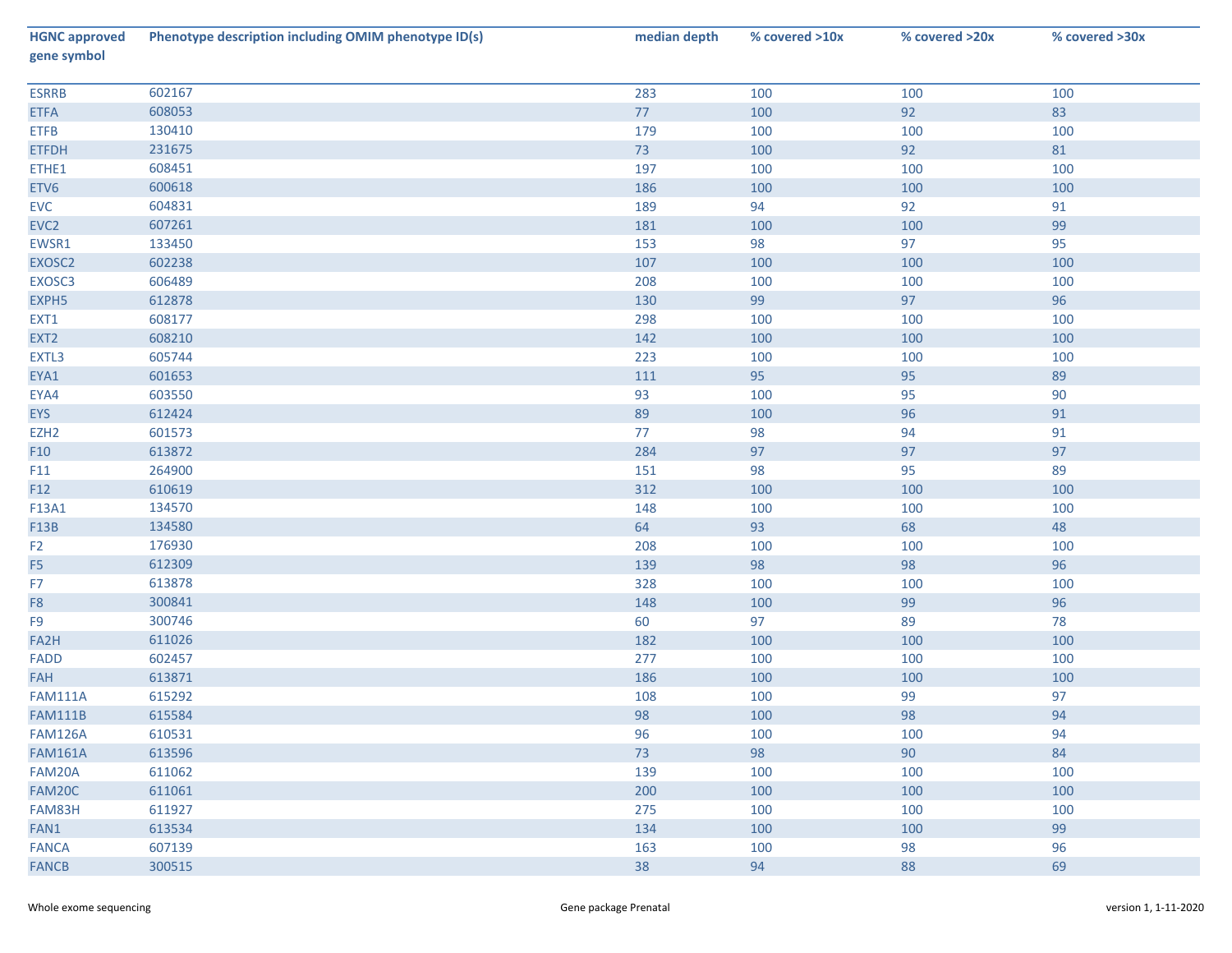| HGNC approved gene symbol | Phenotype description including OMIM phenotype ID(s) | median depth | % covered >10x | % covered >20x | % covered >30x |
|---|---|---|---|---|---|
| ESRRB | 602167 | 283 | 100 | 100 | 100 |
| ETFA | 608053 | 77 | 100 | 92 | 83 |
| ETFB | 130410 | 179 | 100 | 100 | 100 |
| ETFDH | 231675 | 73 | 100 | 92 | 81 |
| ETHE1 | 608451 | 197 | 100 | 100 | 100 |
| ETV6 | 600618 | 186 | 100 | 100 | 100 |
| EVC | 604831 | 189 | 94 | 92 | 91 |
| EVC2 | 607261 | 181 | 100 | 100 | 99 |
| EWSR1 | 133450 | 153 | 98 | 97 | 95 |
| EXOSC2 | 602238 | 107 | 100 | 100 | 100 |
| EXOSC3 | 606489 | 208 | 100 | 100 | 100 |
| EXPH5 | 612878 | 130 | 99 | 97 | 96 |
| EXT1 | 608177 | 298 | 100 | 100 | 100 |
| EXT2 | 608210 | 142 | 100 | 100 | 100 |
| EXTL3 | 605744 | 223 | 100 | 100 | 100 |
| EYA1 | 601653 | 111 | 95 | 95 | 89 |
| EYA4 | 603550 | 93 | 100 | 95 | 90 |
| EYS | 612424 | 89 | 100 | 96 | 91 |
| EZH2 | 601573 | 77 | 98 | 94 | 91 |
| F10 | 613872 | 284 | 97 | 97 | 97 |
| F11 | 264900 | 151 | 98 | 95 | 89 |
| F12 | 610619 | 312 | 100 | 100 | 100 |
| F13A1 | 134570 | 148 | 100 | 100 | 100 |
| F13B | 134580 | 64 | 93 | 68 | 48 |
| F2 | 176930 | 208 | 100 | 100 | 100 |
| F5 | 612309 | 139 | 98 | 98 | 96 |
| F7 | 613878 | 328 | 100 | 100 | 100 |
| F8 | 300841 | 148 | 100 | 99 | 96 |
| F9 | 300746 | 60 | 97 | 89 | 78 |
| FA2H | 611026 | 182 | 100 | 100 | 100 |
| FADD | 602457 | 277 | 100 | 100 | 100 |
| FAH | 613871 | 186 | 100 | 100 | 100 |
| FAM111A | 615292 | 108 | 100 | 99 | 97 |
| FAM111B | 615584 | 98 | 100 | 98 | 94 |
| FAM126A | 610531 | 96 | 100 | 100 | 94 |
| FAM161A | 613596 | 73 | 98 | 90 | 84 |
| FAM20A | 611062 | 139 | 100 | 100 | 100 |
| FAM20C | 611061 | 200 | 100 | 100 | 100 |
| FAM83H | 611927 | 275 | 100 | 100 | 100 |
| FAN1 | 613534 | 134 | 100 | 100 | 99 |
| FANCA | 607139 | 163 | 100 | 98 | 96 |
| FANCB | 300515 | 38 | 94 | 88 | 69 |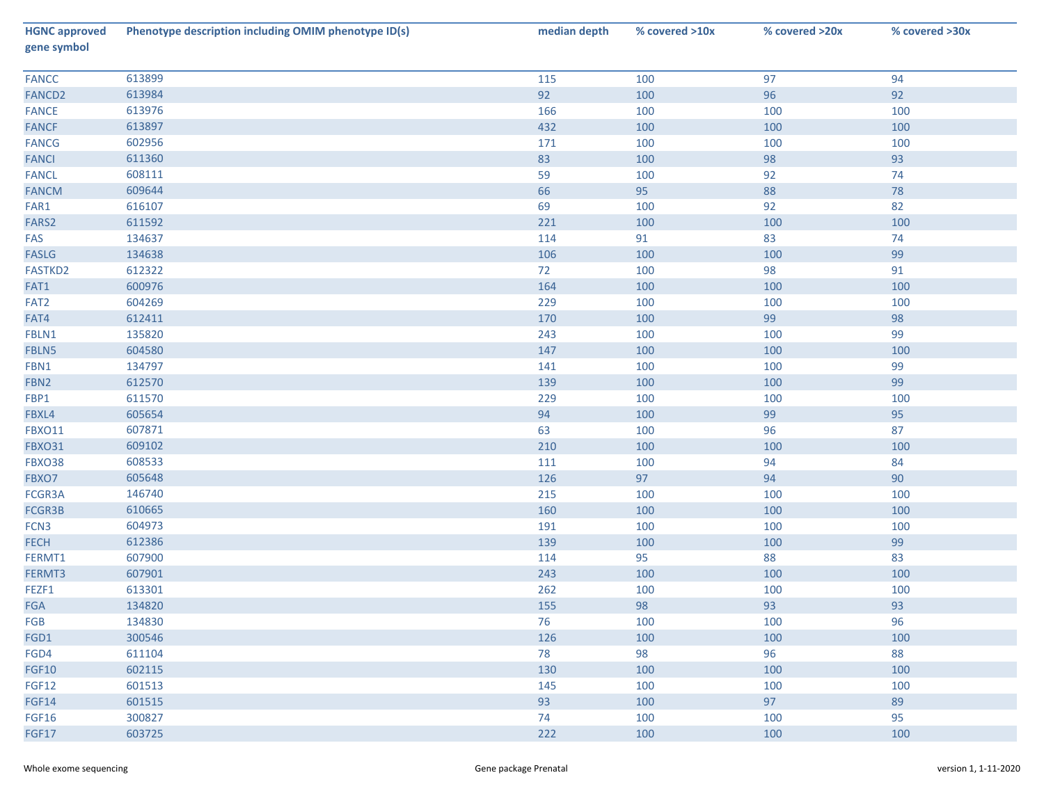| HGNC approved gene symbol | Phenotype description including OMIM phenotype ID(s) | median depth | % covered >10x | % covered >20x | % covered >30x |
|---|---|---|---|---|---|
| FANCC | 613899 | 115 | 100 | 97 | 94 |
| FANCD2 | 613984 | 92 | 100 | 96 | 92 |
| FANCE | 613976 | 166 | 100 | 100 | 100 |
| FANCF | 613897 | 432 | 100 | 100 | 100 |
| FANCG | 602956 | 171 | 100 | 100 | 100 |
| FANCI | 611360 | 83 | 100 | 98 | 93 |
| FANCL | 608111 | 59 | 100 | 92 | 74 |
| FANCM | 609644 | 66 | 95 | 88 | 78 |
| FAR1 | 616107 | 69 | 100 | 92 | 82 |
| FARS2 | 611592 | 221 | 100 | 100 | 100 |
| FAS | 134637 | 114 | 91 | 83 | 74 |
| FASLG | 134638 | 106 | 100 | 100 | 99 |
| FASTKD2 | 612322 | 72 | 100 | 98 | 91 |
| FAT1 | 600976 | 164 | 100 | 100 | 100 |
| FAT2 | 604269 | 229 | 100 | 100 | 100 |
| FAT4 | 612411 | 170 | 100 | 99 | 98 |
| FBLN1 | 135820 | 243 | 100 | 100 | 99 |
| FBLN5 | 604580 | 147 | 100 | 100 | 100 |
| FBN1 | 134797 | 141 | 100 | 100 | 99 |
| FBN2 | 612570 | 139 | 100 | 100 | 99 |
| FBP1 | 611570 | 229 | 100 | 100 | 100 |
| FBXL4 | 605654 | 94 | 100 | 99 | 95 |
| FBXO11 | 607871 | 63 | 100 | 96 | 87 |
| FBXO31 | 609102 | 210 | 100 | 100 | 100 |
| FBXO38 | 608533 | 111 | 100 | 94 | 84 |
| FBXO7 | 605648 | 126 | 97 | 94 | 90 |
| FCGR3A | 146740 | 215 | 100 | 100 | 100 |
| FCGR3B | 610665 | 160 | 100 | 100 | 100 |
| FCN3 | 604973 | 191 | 100 | 100 | 100 |
| FECH | 612386 | 139 | 100 | 100 | 99 |
| FERMT1 | 607900 | 114 | 95 | 88 | 83 |
| FERMT3 | 607901 | 243 | 100 | 100 | 100 |
| FEZF1 | 613301 | 262 | 100 | 100 | 100 |
| FGA | 134820 | 155 | 98 | 93 | 93 |
| FGB | 134830 | 76 | 100 | 100 | 96 |
| FGD1 | 300546 | 126 | 100 | 100 | 100 |
| FGD4 | 611104 | 78 | 98 | 96 | 88 |
| FGF10 | 602115 | 130 | 100 | 100 | 100 |
| FGF12 | 601513 | 145 | 100 | 100 | 100 |
| FGF14 | 601515 | 93 | 100 | 97 | 89 |
| FGF16 | 300827 | 74 | 100 | 100 | 95 |
| FGF17 | 603725 | 222 | 100 | 100 | 100 |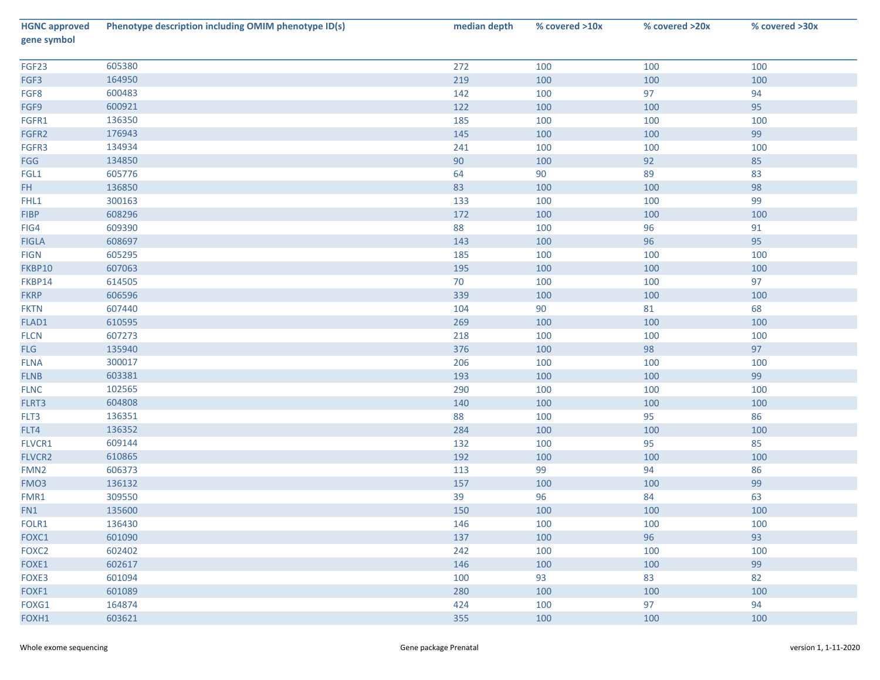| HGNC approved gene symbol | Phenotype description including OMIM phenotype ID(s) | median depth | % covered >10x | % covered >20x | % covered >30x |
|---|---|---|---|---|---|
| FGF23 | 605380 | 272 | 100 | 100 | 100 |
| FGF3 | 164950 | 219 | 100 | 100 | 100 |
| FGF8 | 600483 | 142 | 100 | 97 | 94 |
| FGF9 | 600921 | 122 | 100 | 100 | 95 |
| FGFR1 | 136350 | 185 | 100 | 100 | 100 |
| FGFR2 | 176943 | 145 | 100 | 100 | 99 |
| FGFR3 | 134934 | 241 | 100 | 100 | 100 |
| FGG | 134850 | 90 | 100 | 92 | 85 |
| FGL1 | 605776 | 64 | 90 | 89 | 83 |
| FH | 136850 | 83 | 100 | 100 | 98 |
| FHL1 | 300163 | 133 | 100 | 100 | 99 |
| FIBP | 608296 | 172 | 100 | 100 | 100 |
| FIG4 | 609390 | 88 | 100 | 96 | 91 |
| FIGLA | 608697 | 143 | 100 | 96 | 95 |
| FIGN | 605295 | 185 | 100 | 100 | 100 |
| FKBP10 | 607063 | 195 | 100 | 100 | 100 |
| FKBP14 | 614505 | 70 | 100 | 100 | 97 |
| FKRP | 606596 | 339 | 100 | 100 | 100 |
| FKTN | 607440 | 104 | 90 | 81 | 68 |
| FLAD1 | 610595 | 269 | 100 | 100 | 100 |
| FLCN | 607273 | 218 | 100 | 100 | 100 |
| FLG | 135940 | 376 | 100 | 98 | 97 |
| FLNA | 300017 | 206 | 100 | 100 | 100 |
| FLNB | 603381 | 193 | 100 | 100 | 99 |
| FLNC | 102565 | 290 | 100 | 100 | 100 |
| FLRT3 | 604808 | 140 | 100 | 100 | 100 |
| FLT3 | 136351 | 88 | 100 | 95 | 86 |
| FLT4 | 136352 | 284 | 100 | 100 | 100 |
| FLVCR1 | 609144 | 132 | 100 | 95 | 85 |
| FLVCR2 | 610865 | 192 | 100 | 100 | 100 |
| FMN2 | 606373 | 113 | 99 | 94 | 86 |
| FMO3 | 136132 | 157 | 100 | 100 | 99 |
| FMR1 | 309550 | 39 | 96 | 84 | 63 |
| FN1 | 135600 | 150 | 100 | 100 | 100 |
| FOLR1 | 136430 | 146 | 100 | 100 | 100 |
| FOXC1 | 601090 | 137 | 100 | 96 | 93 |
| FOXC2 | 602402 | 242 | 100 | 100 | 100 |
| FOXE1 | 602617 | 146 | 100 | 100 | 99 |
| FOXE3 | 601094 | 100 | 93 | 83 | 82 |
| FOXF1 | 601089 | 280 | 100 | 100 | 100 |
| FOXG1 | 164874 | 424 | 100 | 97 | 94 |
| FOXH1 | 603621 | 355 | 100 | 100 | 100 |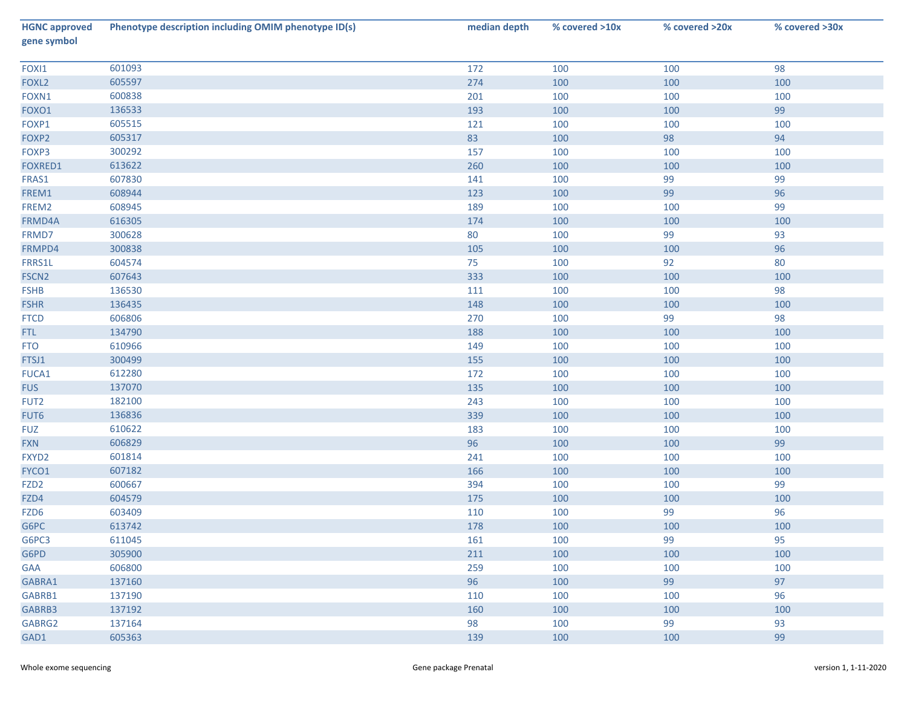| HGNC approved gene symbol | Phenotype description including OMIM phenotype ID(s) | median depth | % covered >10x | % covered >20x | % covered >30x |
|---|---|---|---|---|---|
| FOXI1 | 601093 | 172 | 100 | 100 | 98 |
| FOXL2 | 605597 | 274 | 100 | 100 | 100 |
| FOXN1 | 600838 | 201 | 100 | 100 | 100 |
| FOXO1 | 136533 | 193 | 100 | 100 | 99 |
| FOXP1 | 605515 | 121 | 100 | 100 | 100 |
| FOXP2 | 605317 | 83 | 100 | 98 | 94 |
| FOXP3 | 300292 | 157 | 100 | 100 | 100 |
| FOXRED1 | 613622 | 260 | 100 | 100 | 100 |
| FRAS1 | 607830 | 141 | 100 | 99 | 99 |
| FREM1 | 608944 | 123 | 100 | 99 | 96 |
| FREM2 | 608945 | 189 | 100 | 100 | 99 |
| FRMD4A | 616305 | 174 | 100 | 100 | 100 |
| FRMD7 | 300628 | 80 | 100 | 99 | 93 |
| FRMPD4 | 300838 | 105 | 100 | 100 | 96 |
| FRRS1L | 604574 | 75 | 100 | 92 | 80 |
| FSCN2 | 607643 | 333 | 100 | 100 | 100 |
| FSHB | 136530 | 111 | 100 | 100 | 98 |
| FSHR | 136435 | 148 | 100 | 100 | 100 |
| FTCD | 606806 | 270 | 100 | 99 | 98 |
| FTL | 134790 | 188 | 100 | 100 | 100 |
| FTO | 610966 | 149 | 100 | 100 | 100 |
| FTSJ1 | 300499 | 155 | 100 | 100 | 100 |
| FUCA1 | 612280 | 172 | 100 | 100 | 100 |
| FUS | 137070 | 135 | 100 | 100 | 100 |
| FUT2 | 182100 | 243 | 100 | 100 | 100 |
| FUT6 | 136836 | 339 | 100 | 100 | 100 |
| FUZ | 610622 | 183 | 100 | 100 | 100 |
| FXN | 606829 | 96 | 100 | 100 | 99 |
| FXYD2 | 601814 | 241 | 100 | 100 | 100 |
| FYCO1 | 607182 | 166 | 100 | 100 | 100 |
| FZD2 | 600667 | 394 | 100 | 100 | 99 |
| FZD4 | 604579 | 175 | 100 | 100 | 100 |
| FZD6 | 603409 | 110 | 100 | 99 | 96 |
| G6PC | 613742 | 178 | 100 | 100 | 100 |
| G6PC3 | 611045 | 161 | 100 | 99 | 95 |
| G6PD | 305900 | 211 | 100 | 100 | 100 |
| GAA | 606800 | 259 | 100 | 100 | 100 |
| GABRA1 | 137160 | 96 | 100 | 99 | 97 |
| GABRB1 | 137190 | 110 | 100 | 100 | 96 |
| GABRB3 | 137192 | 160 | 100 | 100 | 100 |
| GABRG2 | 137164 | 98 | 100 | 99 | 93 |
| GAD1 | 605363 | 139 | 100 | 100 | 99 |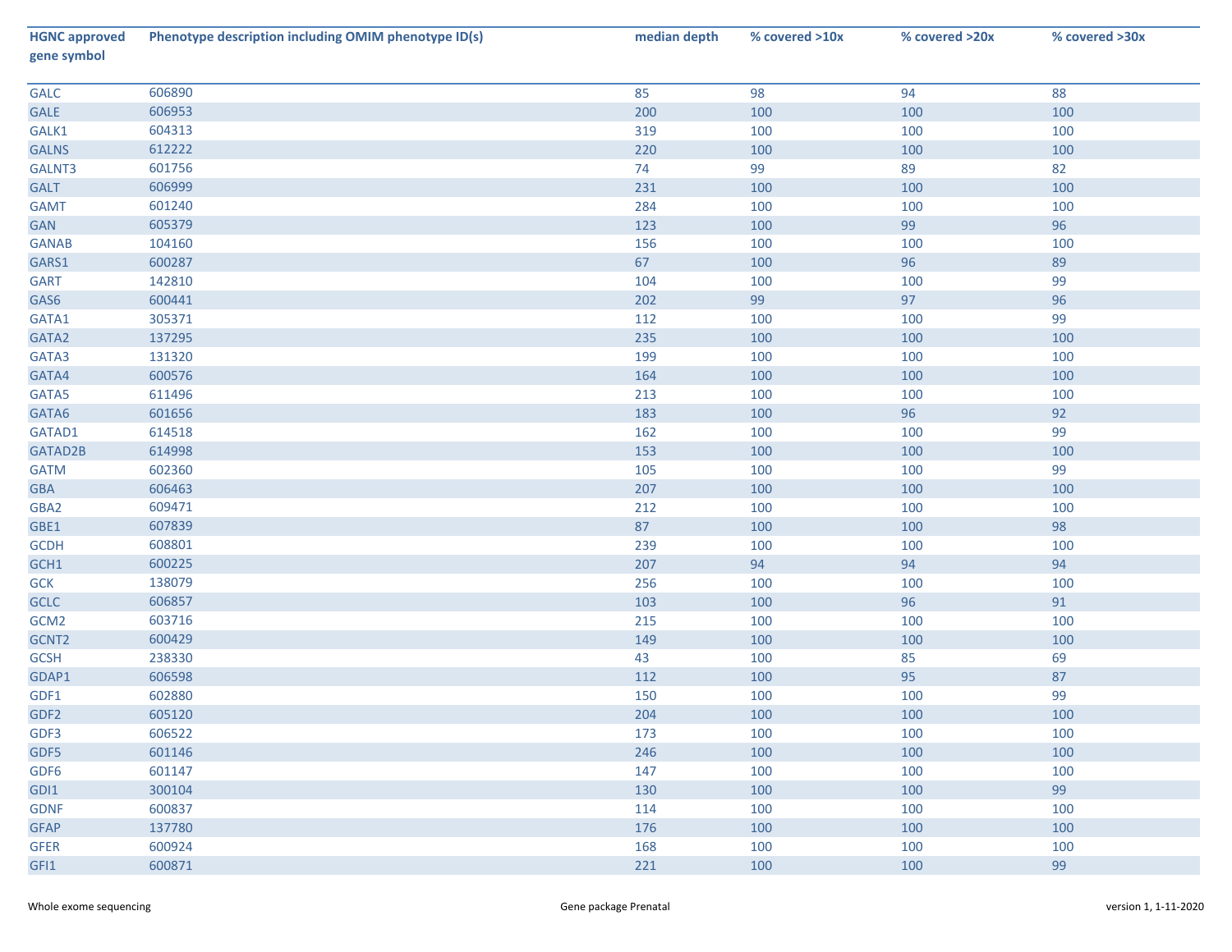| HGNC approved gene symbol | Phenotype description including OMIM phenotype ID(s) | median depth | % covered >10x | % covered >20x | % covered >30x |
|---|---|---|---|---|---|
| GALC | 606890 | 85 | 98 | 94 | 88 |
| GALE | 606953 | 200 | 100 | 100 | 100 |
| GALK1 | 604313 | 319 | 100 | 100 | 100 |
| GALNS | 612222 | 220 | 100 | 100 | 100 |
| GALNT3 | 601756 | 74 | 99 | 89 | 82 |
| GALT | 606999 | 231 | 100 | 100 | 100 |
| GAMT | 601240 | 284 | 100 | 100 | 100 |
| GAN | 605379 | 123 | 100 | 99 | 96 |
| GANAB | 104160 | 156 | 100 | 100 | 100 |
| GARS1 | 600287 | 67 | 100 | 96 | 89 |
| GART | 142810 | 104 | 100 | 100 | 99 |
| GAS6 | 600441 | 202 | 99 | 97 | 96 |
| GATA1 | 305371 | 112 | 100 | 100 | 99 |
| GATA2 | 137295 | 235 | 100 | 100 | 100 |
| GATA3 | 131320 | 199 | 100 | 100 | 100 |
| GATA4 | 600576 | 164 | 100 | 100 | 100 |
| GATA5 | 611496 | 213 | 100 | 100 | 100 |
| GATA6 | 601656 | 183 | 100 | 96 | 92 |
| GATAD1 | 614518 | 162 | 100 | 100 | 99 |
| GATAD2B | 614998 | 153 | 100 | 100 | 100 |
| GATM | 602360 | 105 | 100 | 100 | 99 |
| GBA | 606463 | 207 | 100 | 100 | 100 |
| GBA2 | 609471 | 212 | 100 | 100 | 100 |
| GBE1 | 607839 | 87 | 100 | 100 | 98 |
| GCDH | 608801 | 239 | 100 | 100 | 100 |
| GCH1 | 600225 | 207 | 94 | 94 | 94 |
| GCK | 138079 | 256 | 100 | 100 | 100 |
| GCLC | 606857 | 103 | 100 | 96 | 91 |
| GCM2 | 603716 | 215 | 100 | 100 | 100 |
| GCNT2 | 600429 | 149 | 100 | 100 | 100 |
| GCSH | 238330 | 43 | 100 | 85 | 69 |
| GDAP1 | 606598 | 112 | 100 | 95 | 87 |
| GDF1 | 602880 | 150 | 100 | 100 | 99 |
| GDF2 | 605120 | 204 | 100 | 100 | 100 |
| GDF3 | 606522 | 173 | 100 | 100 | 100 |
| GDF5 | 601146 | 246 | 100 | 100 | 100 |
| GDF6 | 601147 | 147 | 100 | 100 | 100 |
| GDI1 | 300104 | 130 | 100 | 100 | 99 |
| GDNF | 600837 | 114 | 100 | 100 | 100 |
| GFAP | 137780 | 176 | 100 | 100 | 100 |
| GFER | 600924 | 168 | 100 | 100 | 100 |
| GFI1 | 600871 | 221 | 100 | 100 | 99 |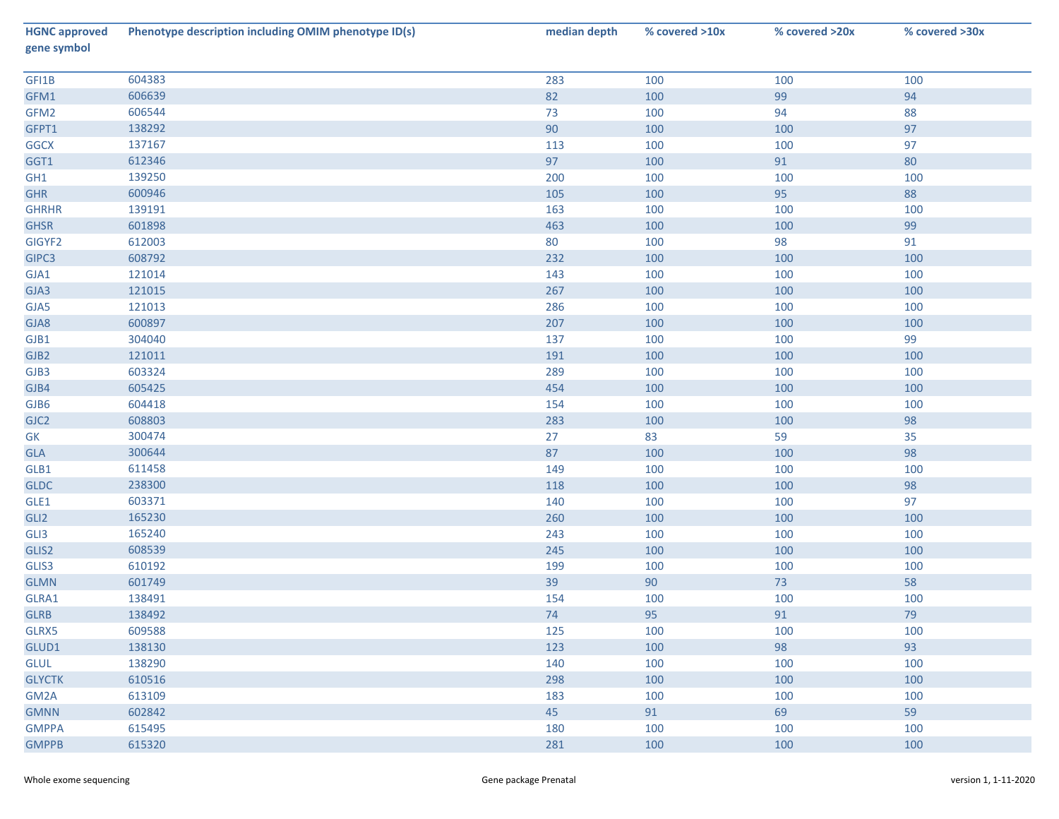| HGNC approved gene symbol | Phenotype description including OMIM phenotype ID(s) | median depth | % covered >10x | % covered >20x | % covered >30x |
|---|---|---|---|---|---|
| GFI1B | 604383 | 283 | 100 | 100 | 100 |
| GFM1 | 606639 | 82 | 100 | 99 | 94 |
| GFM2 | 606544 | 73 | 100 | 94 | 88 |
| GFPT1 | 138292 | 90 | 100 | 100 | 97 |
| GGCX | 137167 | 113 | 100 | 100 | 97 |
| GGT1 | 612346 | 97 | 100 | 91 | 80 |
| GH1 | 139250 | 200 | 100 | 100 | 100 |
| GHR | 600946 | 105 | 100 | 95 | 88 |
| GHRHR | 139191 | 163 | 100 | 100 | 100 |
| GHSR | 601898 | 463 | 100 | 100 | 99 |
| GIGYF2 | 612003 | 80 | 100 | 98 | 91 |
| GIPC3 | 608792 | 232 | 100 | 100 | 100 |
| GJA1 | 121014 | 143 | 100 | 100 | 100 |
| GJA3 | 121015 | 267 | 100 | 100 | 100 |
| GJA5 | 121013 | 286 | 100 | 100 | 100 |
| GJA8 | 600897 | 207 | 100 | 100 | 100 |
| GJB1 | 304040 | 137 | 100 | 100 | 99 |
| GJB2 | 121011 | 191 | 100 | 100 | 100 |
| GJB3 | 603324 | 289 | 100 | 100 | 100 |
| GJB4 | 605425 | 454 | 100 | 100 | 100 |
| GJB6 | 604418 | 154 | 100 | 100 | 100 |
| GJC2 | 608803 | 283 | 100 | 100 | 98 |
| GK | 300474 | 27 | 83 | 59 | 35 |
| GLA | 300644 | 87 | 100 | 100 | 98 |
| GLB1 | 611458 | 149 | 100 | 100 | 100 |
| GLDC | 238300 | 118 | 100 | 100 | 98 |
| GLE1 | 603371 | 140 | 100 | 100 | 97 |
| GLI2 | 165230 | 260 | 100 | 100 | 100 |
| GLI3 | 165240 | 243 | 100 | 100 | 100 |
| GLIS2 | 608539 | 245 | 100 | 100 | 100 |
| GLIS3 | 610192 | 199 | 100 | 100 | 100 |
| GLMN | 601749 | 39 | 90 | 73 | 58 |
| GLRA1 | 138491 | 154 | 100 | 100 | 100 |
| GLRB | 138492 | 74 | 95 | 91 | 79 |
| GLRX5 | 609588 | 125 | 100 | 100 | 100 |
| GLUD1 | 138130 | 123 | 100 | 98 | 93 |
| GLUL | 138290 | 140 | 100 | 100 | 100 |
| GLYCTK | 610516 | 298 | 100 | 100 | 100 |
| GM2A | 613109 | 183 | 100 | 100 | 100 |
| GMNN | 602842 | 45 | 91 | 69 | 59 |
| GMPPA | 615495 | 180 | 100 | 100 | 100 |
| GMPPB | 615320 | 281 | 100 | 100 | 100 |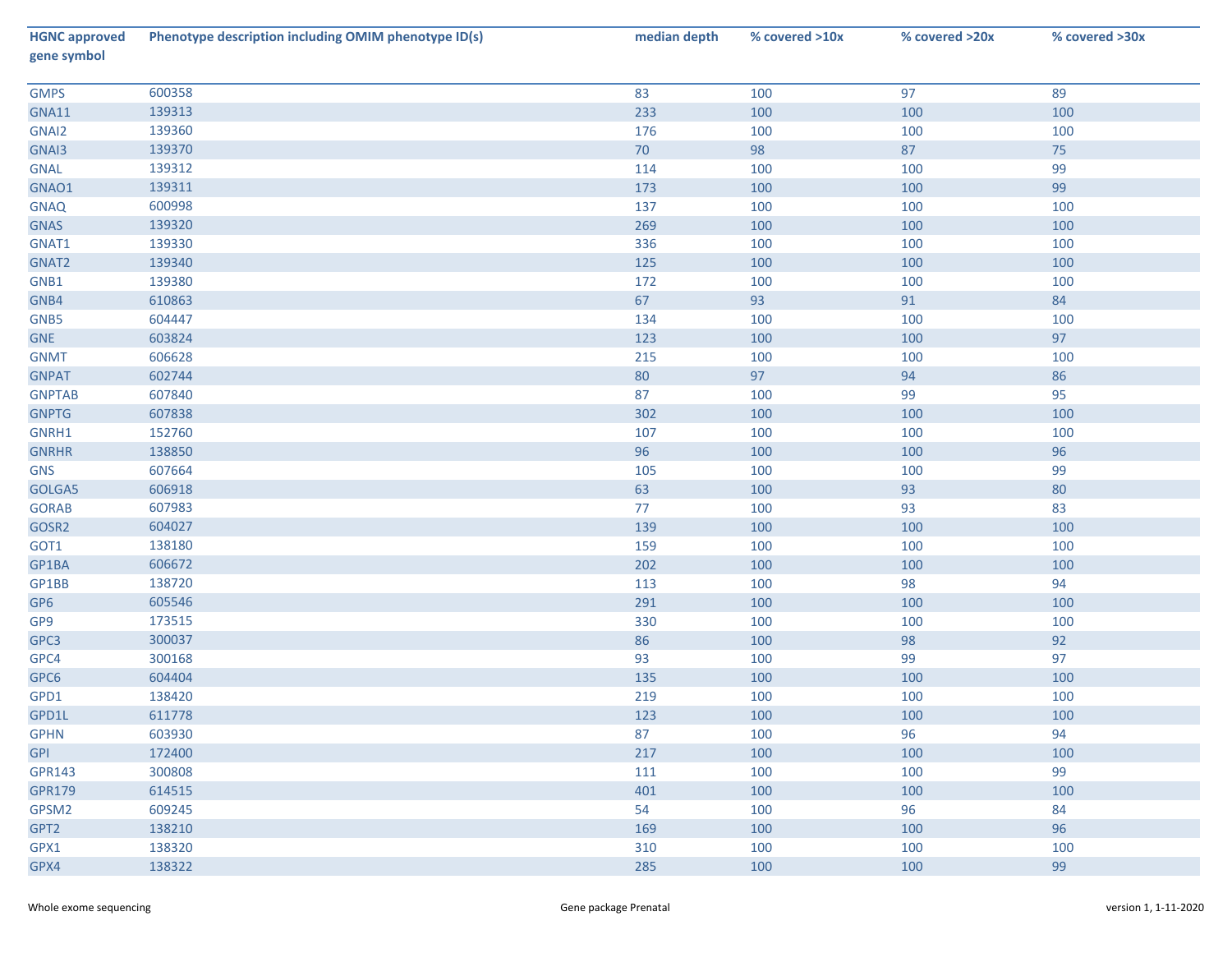| HGNC approved gene symbol | Phenotype description including OMIM phenotype ID(s) | median depth | % covered >10x | % covered >20x | % covered >30x |
|---|---|---|---|---|---|
| GMPS | 600358 | 83 | 100 | 97 | 89 |
| GNA11 | 139313 | 233 | 100 | 100 | 100 |
| GNAI2 | 139360 | 176 | 100 | 100 | 100 |
| GNAI3 | 139370 | 70 | 98 | 87 | 75 |
| GNAL | 139312 | 114 | 100 | 100 | 99 |
| GNAO1 | 139311 | 173 | 100 | 100 | 99 |
| GNAQ | 600998 | 137 | 100 | 100 | 100 |
| GNAS | 139320 | 269 | 100 | 100 | 100 |
| GNAT1 | 139330 | 336 | 100 | 100 | 100 |
| GNAT2 | 139340 | 125 | 100 | 100 | 100 |
| GNB1 | 139380 | 172 | 100 | 100 | 100 |
| GNB4 | 610863 | 67 | 93 | 91 | 84 |
| GNB5 | 604447 | 134 | 100 | 100 | 100 |
| GNE | 603824 | 123 | 100 | 100 | 97 |
| GNMT | 606628 | 215 | 100 | 100 | 100 |
| GNPAT | 602744 | 80 | 97 | 94 | 86 |
| GNPTAB | 607840 | 87 | 100 | 99 | 95 |
| GNPTG | 607838 | 302 | 100 | 100 | 100 |
| GNRH1 | 152760 | 107 | 100 | 100 | 100 |
| GNRHR | 138850 | 96 | 100 | 100 | 96 |
| GNS | 607664 | 105 | 100 | 100 | 99 |
| GOLGA5 | 606918 | 63 | 100 | 93 | 80 |
| GORAB | 607983 | 77 | 100 | 93 | 83 |
| GOSR2 | 604027 | 139 | 100 | 100 | 100 |
| GOT1 | 138180 | 159 | 100 | 100 | 100 |
| GP1BA | 606672 | 202 | 100 | 100 | 100 |
| GP1BB | 138720 | 113 | 100 | 98 | 94 |
| GP6 | 605546 | 291 | 100 | 100 | 100 |
| GP9 | 173515 | 330 | 100 | 100 | 100 |
| GPC3 | 300037 | 86 | 100 | 98 | 92 |
| GPC4 | 300168 | 93 | 100 | 99 | 97 |
| GPC6 | 604404 | 135 | 100 | 100 | 100 |
| GPD1 | 138420 | 219 | 100 | 100 | 100 |
| GPD1L | 611778 | 123 | 100 | 100 | 100 |
| GPHN | 603930 | 87 | 100 | 96 | 94 |
| GPI | 172400 | 217 | 100 | 100 | 100 |
| GPR143 | 300808 | 111 | 100 | 100 | 99 |
| GPR179 | 614515 | 401 | 100 | 100 | 100 |
| GPSM2 | 609245 | 54 | 100 | 96 | 84 |
| GPT2 | 138210 | 169 | 100 | 100 | 96 |
| GPX1 | 138320 | 310 | 100 | 100 | 100 |
| GPX4 | 138322 | 285 | 100 | 100 | 99 |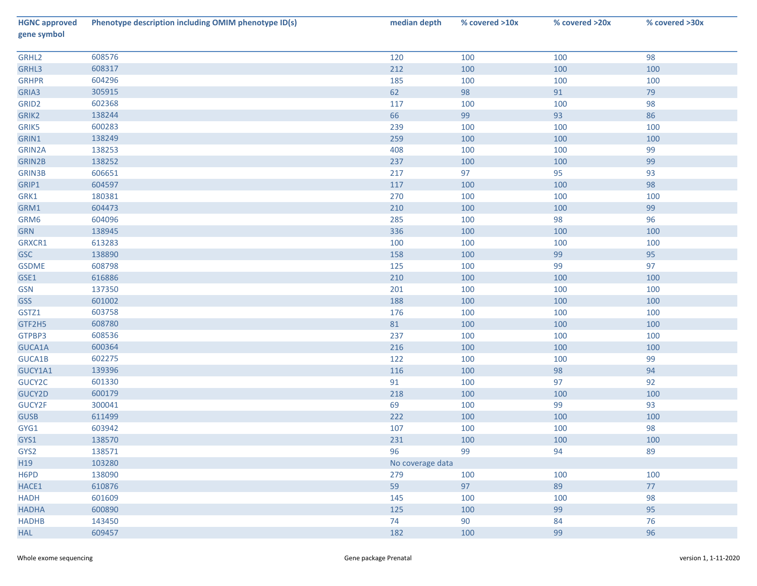| HGNC approved gene symbol | Phenotype description including OMIM phenotype ID(s) | median depth | % covered >10x | % covered >20x | % covered >30x |
|---|---|---|---|---|---|
| GRHL2 | 608576 | 120 | 100 | 100 | 98 |
| GRHL3 | 608317 | 212 | 100 | 100 | 100 |
| GRHPR | 604296 | 185 | 100 | 100 | 100 |
| GRIA3 | 305915 | 62 | 98 | 91 | 79 |
| GRID2 | 602368 | 117 | 100 | 100 | 98 |
| GRIK2 | 138244 | 66 | 99 | 93 | 86 |
| GRIK5 | 600283 | 239 | 100 | 100 | 100 |
| GRIN1 | 138249 | 259 | 100 | 100 | 100 |
| GRIN2A | 138253 | 408 | 100 | 100 | 99 |
| GRIN2B | 138252 | 237 | 100 | 100 | 99 |
| GRIN3B | 606651 | 217 | 97 | 95 | 93 |
| GRIP1 | 604597 | 117 | 100 | 100 | 98 |
| GRK1 | 180381 | 270 | 100 | 100 | 100 |
| GRM1 | 604473 | 210 | 100 | 100 | 99 |
| GRM6 | 604096 | 285 | 100 | 98 | 96 |
| GRN | 138945 | 336 | 100 | 100 | 100 |
| GRXCR1 | 613283 | 100 | 100 | 100 | 100 |
| GSC | 138890 | 158 | 100 | 99 | 95 |
| GSDME | 608798 | 125 | 100 | 99 | 97 |
| GSE1 | 616886 | 210 | 100 | 100 | 100 |
| GSN | 137350 | 201 | 100 | 100 | 100 |
| GSS | 601002 | 188 | 100 | 100 | 100 |
| GSTZ1 | 603758 | 176 | 100 | 100 | 100 |
| GTF2H5 | 608780 | 81 | 100 | 100 | 100 |
| GTPBP3 | 608536 | 237 | 100 | 100 | 100 |
| GUCA1A | 600364 | 216 | 100 | 100 | 100 |
| GUCA1B | 602275 | 122 | 100 | 100 | 99 |
| GUCY1A1 | 139396 | 116 | 100 | 98 | 94 |
| GUCY2C | 601330 | 91 | 100 | 97 | 92 |
| GUCY2D | 600179 | 218 | 100 | 100 | 100 |
| GUCY2F | 300041 | 69 | 100 | 99 | 93 |
| GUSB | 611499 | 222 | 100 | 100 | 100 |
| GYG1 | 603942 | 107 | 100 | 100 | 98 |
| GYS1 | 138570 | 231 | 100 | 100 | 100 |
| GYS2 | 138571 | 96 | 99 | 94 | 89 |
| H19 | 103280 | No coverage data | | | |
| H6PD | 138090 | 279 | 100 | 100 | 100 |
| HACE1 | 610876 | 59 | 97 | 89 | 77 |
| HADH | 601609 | 145 | 100 | 100 | 98 |
| HADHA | 600890 | 125 | 100 | 99 | 95 |
| HADHB | 143450 | 74 | 90 | 84 | 76 |
| HAL | 609457 | 182 | 100 | 99 | 96 |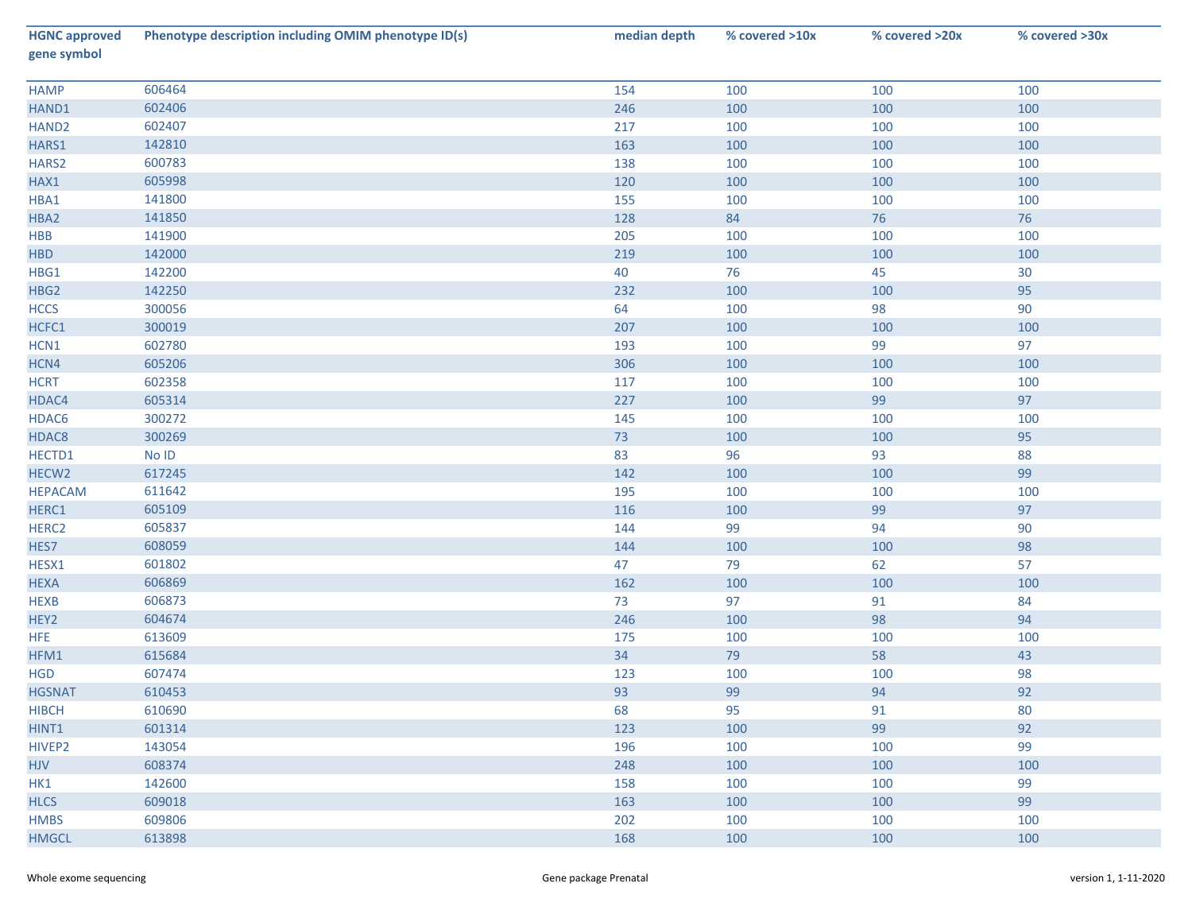| HGNC approved gene symbol | Phenotype description including OMIM phenotype ID(s) | median depth | % covered >10x | % covered >20x | % covered >30x |
|---|---|---|---|---|---|
| HAMP | 606464 | 154 | 100 | 100 | 100 |
| HAND1 | 602406 | 246 | 100 | 100 | 100 |
| HAND2 | 602407 | 217 | 100 | 100 | 100 |
| HARS1 | 142810 | 163 | 100 | 100 | 100 |
| HARS2 | 600783 | 138 | 100 | 100 | 100 |
| HAX1 | 605998 | 120 | 100 | 100 | 100 |
| HBA1 | 141800 | 155 | 100 | 100 | 100 |
| HBA2 | 141850 | 128 | 84 | 76 | 76 |
| HBB | 141900 | 205 | 100 | 100 | 100 |
| HBD | 142000 | 219 | 100 | 100 | 100 |
| HBG1 | 142200 | 40 | 76 | 45 | 30 |
| HBG2 | 142250 | 232 | 100 | 100 | 95 |
| HCCS | 300056 | 64 | 100 | 98 | 90 |
| HCFC1 | 300019 | 207 | 100 | 100 | 100 |
| HCN1 | 602780 | 193 | 100 | 99 | 97 |
| HCN4 | 605206 | 306 | 100 | 100 | 100 |
| HCRT | 602358 | 117 | 100 | 100 | 100 |
| HDAC4 | 605314 | 227 | 100 | 99 | 97 |
| HDAC6 | 300272 | 145 | 100 | 100 | 100 |
| HDAC8 | 300269 | 73 | 100 | 100 | 95 |
| HECTD1 | No ID | 83 | 96 | 93 | 88 |
| HECW2 | 617245 | 142 | 100 | 100 | 99 |
| HEPACAM | 611642 | 195 | 100 | 100 | 100 |
| HERC1 | 605109 | 116 | 100 | 99 | 97 |
| HERC2 | 605837 | 144 | 99 | 94 | 90 |
| HES7 | 608059 | 144 | 100 | 100 | 98 |
| HESX1 | 601802 | 47 | 79 | 62 | 57 |
| HEXA | 606869 | 162 | 100 | 100 | 100 |
| HEXB | 606873 | 73 | 97 | 91 | 84 |
| HEY2 | 604674 | 246 | 100 | 98 | 94 |
| HFE | 613609 | 175 | 100 | 100 | 100 |
| HFM1 | 615684 | 34 | 79 | 58 | 43 |
| HGD | 607474 | 123 | 100 | 100 | 98 |
| HGSNAT | 610453 | 93 | 99 | 94 | 92 |
| HIBCH | 610690 | 68 | 95 | 91 | 80 |
| HINT1 | 601314 | 123 | 100 | 99 | 92 |
| HIVEP2 | 143054 | 196 | 100 | 100 | 99 |
| HJV | 608374 | 248 | 100 | 100 | 100 |
| HK1 | 142600 | 158 | 100 | 100 | 99 |
| HLCS | 609018 | 163 | 100 | 100 | 99 |
| HMBS | 609806 | 202 | 100 | 100 | 100 |
| HMGCL | 613898 | 168 | 100 | 100 | 100 |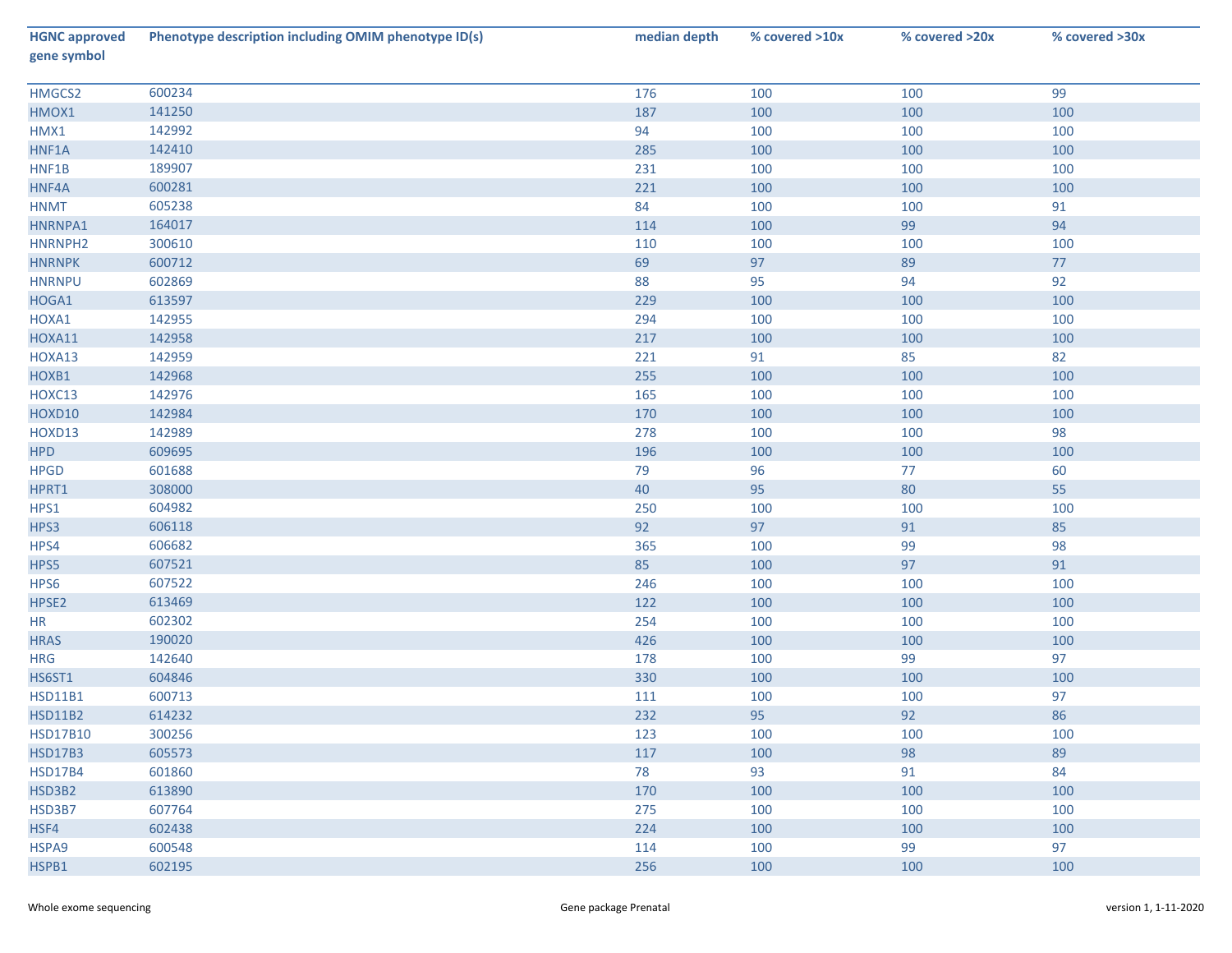| HGNC approved gene symbol | Phenotype description including OMIM phenotype ID(s) | median depth | % covered >10x | % covered >20x | % covered >30x |
|---|---|---|---|---|---|
| HMGCS2 | 600234 | 176 | 100 | 100 | 99 |
| HMOX1 | 141250 | 187 | 100 | 100 | 100 |
| HMX1 | 142992 | 94 | 100 | 100 | 100 |
| HNF1A | 142410 | 285 | 100 | 100 | 100 |
| HNF1B | 189907 | 231 | 100 | 100 | 100 |
| HNF4A | 600281 | 221 | 100 | 100 | 100 |
| HNMT | 605238 | 84 | 100 | 100 | 91 |
| HNRNPA1 | 164017 | 114 | 100 | 99 | 94 |
| HNRNPH2 | 300610 | 110 | 100 | 100 | 100 |
| HNRNPK | 600712 | 69 | 97 | 89 | 77 |
| HNRNPU | 602869 | 88 | 95 | 94 | 92 |
| HOGA1 | 613597 | 229 | 100 | 100 | 100 |
| HOXA1 | 142955 | 294 | 100 | 100 | 100 |
| HOXA11 | 142958 | 217 | 100 | 100 | 100 |
| HOXA13 | 142959 | 221 | 91 | 85 | 82 |
| HOXB1 | 142968 | 255 | 100 | 100 | 100 |
| HOXC13 | 142976 | 165 | 100 | 100 | 100 |
| HOXD10 | 142984 | 170 | 100 | 100 | 100 |
| HOXD13 | 142989 | 278 | 100 | 100 | 98 |
| HPD | 609695 | 196 | 100 | 100 | 100 |
| HPGD | 601688 | 79 | 96 | 77 | 60 |
| HPRT1 | 308000 | 40 | 95 | 80 | 55 |
| HPS1 | 604982 | 250 | 100 | 100 | 100 |
| HPS3 | 606118 | 92 | 97 | 91 | 85 |
| HPS4 | 606682 | 365 | 100 | 99 | 98 |
| HPS5 | 607521 | 85 | 100 | 97 | 91 |
| HPS6 | 607522 | 246 | 100 | 100 | 100 |
| HPSE2 | 613469 | 122 | 100 | 100 | 100 |
| HR | 602302 | 254 | 100 | 100 | 100 |
| HRAS | 190020 | 426 | 100 | 100 | 100 |
| HRG | 142640 | 178 | 100 | 99 | 97 |
| HS6ST1 | 604846 | 330 | 100 | 100 | 100 |
| HSD11B1 | 600713 | 111 | 100 | 100 | 97 |
| HSD11B2 | 614232 | 232 | 95 | 92 | 86 |
| HSD17B10 | 300256 | 123 | 100 | 100 | 100 |
| HSD17B3 | 605573 | 117 | 100 | 98 | 89 |
| HSD17B4 | 601860 | 78 | 93 | 91 | 84 |
| HSD3B2 | 613890 | 170 | 100 | 100 | 100 |
| HSD3B7 | 607764 | 275 | 100 | 100 | 100 |
| HSF4 | 602438 | 224 | 100 | 100 | 100 |
| HSPA9 | 600548 | 114 | 100 | 99 | 97 |
| HSPB1 | 602195 | 256 | 100 | 100 | 100 |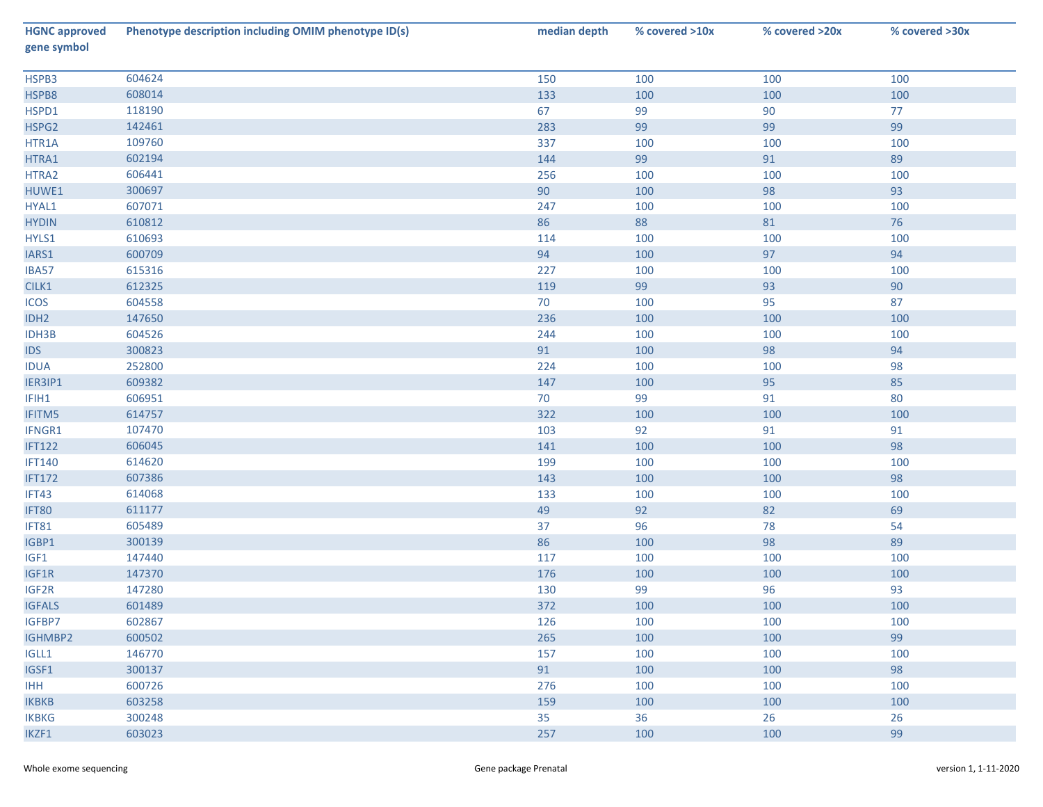| HGNC approved gene symbol | Phenotype description including OMIM phenotype ID(s) | median depth | % covered >10x | % covered >20x | % covered >30x |
|---|---|---|---|---|---|
| HSPB3 | 604624 | 150 | 100 | 100 | 100 |
| HSPB8 | 608014 | 133 | 100 | 100 | 100 |
| HSPD1 | 118190 | 67 | 99 | 90 | 77 |
| HSPG2 | 142461 | 283 | 99 | 99 | 99 |
| HTR1A | 109760 | 337 | 100 | 100 | 100 |
| HTRA1 | 602194 | 144 | 99 | 91 | 89 |
| HTRA2 | 606441 | 256 | 100 | 100 | 100 |
| HUWE1 | 300697 | 90 | 100 | 98 | 93 |
| HYAL1 | 607071 | 247 | 100 | 100 | 100 |
| HYDIN | 610812 | 86 | 88 | 81 | 76 |
| HYLS1 | 610693 | 114 | 100 | 100 | 100 |
| IARS1 | 600709 | 94 | 100 | 97 | 94 |
| IBA57 | 615316 | 227 | 100 | 100 | 100 |
| CILK1 | 612325 | 119 | 99 | 93 | 90 |
| ICOS | 604558 | 70 | 100 | 95 | 87 |
| IDH2 | 147650 | 236 | 100 | 100 | 100 |
| IDH3B | 604526 | 244 | 100 | 100 | 100 |
| IDS | 300823 | 91 | 100 | 98 | 94 |
| IDUA | 252800 | 224 | 100 | 100 | 98 |
| IER3IP1 | 609382 | 147 | 100 | 95 | 85 |
| IFIH1 | 606951 | 70 | 99 | 91 | 80 |
| IFITM5 | 614757 | 322 | 100 | 100 | 100 |
| IFNGR1 | 107470 | 103 | 92 | 91 | 91 |
| IFT122 | 606045 | 141 | 100 | 100 | 98 |
| IFT140 | 614620 | 199 | 100 | 100 | 100 |
| IFT172 | 607386 | 143 | 100 | 100 | 98 |
| IFT43 | 614068 | 133 | 100 | 100 | 100 |
| IFT80 | 611177 | 49 | 92 | 82 | 69 |
| IFT81 | 605489 | 37 | 96 | 78 | 54 |
| IGBP1 | 300139 | 86 | 100 | 98 | 89 |
| IGF1 | 147440 | 117 | 100 | 100 | 100 |
| IGF1R | 147370 | 176 | 100 | 100 | 100 |
| IGF2R | 147280 | 130 | 99 | 96 | 93 |
| IGFALS | 601489 | 372 | 100 | 100 | 100 |
| IGFBP7 | 602867 | 126 | 100 | 100 | 100 |
| IGHMBP2 | 600502 | 265 | 100 | 100 | 99 |
| IGLL1 | 146770 | 157 | 100 | 100 | 100 |
| IGSF1 | 300137 | 91 | 100 | 100 | 98 |
| IHH | 600726 | 276 | 100 | 100 | 100 |
| IKBKB | 603258 | 159 | 100 | 100 | 100 |
| IKBKG | 300248 | 35 | 36 | 26 | 26 |
| IKZF1 | 603023 | 257 | 100 | 100 | 99 |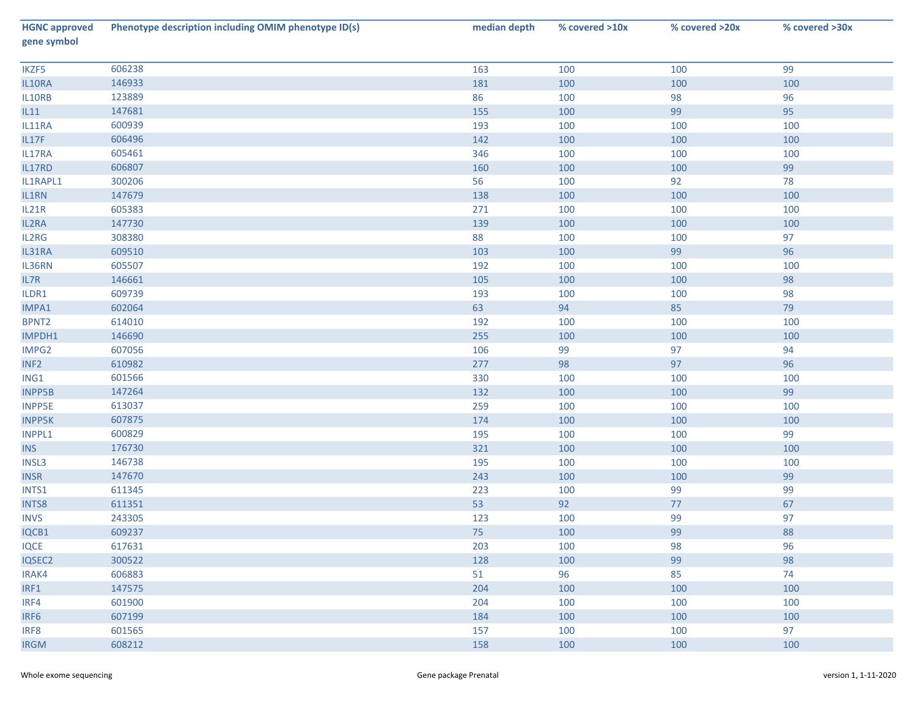| HGNC approved gene symbol | Phenotype description including OMIM phenotype ID(s) | median depth | % covered >10x | % covered >20x | % covered >30x |
|---|---|---|---|---|---|
| IKZF5 | 606238 | 163 | 100 | 100 | 99 |
| IL10RA | 146933 | 181 | 100 | 100 | 100 |
| IL10RB | 123889 | 86 | 100 | 98 | 96 |
| IL11 | 147681 | 155 | 100 | 99 | 95 |
| IL11RA | 600939 | 193 | 100 | 100 | 100 |
| IL17F | 606496 | 142 | 100 | 100 | 100 |
| IL17RA | 605461 | 346 | 100 | 100 | 100 |
| IL17RD | 606807 | 160 | 100 | 100 | 99 |
| IL1RAPL1 | 300206 | 56 | 100 | 92 | 78 |
| IL1RN | 147679 | 138 | 100 | 100 | 100 |
| IL21R | 605383 | 271 | 100 | 100 | 100 |
| IL2RA | 147730 | 139 | 100 | 100 | 100 |
| IL2RG | 308380 | 88 | 100 | 100 | 97 |
| IL31RA | 609510 | 103 | 100 | 99 | 96 |
| IL36RN | 605507 | 192 | 100 | 100 | 100 |
| IL7R | 146661 | 105 | 100 | 100 | 98 |
| ILDR1 | 609739 | 193 | 100 | 100 | 98 |
| IMPA1 | 602064 | 63 | 94 | 85 | 79 |
| BPNT2 | 614010 | 192 | 100 | 100 | 100 |
| IMPDH1 | 146690 | 255 | 100 | 100 | 100 |
| IMPG2 | 607056 | 106 | 99 | 97 | 94 |
| INF2 | 610982 | 277 | 98 | 97 | 96 |
| ING1 | 601566 | 330 | 100 | 100 | 100 |
| INPP5B | 147264 | 132 | 100 | 100 | 99 |
| INPP5E | 613037 | 259 | 100 | 100 | 100 |
| INPP5K | 607875 | 174 | 100 | 100 | 100 |
| INPPL1 | 600829 | 195 | 100 | 100 | 99 |
| INS | 176730 | 321 | 100 | 100 | 100 |
| INSL3 | 146738 | 195 | 100 | 100 | 100 |
| INSR | 147670 | 243 | 100 | 100 | 99 |
| INTS1 | 611345 | 223 | 100 | 99 | 99 |
| INTS8 | 611351 | 53 | 92 | 77 | 67 |
| INVS | 243305 | 123 | 100 | 99 | 97 |
| IQCB1 | 609237 | 75 | 100 | 99 | 88 |
| IQCE | 617631 | 203 | 100 | 98 | 96 |
| IQSEC2 | 300522 | 128 | 100 | 99 | 98 |
| IRAK4 | 606883 | 51 | 96 | 85 | 74 |
| IRF1 | 147575 | 204 | 100 | 100 | 100 |
| IRF4 | 601900 | 204 | 100 | 100 | 100 |
| IRF6 | 607199 | 184 | 100 | 100 | 100 |
| IRF8 | 601565 | 157 | 100 | 100 | 97 |
| IRGM | 608212 | 158 | 100 | 100 | 100 |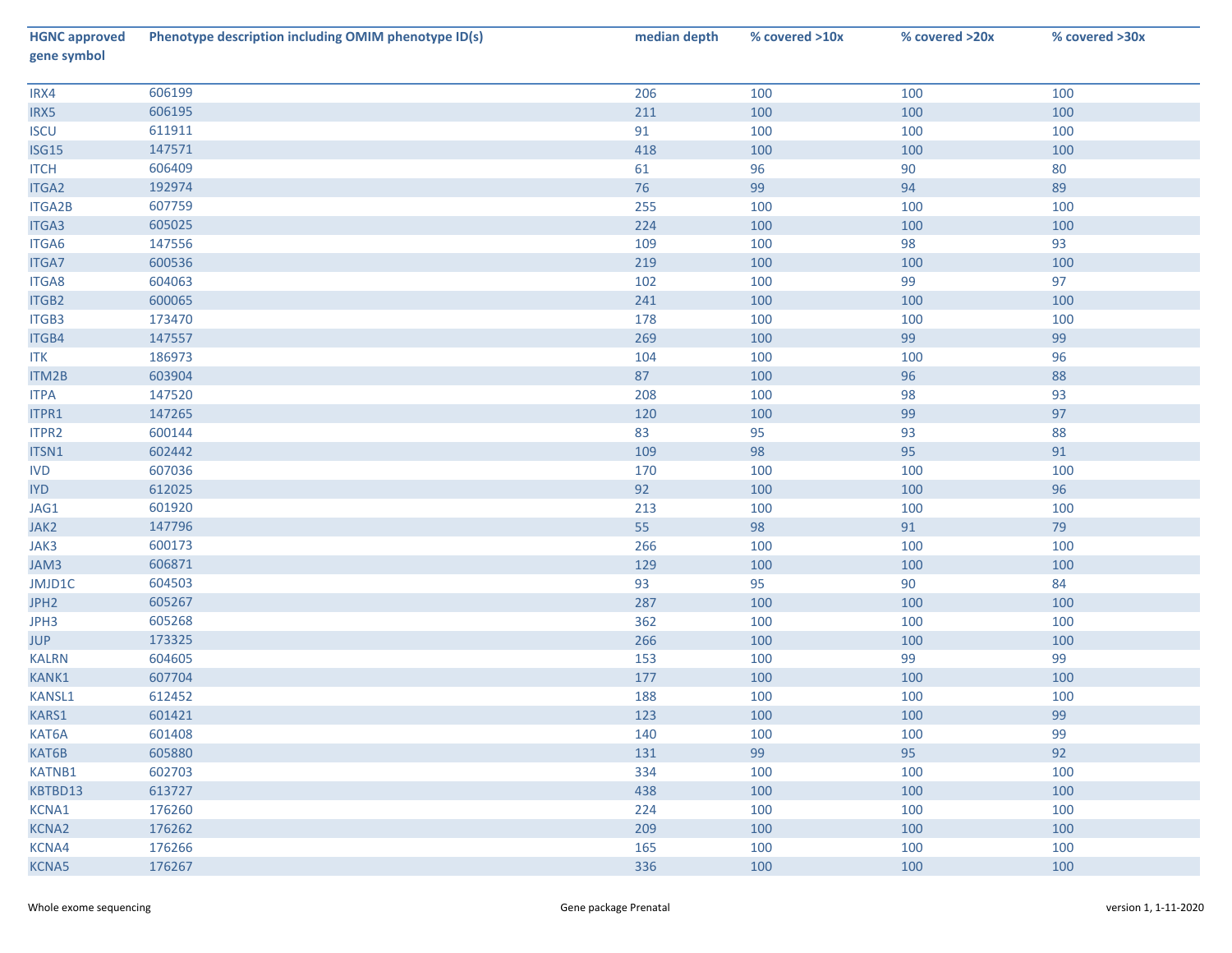| HGNC approved gene symbol | Phenotype description including OMIM phenotype ID(s) | median depth | % covered >10x | % covered >20x | % covered >30x |
|---|---|---|---|---|---|
| IRX4 | 606199 | 206 | 100 | 100 | 100 |
| IRX5 | 606195 | 211 | 100 | 100 | 100 |
| ISCU | 611911 | 91 | 100 | 100 | 100 |
| ISG15 | 147571 | 418 | 100 | 100 | 100 |
| ITCH | 606409 | 61 | 96 | 90 | 80 |
| ITGA2 | 192974 | 76 | 99 | 94 | 89 |
| ITGA2B | 607759 | 255 | 100 | 100 | 100 |
| ITGA3 | 605025 | 224 | 100 | 100 | 100 |
| ITGA6 | 147556 | 109 | 100 | 98 | 93 |
| ITGA7 | 600536 | 219 | 100 | 100 | 100 |
| ITGA8 | 604063 | 102 | 100 | 99 | 97 |
| ITGB2 | 600065 | 241 | 100 | 100 | 100 |
| ITGB3 | 173470 | 178 | 100 | 100 | 100 |
| ITGB4 | 147557 | 269 | 100 | 99 | 99 |
| ITK | 186973 | 104 | 100 | 100 | 96 |
| ITM2B | 603904 | 87 | 100 | 96 | 88 |
| ITPA | 147520 | 208 | 100 | 98 | 93 |
| ITPR1 | 147265 | 120 | 100 | 99 | 97 |
| ITPR2 | 600144 | 83 | 95 | 93 | 88 |
| ITSN1 | 602442 | 109 | 98 | 95 | 91 |
| IVD | 607036 | 170 | 100 | 100 | 100 |
| IYD | 612025 | 92 | 100 | 100 | 96 |
| JAG1 | 601920 | 213 | 100 | 100 | 100 |
| JAK2 | 147796 | 55 | 98 | 91 | 79 |
| JAK3 | 600173 | 266 | 100 | 100 | 100 |
| JAM3 | 606871 | 129 | 100 | 100 | 100 |
| JMJD1C | 604503 | 93 | 95 | 90 | 84 |
| JPH2 | 605267 | 287 | 100 | 100 | 100 |
| JPH3 | 605268 | 362 | 100 | 100 | 100 |
| JUP | 173325 | 266 | 100 | 100 | 100 |
| KALRN | 604605 | 153 | 100 | 99 | 99 |
| KANK1 | 607704 | 177 | 100 | 100 | 100 |
| KANSL1 | 612452 | 188 | 100 | 100 | 100 |
| KARS1 | 601421 | 123 | 100 | 100 | 99 |
| KAT6A | 601408 | 140 | 100 | 100 | 99 |
| KAT6B | 605880 | 131 | 99 | 95 | 92 |
| KATNB1 | 602703 | 334 | 100 | 100 | 100 |
| KBTBD13 | 613727 | 438 | 100 | 100 | 100 |
| KCNA1 | 176260 | 224 | 100 | 100 | 100 |
| KCNA2 | 176262 | 209 | 100 | 100 | 100 |
| KCNA4 | 176266 | 165 | 100 | 100 | 100 |
| KCNA5 | 176267 | 336 | 100 | 100 | 100 |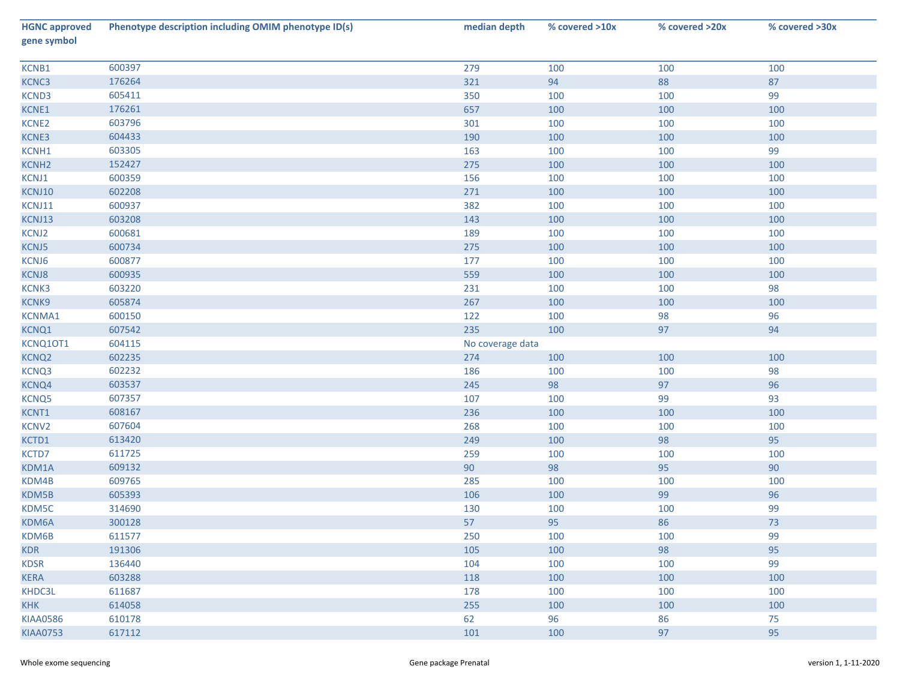| HGNC approved gene symbol | Phenotype description including OMIM phenotype ID(s) | median depth | % covered >10x | % covered >20x | % covered >30x |
|---|---|---|---|---|---|
| KCNB1 | 600397 | 279 | 100 | 100 | 100 |
| KCNC3 | 176264 | 321 | 94 | 88 | 87 |
| KCND3 | 605411 | 350 | 100 | 100 | 99 |
| KCNE1 | 176261 | 657 | 100 | 100 | 100 |
| KCNE2 | 603796 | 301 | 100 | 100 | 100 |
| KCNE3 | 604433 | 190 | 100 | 100 | 100 |
| KCNH1 | 603305 | 163 | 100 | 100 | 99 |
| KCNH2 | 152427 | 275 | 100 | 100 | 100 |
| KCNJ1 | 600359 | 156 | 100 | 100 | 100 |
| KCNJ10 | 602208 | 271 | 100 | 100 | 100 |
| KCNJ11 | 600937 | 382 | 100 | 100 | 100 |
| KCNJ13 | 603208 | 143 | 100 | 100 | 100 |
| KCNJ2 | 600681 | 189 | 100 | 100 | 100 |
| KCNJ5 | 600734 | 275 | 100 | 100 | 100 |
| KCNJ6 | 600877 | 177 | 100 | 100 | 100 |
| KCNJ8 | 600935 | 559 | 100 | 100 | 100 |
| KCNK3 | 603220 | 231 | 100 | 100 | 98 |
| KCNK9 | 605874 | 267 | 100 | 100 | 100 |
| KCNMA1 | 600150 | 122 | 100 | 98 | 96 |
| KCNQ1 | 607542 | 235 | 100 | 97 | 94 |
| KCNQ1OT1 | 604115 | No coverage data | | | |
| KCNQ2 | 602235 | 274 | 100 | 100 | 100 |
| KCNQ3 | 602232 | 186 | 100 | 100 | 98 |
| KCNQ4 | 603537 | 245 | 98 | 97 | 96 |
| KCNQ5 | 607357 | 107 | 100 | 99 | 93 |
| KCNT1 | 608167 | 236 | 100 | 100 | 100 |
| KCNV2 | 607604 | 268 | 100 | 100 | 100 |
| KCTD1 | 613420 | 249 | 100 | 98 | 95 |
| KCTD7 | 611725 | 259 | 100 | 100 | 100 |
| KDM1A | 609132 | 90 | 98 | 95 | 90 |
| KDM4B | 609765 | 285 | 100 | 100 | 100 |
| KDM5B | 605393 | 106 | 100 | 99 | 96 |
| KDM5C | 314690 | 130 | 100 | 100 | 99 |
| KDM6A | 300128 | 57 | 95 | 86 | 73 |
| KDM6B | 611577 | 250 | 100 | 100 | 99 |
| KDR | 191306 | 105 | 100 | 98 | 95 |
| KDSR | 136440 | 104 | 100 | 100 | 99 |
| KERA | 603288 | 118 | 100 | 100 | 100 |
| KHDC3L | 611687 | 178 | 100 | 100 | 100 |
| KHK | 614058 | 255 | 100 | 100 | 100 |
| KIAA0586 | 610178 | 62 | 96 | 86 | 75 |
| KIAA0753 | 617112 | 101 | 100 | 97 | 95 |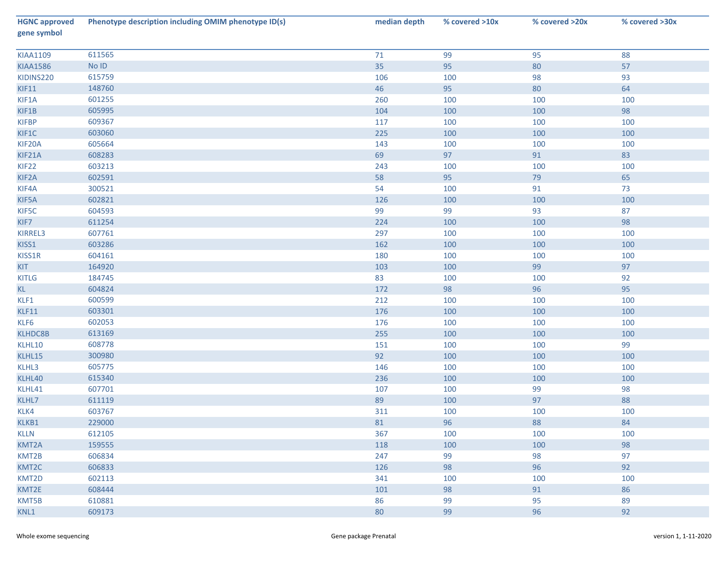| HGNC approved gene symbol | Phenotype description including OMIM phenotype ID(s) | median depth | % covered >10x | % covered >20x | % covered >30x |
|---|---|---|---|---|---|
| KIAA1109 | 611565 | 71 | 99 | 95 | 88 |
| KIAA1586 | No ID | 35 | 95 | 80 | 57 |
| KIDINS220 | 615759 | 106 | 100 | 98 | 93 |
| KIF11 | 148760 | 46 | 95 | 80 | 64 |
| KIF1A | 601255 | 260 | 100 | 100 | 100 |
| KIF1B | 605995 | 104 | 100 | 100 | 98 |
| KIFBP | 609367 | 117 | 100 | 100 | 100 |
| KIF1C | 603060 | 225 | 100 | 100 | 100 |
| KIF20A | 605664 | 143 | 100 | 100 | 100 |
| KIF21A | 608283 | 69 | 97 | 91 | 83 |
| KIF22 | 603213 | 243 | 100 | 100 | 100 |
| KIF2A | 602591 | 58 | 95 | 79 | 65 |
| KIF4A | 300521 | 54 | 100 | 91 | 73 |
| KIF5A | 602821 | 126 | 100 | 100 | 100 |
| KIF5C | 604593 | 99 | 99 | 93 | 87 |
| KIF7 | 611254 | 224 | 100 | 100 | 98 |
| KIRREL3 | 607761 | 297 | 100 | 100 | 100 |
| KISS1 | 603286 | 162 | 100 | 100 | 100 |
| KISS1R | 604161 | 180 | 100 | 100 | 100 |
| KIT | 164920 | 103 | 100 | 99 | 97 |
| KITLG | 184745 | 83 | 100 | 100 | 92 |
| KL | 604824 | 172 | 98 | 96 | 95 |
| KLF1 | 600599 | 212 | 100 | 100 | 100 |
| KLF11 | 603301 | 176 | 100 | 100 | 100 |
| KLF6 | 602053 | 176 | 100 | 100 | 100 |
| KLHDC8B | 613169 | 255 | 100 | 100 | 100 |
| KLHL10 | 608778 | 151 | 100 | 100 | 99 |
| KLHL15 | 300980 | 92 | 100 | 100 | 100 |
| KLHL3 | 605775 | 146 | 100 | 100 | 100 |
| KLHL40 | 615340 | 236 | 100 | 100 | 100 |
| KLHL41 | 607701 | 107 | 100 | 99 | 98 |
| KLHL7 | 611119 | 89 | 100 | 97 | 88 |
| KLK4 | 603767 | 311 | 100 | 100 | 100 |
| KLKB1 | 229000 | 81 | 96 | 88 | 84 |
| KLLN | 612105 | 367 | 100 | 100 | 100 |
| KMT2A | 159555 | 118 | 100 | 100 | 98 |
| KMT2B | 606834 | 247 | 99 | 98 | 97 |
| KMT2C | 606833 | 126 | 98 | 96 | 92 |
| KMT2D | 602113 | 341 | 100 | 100 | 100 |
| KMT2E | 608444 | 101 | 98 | 91 | 86 |
| KMT5B | 610881 | 86 | 99 | 95 | 89 |
| KNL1 | 609173 | 80 | 99 | 96 | 92 |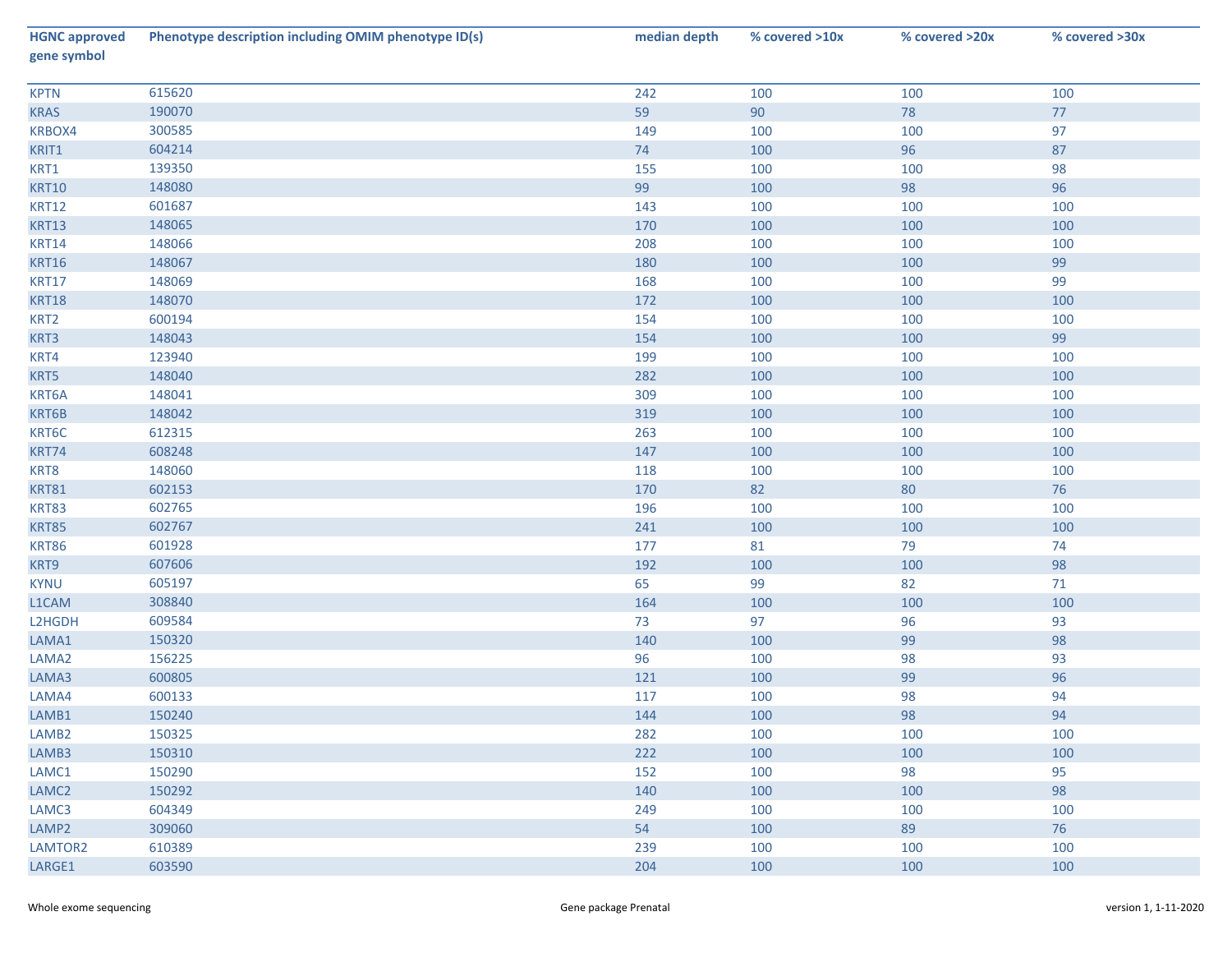| HGNC approved gene symbol | Phenotype description including OMIM phenotype ID(s) | median depth | % covered >10x | % covered >20x | % covered >30x |
|---|---|---|---|---|---|
| KPTN | 615620 | 242 | 100 | 100 | 100 |
| KRAS | 190070 | 59 | 90 | 78 | 77 |
| KRBOX4 | 300585 | 149 | 100 | 100 | 97 |
| KRIT1 | 604214 | 74 | 100 | 96 | 87 |
| KRT1 | 139350 | 155 | 100 | 100 | 98 |
| KRT10 | 148080 | 99 | 100 | 98 | 96 |
| KRT12 | 601687 | 143 | 100 | 100 | 100 |
| KRT13 | 148065 | 170 | 100 | 100 | 100 |
| KRT14 | 148066 | 208 | 100 | 100 | 100 |
| KRT16 | 148067 | 180 | 100 | 100 | 99 |
| KRT17 | 148069 | 168 | 100 | 100 | 99 |
| KRT18 | 148070 | 172 | 100 | 100 | 100 |
| KRT2 | 600194 | 154 | 100 | 100 | 100 |
| KRT3 | 148043 | 154 | 100 | 100 | 99 |
| KRT4 | 123940 | 199 | 100 | 100 | 100 |
| KRT5 | 148040 | 282 | 100 | 100 | 100 |
| KRT6A | 148041 | 309 | 100 | 100 | 100 |
| KRT6B | 148042 | 319 | 100 | 100 | 100 |
| KRT6C | 612315 | 263 | 100 | 100 | 100 |
| KRT74 | 608248 | 147 | 100 | 100 | 100 |
| KRT8 | 148060 | 118 | 100 | 100 | 100 |
| KRT81 | 602153 | 170 | 82 | 80 | 76 |
| KRT83 | 602765 | 196 | 100 | 100 | 100 |
| KRT85 | 602767 | 241 | 100 | 100 | 100 |
| KRT86 | 601928 | 177 | 81 | 79 | 74 |
| KRT9 | 607606 | 192 | 100 | 100 | 98 |
| KYNU | 605197 | 65 | 99 | 82 | 71 |
| L1CAM | 308840 | 164 | 100 | 100 | 100 |
| L2HGDH | 609584 | 73 | 97 | 96 | 93 |
| LAMA1 | 150320 | 140 | 100 | 99 | 98 |
| LAMA2 | 156225 | 96 | 100 | 98 | 93 |
| LAMA3 | 600805 | 121 | 100 | 99 | 96 |
| LAMA4 | 600133 | 117 | 100 | 98 | 94 |
| LAMB1 | 150240 | 144 | 100 | 98 | 94 |
| LAMB2 | 150325 | 282 | 100 | 100 | 100 |
| LAMB3 | 150310 | 222 | 100 | 100 | 100 |
| LAMC1 | 150290 | 152 | 100 | 98 | 95 |
| LAMC2 | 150292 | 140 | 100 | 100 | 98 |
| LAMC3 | 604349 | 249 | 100 | 100 | 100 |
| LAMP2 | 309060 | 54 | 100 | 89 | 76 |
| LAMTOR2 | 610389 | 239 | 100 | 100 | 100 |
| LARGE1 | 603590 | 204 | 100 | 100 | 100 |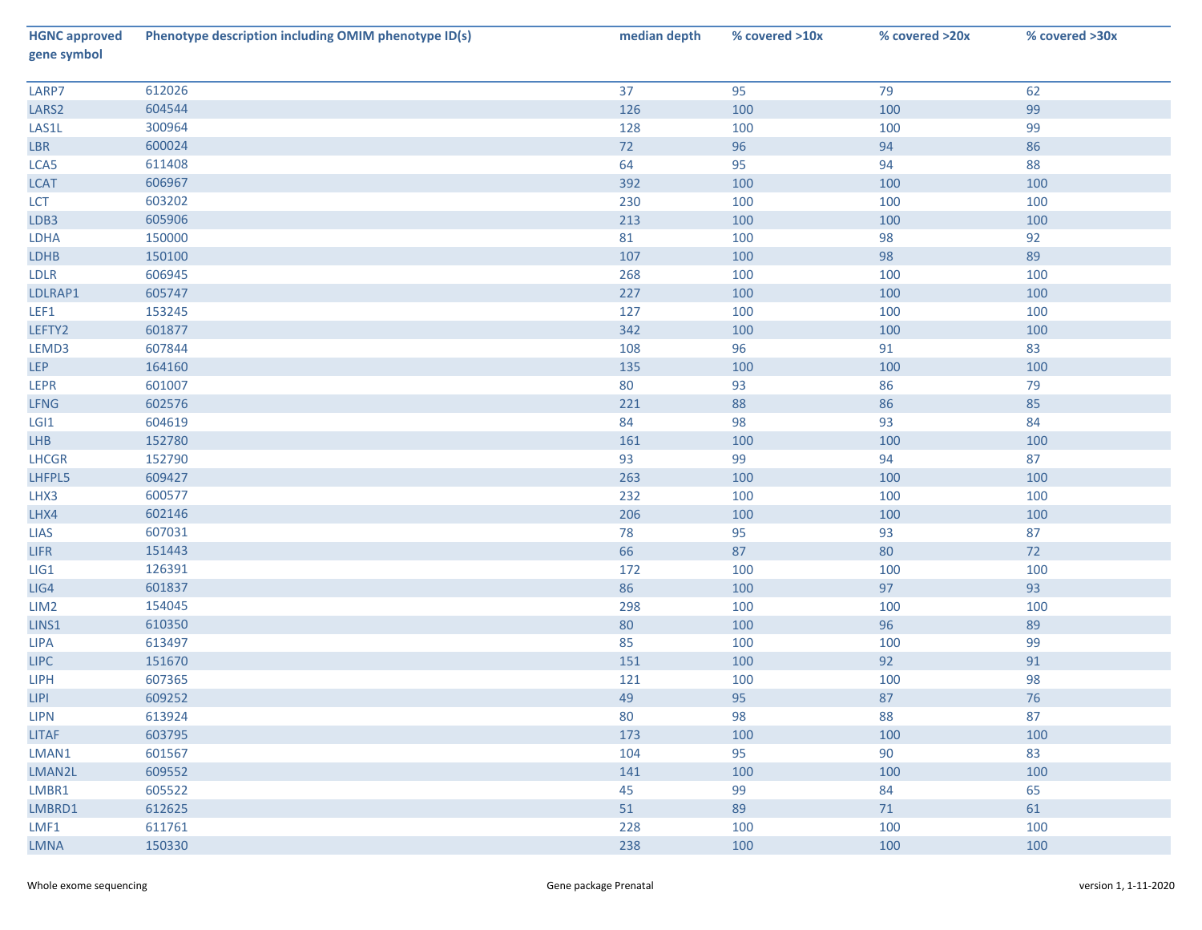| HGNC approved gene symbol | Phenotype description including OMIM phenotype ID(s) | median depth | % covered >10x | % covered >20x | % covered >30x |
|---|---|---|---|---|---|
| LARP7 | 612026 | 37 | 95 | 79 | 62 |
| LARS2 | 604544 | 126 | 100 | 100 | 99 |
| LAS1L | 300964 | 128 | 100 | 100 | 99 |
| LBR | 600024 | 72 | 96 | 94 | 86 |
| LCA5 | 611408 | 64 | 95 | 94 | 88 |
| LCAT | 606967 | 392 | 100 | 100 | 100 |
| LCT | 603202 | 230 | 100 | 100 | 100 |
| LDB3 | 605906 | 213 | 100 | 100 | 100 |
| LDHA | 150000 | 81 | 100 | 98 | 92 |
| LDHB | 150100 | 107 | 100 | 98 | 89 |
| LDLR | 606945 | 268 | 100 | 100 | 100 |
| LDLRAP1 | 605747 | 227 | 100 | 100 | 100 |
| LEF1 | 153245 | 127 | 100 | 100 | 100 |
| LEFTY2 | 601877 | 342 | 100 | 100 | 100 |
| LEMD3 | 607844 | 108 | 96 | 91 | 83 |
| LEP | 164160 | 135 | 100 | 100 | 100 |
| LEPR | 601007 | 80 | 93 | 86 | 79 |
| LFNG | 602576 | 221 | 88 | 86 | 85 |
| LGI1 | 604619 | 84 | 98 | 93 | 84 |
| LHB | 152780 | 161 | 100 | 100 | 100 |
| LHCGR | 152790 | 93 | 99 | 94 | 87 |
| LHFPL5 | 609427 | 263 | 100 | 100 | 100 |
| LHX3 | 600577 | 232 | 100 | 100 | 100 |
| LHX4 | 602146 | 206 | 100 | 100 | 100 |
| LIAS | 607031 | 78 | 95 | 93 | 87 |
| LIFR | 151443 | 66 | 87 | 80 | 72 |
| LIG1 | 126391 | 172 | 100 | 100 | 100 |
| LIG4 | 601837 | 86 | 100 | 97 | 93 |
| LIM2 | 154045 | 298 | 100 | 100 | 100 |
| LINS1 | 610350 | 80 | 100 | 96 | 89 |
| LIPA | 613497 | 85 | 100 | 100 | 99 |
| LIPC | 151670 | 151 | 100 | 92 | 91 |
| LIPH | 607365 | 121 | 100 | 100 | 98 |
| LIPI | 609252 | 49 | 95 | 87 | 76 |
| LIPN | 613924 | 80 | 98 | 88 | 87 |
| LITAF | 603795 | 173 | 100 | 100 | 100 |
| LMAN1 | 601567 | 104 | 95 | 90 | 83 |
| LMAN2L | 609552 | 141 | 100 | 100 | 100 |
| LMBR1 | 605522 | 45 | 99 | 84 | 65 |
| LMBRD1 | 612625 | 51 | 89 | 71 | 61 |
| LMF1 | 611761 | 228 | 100 | 100 | 100 |
| LMNA | 150330 | 238 | 100 | 100 | 100 |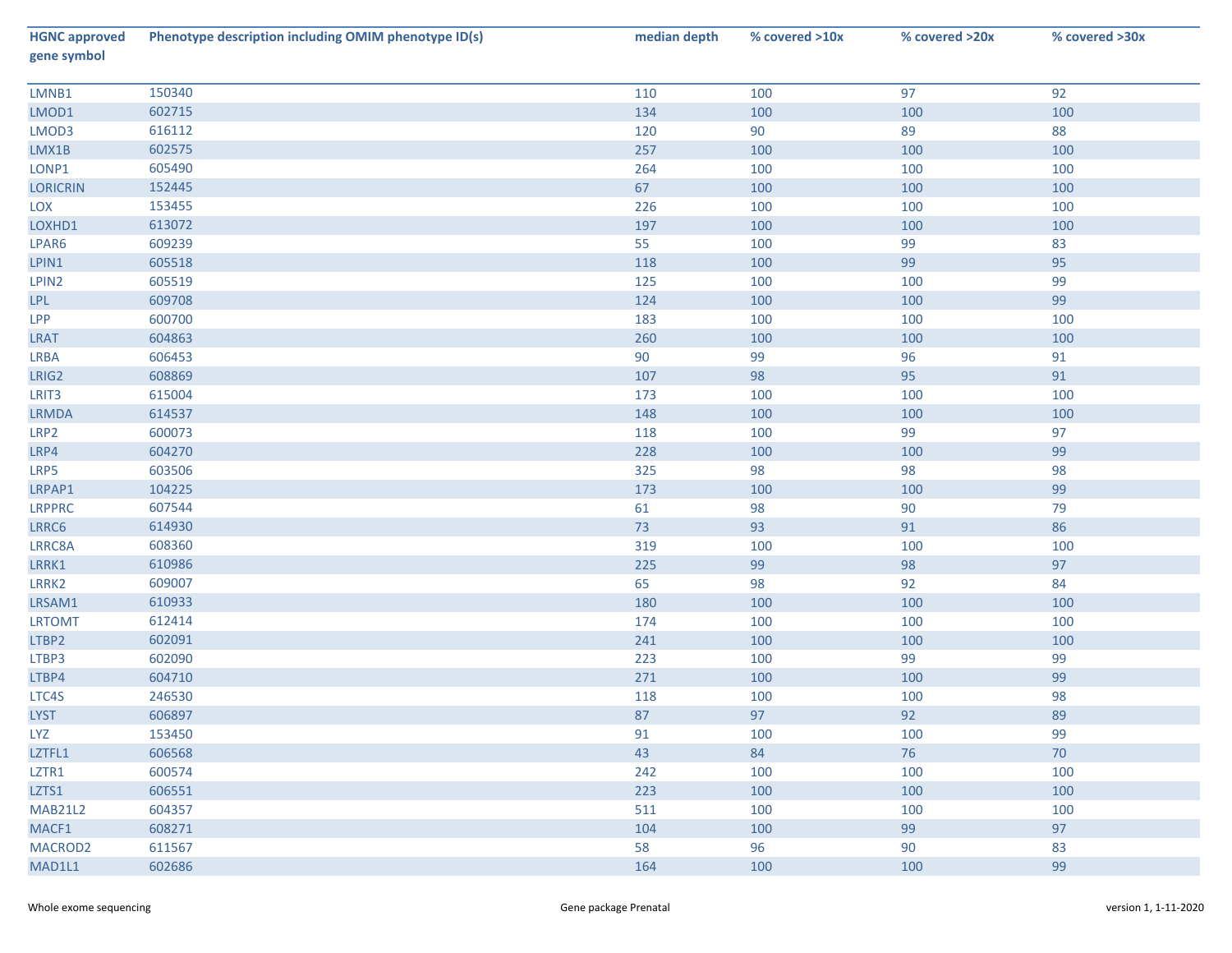| HGNC approved gene symbol | Phenotype description including OMIM phenotype ID(s) | median depth | % covered >10x | % covered >20x | % covered >30x |
|---|---|---|---|---|---|
| LMNB1 | 150340 | 110 | 100 | 97 | 92 |
| LMOD1 | 602715 | 134 | 100 | 100 | 100 |
| LMOD3 | 616112 | 120 | 90 | 89 | 88 |
| LMX1B | 602575 | 257 | 100 | 100 | 100 |
| LONP1 | 605490 | 264 | 100 | 100 | 100 |
| LORICRIN | 152445 | 67 | 100 | 100 | 100 |
| LOX | 153455 | 226 | 100 | 100 | 100 |
| LOXHD1 | 613072 | 197 | 100 | 100 | 100 |
| LPAR6 | 609239 | 55 | 100 | 99 | 83 |
| LPIN1 | 605518 | 118 | 100 | 99 | 95 |
| LPIN2 | 605519 | 125 | 100 | 100 | 99 |
| LPL | 609708 | 124 | 100 | 100 | 99 |
| LPP | 600700 | 183 | 100 | 100 | 100 |
| LRAT | 604863 | 260 | 100 | 100 | 100 |
| LRBA | 606453 | 90 | 99 | 96 | 91 |
| LRIG2 | 608869 | 107 | 98 | 95 | 91 |
| LRIT3 | 615004 | 173 | 100 | 100 | 100 |
| LRMDA | 614537 | 148 | 100 | 100 | 100 |
| LRP2 | 600073 | 118 | 100 | 99 | 97 |
| LRP4 | 604270 | 228 | 100 | 100 | 99 |
| LRP5 | 603506 | 325 | 98 | 98 | 98 |
| LRPAP1 | 104225 | 173 | 100 | 100 | 99 |
| LRPPRC | 607544 | 61 | 98 | 90 | 79 |
| LRRC6 | 614930 | 73 | 93 | 91 | 86 |
| LRRC8A | 608360 | 319 | 100 | 100 | 100 |
| LRRK1 | 610986 | 225 | 99 | 98 | 97 |
| LRRK2 | 609007 | 65 | 98 | 92 | 84 |
| LRSAM1 | 610933 | 180 | 100 | 100 | 100 |
| LRTOMT | 612414 | 174 | 100 | 100 | 100 |
| LTBP2 | 602091 | 241 | 100 | 100 | 100 |
| LTBP3 | 602090 | 223 | 100 | 99 | 99 |
| LTBP4 | 604710 | 271 | 100 | 100 | 99 |
| LTC4S | 246530 | 118 | 100 | 100 | 98 |
| LYST | 606897 | 87 | 97 | 92 | 89 |
| LYZ | 153450 | 91 | 100 | 100 | 99 |
| LZTFL1 | 606568 | 43 | 84 | 76 | 70 |
| LZTR1 | 600574 | 242 | 100 | 100 | 100 |
| LZTS1 | 606551 | 223 | 100 | 100 | 100 |
| MAB21L2 | 604357 | 511 | 100 | 100 | 100 |
| MACF1 | 608271 | 104 | 100 | 99 | 97 |
| MACROD2 | 611567 | 58 | 96 | 90 | 83 |
| MAD1L1 | 602686 | 164 | 100 | 100 | 99 |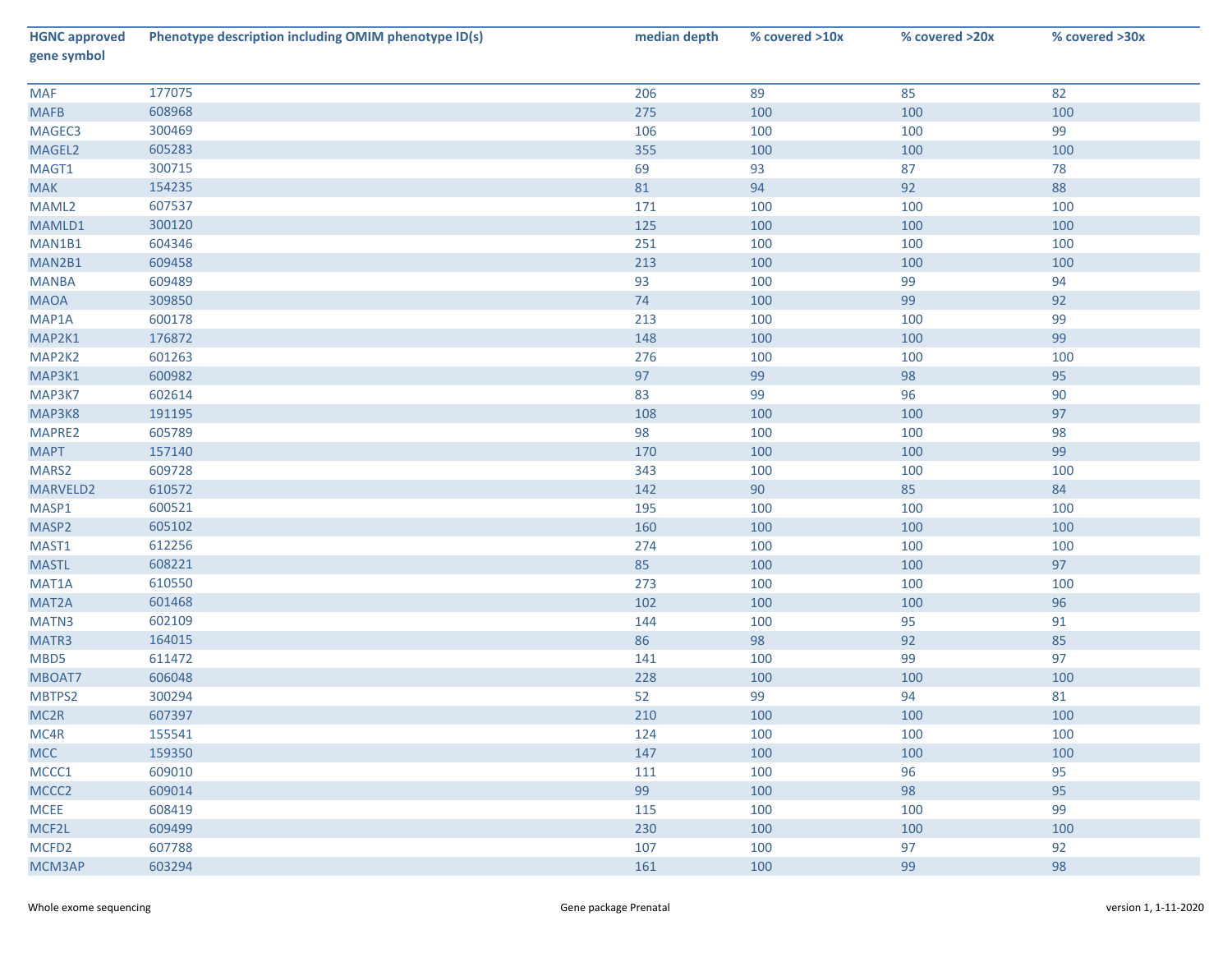| HGNC approved gene symbol | Phenotype description including OMIM phenotype ID(s) | median depth | % covered >10x | % covered >20x | % covered >30x |
|---|---|---|---|---|---|
| MAF | 177075 | 206 | 89 | 85 | 82 |
| MAFB | 608968 | 275 | 100 | 100 | 100 |
| MAGEC3 | 300469 | 106 | 100 | 100 | 99 |
| MAGEL2 | 605283 | 355 | 100 | 100 | 100 |
| MAGT1 | 300715 | 69 | 93 | 87 | 78 |
| MAK | 154235 | 81 | 94 | 92 | 88 |
| MAML2 | 607537 | 171 | 100 | 100 | 100 |
| MAMLD1 | 300120 | 125 | 100 | 100 | 100 |
| MAN1B1 | 604346 | 251 | 100 | 100 | 100 |
| MAN2B1 | 609458 | 213 | 100 | 100 | 100 |
| MANBA | 609489 | 93 | 100 | 99 | 94 |
| MAOA | 309850 | 74 | 100 | 99 | 92 |
| MAP1A | 600178 | 213 | 100 | 100 | 99 |
| MAP2K1 | 176872 | 148 | 100 | 100 | 99 |
| MAP2K2 | 601263 | 276 | 100 | 100 | 100 |
| MAP3K1 | 600982 | 97 | 99 | 98 | 95 |
| MAP3K7 | 602614 | 83 | 99 | 96 | 90 |
| MAP3K8 | 191195 | 108 | 100 | 100 | 97 |
| MAPRE2 | 605789 | 98 | 100 | 100 | 98 |
| MAPT | 157140 | 170 | 100 | 100 | 99 |
| MARS2 | 609728 | 343 | 100 | 100 | 100 |
| MARVELD2 | 610572 | 142 | 90 | 85 | 84 |
| MASP1 | 600521 | 195 | 100 | 100 | 100 |
| MASP2 | 605102 | 160 | 100 | 100 | 100 |
| MAST1 | 612256 | 274 | 100 | 100 | 100 |
| MASTL | 608221 | 85 | 100 | 100 | 97 |
| MAT1A | 610550 | 273 | 100 | 100 | 100 |
| MAT2A | 601468 | 102 | 100 | 100 | 96 |
| MATN3 | 602109 | 144 | 100 | 95 | 91 |
| MATR3 | 164015 | 86 | 98 | 92 | 85 |
| MBD5 | 611472 | 141 | 100 | 99 | 97 |
| MBOAT7 | 606048 | 228 | 100 | 100 | 100 |
| MBTPS2 | 300294 | 52 | 99 | 94 | 81 |
| MC2R | 607397 | 210 | 100 | 100 | 100 |
| MC4R | 155541 | 124 | 100 | 100 | 100 |
| MCC | 159350 | 147 | 100 | 100 | 100 |
| MCCC1 | 609010 | 111 | 100 | 96 | 95 |
| MCCC2 | 609014 | 99 | 100 | 98 | 95 |
| MCEE | 608419 | 115 | 100 | 100 | 99 |
| MCF2L | 609499 | 230 | 100 | 100 | 100 |
| MCFD2 | 607788 | 107 | 100 | 97 | 92 |
| MCM3AP | 603294 | 161 | 100 | 99 | 98 |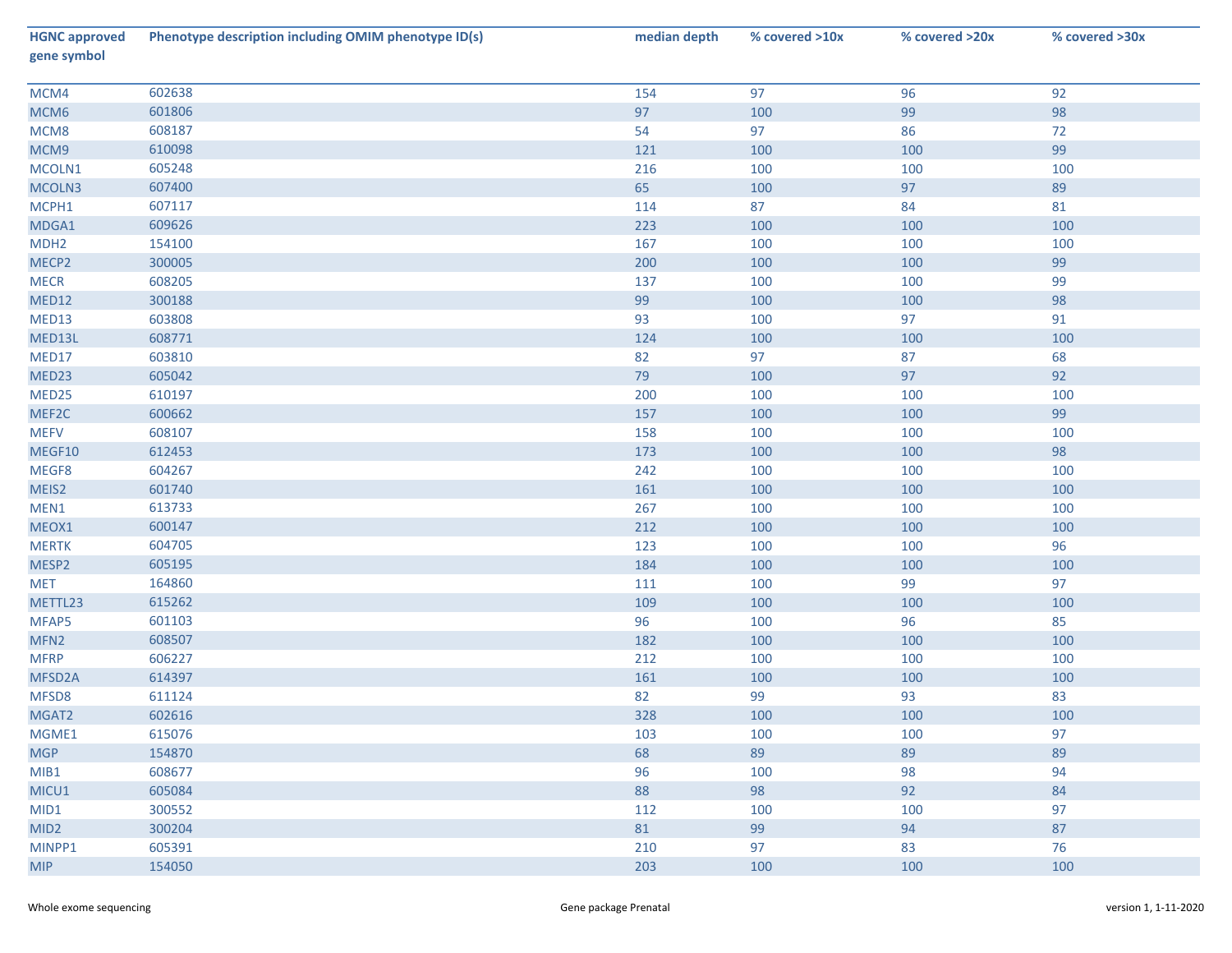| HGNC approved gene symbol | Phenotype description including OMIM phenotype ID(s) | median depth | % covered >10x | % covered >20x | % covered >30x |
|---|---|---|---|---|---|
| MCM4 | 602638 | 154 | 97 | 96 | 92 |
| MCM6 | 601806 | 97 | 100 | 99 | 98 |
| MCM8 | 608187 | 54 | 97 | 86 | 72 |
| MCM9 | 610098 | 121 | 100 | 100 | 99 |
| MCOLN1 | 605248 | 216 | 100 | 100 | 100 |
| MCOLN3 | 607400 | 65 | 100 | 97 | 89 |
| MCPH1 | 607117 | 114 | 87 | 84 | 81 |
| MDGA1 | 609626 | 223 | 100 | 100 | 100 |
| MDH2 | 154100 | 167 | 100 | 100 | 100 |
| MECP2 | 300005 | 200 | 100 | 100 | 99 |
| MECR | 608205 | 137 | 100 | 100 | 99 |
| MED12 | 300188 | 99 | 100 | 100 | 98 |
| MED13 | 603808 | 93 | 100 | 97 | 91 |
| MED13L | 608771 | 124 | 100 | 100 | 100 |
| MED17 | 603810 | 82 | 97 | 87 | 68 |
| MED23 | 605042 | 79 | 100 | 97 | 92 |
| MED25 | 610197 | 200 | 100 | 100 | 100 |
| MEF2C | 600662 | 157 | 100 | 100 | 99 |
| MEFV | 608107 | 158 | 100 | 100 | 100 |
| MEGF10 | 612453 | 173 | 100 | 100 | 98 |
| MEGF8 | 604267 | 242 | 100 | 100 | 100 |
| MEIS2 | 601740 | 161 | 100 | 100 | 100 |
| MEN1 | 613733 | 267 | 100 | 100 | 100 |
| MEOX1 | 600147 | 212 | 100 | 100 | 100 |
| MERTK | 604705 | 123 | 100 | 100 | 96 |
| MESP2 | 605195 | 184 | 100 | 100 | 100 |
| MET | 164860 | 111 | 100 | 99 | 97 |
| METTL23 | 615262 | 109 | 100 | 100 | 100 |
| MFAP5 | 601103 | 96 | 100 | 96 | 85 |
| MFN2 | 608507 | 182 | 100 | 100 | 100 |
| MFRP | 606227 | 212 | 100 | 100 | 100 |
| MFSD2A | 614397 | 161 | 100 | 100 | 100 |
| MFSD8 | 611124 | 82 | 99 | 93 | 83 |
| MGAT2 | 602616 | 328 | 100 | 100 | 100 |
| MGME1 | 615076 | 103 | 100 | 100 | 97 |
| MGP | 154870 | 68 | 89 | 89 | 89 |
| MIB1 | 608677 | 96 | 100 | 98 | 94 |
| MICU1 | 605084 | 88 | 98 | 92 | 84 |
| MID1 | 300552 | 112 | 100 | 100 | 97 |
| MID2 | 300204 | 81 | 99 | 94 | 87 |
| MINPP1 | 605391 | 210 | 97 | 83 | 76 |
| MIP | 154050 | 203 | 100 | 100 | 100 |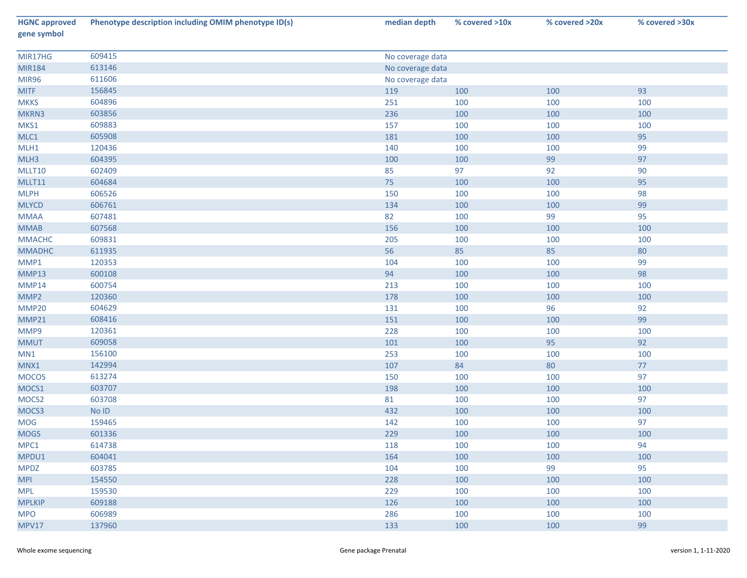| HGNC approved gene symbol | Phenotype description including OMIM phenotype ID(s) | median depth | % covered >10x | % covered >20x | % covered >30x |
|---|---|---|---|---|---|
| MIR17HG | 609415 | No coverage data | | | |
| MIR184 | 613146 | No coverage data | | | |
| MIR96 | 611606 | No coverage data | | | |
| MITF | 156845 | 119 | 100 | 100 | 93 |
| MKKS | 604896 | 251 | 100 | 100 | 100 |
| MKRN3 | 603856 | 236 | 100 | 100 | 100 |
| MKS1 | 609883 | 157 | 100 | 100 | 100 |
| MLC1 | 605908 | 181 | 100 | 100 | 95 |
| MLH1 | 120436 | 140 | 100 | 100 | 99 |
| MLH3 | 604395 | 100 | 100 | 99 | 97 |
| MLLT10 | 602409 | 85 | 97 | 92 | 90 |
| MLLT11 | 604684 | 75 | 100 | 100 | 95 |
| MLPH | 606526 | 150 | 100 | 100 | 98 |
| MLYCD | 606761 | 134 | 100 | 100 | 99 |
| MMAA | 607481 | 82 | 100 | 99 | 95 |
| MMAB | 607568 | 156 | 100 | 100 | 100 |
| MMACHC | 609831 | 205 | 100 | 100 | 100 |
| MMADHC | 611935 | 56 | 85 | 85 | 80 |
| MMP1 | 120353 | 104 | 100 | 100 | 99 |
| MMP13 | 600108 | 94 | 100 | 100 | 98 |
| MMP14 | 600754 | 213 | 100 | 100 | 100 |
| MMP2 | 120360 | 178 | 100 | 100 | 100 |
| MMP20 | 604629 | 131 | 100 | 96 | 92 |
| MMP21 | 608416 | 151 | 100 | 100 | 99 |
| MMP9 | 120361 | 228 | 100 | 100 | 100 |
| MMUT | 609058 | 101 | 100 | 95 | 92 |
| MN1 | 156100 | 253 | 100 | 100 | 100 |
| MNX1 | 142994 | 107 | 84 | 80 | 77 |
| MOCOS | 613274 | 150 | 100 | 100 | 97 |
| MOCS1 | 603707 | 198 | 100 | 100 | 100 |
| MOCS2 | 603708 | 81 | 100 | 100 | 97 |
| MOCS3 | No ID | 432 | 100 | 100 | 100 |
| MOG | 159465 | 142 | 100 | 100 | 97 |
| MOGS | 601336 | 229 | 100 | 100 | 100 |
| MPC1 | 614738 | 118 | 100 | 100 | 94 |
| MPDU1 | 604041 | 164 | 100 | 100 | 100 |
| MPDZ | 603785 | 104 | 100 | 99 | 95 |
| MPI | 154550 | 228 | 100 | 100 | 100 |
| MPL | 159530 | 229 | 100 | 100 | 100 |
| MPLKIP | 609188 | 126 | 100 | 100 | 100 |
| MPO | 606989 | 286 | 100 | 100 | 100 |
| MPV17 | 137960 | 133 | 100 | 100 | 99 |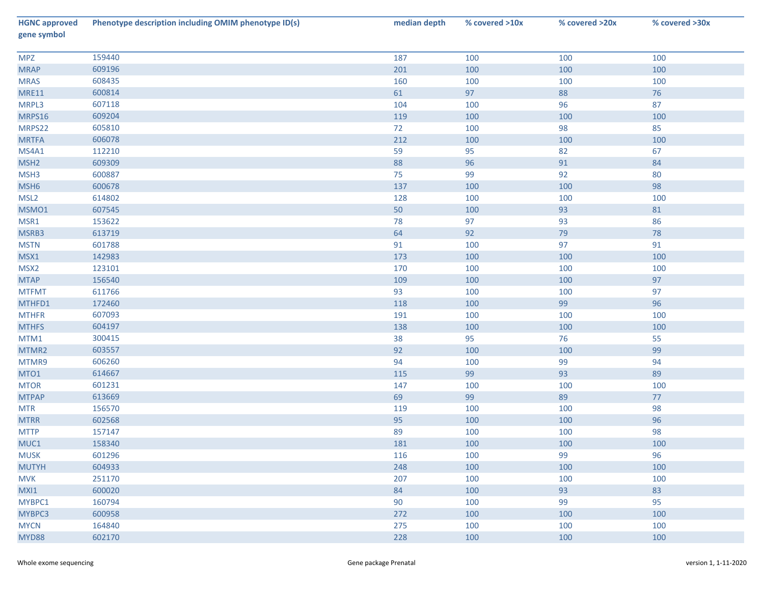| HGNC approved gene symbol | Phenotype description including OMIM phenotype ID(s) | median depth | % covered >10x | % covered >20x | % covered >30x |
|---|---|---|---|---|---|
| MPZ | 159440 | 187 | 100 | 100 | 100 |
| MRAP | 609196 | 201 | 100 | 100 | 100 |
| MRAS | 608435 | 160 | 100 | 100 | 100 |
| MRE11 | 600814 | 61 | 97 | 88 | 76 |
| MRPL3 | 607118 | 104 | 100 | 96 | 87 |
| MRPS16 | 609204 | 119 | 100 | 100 | 100 |
| MRPS22 | 605810 | 72 | 100 | 98 | 85 |
| MRTFA | 606078 | 212 | 100 | 100 | 100 |
| MS4A1 | 112210 | 59 | 95 | 82 | 67 |
| MSH2 | 609309 | 88 | 96 | 91 | 84 |
| MSH3 | 600887 | 75 | 99 | 92 | 80 |
| MSH6 | 600678 | 137 | 100 | 100 | 98 |
| MSL2 | 614802 | 128 | 100 | 100 | 100 |
| MSMO1 | 607545 | 50 | 100 | 93 | 81 |
| MSR1 | 153622 | 78 | 97 | 93 | 86 |
| MSRB3 | 613719 | 64 | 92 | 79 | 78 |
| MSTN | 601788 | 91 | 100 | 97 | 91 |
| MSX1 | 142983 | 173 | 100 | 100 | 100 |
| MSX2 | 123101 | 170 | 100 | 100 | 100 |
| MTAP | 156540 | 109 | 100 | 100 | 97 |
| MTFMT | 611766 | 93 | 100 | 100 | 97 |
| MTHFD1 | 172460 | 118 | 100 | 99 | 96 |
| MTHFR | 607093 | 191 | 100 | 100 | 100 |
| MTHFS | 604197 | 138 | 100 | 100 | 100 |
| MTM1 | 300415 | 38 | 95 | 76 | 55 |
| MTMR2 | 603557 | 92 | 100 | 100 | 99 |
| MTMR9 | 606260 | 94 | 100 | 99 | 94 |
| MTO1 | 614667 | 115 | 99 | 93 | 89 |
| MTOR | 601231 | 147 | 100 | 100 | 100 |
| MTPAP | 613669 | 69 | 99 | 89 | 77 |
| MTR | 156570 | 119 | 100 | 100 | 98 |
| MTRR | 602568 | 95 | 100 | 100 | 96 |
| MTTP | 157147 | 89 | 100 | 100 | 98 |
| MUC1 | 158340 | 181 | 100 | 100 | 100 |
| MUSK | 601296 | 116 | 100 | 99 | 96 |
| MUTYH | 604933 | 248 | 100 | 100 | 100 |
| MVK | 251170 | 207 | 100 | 100 | 100 |
| MXI1 | 600020 | 84 | 100 | 93 | 83 |
| MYBPC1 | 160794 | 90 | 100 | 99 | 95 |
| MYBPC3 | 600958 | 272 | 100 | 100 | 100 |
| MYCN | 164840 | 275 | 100 | 100 | 100 |
| MYD88 | 602170 | 228 | 100 | 100 | 100 |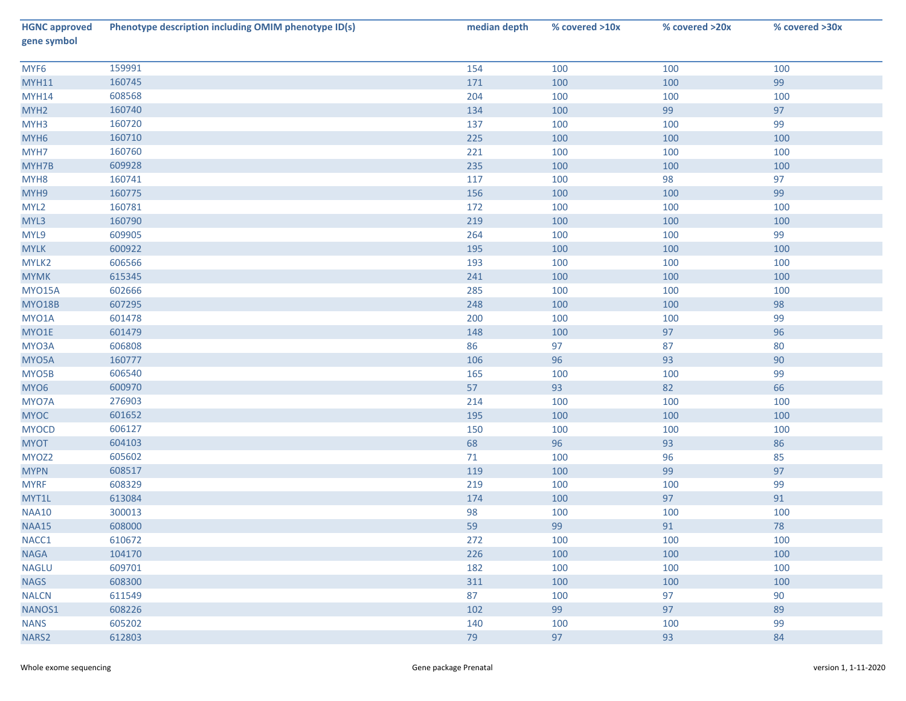| HGNC approved gene symbol | Phenotype description including OMIM phenotype ID(s) | median depth | % covered >10x | % covered >20x | % covered >30x |
|---|---|---|---|---|---|
| MYF6 | 159991 | 154 | 100 | 100 | 100 |
| MYH11 | 160745 | 171 | 100 | 100 | 99 |
| MYH14 | 608568 | 204 | 100 | 100 | 100 |
| MYH2 | 160740 | 134 | 100 | 99 | 97 |
| MYH3 | 160720 | 137 | 100 | 100 | 99 |
| MYH6 | 160710 | 225 | 100 | 100 | 100 |
| MYH7 | 160760 | 221 | 100 | 100 | 100 |
| MYH7B | 609928 | 235 | 100 | 100 | 100 |
| MYH8 | 160741 | 117 | 100 | 98 | 97 |
| MYH9 | 160775 | 156 | 100 | 100 | 99 |
| MYL2 | 160781 | 172 | 100 | 100 | 100 |
| MYL3 | 160790 | 219 | 100 | 100 | 100 |
| MYL9 | 609905 | 264 | 100 | 100 | 99 |
| MYLK | 600922 | 195 | 100 | 100 | 100 |
| MYLK2 | 606566 | 193 | 100 | 100 | 100 |
| MYMK | 615345 | 241 | 100 | 100 | 100 |
| MYO15A | 602666 | 285 | 100 | 100 | 100 |
| MYO18B | 607295 | 248 | 100 | 100 | 98 |
| MYO1A | 601478 | 200 | 100 | 100 | 99 |
| MYO1E | 601479 | 148 | 100 | 97 | 96 |
| MYO3A | 606808 | 86 | 97 | 87 | 80 |
| MYO5A | 160777 | 106 | 96 | 93 | 90 |
| MYO5B | 606540 | 165 | 100 | 100 | 99 |
| MYO6 | 600970 | 57 | 93 | 82 | 66 |
| MYO7A | 276903 | 214 | 100 | 100 | 100 |
| MYOC | 601652 | 195 | 100 | 100 | 100 |
| MYOCD | 606127 | 150 | 100 | 100 | 100 |
| MYOT | 604103 | 68 | 96 | 93 | 86 |
| MYOZ2 | 605602 | 71 | 100 | 96 | 85 |
| MYPN | 608517 | 119 | 100 | 99 | 97 |
| MYRF | 608329 | 219 | 100 | 100 | 99 |
| MYT1L | 613084 | 174 | 100 | 97 | 91 |
| NAA10 | 300013 | 98 | 100 | 100 | 100 |
| NAA15 | 608000 | 59 | 99 | 91 | 78 |
| NACC1 | 610672 | 272 | 100 | 100 | 100 |
| NAGA | 104170 | 226 | 100 | 100 | 100 |
| NAGLU | 609701 | 182 | 100 | 100 | 100 |
| NAGS | 608300 | 311 | 100 | 100 | 100 |
| NALCN | 611549 | 87 | 100 | 97 | 90 |
| NANOS1 | 608226 | 102 | 99 | 97 | 89 |
| NANS | 605202 | 140 | 100 | 100 | 99 |
| NARS2 | 612803 | 79 | 97 | 93 | 84 |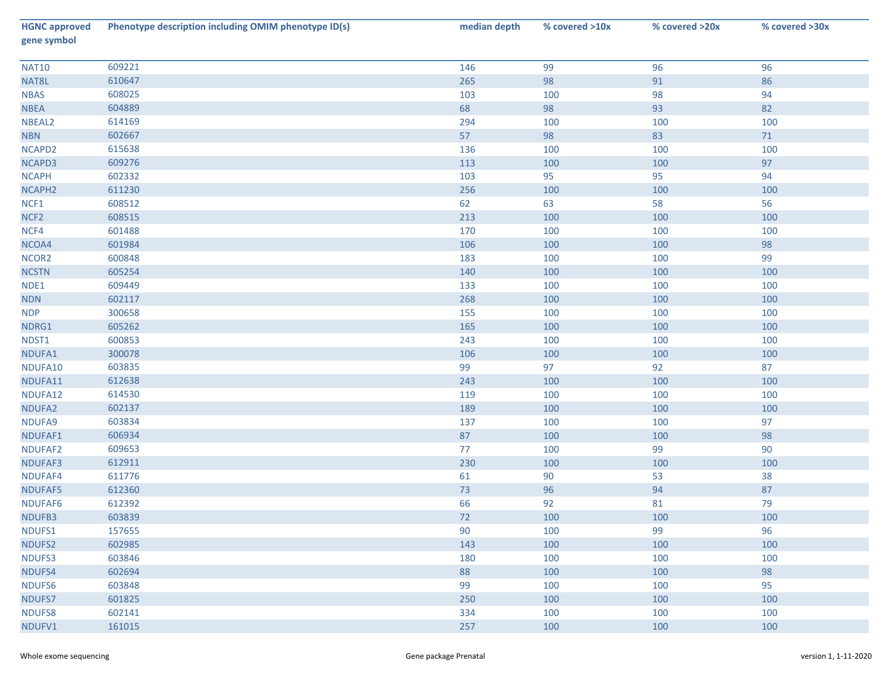| HGNC approved gene symbol | Phenotype description including OMIM phenotype ID(s) | median depth | % covered >10x | % covered >20x | % covered >30x |
|---|---|---|---|---|---|
| NAT10 | 609221 | 146 | 99 | 96 | 96 |
| NAT8L | 610647 | 265 | 98 | 91 | 86 |
| NBAS | 608025 | 103 | 100 | 98 | 94 |
| NBEA | 604889 | 68 | 98 | 93 | 82 |
| NBEAL2 | 614169 | 294 | 100 | 100 | 100 |
| NBN | 602667 | 57 | 98 | 83 | 71 |
| NCAPD2 | 615638 | 136 | 100 | 100 | 100 |
| NCAPD3 | 609276 | 113 | 100 | 100 | 97 |
| NCAPH | 602332 | 103 | 95 | 95 | 94 |
| NCAPH2 | 611230 | 256 | 100 | 100 | 100 |
| NCF1 | 608512 | 62 | 63 | 58 | 56 |
| NCF2 | 608515 | 213 | 100 | 100 | 100 |
| NCF4 | 601488 | 170 | 100 | 100 | 100 |
| NCOA4 | 601984 | 106 | 100 | 100 | 98 |
| NCOR2 | 600848 | 183 | 100 | 100 | 99 |
| NCSTN | 605254 | 140 | 100 | 100 | 100 |
| NDE1 | 609449 | 133 | 100 | 100 | 100 |
| NDN | 602117 | 268 | 100 | 100 | 100 |
| NDP | 300658 | 155 | 100 | 100 | 100 |
| NDRG1 | 605262 | 165 | 100 | 100 | 100 |
| NDST1 | 600853 | 243 | 100 | 100 | 100 |
| NDUFA1 | 300078 | 106 | 100 | 100 | 100 |
| NDUFA10 | 603835 | 99 | 97 | 92 | 87 |
| NDUFA11 | 612638 | 243 | 100 | 100 | 100 |
| NDUFA12 | 614530 | 119 | 100 | 100 | 100 |
| NDUFA2 | 602137 | 189 | 100 | 100 | 100 |
| NDUFA9 | 603834 | 137 | 100 | 100 | 97 |
| NDUFAF1 | 606934 | 87 | 100 | 100 | 98 |
| NDUFAF2 | 609653 | 77 | 100 | 99 | 90 |
| NDUFAF3 | 612911 | 230 | 100 | 100 | 100 |
| NDUFAF4 | 611776 | 61 | 90 | 53 | 38 |
| NDUFAF5 | 612360 | 73 | 96 | 94 | 87 |
| NDUFAF6 | 612392 | 66 | 92 | 81 | 79 |
| NDUFB3 | 603839 | 72 | 100 | 100 | 100 |
| NDUFS1 | 157655 | 90 | 100 | 99 | 96 |
| NDUFS2 | 602985 | 143 | 100 | 100 | 100 |
| NDUFS3 | 603846 | 180 | 100 | 100 | 100 |
| NDUFS4 | 602694 | 88 | 100 | 100 | 98 |
| NDUFS6 | 603848 | 99 | 100 | 100 | 95 |
| NDUFS7 | 601825 | 250 | 100 | 100 | 100 |
| NDUFS8 | 602141 | 334 | 100 | 100 | 100 |
| NDUFV1 | 161015 | 257 | 100 | 100 | 100 |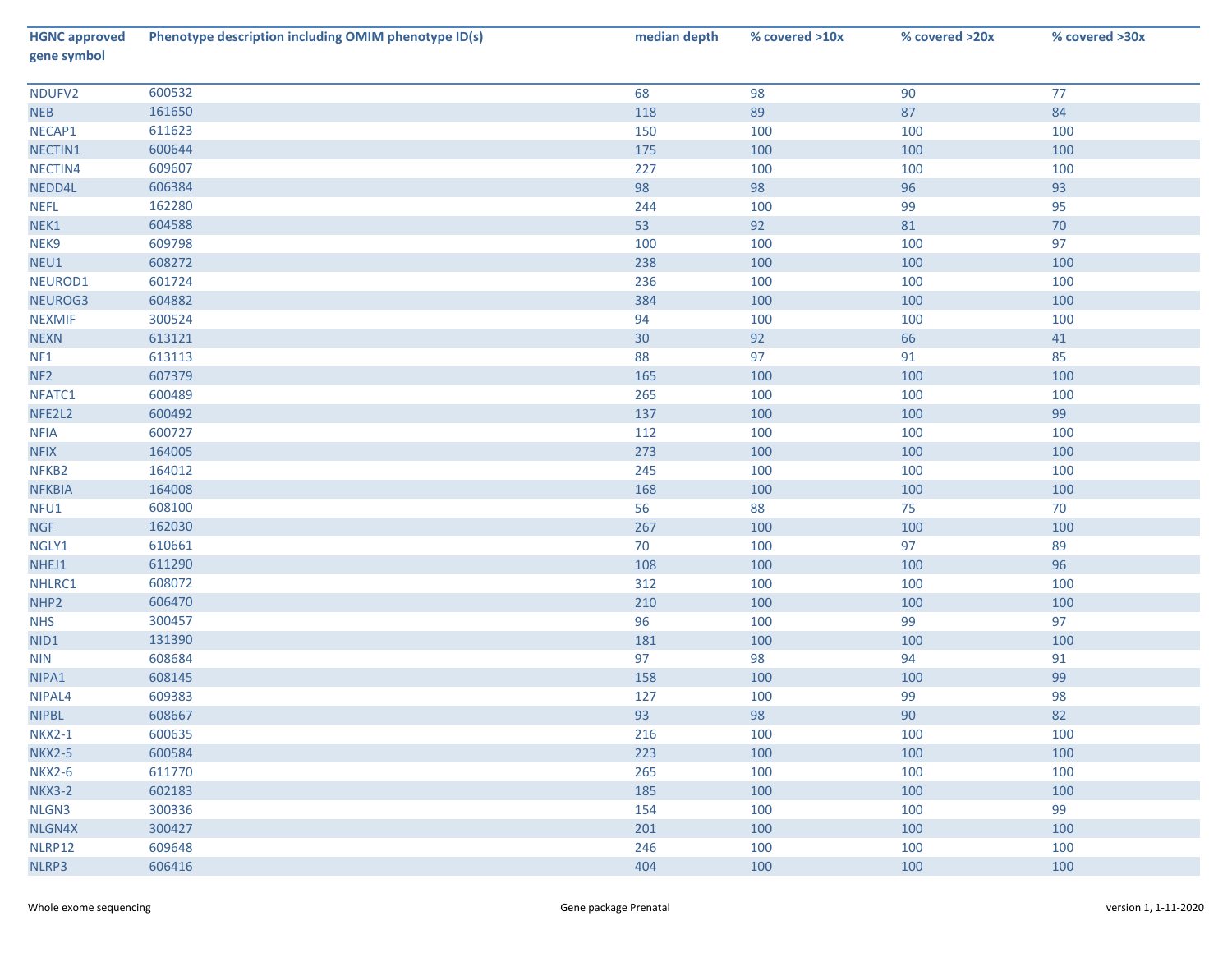| HGNC approved gene symbol | Phenotype description including OMIM phenotype ID(s) | median depth | % covered >10x | % covered >20x | % covered >30x |
|---|---|---|---|---|---|
| NDUFV2 | 600532 | 68 | 98 | 90 | 77 |
| NEB | 161650 | 118 | 89 | 87 | 84 |
| NECAP1 | 611623 | 150 | 100 | 100 | 100 |
| NECTIN1 | 600644 | 175 | 100 | 100 | 100 |
| NECTIN4 | 609607 | 227 | 100 | 100 | 100 |
| NEDD4L | 606384 | 98 | 98 | 96 | 93 |
| NEFL | 162280 | 244 | 100 | 99 | 95 |
| NEK1 | 604588 | 53 | 92 | 81 | 70 |
| NEK9 | 609798 | 100 | 100 | 100 | 97 |
| NEU1 | 608272 | 238 | 100 | 100 | 100 |
| NEUROD1 | 601724 | 236 | 100 | 100 | 100 |
| NEUROG3 | 604882 | 384 | 100 | 100 | 100 |
| NEXMIF | 300524 | 94 | 100 | 100 | 100 |
| NEXN | 613121 | 30 | 92 | 66 | 41 |
| NF1 | 613113 | 88 | 97 | 91 | 85 |
| NF2 | 607379 | 165 | 100 | 100 | 100 |
| NFATC1 | 600489 | 265 | 100 | 100 | 100 |
| NFE2L2 | 600492 | 137 | 100 | 100 | 99 |
| NFIA | 600727 | 112 | 100 | 100 | 100 |
| NFIX | 164005 | 273 | 100 | 100 | 100 |
| NFKB2 | 164012 | 245 | 100 | 100 | 100 |
| NFKBIA | 164008 | 168 | 100 | 100 | 100 |
| NFU1 | 608100 | 56 | 88 | 75 | 70 |
| NGF | 162030 | 267 | 100 | 100 | 100 |
| NGLY1 | 610661 | 70 | 100 | 97 | 89 |
| NHEJ1 | 611290 | 108 | 100 | 100 | 96 |
| NHLRC1 | 608072 | 312 | 100 | 100 | 100 |
| NHP2 | 606470 | 210 | 100 | 100 | 100 |
| NHS | 300457 | 96 | 100 | 99 | 97 |
| NID1 | 131390 | 181 | 100 | 100 | 100 |
| NIN | 608684 | 97 | 98 | 94 | 91 |
| NIPA1 | 608145 | 158 | 100 | 100 | 99 |
| NIPAL4 | 609383 | 127 | 100 | 99 | 98 |
| NIPBL | 608667 | 93 | 98 | 90 | 82 |
| NKX2-1 | 600635 | 216 | 100 | 100 | 100 |
| NKX2-5 | 600584 | 223 | 100 | 100 | 100 |
| NKX2-6 | 611770 | 265 | 100 | 100 | 100 |
| NKX3-2 | 602183 | 185 | 100 | 100 | 100 |
| NLGN3 | 300336 | 154 | 100 | 100 | 99 |
| NLGN4X | 300427 | 201 | 100 | 100 | 100 |
| NLRP12 | 609648 | 246 | 100 | 100 | 100 |
| NLRP3 | 606416 | 404 | 100 | 100 | 100 |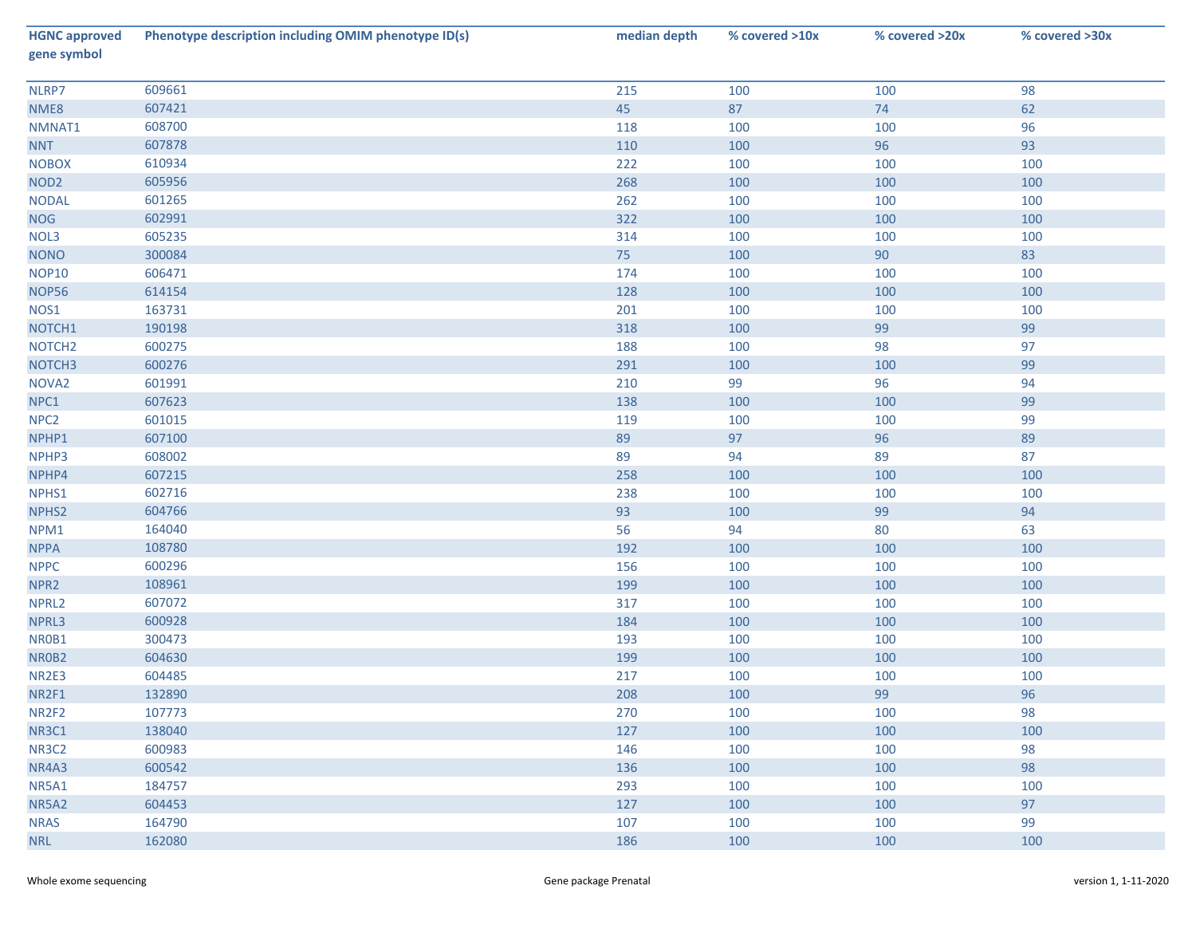| HGNC approved gene symbol | Phenotype description including OMIM phenotype ID(s) | median depth | % covered >10x | % covered >20x | % covered >30x |
|---|---|---|---|---|---|
| NLRP7 | 609661 | 215 | 100 | 100 | 98 |
| NME8 | 607421 | 45 | 87 | 74 | 62 |
| NMNAT1 | 608700 | 118 | 100 | 100 | 96 |
| NNT | 607878 | 110 | 100 | 96 | 93 |
| NOBOX | 610934 | 222 | 100 | 100 | 100 |
| NOD2 | 605956 | 268 | 100 | 100 | 100 |
| NODAL | 601265 | 262 | 100 | 100 | 100 |
| NOG | 602991 | 322 | 100 | 100 | 100 |
| NOL3 | 605235 | 314 | 100 | 100 | 100 |
| NONO | 300084 | 75 | 100 | 90 | 83 |
| NOP10 | 606471 | 174 | 100 | 100 | 100 |
| NOP56 | 614154 | 128 | 100 | 100 | 100 |
| NOS1 | 163731 | 201 | 100 | 100 | 100 |
| NOTCH1 | 190198 | 318 | 100 | 99 | 99 |
| NOTCH2 | 600275 | 188 | 100 | 98 | 97 |
| NOTCH3 | 600276 | 291 | 100 | 100 | 99 |
| NOVA2 | 601991 | 210 | 99 | 96 | 94 |
| NPC1 | 607623 | 138 | 100 | 100 | 99 |
| NPC2 | 601015 | 119 | 100 | 100 | 99 |
| NPHP1 | 607100 | 89 | 97 | 96 | 89 |
| NPHP3 | 608002 | 89 | 94 | 89 | 87 |
| NPHP4 | 607215 | 258 | 100 | 100 | 100 |
| NPHS1 | 602716 | 238 | 100 | 100 | 100 |
| NPHS2 | 604766 | 93 | 100 | 99 | 94 |
| NPM1 | 164040 | 56 | 94 | 80 | 63 |
| NPPA | 108780 | 192 | 100 | 100 | 100 |
| NPPC | 600296 | 156 | 100 | 100 | 100 |
| NPR2 | 108961 | 199 | 100 | 100 | 100 |
| NPRL2 | 607072 | 317 | 100 | 100 | 100 |
| NPRL3 | 600928 | 184 | 100 | 100 | 100 |
| NR0B1 | 300473 | 193 | 100 | 100 | 100 |
| NR0B2 | 604630 | 199 | 100 | 100 | 100 |
| NR2E3 | 604485 | 217 | 100 | 100 | 100 |
| NR2F1 | 132890 | 208 | 100 | 99 | 96 |
| NR2F2 | 107773 | 270 | 100 | 100 | 98 |
| NR3C1 | 138040 | 127 | 100 | 100 | 100 |
| NR3C2 | 600983 | 146 | 100 | 100 | 98 |
| NR4A3 | 600542 | 136 | 100 | 100 | 98 |
| NR5A1 | 184757 | 293 | 100 | 100 | 100 |
| NR5A2 | 604453 | 127 | 100 | 100 | 97 |
| NRAS | 164790 | 107 | 100 | 100 | 99 |
| NRL | 162080 | 186 | 100 | 100 | 100 |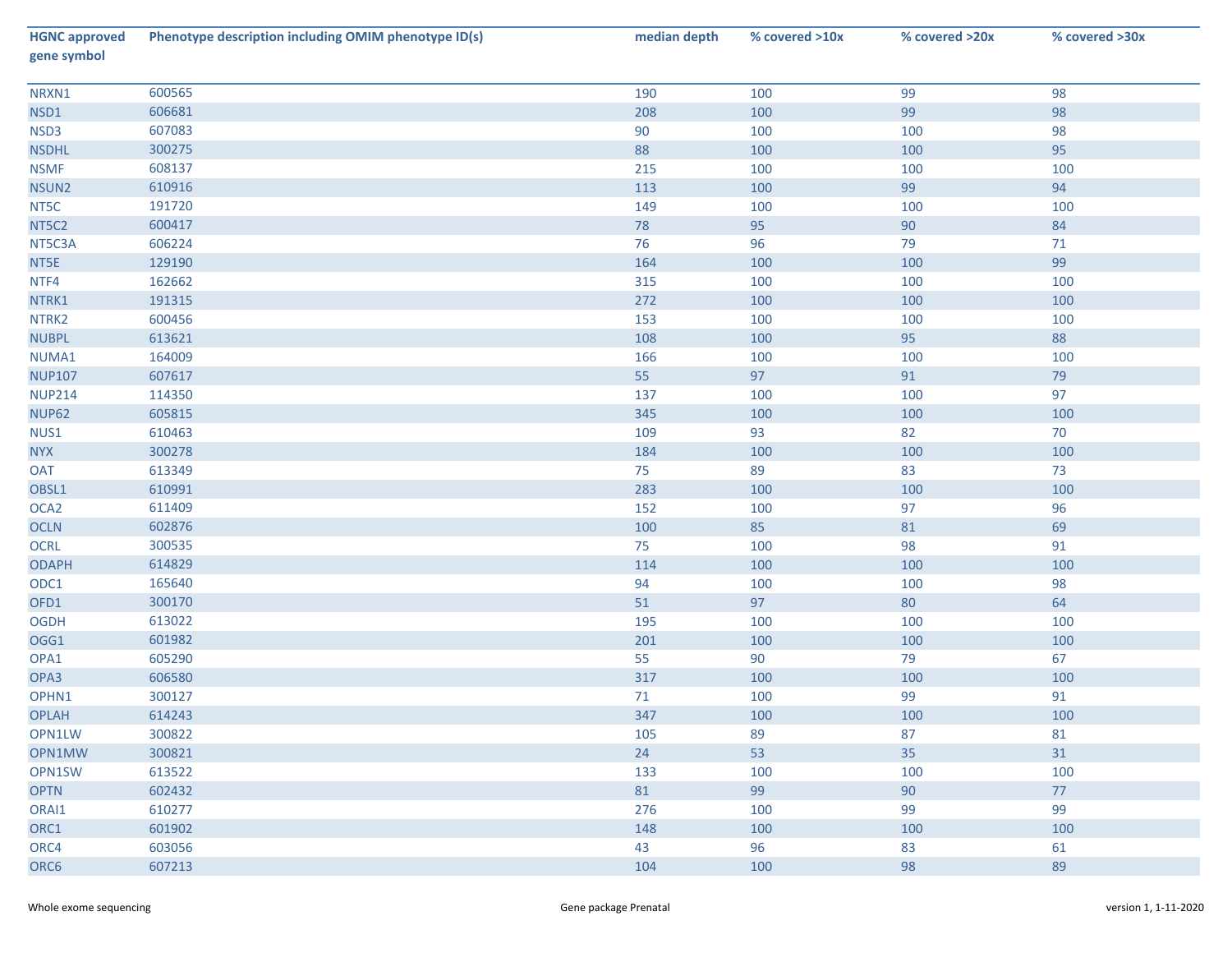| HGNC approved gene symbol | Phenotype description including OMIM phenotype ID(s) | median depth | % covered >10x | % covered >20x | % covered >30x |
|---|---|---|---|---|---|
| NRXN1 | 600565 | 190 | 100 | 99 | 98 |
| NSD1 | 606681 | 208 | 100 | 99 | 98 |
| NSD3 | 607083 | 90 | 100 | 100 | 98 |
| NSDHL | 300275 | 88 | 100 | 100 | 95 |
| NSMF | 608137 | 215 | 100 | 100 | 100 |
| NSUN2 | 610916 | 113 | 100 | 99 | 94 |
| NT5C | 191720 | 149 | 100 | 100 | 100 |
| NT5C2 | 600417 | 78 | 95 | 90 | 84 |
| NT5C3A | 606224 | 76 | 96 | 79 | 71 |
| NT5E | 129190 | 164 | 100 | 100 | 99 |
| NTF4 | 162662 | 315 | 100 | 100 | 100 |
| NTRK1 | 191315 | 272 | 100 | 100 | 100 |
| NTRK2 | 600456 | 153 | 100 | 100 | 100 |
| NUBPL | 613621 | 108 | 100 | 95 | 88 |
| NUMA1 | 164009 | 166 | 100 | 100 | 100 |
| NUP107 | 607617 | 55 | 97 | 91 | 79 |
| NUP214 | 114350 | 137 | 100 | 100 | 97 |
| NUP62 | 605815 | 345 | 100 | 100 | 100 |
| NUS1 | 610463 | 109 | 93 | 82 | 70 |
| NYX | 300278 | 184 | 100 | 100 | 100 |
| OAT | 613349 | 75 | 89 | 83 | 73 |
| OBSL1 | 610991 | 283 | 100 | 100 | 100 |
| OCA2 | 611409 | 152 | 100 | 97 | 96 |
| OCLN | 602876 | 100 | 85 | 81 | 69 |
| OCRL | 300535 | 75 | 100 | 98 | 91 |
| ODAPH | 614829 | 114 | 100 | 100 | 100 |
| ODC1 | 165640 | 94 | 100 | 100 | 98 |
| OFD1 | 300170 | 51 | 97 | 80 | 64 |
| OGDH | 613022 | 195 | 100 | 100 | 100 |
| OGG1 | 601982 | 201 | 100 | 100 | 100 |
| OPA1 | 605290 | 55 | 90 | 79 | 67 |
| OPA3 | 606580 | 317 | 100 | 100 | 100 |
| OPHN1 | 300127 | 71 | 100 | 99 | 91 |
| OPLAH | 614243 | 347 | 100 | 100 | 100 |
| OPN1LW | 300822 | 105 | 89 | 87 | 81 |
| OPN1MW | 300821 | 24 | 53 | 35 | 31 |
| OPN1SW | 613522 | 133 | 100 | 100 | 100 |
| OPTN | 602432 | 81 | 99 | 90 | 77 |
| ORAI1 | 610277 | 276 | 100 | 99 | 99 |
| ORC1 | 601902 | 148 | 100 | 100 | 100 |
| ORC4 | 603056 | 43 | 96 | 83 | 61 |
| ORC6 | 607213 | 104 | 100 | 98 | 89 |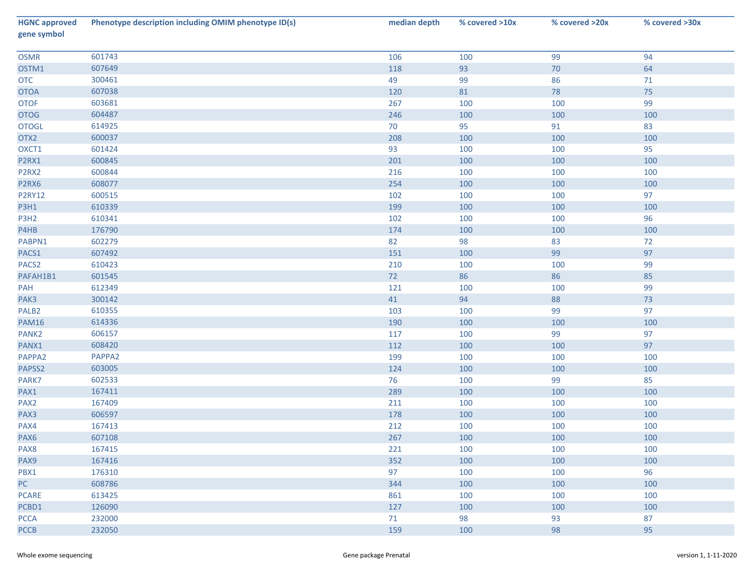| HGNC approved gene symbol | Phenotype description including OMIM phenotype ID(s) | median depth | % covered >10x | % covered >20x | % covered >30x |
|---|---|---|---|---|---|
| OSMR | 601743 | 106 | 100 | 99 | 94 |
| OSTM1 | 607649 | 118 | 93 | 70 | 64 |
| OTC | 300461 | 49 | 99 | 86 | 71 |
| OTOA | 607038 | 120 | 81 | 78 | 75 |
| OTOF | 603681 | 267 | 100 | 100 | 99 |
| OTOG | 604487 | 246 | 100 | 100 | 100 |
| OTOGL | 614925 | 70 | 95 | 91 | 83 |
| OTX2 | 600037 | 208 | 100 | 100 | 100 |
| OXCT1 | 601424 | 93 | 100 | 100 | 95 |
| P2RX1 | 600845 | 201 | 100 | 100 | 100 |
| P2RX2 | 600844 | 216 | 100 | 100 | 100 |
| P2RX6 | 608077 | 254 | 100 | 100 | 100 |
| P2RY12 | 600515 | 102 | 100 | 100 | 97 |
| P3H1 | 610339 | 199 | 100 | 100 | 100 |
| P3H2 | 610341 | 102 | 100 | 100 | 96 |
| P4HB | 176790 | 174 | 100 | 100 | 100 |
| PABPN1 | 602279 | 82 | 98 | 83 | 72 |
| PACS1 | 607492 | 151 | 100 | 99 | 97 |
| PACS2 | 610423 | 210 | 100 | 100 | 99 |
| PAFAH1B1 | 601545 | 72 | 86 | 86 | 85 |
| PAH | 612349 | 121 | 100 | 100 | 99 |
| PAK3 | 300142 | 41 | 94 | 88 | 73 |
| PALB2 | 610355 | 103 | 100 | 99 | 97 |
| PAM16 | 614336 | 190 | 100 | 100 | 100 |
| PANK2 | 606157 | 117 | 100 | 99 | 97 |
| PANX1 | 608420 | 112 | 100 | 100 | 97 |
| PAPPA2 | PAPPA2 | 199 | 100 | 100 | 100 |
| PAPSS2 | 603005 | 124 | 100 | 100 | 100 |
| PARK7 | 602533 | 76 | 100 | 99 | 85 |
| PAX1 | 167411 | 289 | 100 | 100 | 100 |
| PAX2 | 167409 | 211 | 100 | 100 | 100 |
| PAX3 | 606597 | 178 | 100 | 100 | 100 |
| PAX4 | 167413 | 212 | 100 | 100 | 100 |
| PAX6 | 607108 | 267 | 100 | 100 | 100 |
| PAX8 | 167415 | 221 | 100 | 100 | 100 |
| PAX9 | 167416 | 352 | 100 | 100 | 100 |
| PBX1 | 176310 | 97 | 100 | 100 | 96 |
| PC | 608786 | 344 | 100 | 100 | 100 |
| PCARE | 613425 | 861 | 100 | 100 | 100 |
| PCBD1 | 126090 | 127 | 100 | 100 | 100 |
| PCCA | 232000 | 71 | 98 | 93 | 87 |
| PCCB | 232050 | 159 | 100 | 98 | 95 |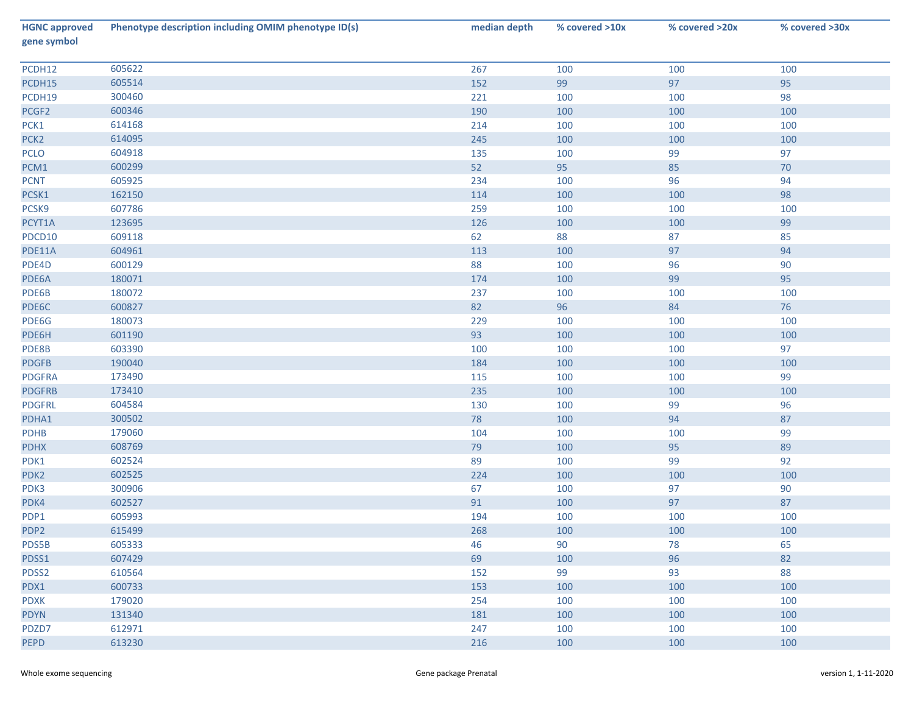| HGNC approved gene symbol | Phenotype description including OMIM phenotype ID(s) | median depth | % covered >10x | % covered >20x | % covered >30x |
|---|---|---|---|---|---|
| PCDH12 | 605622 | 267 | 100 | 100 | 100 |
| PCDH15 | 605514 | 152 | 99 | 97 | 95 |
| PCDH19 | 300460 | 221 | 100 | 100 | 98 |
| PCGF2 | 600346 | 190 | 100 | 100 | 100 |
| PCK1 | 614168 | 214 | 100 | 100 | 100 |
| PCK2 | 614095 | 245 | 100 | 100 | 100 |
| PCLO | 604918 | 135 | 100 | 99 | 97 |
| PCM1 | 600299 | 52 | 95 | 85 | 70 |
| PCNT | 605925 | 234 | 100 | 96 | 94 |
| PCSK1 | 162150 | 114 | 100 | 100 | 98 |
| PCSK9 | 607786 | 259 | 100 | 100 | 100 |
| PCYT1A | 123695 | 126 | 100 | 100 | 99 |
| PDCD10 | 609118 | 62 | 88 | 87 | 85 |
| PDE11A | 604961 | 113 | 100 | 97 | 94 |
| PDE4D | 600129 | 88 | 100 | 96 | 90 |
| PDE6A | 180071 | 174 | 100 | 99 | 95 |
| PDE6B | 180072 | 237 | 100 | 100 | 100 |
| PDE6C | 600827 | 82 | 96 | 84 | 76 |
| PDE6G | 180073 | 229 | 100 | 100 | 100 |
| PDE6H | 601190 | 93 | 100 | 100 | 100 |
| PDE8B | 603390 | 100 | 100 | 100 | 97 |
| PDGFB | 190040 | 184 | 100 | 100 | 100 |
| PDGFRA | 173490 | 115 | 100 | 100 | 99 |
| PDGFRB | 173410 | 235 | 100 | 100 | 100 |
| PDGFRL | 604584 | 130 | 100 | 99 | 96 |
| PDHA1 | 300502 | 78 | 100 | 94 | 87 |
| PDHB | 179060 | 104 | 100 | 100 | 99 |
| PDHX | 608769 | 79 | 100 | 95 | 89 |
| PDK1 | 602524 | 89 | 100 | 99 | 92 |
| PDK2 | 602525 | 224 | 100 | 100 | 100 |
| PDK3 | 300906 | 67 | 100 | 97 | 90 |
| PDK4 | 602527 | 91 | 100 | 97 | 87 |
| PDP1 | 605993 | 194 | 100 | 100 | 100 |
| PDP2 | 615499 | 268 | 100 | 100 | 100 |
| PDS5B | 605333 | 46 | 90 | 78 | 65 |
| PDSS1 | 607429 | 69 | 100 | 96 | 82 |
| PDSS2 | 610564 | 152 | 99 | 93 | 88 |
| PDX1 | 600733 | 153 | 100 | 100 | 100 |
| PDXK | 179020 | 254 | 100 | 100 | 100 |
| PDYN | 131340 | 181 | 100 | 100 | 100 |
| PDZD7 | 612971 | 247 | 100 | 100 | 100 |
| PEPD | 613230 | 216 | 100 | 100 | 100 |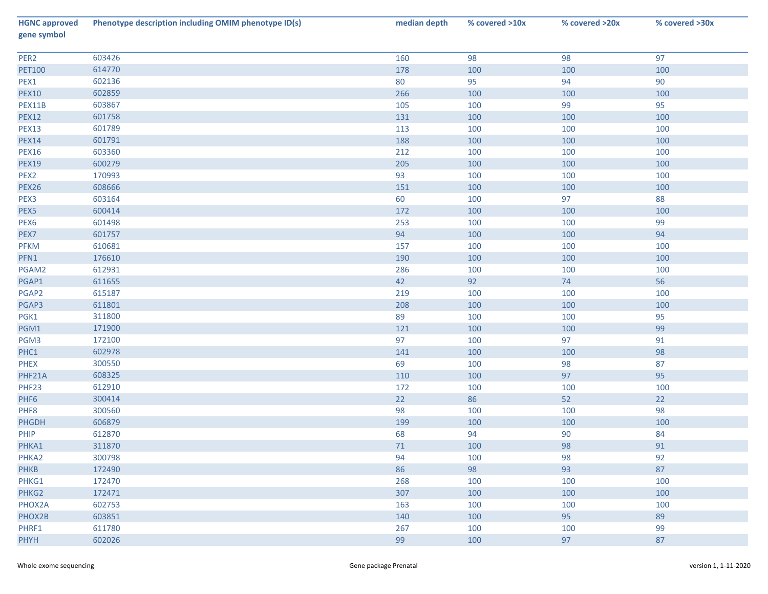| HGNC approved gene symbol | Phenotype description including OMIM phenotype ID(s) | median depth | % covered >10x | % covered >20x | % covered >30x |
|---|---|---|---|---|---|
| PER2 | 603426 | 160 | 98 | 98 | 97 |
| PET100 | 614770 | 178 | 100 | 100 | 100 |
| PEX1 | 602136 | 80 | 95 | 94 | 90 |
| PEX10 | 602859 | 266 | 100 | 100 | 100 |
| PEX11B | 603867 | 105 | 100 | 99 | 95 |
| PEX12 | 601758 | 131 | 100 | 100 | 100 |
| PEX13 | 601789 | 113 | 100 | 100 | 100 |
| PEX14 | 601791 | 188 | 100 | 100 | 100 |
| PEX16 | 603360 | 212 | 100 | 100 | 100 |
| PEX19 | 600279 | 205 | 100 | 100 | 100 |
| PEX2 | 170993 | 93 | 100 | 100 | 100 |
| PEX26 | 608666 | 151 | 100 | 100 | 100 |
| PEX3 | 603164 | 60 | 100 | 97 | 88 |
| PEX5 | 600414 | 172 | 100 | 100 | 100 |
| PEX6 | 601498 | 253 | 100 | 100 | 99 |
| PEX7 | 601757 | 94 | 100 | 100 | 94 |
| PFKM | 610681 | 157 | 100 | 100 | 100 |
| PFN1 | 176610 | 190 | 100 | 100 | 100 |
| PGAM2 | 612931 | 286 | 100 | 100 | 100 |
| PGAP1 | 611655 | 42 | 92 | 74 | 56 |
| PGAP2 | 615187 | 219 | 100 | 100 | 100 |
| PGAP3 | 611801 | 208 | 100 | 100 | 100 |
| PGK1 | 311800 | 89 | 100 | 100 | 95 |
| PGM1 | 171900 | 121 | 100 | 100 | 99 |
| PGM3 | 172100 | 97 | 100 | 97 | 91 |
| PHC1 | 602978 | 141 | 100 | 100 | 98 |
| PHEX | 300550 | 69 | 100 | 98 | 87 |
| PHF21A | 608325 | 110 | 100 | 97 | 95 |
| PHF23 | 612910 | 172 | 100 | 100 | 100 |
| PHF6 | 300414 | 22 | 86 | 52 | 22 |
| PHF8 | 300560 | 98 | 100 | 100 | 98 |
| PHGDH | 606879 | 199 | 100 | 100 | 100 |
| PHIP | 612870 | 68 | 94 | 90 | 84 |
| PHKA1 | 311870 | 71 | 100 | 98 | 91 |
| PHKA2 | 300798 | 94 | 100 | 98 | 92 |
| PHKB | 172490 | 86 | 98 | 93 | 87 |
| PHKG1 | 172470 | 268 | 100 | 100 | 100 |
| PHKG2 | 172471 | 307 | 100 | 100 | 100 |
| PHOX2A | 602753 | 163 | 100 | 100 | 100 |
| PHOX2B | 603851 | 140 | 100 | 95 | 89 |
| PHRF1 | 611780 | 267 | 100 | 100 | 99 |
| PHYH | 602026 | 99 | 100 | 97 | 87 |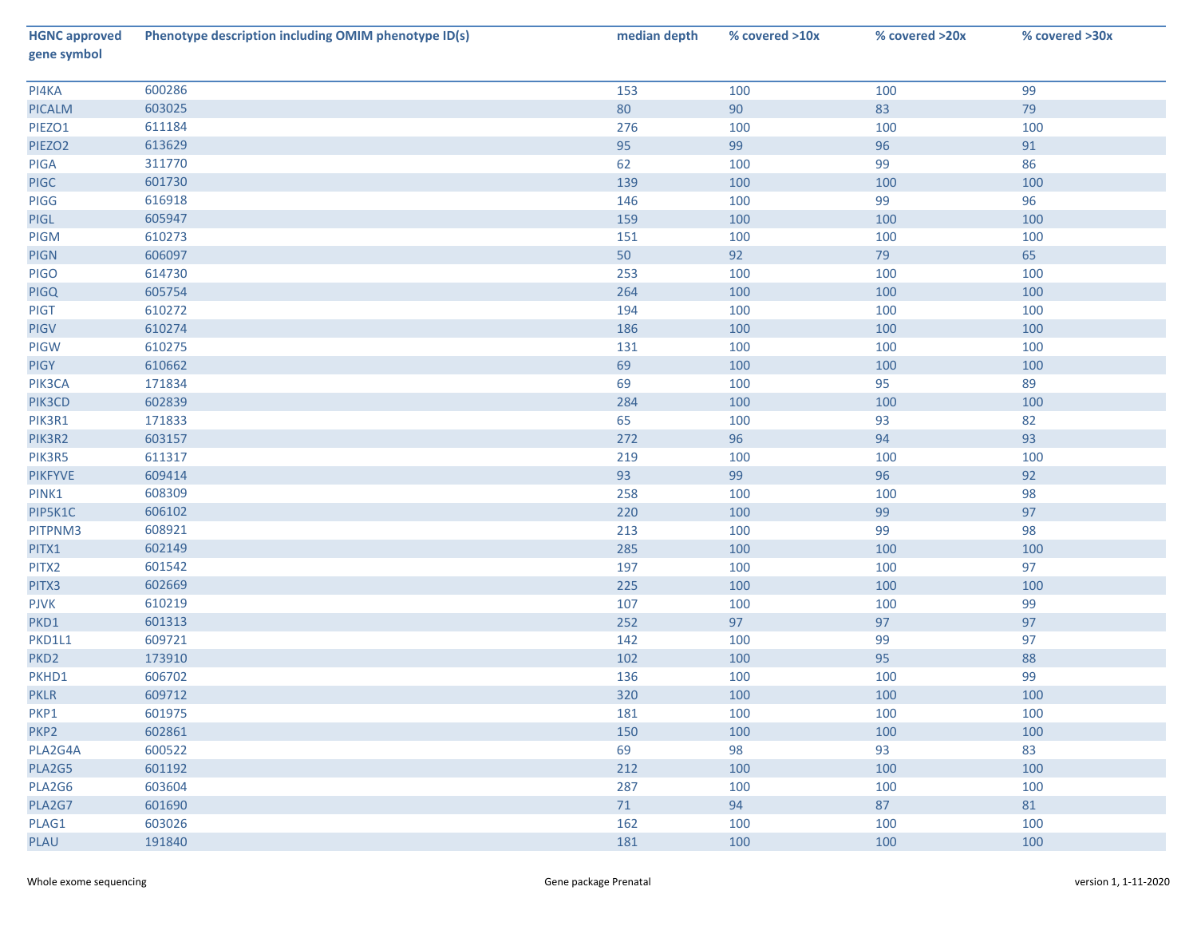| HGNC approved gene symbol | Phenotype description including OMIM phenotype ID(s) | median depth | % covered >10x | % covered >20x | % covered >30x |
|---|---|---|---|---|---|
| PI4KA | 600286 | 153 | 100 | 100 | 99 |
| PICALM | 603025 | 80 | 90 | 83 | 79 |
| PIEZO1 | 611184 | 276 | 100 | 100 | 100 |
| PIEZO2 | 613629 | 95 | 99 | 96 | 91 |
| PIGA | 311770 | 62 | 100 | 99 | 86 |
| PIGC | 601730 | 139 | 100 | 100 | 100 |
| PIGG | 616918 | 146 | 100 | 99 | 96 |
| PIGL | 605947 | 159 | 100 | 100 | 100 |
| PIGM | 610273 | 151 | 100 | 100 | 100 |
| PIGN | 606097 | 50 | 92 | 79 | 65 |
| PIGO | 614730 | 253 | 100 | 100 | 100 |
| PIGQ | 605754 | 264 | 100 | 100 | 100 |
| PIGT | 610272 | 194 | 100 | 100 | 100 |
| PIGV | 610274 | 186 | 100 | 100 | 100 |
| PIGW | 610275 | 131 | 100 | 100 | 100 |
| PIGY | 610662 | 69 | 100 | 100 | 100 |
| PIK3CA | 171834 | 69 | 100 | 95 | 89 |
| PIK3CD | 602839 | 284 | 100 | 100 | 100 |
| PIK3R1 | 171833 | 65 | 100 | 93 | 82 |
| PIK3R2 | 603157 | 272 | 96 | 94 | 93 |
| PIK3R5 | 611317 | 219 | 100 | 100 | 100 |
| PIKFYVE | 609414 | 93 | 99 | 96 | 92 |
| PINK1 | 608309 | 258 | 100 | 100 | 98 |
| PIP5K1C | 606102 | 220 | 100 | 99 | 97 |
| PITPNM3 | 608921 | 213 | 100 | 99 | 98 |
| PITX1 | 602149 | 285 | 100 | 100 | 100 |
| PITX2 | 601542 | 197 | 100 | 100 | 97 |
| PITX3 | 602669 | 225 | 100 | 100 | 100 |
| PJVK | 610219 | 107 | 100 | 100 | 99 |
| PKD1 | 601313 | 252 | 97 | 97 | 97 |
| PKD1L1 | 609721 | 142 | 100 | 99 | 97 |
| PKD2 | 173910 | 102 | 100 | 95 | 88 |
| PKHD1 | 606702 | 136 | 100 | 100 | 99 |
| PKLR | 609712 | 320 | 100 | 100 | 100 |
| PKP1 | 601975 | 181 | 100 | 100 | 100 |
| PKP2 | 602861 | 150 | 100 | 100 | 100 |
| PLA2G4A | 600522 | 69 | 98 | 93 | 83 |
| PLA2G5 | 601192 | 212 | 100 | 100 | 100 |
| PLA2G6 | 603604 | 287 | 100 | 100 | 100 |
| PLA2G7 | 601690 | 71 | 94 | 87 | 81 |
| PLAG1 | 603026 | 162 | 100 | 100 | 100 |
| PLAU | 191840 | 181 | 100 | 100 | 100 |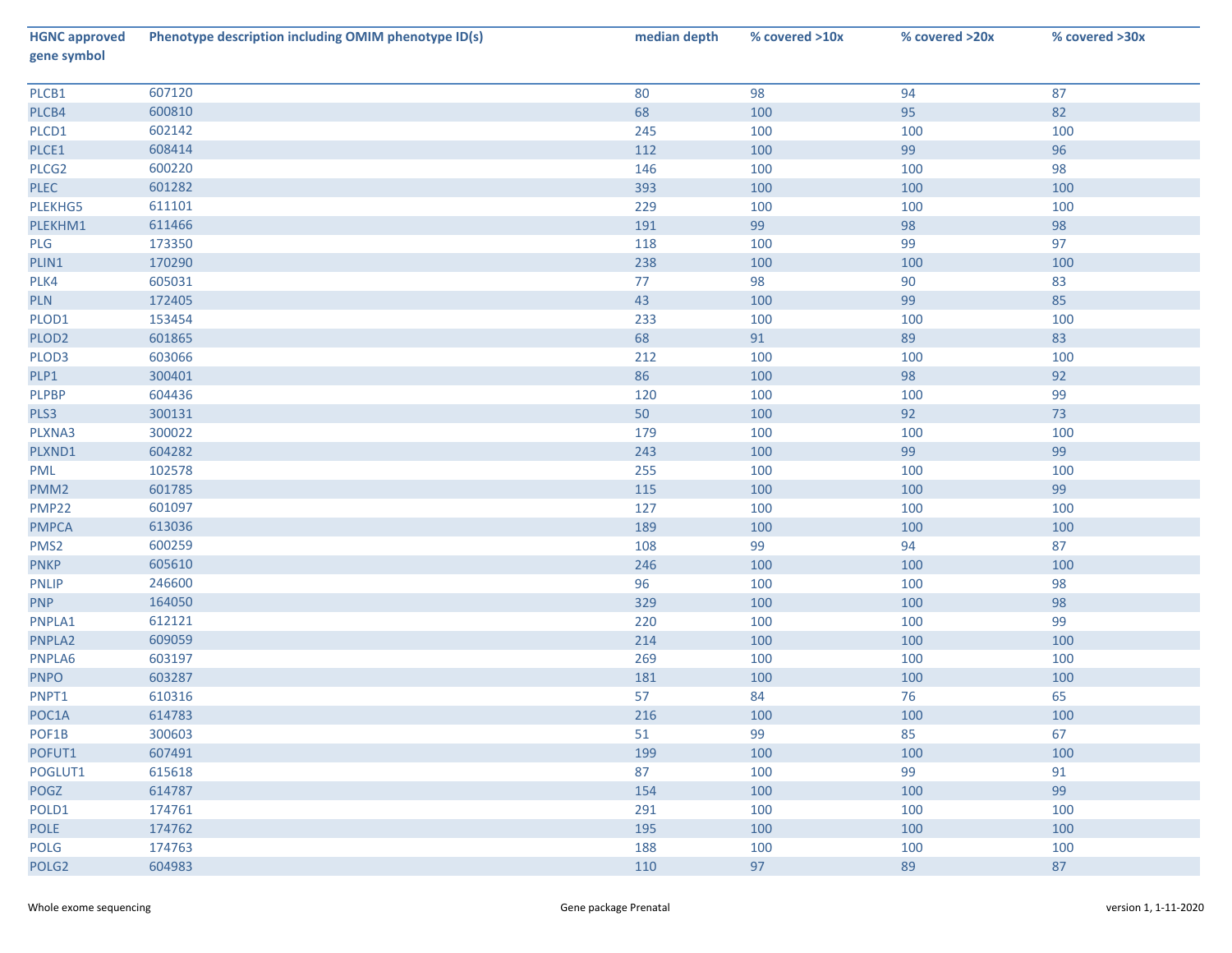| HGNC approved gene symbol | Phenotype description including OMIM phenotype ID(s) | median depth | % covered >10x | % covered >20x | % covered >30x |
|---|---|---|---|---|---|
| PLCB1 | 607120 | 80 | 98 | 94 | 87 |
| PLCB4 | 600810 | 68 | 100 | 95 | 82 |
| PLCD1 | 602142 | 245 | 100 | 100 | 100 |
| PLCE1 | 608414 | 112 | 100 | 99 | 96 |
| PLCG2 | 600220 | 146 | 100 | 100 | 98 |
| PLEC | 601282 | 393 | 100 | 100 | 100 |
| PLEKHG5 | 611101 | 229 | 100 | 100 | 100 |
| PLEKHM1 | 611466 | 191 | 99 | 98 | 98 |
| PLG | 173350 | 118 | 100 | 99 | 97 |
| PLIN1 | 170290 | 238 | 100 | 100 | 100 |
| PLK4 | 605031 | 77 | 98 | 90 | 83 |
| PLN | 172405 | 43 | 100 | 99 | 85 |
| PLOD1 | 153454 | 233 | 100 | 100 | 100 |
| PLOD2 | 601865 | 68 | 91 | 89 | 83 |
| PLOD3 | 603066 | 212 | 100 | 100 | 100 |
| PLP1 | 300401 | 86 | 100 | 98 | 92 |
| PLPBP | 604436 | 120 | 100 | 100 | 99 |
| PLS3 | 300131 | 50 | 100 | 92 | 73 |
| PLXNA3 | 300022 | 179 | 100 | 100 | 100 |
| PLXND1 | 604282 | 243 | 100 | 99 | 99 |
| PML | 102578 | 255 | 100 | 100 | 100 |
| PMM2 | 601785 | 115 | 100 | 100 | 99 |
| PMP22 | 601097 | 127 | 100 | 100 | 100 |
| PMPCA | 613036 | 189 | 100 | 100 | 100 |
| PMS2 | 600259 | 108 | 99 | 94 | 87 |
| PNKP | 605610 | 246 | 100 | 100 | 100 |
| PNLIP | 246600 | 96 | 100 | 100 | 98 |
| PNP | 164050 | 329 | 100 | 100 | 98 |
| PNPLA1 | 612121 | 220 | 100 | 100 | 99 |
| PNPLA2 | 609059 | 214 | 100 | 100 | 100 |
| PNPLA6 | 603197 | 269 | 100 | 100 | 100 |
| PNPO | 603287 | 181 | 100 | 100 | 100 |
| PNPT1 | 610316 | 57 | 84 | 76 | 65 |
| POC1A | 614783 | 216 | 100 | 100 | 100 |
| POF1B | 300603 | 51 | 99 | 85 | 67 |
| POFUT1 | 607491 | 199 | 100 | 100 | 100 |
| POGLUT1 | 615618 | 87 | 100 | 99 | 91 |
| POGZ | 614787 | 154 | 100 | 100 | 99 |
| POLD1 | 174761 | 291 | 100 | 100 | 100 |
| POLE | 174762 | 195 | 100 | 100 | 100 |
| POLG | 174763 | 188 | 100 | 100 | 100 |
| POLG2 | 604983 | 110 | 97 | 89 | 87 |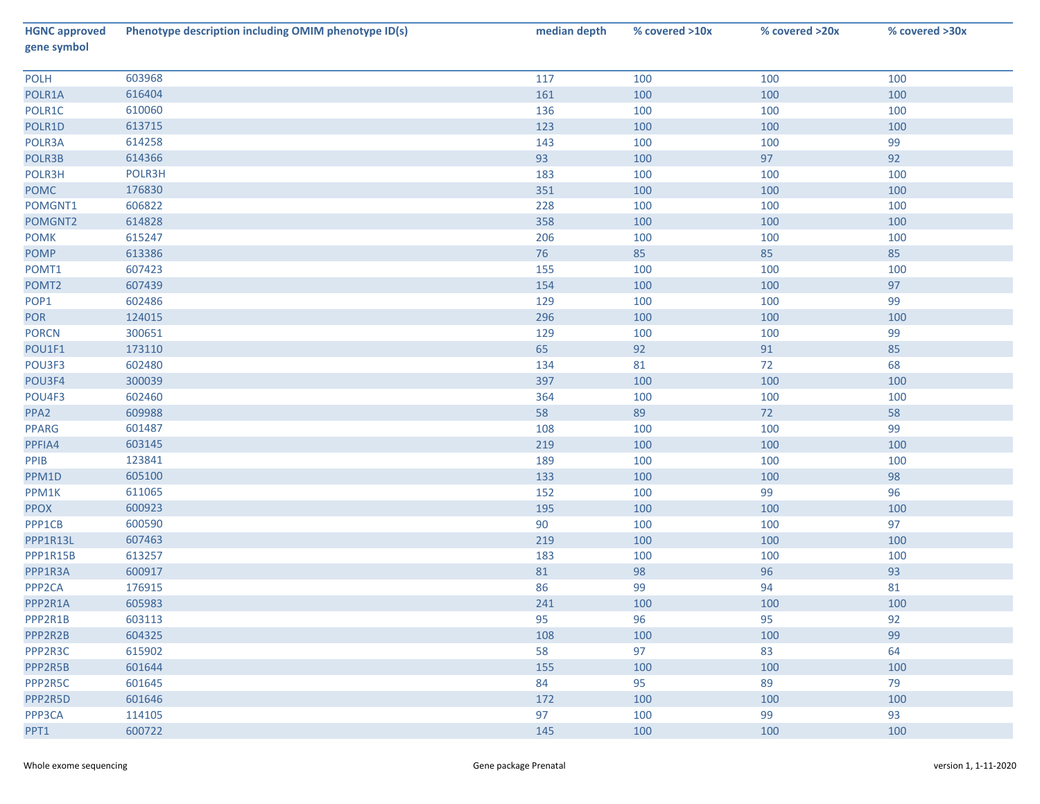| HGNC approved gene symbol | Phenotype description including OMIM phenotype ID(s) | median depth | % covered >10x | % covered >20x | % covered >30x |
|---|---|---|---|---|---|
| POLH | 603968 | 117 | 100 | 100 | 100 |
| POLR1A | 616404 | 161 | 100 | 100 | 100 |
| POLR1C | 610060 | 136 | 100 | 100 | 100 |
| POLR1D | 613715 | 123 | 100 | 100 | 100 |
| POLR3A | 614258 | 143 | 100 | 100 | 99 |
| POLR3B | 614366 | 93 | 100 | 97 | 92 |
| POLR3H | POLR3H | 183 | 100 | 100 | 100 |
| POMC | 176830 | 351 | 100 | 100 | 100 |
| POMGNT1 | 606822 | 228 | 100 | 100 | 100 |
| POMGNT2 | 614828 | 358 | 100 | 100 | 100 |
| POMK | 615247 | 206 | 100 | 100 | 100 |
| POMP | 613386 | 76 | 85 | 85 | 85 |
| POMT1 | 607423 | 155 | 100 | 100 | 100 |
| POMT2 | 607439 | 154 | 100 | 100 | 97 |
| POP1 | 602486 | 129 | 100 | 100 | 99 |
| POR | 124015 | 296 | 100 | 100 | 100 |
| PORCN | 300651 | 129 | 100 | 100 | 99 |
| POU1F1 | 173110 | 65 | 92 | 91 | 85 |
| POU3F3 | 602480 | 134 | 81 | 72 | 68 |
| POU3F4 | 300039 | 397 | 100 | 100 | 100 |
| POU4F3 | 602460 | 364 | 100 | 100 | 100 |
| PPA2 | 609988 | 58 | 89 | 72 | 58 |
| PPARG | 601487 | 108 | 100 | 100 | 99 |
| PPFIA4 | 603145 | 219 | 100 | 100 | 100 |
| PPIB | 123841 | 189 | 100 | 100 | 100 |
| PPM1D | 605100 | 133 | 100 | 100 | 98 |
| PPM1K | 611065 | 152 | 100 | 99 | 96 |
| PPOX | 600923 | 195 | 100 | 100 | 100 |
| PPP1CB | 600590 | 90 | 100 | 100 | 97 |
| PPP1R13L | 607463 | 219 | 100 | 100 | 100 |
| PPP1R15B | 613257 | 183 | 100 | 100 | 100 |
| PPP1R3A | 600917 | 81 | 98 | 96 | 93 |
| PPP2CA | 176915 | 86 | 99 | 94 | 81 |
| PPP2R1A | 605983 | 241 | 100 | 100 | 100 |
| PPP2R1B | 603113 | 95 | 96 | 95 | 92 |
| PPP2R2B | 604325 | 108 | 100 | 100 | 99 |
| PPP2R3C | 615902 | 58 | 97 | 83 | 64 |
| PPP2R5B | 601644 | 155 | 100 | 100 | 100 |
| PPP2R5C | 601645 | 84 | 95 | 89 | 79 |
| PPP2R5D | 601646 | 172 | 100 | 100 | 100 |
| PPP3CA | 114105 | 97 | 100 | 99 | 93 |
| PPT1 | 600722 | 145 | 100 | 100 | 100 |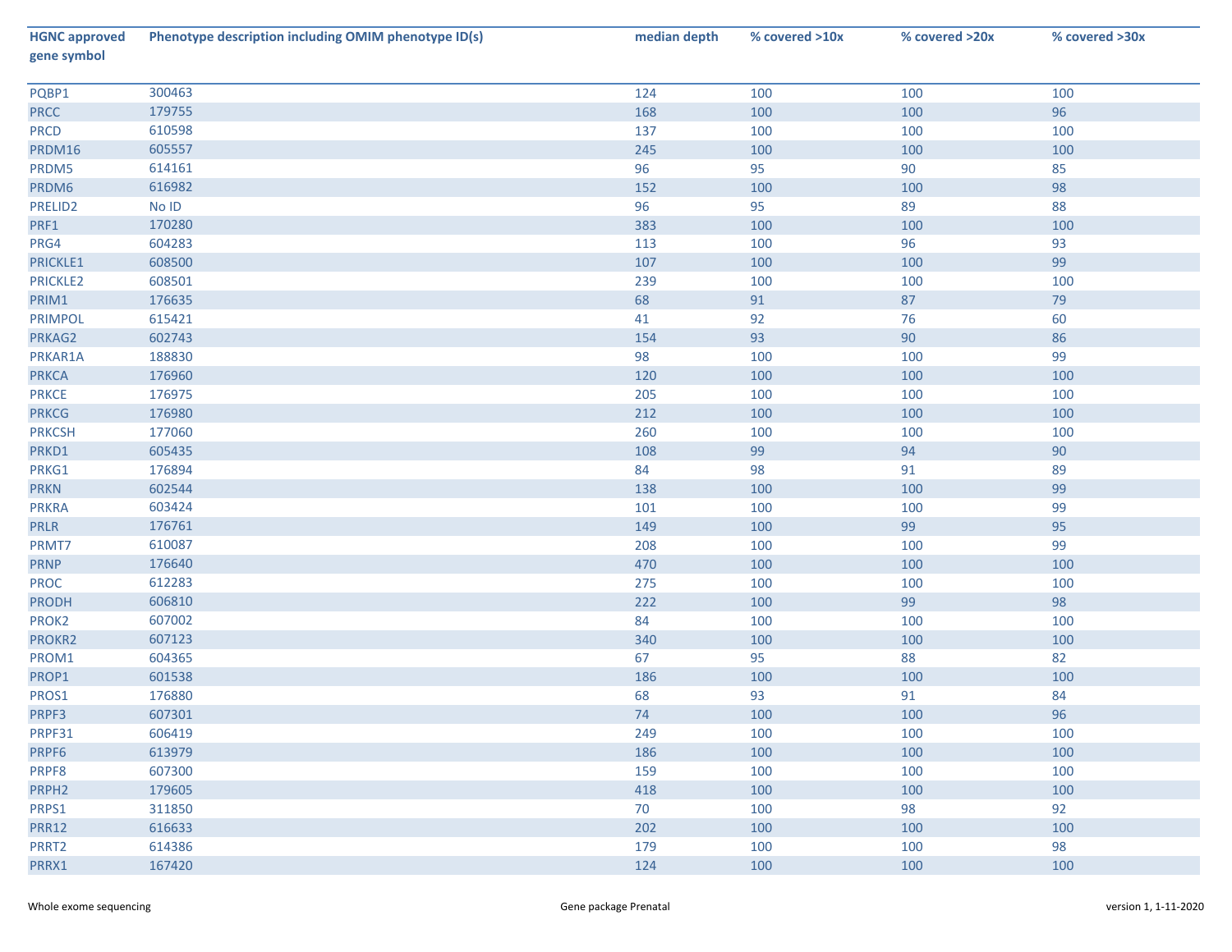| HGNC approved gene symbol | Phenotype description including OMIM phenotype ID(s) | median depth | % covered >10x | % covered >20x | % covered >30x |
|---|---|---|---|---|---|
| PQBP1 | 300463 | 124 | 100 | 100 | 100 |
| PRCC | 179755 | 168 | 100 | 100 | 96 |
| PRCD | 610598 | 137 | 100 | 100 | 100 |
| PRDM16 | 605557 | 245 | 100 | 100 | 100 |
| PRDM5 | 614161 | 96 | 95 | 90 | 85 |
| PRDM6 | 616982 | 152 | 100 | 100 | 98 |
| PRELID2 | No ID | 96 | 95 | 89 | 88 |
| PRF1 | 170280 | 383 | 100 | 100 | 100 |
| PRG4 | 604283 | 113 | 100 | 96 | 93 |
| PRICKLE1 | 608500 | 107 | 100 | 100 | 99 |
| PRICKLE2 | 608501 | 239 | 100 | 100 | 100 |
| PRIM1 | 176635 | 68 | 91 | 87 | 79 |
| PRIMPOL | 615421 | 41 | 92 | 76 | 60 |
| PRKAG2 | 602743 | 154 | 93 | 90 | 86 |
| PRKAR1A | 188830 | 98 | 100 | 100 | 99 |
| PRKCA | 176960 | 120 | 100 | 100 | 100 |
| PRKCE | 176975 | 205 | 100 | 100 | 100 |
| PRKCG | 176980 | 212 | 100 | 100 | 100 |
| PRKCSH | 177060 | 260 | 100 | 100 | 100 |
| PRKD1 | 605435 | 108 | 99 | 94 | 90 |
| PRKG1 | 176894 | 84 | 98 | 91 | 89 |
| PRKN | 602544 | 138 | 100 | 100 | 99 |
| PRKRA | 603424 | 101 | 100 | 100 | 99 |
| PRLR | 176761 | 149 | 100 | 99 | 95 |
| PRMT7 | 610087 | 208 | 100 | 100 | 99 |
| PRNP | 176640 | 470 | 100 | 100 | 100 |
| PROC | 612283 | 275 | 100 | 100 | 100 |
| PRODH | 606810 | 222 | 100 | 99 | 98 |
| PROK2 | 607002 | 84 | 100 | 100 | 100 |
| PROKR2 | 607123 | 340 | 100 | 100 | 100 |
| PROM1 | 604365 | 67 | 95 | 88 | 82 |
| PROP1 | 601538 | 186 | 100 | 100 | 100 |
| PROS1 | 176880 | 68 | 93 | 91 | 84 |
| PRPF3 | 607301 | 74 | 100 | 100 | 96 |
| PRPF31 | 606419 | 249 | 100 | 100 | 100 |
| PRPF6 | 613979 | 186 | 100 | 100 | 100 |
| PRPF8 | 607300 | 159 | 100 | 100 | 100 |
| PRPH2 | 179605 | 418 | 100 | 100 | 100 |
| PRPS1 | 311850 | 70 | 100 | 98 | 92 |
| PRR12 | 616633 | 202 | 100 | 100 | 100 |
| PRRT2 | 614386 | 179 | 100 | 100 | 98 |
| PRRX1 | 167420 | 124 | 100 | 100 | 100 |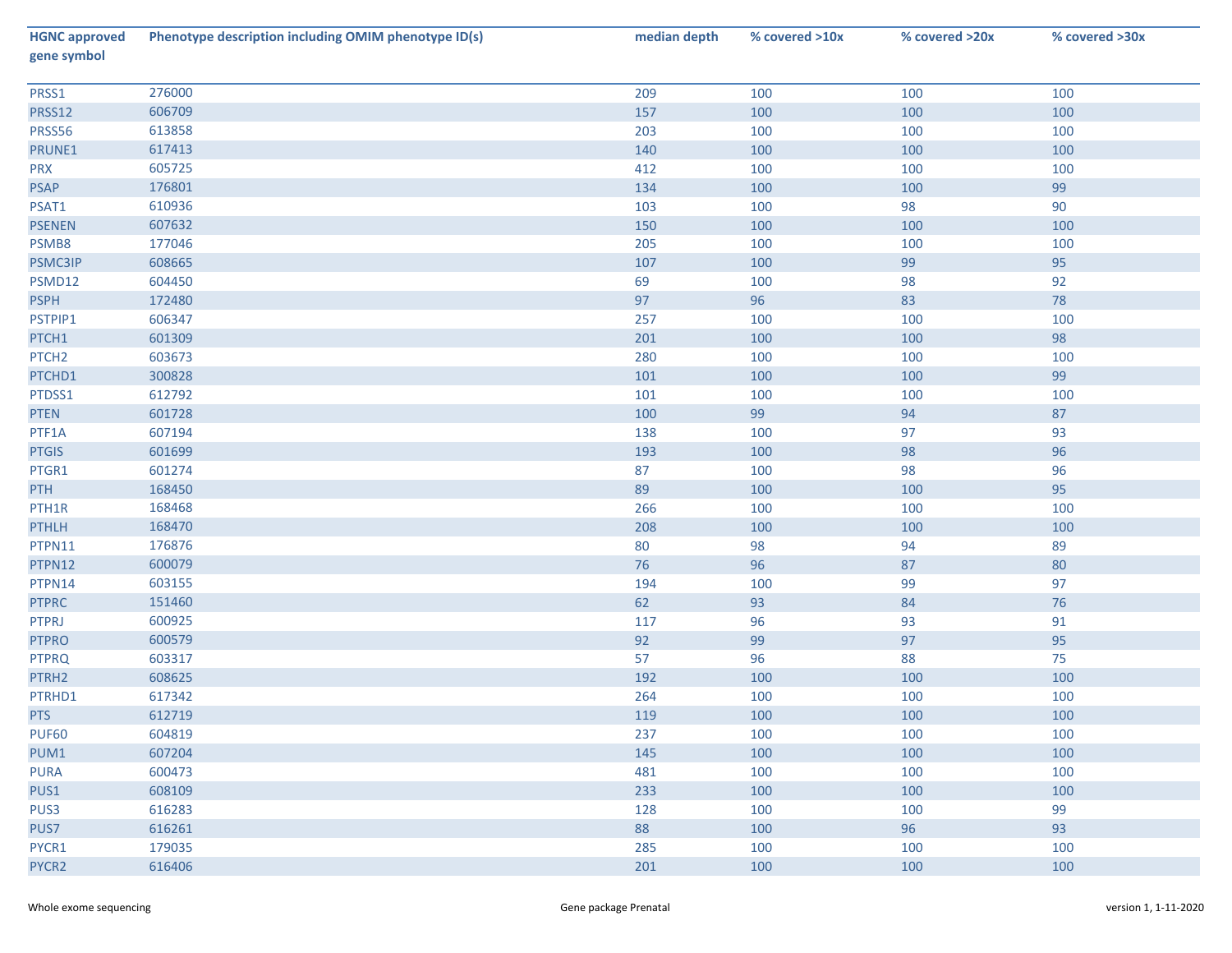| HGNC approved gene symbol | Phenotype description including OMIM phenotype ID(s) | median depth | % covered >10x | % covered >20x | % covered >30x |
|---|---|---|---|---|---|
| PRSS1 | 276000 | 209 | 100 | 100 | 100 |
| PRSS12 | 606709 | 157 | 100 | 100 | 100 |
| PRSS56 | 613858 | 203 | 100 | 100 | 100 |
| PRUNE1 | 617413 | 140 | 100 | 100 | 100 |
| PRX | 605725 | 412 | 100 | 100 | 100 |
| PSAP | 176801 | 134 | 100 | 100 | 99 |
| PSAT1 | 610936 | 103 | 100 | 98 | 90 |
| PSENEN | 607632 | 150 | 100 | 100 | 100 |
| PSMB8 | 177046 | 205 | 100 | 100 | 100 |
| PSMC3IP | 608665 | 107 | 100 | 99 | 95 |
| PSMD12 | 604450 | 69 | 100 | 98 | 92 |
| PSPH | 172480 | 97 | 96 | 83 | 78 |
| PSTPIP1 | 606347 | 257 | 100 | 100 | 100 |
| PTCH1 | 601309 | 201 | 100 | 100 | 98 |
| PTCH2 | 603673 | 280 | 100 | 100 | 100 |
| PTCHD1 | 300828 | 101 | 100 | 100 | 99 |
| PTDSS1 | 612792 | 101 | 100 | 100 | 100 |
| PTEN | 601728 | 100 | 99 | 94 | 87 |
| PTF1A | 607194 | 138 | 100 | 97 | 93 |
| PTGIS | 601699 | 193 | 100 | 98 | 96 |
| PTGR1 | 601274 | 87 | 100 | 98 | 96 |
| PTH | 168450 | 89 | 100 | 100 | 95 |
| PTH1R | 168468 | 266 | 100 | 100 | 100 |
| PTHLH | 168470 | 208 | 100 | 100 | 100 |
| PTPN11 | 176876 | 80 | 98 | 94 | 89 |
| PTPN12 | 600079 | 76 | 96 | 87 | 80 |
| PTPN14 | 603155 | 194 | 100 | 99 | 97 |
| PTPRC | 151460 | 62 | 93 | 84 | 76 |
| PTPRJ | 600925 | 117 | 96 | 93 | 91 |
| PTPRO | 600579 | 92 | 99 | 97 | 95 |
| PTPRQ | 603317 | 57 | 96 | 88 | 75 |
| PTRH2 | 608625 | 192 | 100 | 100 | 100 |
| PTRHD1 | 617342 | 264 | 100 | 100 | 100 |
| PTS | 612719 | 119 | 100 | 100 | 100 |
| PUF60 | 604819 | 237 | 100 | 100 | 100 |
| PUM1 | 607204 | 145 | 100 | 100 | 100 |
| PURA | 600473 | 481 | 100 | 100 | 100 |
| PUS1 | 608109 | 233 | 100 | 100 | 100 |
| PUS3 | 616283 | 128 | 100 | 100 | 99 |
| PUS7 | 616261 | 88 | 100 | 96 | 93 |
| PYCR1 | 179035 | 285 | 100 | 100 | 100 |
| PYCR2 | 616406 | 201 | 100 | 100 | 100 |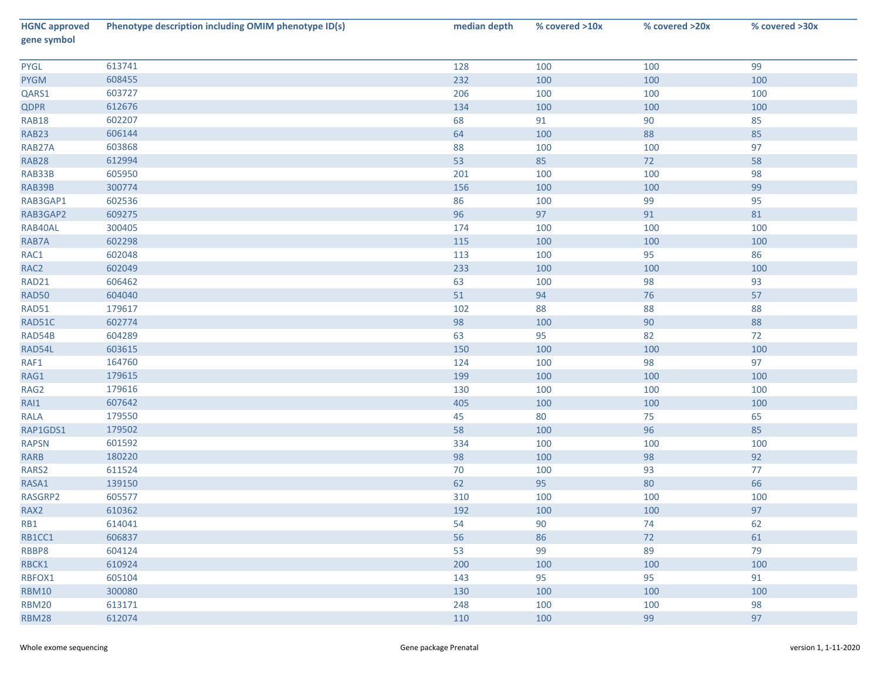| HGNC approved gene symbol | Phenotype description including OMIM phenotype ID(s) | median depth | % covered >10x | % covered >20x | % covered >30x |
|---|---|---|---|---|---|
| PYGL | 613741 | 128 | 100 | 100 | 99 |
| PYGM | 608455 | 232 | 100 | 100 | 100 |
| QARS1 | 603727 | 206 | 100 | 100 | 100 |
| QDPR | 612676 | 134 | 100 | 100 | 100 |
| RAB18 | 602207 | 68 | 91 | 90 | 85 |
| RAB23 | 606144 | 64 | 100 | 88 | 85 |
| RAB27A | 603868 | 88 | 100 | 100 | 97 |
| RAB28 | 612994 | 53 | 85 | 72 | 58 |
| RAB33B | 605950 | 201 | 100 | 100 | 98 |
| RAB39B | 300774 | 156 | 100 | 100 | 99 |
| RAB3GAP1 | 602536 | 86 | 100 | 99 | 95 |
| RAB3GAP2 | 609275 | 96 | 97 | 91 | 81 |
| RAB40AL | 300405 | 174 | 100 | 100 | 100 |
| RAB7A | 602298 | 115 | 100 | 100 | 100 |
| RAC1 | 602048 | 113 | 100 | 95 | 86 |
| RAC2 | 602049 | 233 | 100 | 100 | 100 |
| RAD21 | 606462 | 63 | 100 | 98 | 93 |
| RAD50 | 604040 | 51 | 94 | 76 | 57 |
| RAD51 | 179617 | 102 | 88 | 88 | 88 |
| RAD51C | 602774 | 98 | 100 | 90 | 88 |
| RAD54B | 604289 | 63 | 95 | 82 | 72 |
| RAD54L | 603615 | 150 | 100 | 100 | 100 |
| RAF1 | 164760 | 124 | 100 | 98 | 97 |
| RAG1 | 179615 | 199 | 100 | 100 | 100 |
| RAG2 | 179616 | 130 | 100 | 100 | 100 |
| RAI1 | 607642 | 405 | 100 | 100 | 100 |
| RALA | 179550 | 45 | 80 | 75 | 65 |
| RAP1GDS1 | 179502 | 58 | 100 | 96 | 85 |
| RAPSN | 601592 | 334 | 100 | 100 | 100 |
| RARB | 180220 | 98 | 100 | 98 | 92 |
| RARS2 | 611524 | 70 | 100 | 93 | 77 |
| RASA1 | 139150 | 62 | 95 | 80 | 66 |
| RASGRP2 | 605577 | 310 | 100 | 100 | 100 |
| RAX2 | 610362 | 192 | 100 | 100 | 97 |
| RB1 | 614041 | 54 | 90 | 74 | 62 |
| RB1CC1 | 606837 | 56 | 86 | 72 | 61 |
| RBBP8 | 604124 | 53 | 99 | 89 | 79 |
| RBCK1 | 610924 | 200 | 100 | 100 | 100 |
| RBFOX1 | 605104 | 143 | 95 | 95 | 91 |
| RBM10 | 300080 | 130 | 100 | 100 | 100 |
| RBM20 | 613171 | 248 | 100 | 100 | 98 |
| RBM28 | 612074 | 110 | 100 | 99 | 97 |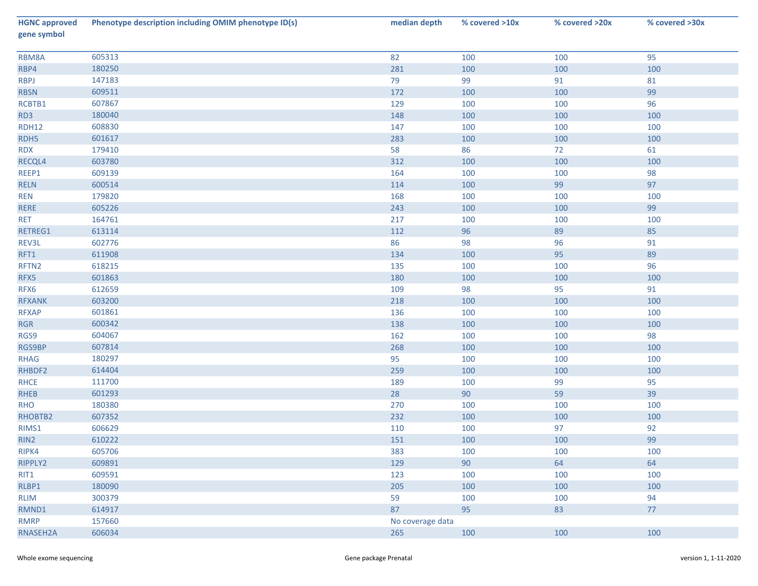| HGNC approved gene symbol | Phenotype description including OMIM phenotype ID(s) | median depth | % covered >10x | % covered >20x | % covered >30x |
|---|---|---|---|---|---|
| RBM8A | 605313 | 82 | 100 | 100 | 95 |
| RBP4 | 180250 | 281 | 100 | 100 | 100 |
| RBPJ | 147183 | 79 | 99 | 91 | 81 |
| RBSN | 609511 | 172 | 100 | 100 | 99 |
| RCBTB1 | 607867 | 129 | 100 | 100 | 96 |
| RD3 | 180040 | 148 | 100 | 100 | 100 |
| RDH12 | 608830 | 147 | 100 | 100 | 100 |
| RDH5 | 601617 | 283 | 100 | 100 | 100 |
| RDX | 179410 | 58 | 86 | 72 | 61 |
| RECQL4 | 603780 | 312 | 100 | 100 | 100 |
| REEP1 | 609139 | 164 | 100 | 100 | 98 |
| RELN | 600514 | 114 | 100 | 99 | 97 |
| REN | 179820 | 168 | 100 | 100 | 100 |
| RERE | 605226 | 243 | 100 | 100 | 99 |
| RET | 164761 | 217 | 100 | 100 | 100 |
| RETREG1 | 613114 | 112 | 96 | 89 | 85 |
| REV3L | 602776 | 86 | 98 | 96 | 91 |
| RFT1 | 611908 | 134 | 100 | 95 | 89 |
| RFTN2 | 618215 | 135 | 100 | 100 | 96 |
| RFX5 | 601863 | 180 | 100 | 100 | 100 |
| RFX6 | 612659 | 109 | 98 | 95 | 91 |
| RFXANK | 603200 | 218 | 100 | 100 | 100 |
| RFXAP | 601861 | 136 | 100 | 100 | 100 |
| RGR | 600342 | 138 | 100 | 100 | 100 |
| RGS9 | 604067 | 162 | 100 | 100 | 98 |
| RGS9BP | 607814 | 268 | 100 | 100 | 100 |
| RHAG | 180297 | 95 | 100 | 100 | 100 |
| RHBDF2 | 614404 | 259 | 100 | 100 | 100 |
| RHCE | 111700 | 189 | 100 | 99 | 95 |
| RHEB | 601293 | 28 | 90 | 59 | 39 |
| RHO | 180380 | 270 | 100 | 100 | 100 |
| RHOBTB2 | 607352 | 232 | 100 | 100 | 100 |
| RIMS1 | 606629 | 110 | 100 | 97 | 92 |
| RIN2 | 610222 | 151 | 100 | 100 | 99 |
| RIPK4 | 605706 | 383 | 100 | 100 | 100 |
| RIPPLY2 | 609891 | 129 | 90 | 64 | 64 |
| RIT1 | 609591 | 123 | 100 | 100 | 100 |
| RLBP1 | 180090 | 205 | 100 | 100 | 100 |
| RLIM | 300379 | 59 | 100 | 100 | 94 |
| RMND1 | 614917 | 87 | 95 | 83 | 77 |
| RMRP | 157660 | No coverage data | | | |
| RNASEH2A | 606034 | 265 | 100 | 100 | 100 |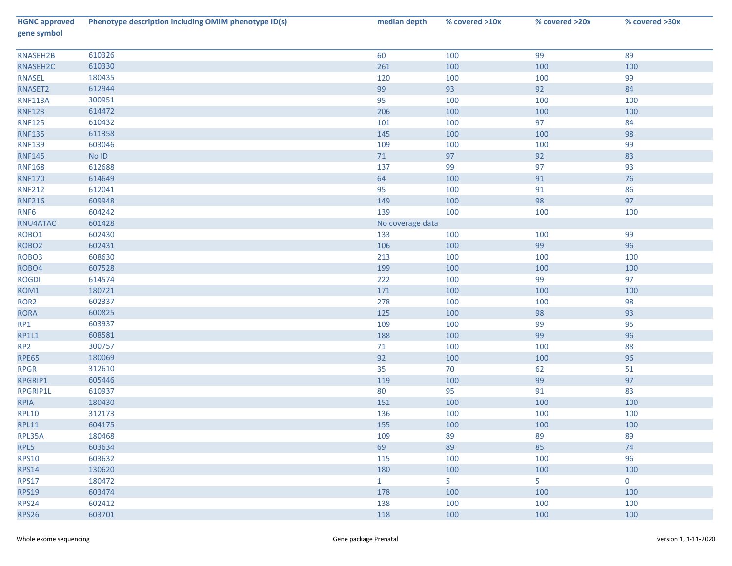| HGNC approved gene symbol | Phenotype description including OMIM phenotype ID(s) | median depth | % covered >10x | % covered >20x | % covered >30x |
|---|---|---|---|---|---|
| RNASEH2B | 610326 | 60 | 100 | 99 | 89 |
| RNASEH2C | 610330 | 261 | 100 | 100 | 100 |
| RNASEL | 180435 | 120 | 100 | 100 | 99 |
| RNASET2 | 612944 | 99 | 93 | 92 | 84 |
| RNF113A | 300951 | 95 | 100 | 100 | 100 |
| RNF123 | 614472 | 206 | 100 | 100 | 100 |
| RNF125 | 610432 | 101 | 100 | 97 | 84 |
| RNF135 | 611358 | 145 | 100 | 100 | 98 |
| RNF139 | 603046 | 109 | 100 | 100 | 99 |
| RNF145 | No ID | 71 | 97 | 92 | 83 |
| RNF168 | 612688 | 137 | 99 | 97 | 93 |
| RNF170 | 614649 | 64 | 100 | 91 | 76 |
| RNF212 | 612041 | 95 | 100 | 91 | 86 |
| RNF216 | 609948 | 149 | 100 | 98 | 97 |
| RNF6 | 604242 | 139 | 100 | 100 | 100 |
| RNU4ATAC | 601428 | No coverage data | | | |
| ROBO1 | 602430 | 133 | 100 | 100 | 99 |
| ROBO2 | 602431 | 106 | 100 | 99 | 96 |
| ROBO3 | 608630 | 213 | 100 | 100 | 100 |
| ROBO4 | 607528 | 199 | 100 | 100 | 100 |
| ROGDI | 614574 | 222 | 100 | 99 | 97 |
| ROM1 | 180721 | 171 | 100 | 100 | 100 |
| ROR2 | 602337 | 278 | 100 | 100 | 98 |
| RORA | 600825 | 125 | 100 | 98 | 93 |
| RP1 | 603937 | 109 | 100 | 99 | 95 |
| RP1L1 | 608581 | 188 | 100 | 99 | 96 |
| RP2 | 300757 | 71 | 100 | 100 | 88 |
| RPE65 | 180069 | 92 | 100 | 100 | 96 |
| RPGR | 312610 | 35 | 70 | 62 | 51 |
| RPGRIP1 | 605446 | 119 | 100 | 99 | 97 |
| RPGRIP1L | 610937 | 80 | 95 | 91 | 83 |
| RPIA | 180430 | 151 | 100 | 100 | 100 |
| RPL10 | 312173 | 136 | 100 | 100 | 100 |
| RPL11 | 604175 | 155 | 100 | 100 | 100 |
| RPL35A | 180468 | 109 | 89 | 89 | 89 |
| RPL5 | 603634 | 69 | 89 | 85 | 74 |
| RPS10 | 603632 | 115 | 100 | 100 | 96 |
| RPS14 | 130620 | 180 | 100 | 100 | 100 |
| RPS17 | 180472 | 1 | 5 | 5 | 0 |
| RPS19 | 603474 | 178 | 100 | 100 | 100 |
| RPS24 | 602412 | 138 | 100 | 100 | 100 |
| RPS26 | 603701 | 118 | 100 | 100 | 100 |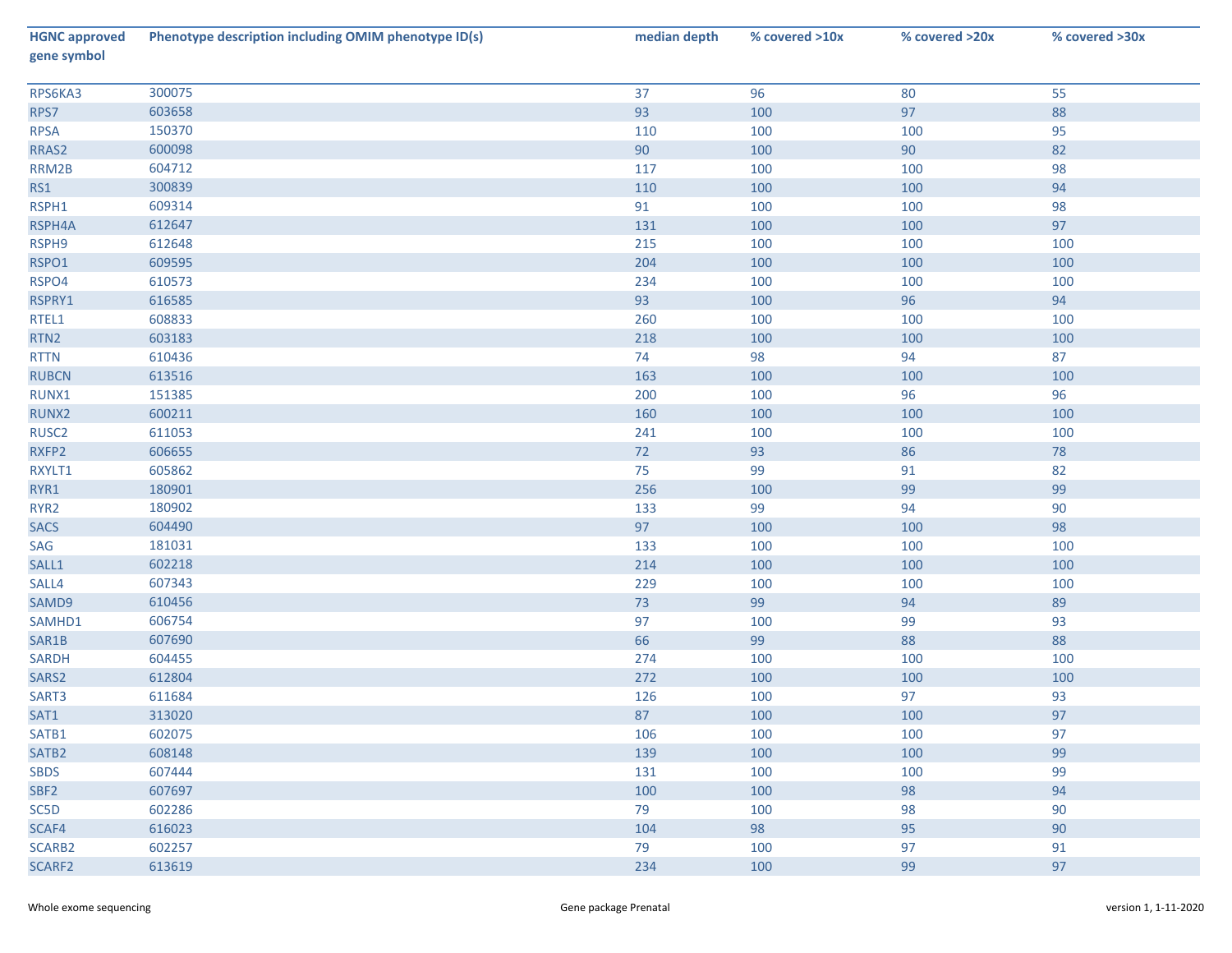| HGNC approved gene symbol | Phenotype description including OMIM phenotype ID(s) | median depth | % covered >10x | % covered >20x | % covered >30x |
|---|---|---|---|---|---|
| RPS6KA3 | 300075 | 37 | 96 | 80 | 55 |
| RPS7 | 603658 | 93 | 100 | 97 | 88 |
| RPSA | 150370 | 110 | 100 | 100 | 95 |
| RRAS2 | 600098 | 90 | 100 | 90 | 82 |
| RRM2B | 604712 | 117 | 100 | 100 | 98 |
| RS1 | 300839 | 110 | 100 | 100 | 94 |
| RSPH1 | 609314 | 91 | 100 | 100 | 98 |
| RSPH4A | 612647 | 131 | 100 | 100 | 97 |
| RSPH9 | 612648 | 215 | 100 | 100 | 100 |
| RSPO1 | 609595 | 204 | 100 | 100 | 100 |
| RSPO4 | 610573 | 234 | 100 | 100 | 100 |
| RSPRY1 | 616585 | 93 | 100 | 96 | 94 |
| RTEL1 | 608833 | 260 | 100 | 100 | 100 |
| RTN2 | 603183 | 218 | 100 | 100 | 100 |
| RTTN | 610436 | 74 | 98 | 94 | 87 |
| RUBCN | 613516 | 163 | 100 | 100 | 100 |
| RUNX1 | 151385 | 200 | 100 | 96 | 96 |
| RUNX2 | 600211 | 160 | 100 | 100 | 100 |
| RUSC2 | 611053 | 241 | 100 | 100 | 100 |
| RXFP2 | 606655 | 72 | 93 | 86 | 78 |
| RXYLT1 | 605862 | 75 | 99 | 91 | 82 |
| RYR1 | 180901 | 256 | 100 | 99 | 99 |
| RYR2 | 180902 | 133 | 99 | 94 | 90 |
| SACS | 604490 | 97 | 100 | 100 | 98 |
| SAG | 181031 | 133 | 100 | 100 | 100 |
| SALL1 | 602218 | 214 | 100 | 100 | 100 |
| SALL4 | 607343 | 229 | 100 | 100 | 100 |
| SAMD9 | 610456 | 73 | 99 | 94 | 89 |
| SAMHD1 | 606754 | 97 | 100 | 99 | 93 |
| SAR1B | 607690 | 66 | 99 | 88 | 88 |
| SARDH | 604455 | 274 | 100 | 100 | 100 |
| SARS2 | 612804 | 272 | 100 | 100 | 100 |
| SART3 | 611684 | 126 | 100 | 97 | 93 |
| SAT1 | 313020 | 87 | 100 | 100 | 97 |
| SATB1 | 602075 | 106 | 100 | 100 | 97 |
| SATB2 | 608148 | 139 | 100 | 100 | 99 |
| SBDS | 607444 | 131 | 100 | 100 | 99 |
| SBF2 | 607697 | 100 | 100 | 98 | 94 |
| SC5D | 602286 | 79 | 100 | 98 | 90 |
| SCAF4 | 616023 | 104 | 98 | 95 | 90 |
| SCARB2 | 602257 | 79 | 100 | 97 | 91 |
| SCARF2 | 613619 | 234 | 100 | 99 | 97 |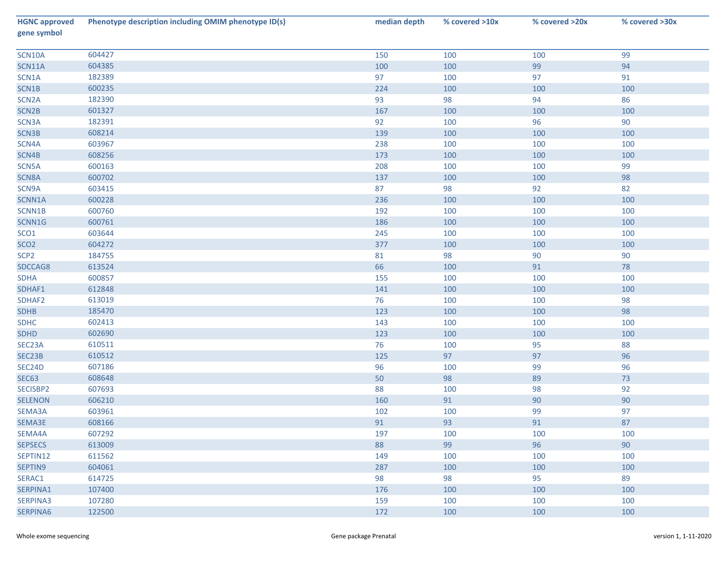| HGNC approved gene symbol | Phenotype description including OMIM phenotype ID(s) | median depth | % covered >10x | % covered >20x | % covered >30x |
|---|---|---|---|---|---|
| SCN10A | 604427 | 150 | 100 | 100 | 99 |
| SCN11A | 604385 | 100 | 100 | 99 | 94 |
| SCN1A | 182389 | 97 | 100 | 97 | 91 |
| SCN1B | 600235 | 224 | 100 | 100 | 100 |
| SCN2A | 182390 | 93 | 98 | 94 | 86 |
| SCN2B | 601327 | 167 | 100 | 100 | 100 |
| SCN3A | 182391 | 92 | 100 | 96 | 90 |
| SCN3B | 608214 | 139 | 100 | 100 | 100 |
| SCN4A | 603967 | 238 | 100 | 100 | 100 |
| SCN4B | 608256 | 173 | 100 | 100 | 100 |
| SCN5A | 600163 | 208 | 100 | 100 | 99 |
| SCN8A | 600702 | 137 | 100 | 100 | 98 |
| SCN9A | 603415 | 87 | 98 | 92 | 82 |
| SCNN1A | 600228 | 236 | 100 | 100 | 100 |
| SCNN1B | 600760 | 192 | 100 | 100 | 100 |
| SCNN1G | 600761 | 186 | 100 | 100 | 100 |
| SCO1 | 603644 | 245 | 100 | 100 | 100 |
| SCO2 | 604272 | 377 | 100 | 100 | 100 |
| SCP2 | 184755 | 81 | 98 | 90 | 90 |
| SDCCAG8 | 613524 | 66 | 100 | 91 | 78 |
| SDHA | 600857 | 155 | 100 | 100 | 100 |
| SDHAF1 | 612848 | 141 | 100 | 100 | 100 |
| SDHAF2 | 613019 | 76 | 100 | 100 | 98 |
| SDHB | 185470 | 123 | 100 | 100 | 98 |
| SDHC | 602413 | 143 | 100 | 100 | 100 |
| SDHD | 602690 | 123 | 100 | 100 | 100 |
| SEC23A | 610511 | 76 | 100 | 95 | 88 |
| SEC23B | 610512 | 125 | 97 | 97 | 96 |
| SEC24D | 607186 | 96 | 100 | 99 | 96 |
| SEC63 | 608648 | 50 | 98 | 89 | 73 |
| SECISBP2 | 607693 | 88 | 100 | 98 | 92 |
| SELENON | 606210 | 160 | 91 | 90 | 90 |
| SEMA3A | 603961 | 102 | 100 | 99 | 97 |
| SEMA3E | 608166 | 91 | 93 | 91 | 87 |
| SEMA4A | 607292 | 197 | 100 | 100 | 100 |
| SEPSECS | 613009 | 88 | 99 | 96 | 90 |
| SEPTIN12 | 611562 | 149 | 100 | 100 | 100 |
| SEPTIN9 | 604061 | 287 | 100 | 100 | 100 |
| SERAC1 | 614725 | 98 | 98 | 95 | 89 |
| SERPINA1 | 107400 | 176 | 100 | 100 | 100 |
| SERPINA3 | 107280 | 159 | 100 | 100 | 100 |
| SERPINA6 | 122500 | 172 | 100 | 100 | 100 |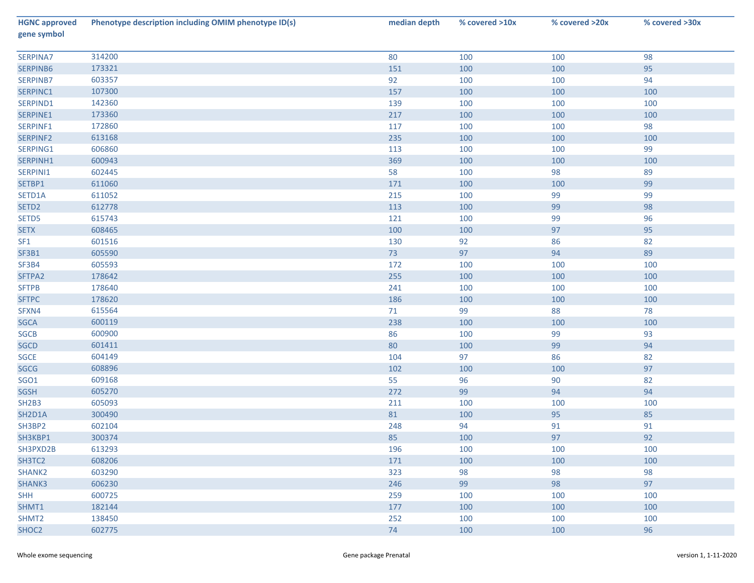| HGNC approved gene symbol | Phenotype description including OMIM phenotype ID(s) | median depth | % covered >10x | % covered >20x | % covered >30x |
|---|---|---|---|---|---|
| SERPINA7 | 314200 | 80 | 100 | 100 | 98 |
| SERPINB6 | 173321 | 151 | 100 | 100 | 95 |
| SERPINB7 | 603357 | 92 | 100 | 100 | 94 |
| SERPINC1 | 107300 | 157 | 100 | 100 | 100 |
| SERPIND1 | 142360 | 139 | 100 | 100 | 100 |
| SERPINE1 | 173360 | 217 | 100 | 100 | 100 |
| SERPINF1 | 172860 | 117 | 100 | 100 | 98 |
| SERPINF2 | 613168 | 235 | 100 | 100 | 100 |
| SERPING1 | 606860 | 113 | 100 | 100 | 99 |
| SERPINH1 | 600943 | 369 | 100 | 100 | 100 |
| SERPINI1 | 602445 | 58 | 100 | 98 | 89 |
| SETBP1 | 611060 | 171 | 100 | 100 | 99 |
| SETD1A | 611052 | 215 | 100 | 99 | 99 |
| SETD2 | 612778 | 113 | 100 | 99 | 98 |
| SETD5 | 615743 | 121 | 100 | 99 | 96 |
| SETX | 608465 | 100 | 100 | 97 | 95 |
| SF1 | 601516 | 130 | 92 | 86 | 82 |
| SF3B1 | 605590 | 73 | 97 | 94 | 89 |
| SF3B4 | 605593 | 172 | 100 | 100 | 100 |
| SFTPA2 | 178642 | 255 | 100 | 100 | 100 |
| SFTPB | 178640 | 241 | 100 | 100 | 100 |
| SFTPC | 178620 | 186 | 100 | 100 | 100 |
| SFXN4 | 615564 | 71 | 99 | 88 | 78 |
| SGCA | 600119 | 238 | 100 | 100 | 100 |
| SGCB | 600900 | 86 | 100 | 99 | 93 |
| SGCD | 601411 | 80 | 100 | 99 | 94 |
| SGCE | 604149 | 104 | 97 | 86 | 82 |
| SGCG | 608896 | 102 | 100 | 100 | 97 |
| SGO1 | 609168 | 55 | 96 | 90 | 82 |
| SGSH | 605270 | 272 | 99 | 94 | 94 |
| SH2B3 | 605093 | 211 | 100 | 100 | 100 |
| SH2D1A | 300490 | 81 | 100 | 95 | 85 |
| SH3BP2 | 602104 | 248 | 94 | 91 | 91 |
| SH3KBP1 | 300374 | 85 | 100 | 97 | 92 |
| SH3PXD2B | 613293 | 196 | 100 | 100 | 100 |
| SH3TC2 | 608206 | 171 | 100 | 100 | 100 |
| SHANK2 | 603290 | 323 | 98 | 98 | 98 |
| SHANK3 | 606230 | 246 | 99 | 98 | 97 |
| SHH | 600725 | 259 | 100 | 100 | 100 |
| SHMT1 | 182144 | 177 | 100 | 100 | 100 |
| SHMT2 | 138450 | 252 | 100 | 100 | 100 |
| SHOC2 | 602775 | 74 | 100 | 100 | 96 |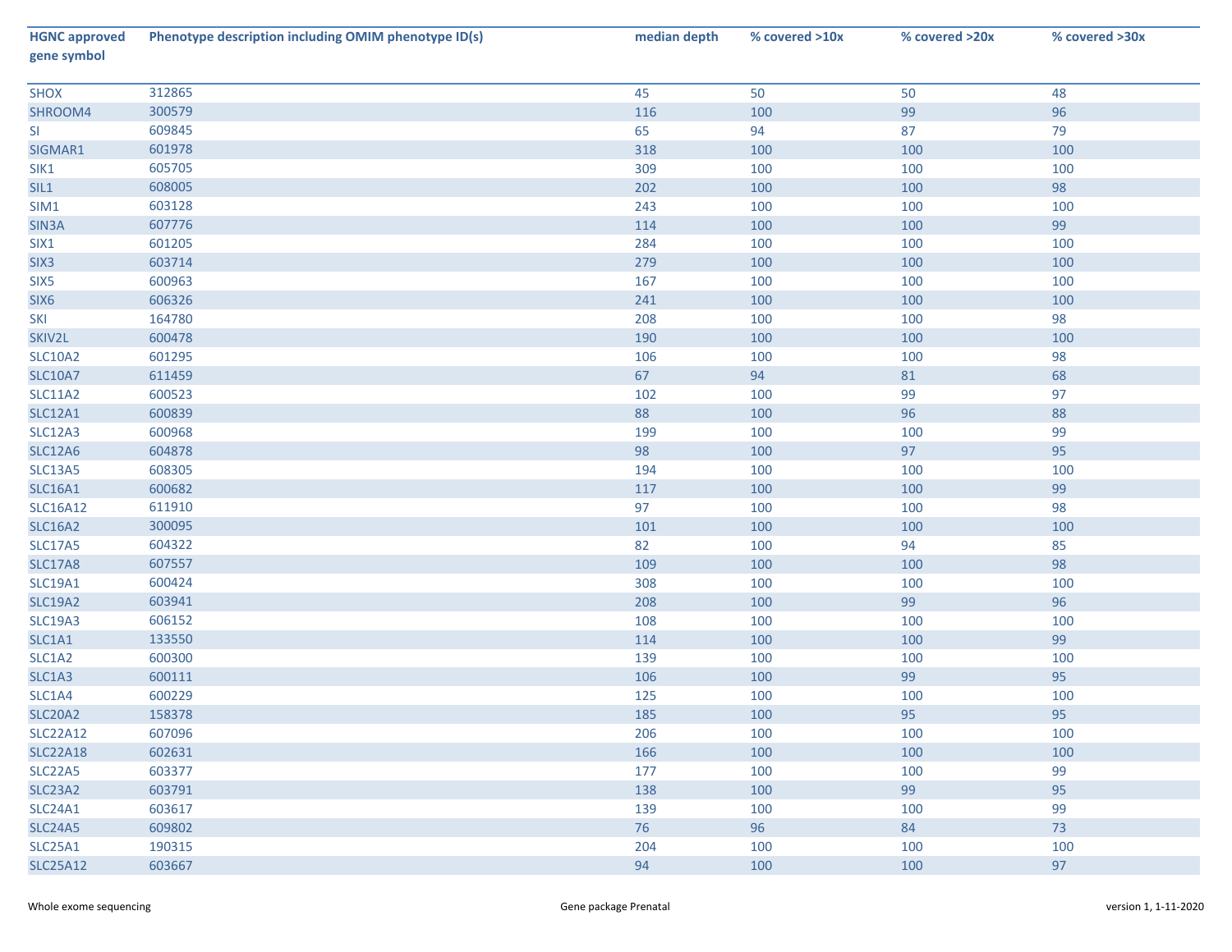| HGNC approved gene symbol | Phenotype description including OMIM phenotype ID(s) | median depth | % covered >10x | % covered >20x | % covered >30x |
|---|---|---|---|---|---|
| SHOX | 312865 | 45 | 50 | 50 | 48 |
| SHROOM4 | 300579 | 116 | 100 | 99 | 96 |
| SI | 609845 | 65 | 94 | 87 | 79 |
| SIGMAR1 | 601978 | 318 | 100 | 100 | 100 |
| SIK1 | 605705 | 309 | 100 | 100 | 100 |
| SIL1 | 608005 | 202 | 100 | 100 | 98 |
| SIM1 | 603128 | 243 | 100 | 100 | 100 |
| SIN3A | 607776 | 114 | 100 | 100 | 99 |
| SIX1 | 601205 | 284 | 100 | 100 | 100 |
| SIX3 | 603714 | 279 | 100 | 100 | 100 |
| SIX5 | 600963 | 167 | 100 | 100 | 100 |
| SIX6 | 606326 | 241 | 100 | 100 | 100 |
| SKI | 164780 | 208 | 100 | 100 | 98 |
| SKIV2L | 600478 | 190 | 100 | 100 | 100 |
| SLC10A2 | 601295 | 106 | 100 | 100 | 98 |
| SLC10A7 | 611459 | 67 | 94 | 81 | 68 |
| SLC11A2 | 600523 | 102 | 100 | 99 | 97 |
| SLC12A1 | 600839 | 88 | 100 | 96 | 88 |
| SLC12A3 | 600968 | 199 | 100 | 100 | 99 |
| SLC12A6 | 604878 | 98 | 100 | 97 | 95 |
| SLC13A5 | 608305 | 194 | 100 | 100 | 100 |
| SLC16A1 | 600682 | 117 | 100 | 100 | 99 |
| SLC16A12 | 611910 | 97 | 100 | 100 | 98 |
| SLC16A2 | 300095 | 101 | 100 | 100 | 100 |
| SLC17A5 | 604322 | 82 | 100 | 94 | 85 |
| SLC17A8 | 607557 | 109 | 100 | 100 | 98 |
| SLC19A1 | 600424 | 308 | 100 | 100 | 100 |
| SLC19A2 | 603941 | 208 | 100 | 99 | 96 |
| SLC19A3 | 606152 | 108 | 100 | 100 | 100 |
| SLC1A1 | 133550 | 114 | 100 | 100 | 99 |
| SLC1A2 | 600300 | 139 | 100 | 100 | 100 |
| SLC1A3 | 600111 | 106 | 100 | 99 | 95 |
| SLC1A4 | 600229 | 125 | 100 | 100 | 100 |
| SLC20A2 | 158378 | 185 | 100 | 95 | 95 |
| SLC22A12 | 607096 | 206 | 100 | 100 | 100 |
| SLC22A18 | 602631 | 166 | 100 | 100 | 100 |
| SLC22A5 | 603377 | 177 | 100 | 100 | 99 |
| SLC23A2 | 603791 | 138 | 100 | 99 | 95 |
| SLC24A1 | 603617 | 139 | 100 | 100 | 99 |
| SLC24A5 | 609802 | 76 | 96 | 84 | 73 |
| SLC25A1 | 190315 | 204 | 100 | 100 | 100 |
| SLC25A12 | 603667 | 94 | 100 | 100 | 97 |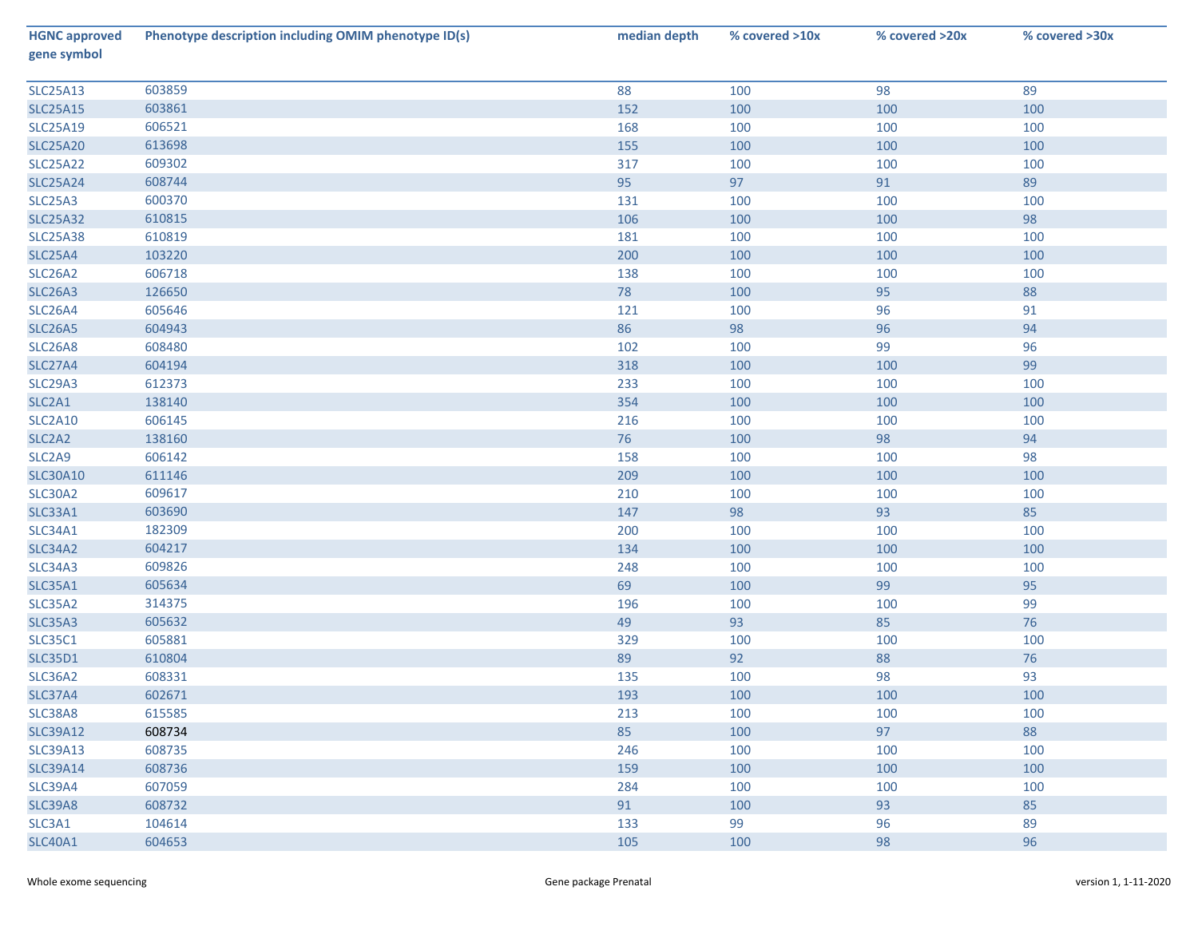| HGNC approved gene symbol | Phenotype description including OMIM phenotype ID(s) | median depth | % covered >10x | % covered >20x | % covered >30x |
|---|---|---|---|---|---|
| SLC25A13 | 603859 | 88 | 100 | 98 | 89 |
| SLC25A15 | 603861 | 152 | 100 | 100 | 100 |
| SLC25A19 | 606521 | 168 | 100 | 100 | 100 |
| SLC25A20 | 613698 | 155 | 100 | 100 | 100 |
| SLC25A22 | 609302 | 317 | 100 | 100 | 100 |
| SLC25A24 | 608744 | 95 | 97 | 91 | 89 |
| SLC25A3 | 600370 | 131 | 100 | 100 | 100 |
| SLC25A32 | 610815 | 106 | 100 | 100 | 98 |
| SLC25A38 | 610819 | 181 | 100 | 100 | 100 |
| SLC25A4 | 103220 | 200 | 100 | 100 | 100 |
| SLC26A2 | 606718 | 138 | 100 | 100 | 100 |
| SLC26A3 | 126650 | 78 | 100 | 95 | 88 |
| SLC26A4 | 605646 | 121 | 100 | 96 | 91 |
| SLC26A5 | 604943 | 86 | 98 | 96 | 94 |
| SLC26A8 | 608480 | 102 | 100 | 99 | 96 |
| SLC27A4 | 604194 | 318 | 100 | 100 | 99 |
| SLC29A3 | 612373 | 233 | 100 | 100 | 100 |
| SLC2A1 | 138140 | 354 | 100 | 100 | 100 |
| SLC2A10 | 606145 | 216 | 100 | 100 | 100 |
| SLC2A2 | 138160 | 76 | 100 | 98 | 94 |
| SLC2A9 | 606142 | 158 | 100 | 100 | 98 |
| SLC30A10 | 611146 | 209 | 100 | 100 | 100 |
| SLC30A2 | 609617 | 210 | 100 | 100 | 100 |
| SLC33A1 | 603690 | 147 | 98 | 93 | 85 |
| SLC34A1 | 182309 | 200 | 100 | 100 | 100 |
| SLC34A2 | 604217 | 134 | 100 | 100 | 100 |
| SLC34A3 | 609826 | 248 | 100 | 100 | 100 |
| SLC35A1 | 605634 | 69 | 100 | 99 | 95 |
| SLC35A2 | 314375 | 196 | 100 | 100 | 99 |
| SLC35A3 | 605632 | 49 | 93 | 85 | 76 |
| SLC35C1 | 605881 | 329 | 100 | 100 | 100 |
| SLC35D1 | 610804 | 89 | 92 | 88 | 76 |
| SLC36A2 | 608331 | 135 | 100 | 98 | 93 |
| SLC37A4 | 602671 | 193 | 100 | 100 | 100 |
| SLC38A8 | 615585 | 213 | 100 | 100 | 100 |
| SLC39A12 | 608734 | 85 | 100 | 97 | 88 |
| SLC39A13 | 608735 | 246 | 100 | 100 | 100 |
| SLC39A14 | 608736 | 159 | 100 | 100 | 100 |
| SLC39A4 | 607059 | 284 | 100 | 100 | 100 |
| SLC39A8 | 608732 | 91 | 100 | 93 | 85 |
| SLC3A1 | 104614 | 133 | 99 | 96 | 89 |
| SLC40A1 | 604653 | 105 | 100 | 98 | 96 |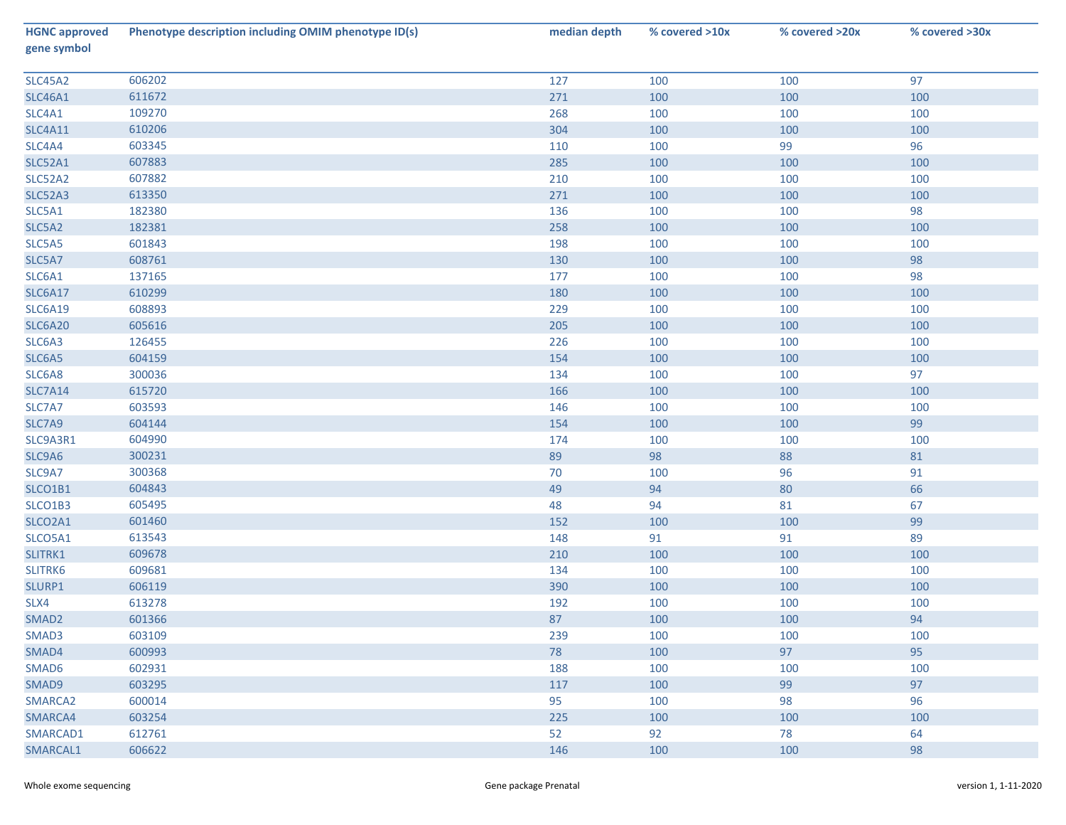| HGNC approved gene symbol | Phenotype description including OMIM phenotype ID(s) | median depth | % covered >10x | % covered >20x | % covered >30x |
|---|---|---|---|---|---|
| SLC45A2 | 606202 | 127 | 100 | 100 | 97 |
| SLC46A1 | 611672 | 271 | 100 | 100 | 100 |
| SLC4A1 | 109270 | 268 | 100 | 100 | 100 |
| SLC4A11 | 610206 | 304 | 100 | 100 | 100 |
| SLC4A4 | 603345 | 110 | 100 | 99 | 96 |
| SLC52A1 | 607883 | 285 | 100 | 100 | 100 |
| SLC52A2 | 607882 | 210 | 100 | 100 | 100 |
| SLC52A3 | 613350 | 271 | 100 | 100 | 100 |
| SLC5A1 | 182380 | 136 | 100 | 100 | 98 |
| SLC5A2 | 182381 | 258 | 100 | 100 | 100 |
| SLC5A5 | 601843 | 198 | 100 | 100 | 100 |
| SLC5A7 | 608761 | 130 | 100 | 100 | 98 |
| SLC6A1 | 137165 | 177 | 100 | 100 | 98 |
| SLC6A17 | 610299 | 180 | 100 | 100 | 100 |
| SLC6A19 | 608893 | 229 | 100 | 100 | 100 |
| SLC6A20 | 605616 | 205 | 100 | 100 | 100 |
| SLC6A3 | 126455 | 226 | 100 | 100 | 100 |
| SLC6A5 | 604159 | 154 | 100 | 100 | 100 |
| SLC6A8 | 300036 | 134 | 100 | 100 | 97 |
| SLC7A14 | 615720 | 166 | 100 | 100 | 100 |
| SLC7A7 | 603593 | 146 | 100 | 100 | 100 |
| SLC7A9 | 604144 | 154 | 100 | 100 | 99 |
| SLC9A3R1 | 604990 | 174 | 100 | 100 | 100 |
| SLC9A6 | 300231 | 89 | 98 | 88 | 81 |
| SLC9A7 | 300368 | 70 | 100 | 96 | 91 |
| SLCO1B1 | 604843 | 49 | 94 | 80 | 66 |
| SLCO1B3 | 605495 | 48 | 94 | 81 | 67 |
| SLCO2A1 | 601460 | 152 | 100 | 100 | 99 |
| SLCO5A1 | 613543 | 148 | 91 | 91 | 89 |
| SLITRK1 | 609678 | 210 | 100 | 100 | 100 |
| SLITRK6 | 609681 | 134 | 100 | 100 | 100 |
| SLURP1 | 606119 | 390 | 100 | 100 | 100 |
| SLX4 | 613278 | 192 | 100 | 100 | 100 |
| SMAD2 | 601366 | 87 | 100 | 100 | 94 |
| SMAD3 | 603109 | 239 | 100 | 100 | 100 |
| SMAD4 | 600993 | 78 | 100 | 97 | 95 |
| SMAD6 | 602931 | 188 | 100 | 100 | 100 |
| SMAD9 | 603295 | 117 | 100 | 99 | 97 |
| SMARCA2 | 600014 | 95 | 100 | 98 | 96 |
| SMARCA4 | 603254 | 225 | 100 | 100 | 100 |
| SMARCAD1 | 612761 | 52 | 92 | 78 | 64 |
| SMARCAL1 | 606622 | 146 | 100 | 100 | 98 |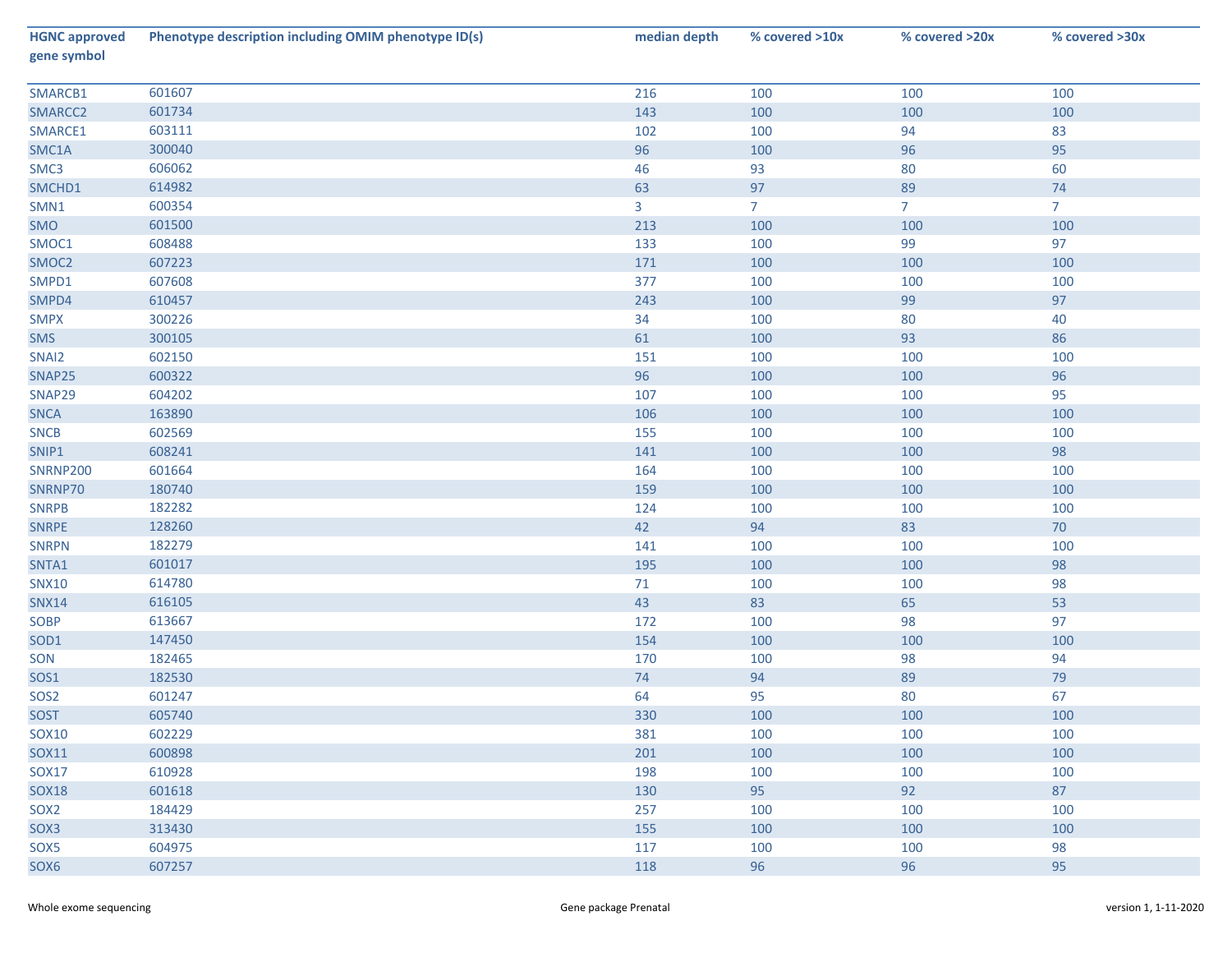| HGNC approved gene symbol | Phenotype description including OMIM phenotype ID(s) | median depth | % covered >10x | % covered >20x | % covered >30x |
|---|---|---|---|---|---|
| SMARCB1 | 601607 | 216 | 100 | 100 | 100 |
| SMARCC2 | 601734 | 143 | 100 | 100 | 100 |
| SMARCE1 | 603111 | 102 | 100 | 94 | 83 |
| SMC1A | 300040 | 96 | 100 | 96 | 95 |
| SMC3 | 606062 | 46 | 93 | 80 | 60 |
| SMCHD1 | 614982 | 63 | 97 | 89 | 74 |
| SMN1 | 600354 | 3 | 7 | 7 | 7 |
| SMO | 601500 | 213 | 100 | 100 | 100 |
| SMOC1 | 608488 | 133 | 100 | 99 | 97 |
| SMOC2 | 607223 | 171 | 100 | 100 | 100 |
| SMPD1 | 607608 | 377 | 100 | 100 | 100 |
| SMPD4 | 610457 | 243 | 100 | 99 | 97 |
| SMPX | 300226 | 34 | 100 | 80 | 40 |
| SMS | 300105 | 61 | 100 | 93 | 86 |
| SNAI2 | 602150 | 151 | 100 | 100 | 100 |
| SNAP25 | 600322 | 96 | 100 | 100 | 96 |
| SNAP29 | 604202 | 107 | 100 | 100 | 95 |
| SNCA | 163890 | 106 | 100 | 100 | 100 |
| SNCB | 602569 | 155 | 100 | 100 | 100 |
| SNIP1 | 608241 | 141 | 100 | 100 | 98 |
| SNRNP200 | 601664 | 164 | 100 | 100 | 100 |
| SNRNP70 | 180740 | 159 | 100 | 100 | 100 |
| SNRPB | 182282 | 124 | 100 | 100 | 100 |
| SNRPE | 128260 | 42 | 94 | 83 | 70 |
| SNRPN | 182279 | 141 | 100 | 100 | 100 |
| SNTA1 | 601017 | 195 | 100 | 100 | 98 |
| SNX10 | 614780 | 71 | 100 | 100 | 98 |
| SNX14 | 616105 | 43 | 83 | 65 | 53 |
| SOBP | 613667 | 172 | 100 | 98 | 97 |
| SOD1 | 147450 | 154 | 100 | 100 | 100 |
| SON | 182465 | 170 | 100 | 98 | 94 |
| SOS1 | 182530 | 74 | 94 | 89 | 79 |
| SOS2 | 601247 | 64 | 95 | 80 | 67 |
| SOST | 605740 | 330 | 100 | 100 | 100 |
| SOX10 | 602229 | 381 | 100 | 100 | 100 |
| SOX11 | 600898 | 201 | 100 | 100 | 100 |
| SOX17 | 610928 | 198 | 100 | 100 | 100 |
| SOX18 | 601618 | 130 | 95 | 92 | 87 |
| SOX2 | 184429 | 257 | 100 | 100 | 100 |
| SOX3 | 313430 | 155 | 100 | 100 | 100 |
| SOX5 | 604975 | 117 | 100 | 100 | 98 |
| SOX6 | 607257 | 118 | 96 | 96 | 95 |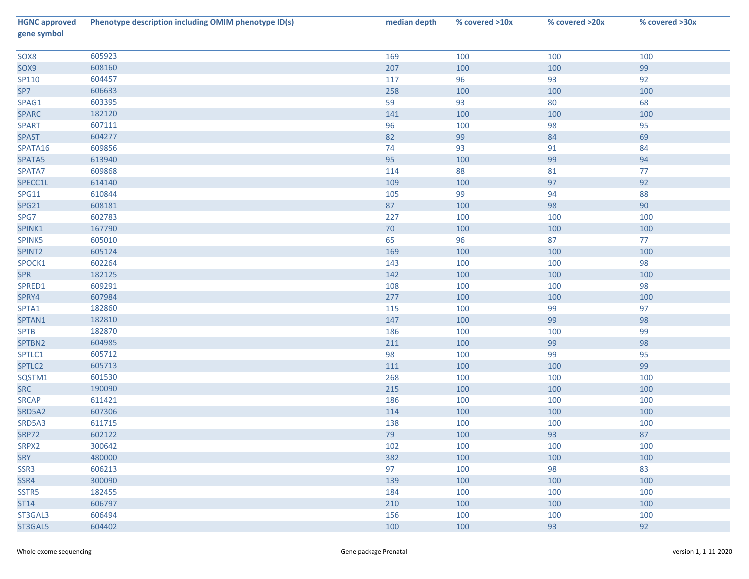| HGNC approved gene symbol | Phenotype description including OMIM phenotype ID(s) | median depth | % covered >10x | % covered >20x | % covered >30x |
|---|---|---|---|---|---|
| SOX8 | 605923 | 169 | 100 | 100 | 100 |
| SOX9 | 608160 | 207 | 100 | 100 | 99 |
| SP110 | 604457 | 117 | 96 | 93 | 92 |
| SP7 | 606633 | 258 | 100 | 100 | 100 |
| SPAG1 | 603395 | 59 | 93 | 80 | 68 |
| SPARC | 182120 | 141 | 100 | 100 | 100 |
| SPART | 607111 | 96 | 100 | 98 | 95 |
| SPAST | 604277 | 82 | 99 | 84 | 69 |
| SPATA16 | 609856 | 74 | 93 | 91 | 84 |
| SPATA5 | 613940 | 95 | 100 | 99 | 94 |
| SPATA7 | 609868 | 114 | 88 | 81 | 77 |
| SPECC1L | 614140 | 109 | 100 | 97 | 92 |
| SPG11 | 610844 | 105 | 99 | 94 | 88 |
| SPG21 | 608181 | 87 | 100 | 98 | 90 |
| SPG7 | 602783 | 227 | 100 | 100 | 100 |
| SPINK1 | 167790 | 70 | 100 | 100 | 100 |
| SPINK5 | 605010 | 65 | 96 | 87 | 77 |
| SPINT2 | 605124 | 169 | 100 | 100 | 100 |
| SPOCK1 | 602264 | 143 | 100 | 100 | 98 |
| SPR | 182125 | 142 | 100 | 100 | 100 |
| SPRED1 | 609291 | 108 | 100 | 100 | 98 |
| SPRY4 | 607984 | 277 | 100 | 100 | 100 |
| SPTA1 | 182860 | 115 | 100 | 99 | 97 |
| SPTAN1 | 182810 | 147 | 100 | 99 | 98 |
| SPTB | 182870 | 186 | 100 | 100 | 99 |
| SPTBN2 | 604985 | 211 | 100 | 99 | 98 |
| SPTLC1 | 605712 | 98 | 100 | 99 | 95 |
| SPTLC2 | 605713 | 111 | 100 | 100 | 99 |
| SQSTM1 | 601530 | 268 | 100 | 100 | 100 |
| SRC | 190090 | 215 | 100 | 100 | 100 |
| SRCAP | 611421 | 186 | 100 | 100 | 100 |
| SRD5A2 | 607306 | 114 | 100 | 100 | 100 |
| SRD5A3 | 611715 | 138 | 100 | 100 | 100 |
| SRP72 | 602122 | 79 | 100 | 93 | 87 |
| SRPX2 | 300642 | 102 | 100 | 100 | 100 |
| SRY | 480000 | 382 | 100 | 100 | 100 |
| SSR3 | 606213 | 97 | 100 | 98 | 83 |
| SSR4 | 300090 | 139 | 100 | 100 | 100 |
| SSTR5 | 182455 | 184 | 100 | 100 | 100 |
| ST14 | 606797 | 210 | 100 | 100 | 100 |
| ST3GAL3 | 606494 | 156 | 100 | 100 | 100 |
| ST3GAL5 | 604402 | 100 | 100 | 93 | 92 |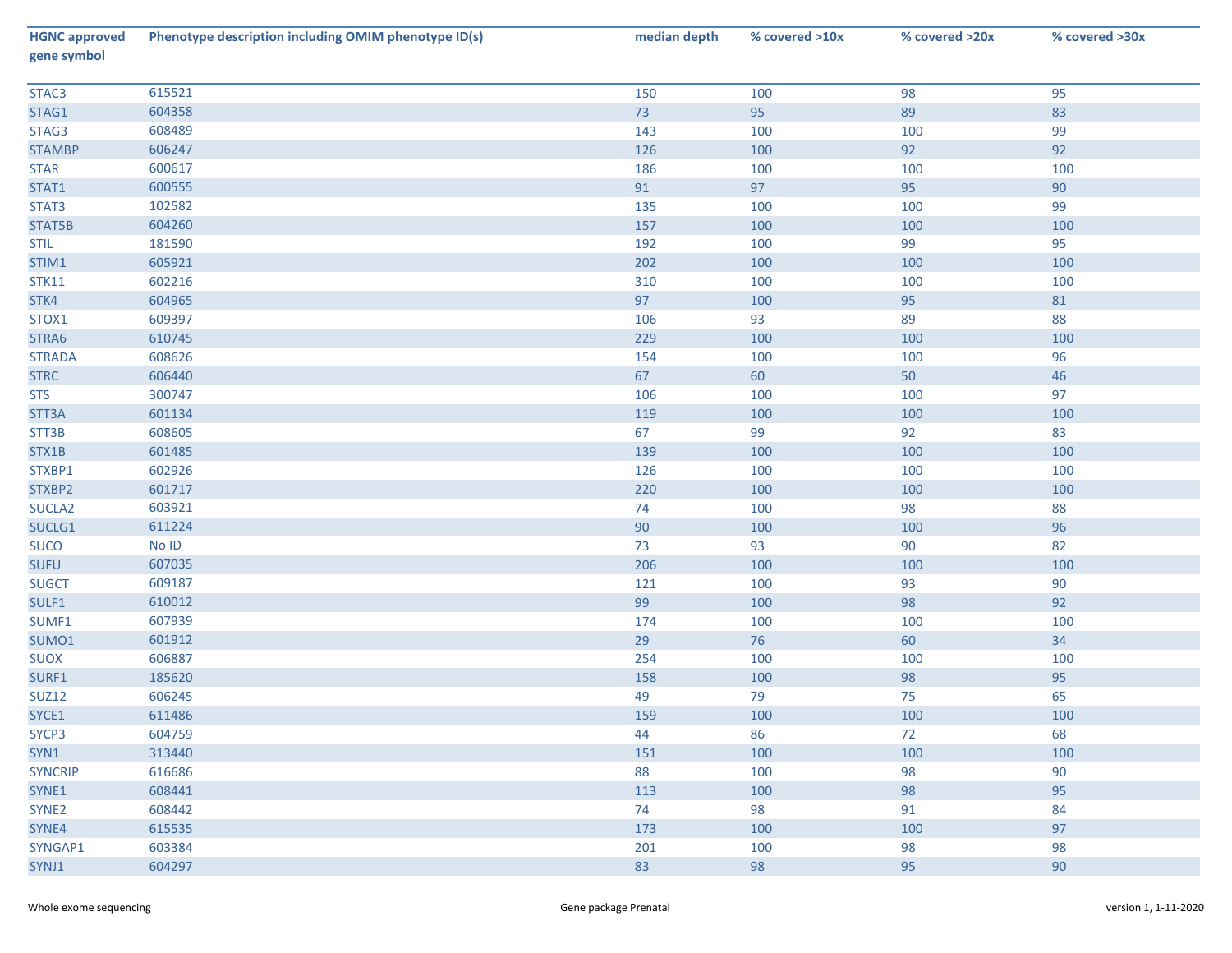| HGNC approved gene symbol | Phenotype description including OMIM phenotype ID(s) | median depth | % covered >10x | % covered >20x | % covered >30x |
|---|---|---|---|---|---|
| STAC3 | 615521 | 150 | 100 | 98 | 95 |
| STAG1 | 604358 | 73 | 95 | 89 | 83 |
| STAG3 | 608489 | 143 | 100 | 100 | 99 |
| STAMBP | 606247 | 126 | 100 | 92 | 92 |
| STAR | 600617 | 186 | 100 | 100 | 100 |
| STAT1 | 600555 | 91 | 97 | 95 | 90 |
| STAT3 | 102582 | 135 | 100 | 100 | 99 |
| STAT5B | 604260 | 157 | 100 | 100 | 100 |
| STIL | 181590 | 192 | 100 | 99 | 95 |
| STIM1 | 605921 | 202 | 100 | 100 | 100 |
| STK11 | 602216 | 310 | 100 | 100 | 100 |
| STK4 | 604965 | 97 | 100 | 95 | 81 |
| STOX1 | 609397 | 106 | 93 | 89 | 88 |
| STRA6 | 610745 | 229 | 100 | 100 | 100 |
| STRADA | 608626 | 154 | 100 | 100 | 96 |
| STRC | 606440 | 67 | 60 | 50 | 46 |
| STS | 300747 | 106 | 100 | 100 | 97 |
| STT3A | 601134 | 119 | 100 | 100 | 100 |
| STT3B | 608605 | 67 | 99 | 92 | 83 |
| STX1B | 601485 | 139 | 100 | 100 | 100 |
| STXBP1 | 602926 | 126 | 100 | 100 | 100 |
| STXBP2 | 601717 | 220 | 100 | 100 | 100 |
| SUCLA2 | 603921 | 74 | 100 | 98 | 88 |
| SUCLG1 | 611224 | 90 | 100 | 100 | 96 |
| SUCO | No ID | 73 | 93 | 90 | 82 |
| SUFU | 607035 | 206 | 100 | 100 | 100 |
| SUGCT | 609187 | 121 | 100 | 93 | 90 |
| SULF1 | 610012 | 99 | 100 | 98 | 92 |
| SUMF1 | 607939 | 174 | 100 | 100 | 100 |
| SUMO1 | 601912 | 29 | 76 | 60 | 34 |
| SUOX | 606887 | 254 | 100 | 100 | 100 |
| SURF1 | 185620 | 158 | 100 | 98 | 95 |
| SUZ12 | 606245 | 49 | 79 | 75 | 65 |
| SYCE1 | 611486 | 159 | 100 | 100 | 100 |
| SYCP3 | 604759 | 44 | 86 | 72 | 68 |
| SYN1 | 313440 | 151 | 100 | 100 | 100 |
| SYNCRIP | 616686 | 88 | 100 | 98 | 90 |
| SYNE1 | 608441 | 113 | 100 | 98 | 95 |
| SYNE2 | 608442 | 74 | 98 | 91 | 84 |
| SYNE4 | 615535 | 173 | 100 | 100 | 97 |
| SYNGAP1 | 603384 | 201 | 100 | 98 | 98 |
| SYNJ1 | 604297 | 83 | 98 | 95 | 90 |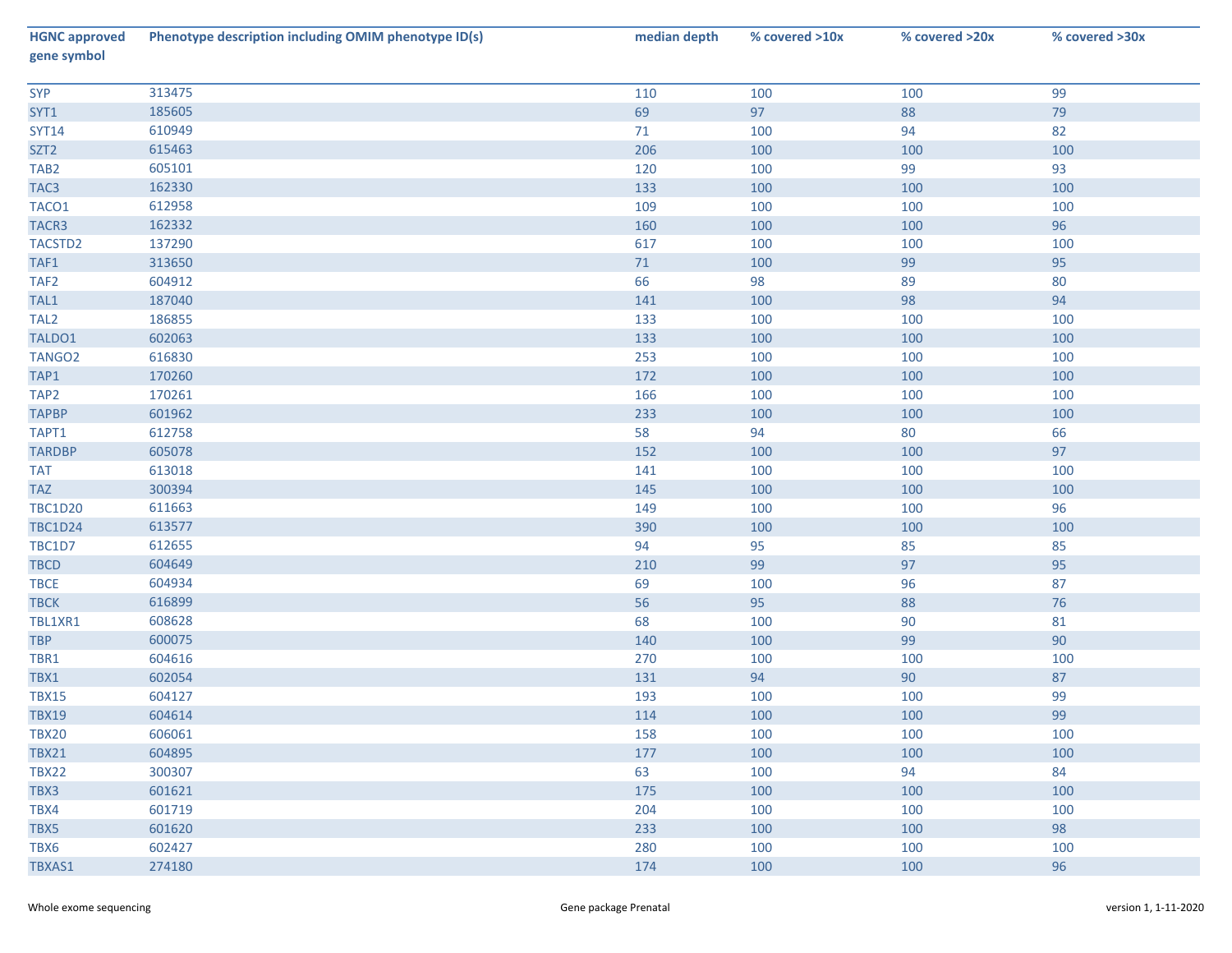| HGNC approved gene symbol | Phenotype description including OMIM phenotype ID(s) | median depth | % covered >10x | % covered >20x | % covered >30x |
|---|---|---|---|---|---|
| SYP | 313475 | 110 | 100 | 100 | 99 |
| SYT1 | 185605 | 69 | 97 | 88 | 79 |
| SYT14 | 610949 | 71 | 100 | 94 | 82 |
| SZT2 | 615463 | 206 | 100 | 100 | 100 |
| TAB2 | 605101 | 120 | 100 | 99 | 93 |
| TAC3 | 162330 | 133 | 100 | 100 | 100 |
| TACO1 | 612958 | 109 | 100 | 100 | 100 |
| TACR3 | 162332 | 160 | 100 | 100 | 96 |
| TACSTD2 | 137290 | 617 | 100 | 100 | 100 |
| TAF1 | 313650 | 71 | 100 | 99 | 95 |
| TAF2 | 604912 | 66 | 98 | 89 | 80 |
| TAL1 | 187040 | 141 | 100 | 98 | 94 |
| TAL2 | 186855 | 133 | 100 | 100 | 100 |
| TALDO1 | 602063 | 133 | 100 | 100 | 100 |
| TANGO2 | 616830 | 253 | 100 | 100 | 100 |
| TAP1 | 170260 | 172 | 100 | 100 | 100 |
| TAP2 | 170261 | 166 | 100 | 100 | 100 |
| TAPBP | 601962 | 233 | 100 | 100 | 100 |
| TAPT1 | 612758 | 58 | 94 | 80 | 66 |
| TARDBP | 605078 | 152 | 100 | 100 | 97 |
| TAT | 613018 | 141 | 100 | 100 | 100 |
| TAZ | 300394 | 145 | 100 | 100 | 100 |
| TBC1D20 | 611663 | 149 | 100 | 100 | 96 |
| TBC1D24 | 613577 | 390 | 100 | 100 | 100 |
| TBC1D7 | 612655 | 94 | 95 | 85 | 85 |
| TBCD | 604649 | 210 | 99 | 97 | 95 |
| TBCE | 604934 | 69 | 100 | 96 | 87 |
| TBCK | 616899 | 56 | 95 | 88 | 76 |
| TBL1XR1 | 608628 | 68 | 100 | 90 | 81 |
| TBP | 600075 | 140 | 100 | 99 | 90 |
| TBR1 | 604616 | 270 | 100 | 100 | 100 |
| TBX1 | 602054 | 131 | 94 | 90 | 87 |
| TBX15 | 604127 | 193 | 100 | 100 | 99 |
| TBX19 | 604614 | 114 | 100 | 100 | 99 |
| TBX20 | 606061 | 158 | 100 | 100 | 100 |
| TBX21 | 604895 | 177 | 100 | 100 | 100 |
| TBX22 | 300307 | 63 | 100 | 94 | 84 |
| TBX3 | 601621 | 175 | 100 | 100 | 100 |
| TBX4 | 601719 | 204 | 100 | 100 | 100 |
| TBX5 | 601620 | 233 | 100 | 100 | 98 |
| TBX6 | 602427 | 280 | 100 | 100 | 100 |
| TBXAS1 | 274180 | 174 | 100 | 100 | 96 |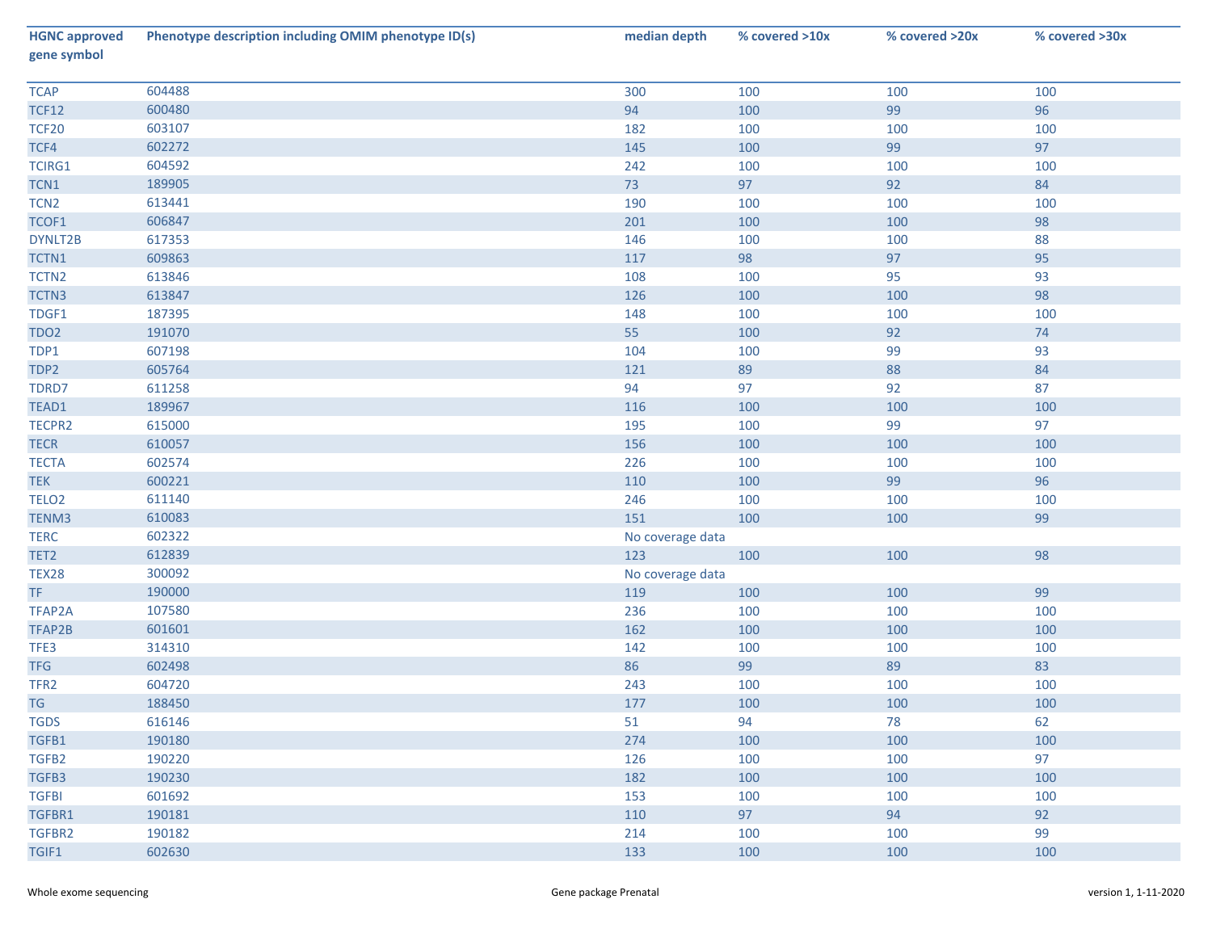| HGNC approved gene symbol | Phenotype description including OMIM phenotype ID(s) | median depth | % covered >10x | % covered >20x | % covered >30x |
|---|---|---|---|---|---|
| TCAP | 604488 | 300 | 100 | 100 | 100 |
| TCF12 | 600480 | 94 | 100 | 99 | 96 |
| TCF20 | 603107 | 182 | 100 | 100 | 100 |
| TCF4 | 602272 | 145 | 100 | 99 | 97 |
| TCIRG1 | 604592 | 242 | 100 | 100 | 100 |
| TCN1 | 189905 | 73 | 97 | 92 | 84 |
| TCN2 | 613441 | 190 | 100 | 100 | 100 |
| TCOF1 | 606847 | 201 | 100 | 100 | 98 |
| DYNLT2B | 617353 | 146 | 100 | 100 | 88 |
| TCTN1 | 609863 | 117 | 98 | 97 | 95 |
| TCTN2 | 613846 | 108 | 100 | 95 | 93 |
| TCTN3 | 613847 | 126 | 100 | 100 | 98 |
| TDGF1 | 187395 | 148 | 100 | 100 | 100 |
| TDO2 | 191070 | 55 | 100 | 92 | 74 |
| TDP1 | 607198 | 104 | 100 | 99 | 93 |
| TDP2 | 605764 | 121 | 89 | 88 | 84 |
| TDRD7 | 611258 | 94 | 97 | 92 | 87 |
| TEAD1 | 189967 | 116 | 100 | 100 | 100 |
| TECPR2 | 615000 | 195 | 100 | 99 | 97 |
| TECR | 610057 | 156 | 100 | 100 | 100 |
| TECTA | 602574 | 226 | 100 | 100 | 100 |
| TEK | 600221 | 110 | 100 | 99 | 96 |
| TELO2 | 611140 | 246 | 100 | 100 | 100 |
| TENM3 | 610083 | 151 | 100 | 100 | 99 |
| TERC | 602322 | No coverage data | | | |
| TET2 | 612839 | 123 | 100 | 100 | 98 |
| TEX28 | 300092 | No coverage data | | | |
| TF | 190000 | 119 | 100 | 100 | 99 |
| TFAP2A | 107580 | 236 | 100 | 100 | 100 |
| TFAP2B | 601601 | 162 | 100 | 100 | 100 |
| TFE3 | 314310 | 142 | 100 | 100 | 100 |
| TFG | 602498 | 86 | 99 | 89 | 83 |
| TFR2 | 604720 | 243 | 100 | 100 | 100 |
| TG | 188450 | 177 | 100 | 100 | 100 |
| TGDS | 616146 | 51 | 94 | 78 | 62 |
| TGFB1 | 190180 | 274 | 100 | 100 | 100 |
| TGFB2 | 190220 | 126 | 100 | 100 | 97 |
| TGFB3 | 190230 | 182 | 100 | 100 | 100 |
| TGFBI | 601692 | 153 | 100 | 100 | 100 |
| TGFBR1 | 190181 | 110 | 97 | 94 | 92 |
| TGFBR2 | 190182 | 214 | 100 | 100 | 99 |
| TGIF1 | 602630 | 133 | 100 | 100 | 100 |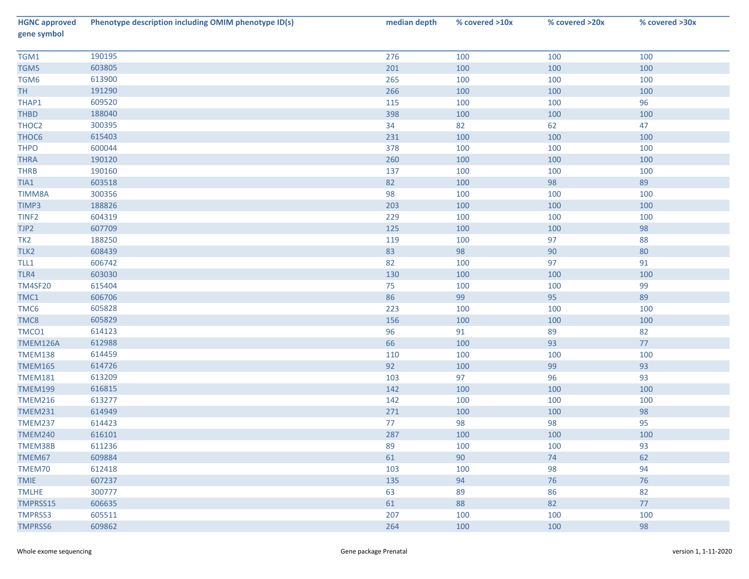| HGNC approved gene symbol | Phenotype description including OMIM phenotype ID(s) | median depth | % covered >10x | % covered >20x | % covered >30x |
|---|---|---|---|---|---|
| TGM1 | 190195 | 276 | 100 | 100 | 100 |
| TGM5 | 603805 | 201 | 100 | 100 | 100 |
| TGM6 | 613900 | 265 | 100 | 100 | 100 |
| TH | 191290 | 266 | 100 | 100 | 100 |
| THAP1 | 609520 | 115 | 100 | 100 | 96 |
| THBD | 188040 | 398 | 100 | 100 | 100 |
| THOC2 | 300395 | 34 | 82 | 62 | 47 |
| THOC6 | 615403 | 231 | 100 | 100 | 100 |
| THPO | 600044 | 378 | 100 | 100 | 100 |
| THRA | 190120 | 260 | 100 | 100 | 100 |
| THRB | 190160 | 137 | 100 | 100 | 100 |
| TIA1 | 603518 | 82 | 100 | 98 | 89 |
| TIMM8A | 300356 | 98 | 100 | 100 | 100 |
| TIMP3 | 188826 | 203 | 100 | 100 | 100 |
| TINF2 | 604319 | 229 | 100 | 100 | 100 |
| TJP2 | 607709 | 125 | 100 | 100 | 98 |
| TK2 | 188250 | 119 | 100 | 97 | 88 |
| TLK2 | 608439 | 83 | 98 | 90 | 80 |
| TLL1 | 606742 | 82 | 100 | 97 | 91 |
| TLR4 | 603030 | 130 | 100 | 100 | 100 |
| TM4SF20 | 615404 | 75 | 100 | 100 | 99 |
| TMC1 | 606706 | 86 | 99 | 95 | 89 |
| TMC6 | 605828 | 223 | 100 | 100 | 100 |
| TMC8 | 605829 | 156 | 100 | 100 | 100 |
| TMCO1 | 614123 | 96 | 91 | 89 | 82 |
| TMEM126A | 612988 | 66 | 100 | 93 | 77 |
| TMEM138 | 614459 | 110 | 100 | 100 | 100 |
| TMEM165 | 614726 | 92 | 100 | 99 | 93 |
| TMEM181 | 613209 | 103 | 97 | 96 | 93 |
| TMEM199 | 616815 | 142 | 100 | 100 | 100 |
| TMEM216 | 613277 | 142 | 100 | 100 | 100 |
| TMEM231 | 614949 | 271 | 100 | 100 | 98 |
| TMEM237 | 614423 | 77 | 98 | 98 | 95 |
| TMEM240 | 616101 | 287 | 100 | 100 | 100 |
| TMEM38B | 611236 | 89 | 100 | 100 | 93 |
| TMEM67 | 609884 | 61 | 90 | 74 | 62 |
| TMEM70 | 612418 | 103 | 100 | 98 | 94 |
| TMIE | 607237 | 135 | 94 | 76 | 76 |
| TMLHE | 300777 | 63 | 89 | 86 | 82 |
| TMPRSS15 | 606635 | 61 | 88 | 82 | 77 |
| TMPRSS3 | 605511 | 207 | 100 | 100 | 100 |
| TMPRSS6 | 609862 | 264 | 100 | 100 | 98 |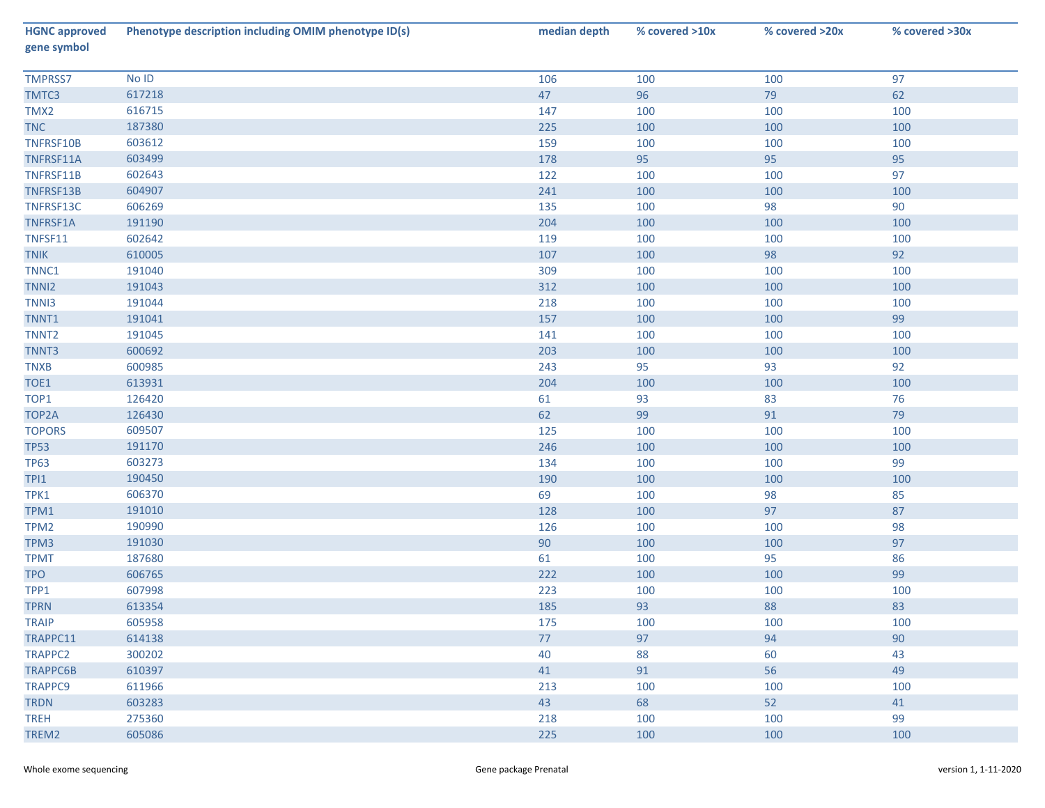| HGNC approved gene symbol | Phenotype description including OMIM phenotype ID(s) | median depth | % covered >10x | % covered >20x | % covered >30x |
|---|---|---|---|---|---|
| TMPRSS7 | No ID | 106 | 100 | 100 | 97 |
| TMTC3 | 617218 | 47 | 96 | 79 | 62 |
| TMX2 | 616715 | 147 | 100 | 100 | 100 |
| TNC | 187380 | 225 | 100 | 100 | 100 |
| TNFRSF10B | 603612 | 159 | 100 | 100 | 100 |
| TNFRSF11A | 603499 | 178 | 95 | 95 | 95 |
| TNFRSF11B | 602643 | 122 | 100 | 100 | 97 |
| TNFRSF13B | 604907 | 241 | 100 | 100 | 100 |
| TNFRSF13C | 606269 | 135 | 100 | 98 | 90 |
| TNFRSF1A | 191190 | 204 | 100 | 100 | 100 |
| TNFSF11 | 602642 | 119 | 100 | 100 | 100 |
| TNIK | 610005 | 107 | 100 | 98 | 92 |
| TNNC1 | 191040 | 309 | 100 | 100 | 100 |
| TNNI2 | 191043 | 312 | 100 | 100 | 100 |
| TNNI3 | 191044 | 218 | 100 | 100 | 100 |
| TNNT1 | 191041 | 157 | 100 | 100 | 99 |
| TNNT2 | 191045 | 141 | 100 | 100 | 100 |
| TNNT3 | 600692 | 203 | 100 | 100 | 100 |
| TNXB | 600985 | 243 | 95 | 93 | 92 |
| TOE1 | 613931 | 204 | 100 | 100 | 100 |
| TOP1 | 126420 | 61 | 93 | 83 | 76 |
| TOP2A | 126430 | 62 | 99 | 91 | 79 |
| TOPORS | 609507 | 125 | 100 | 100 | 100 |
| TP53 | 191170 | 246 | 100 | 100 | 100 |
| TP63 | 603273 | 134 | 100 | 100 | 99 |
| TPI1 | 190450 | 190 | 100 | 100 | 100 |
| TPK1 | 606370 | 69 | 100 | 98 | 85 |
| TPM1 | 191010 | 128 | 100 | 97 | 87 |
| TPM2 | 190990 | 126 | 100 | 100 | 98 |
| TPM3 | 191030 | 90 | 100 | 100 | 97 |
| TPMT | 187680 | 61 | 100 | 95 | 86 |
| TPO | 606765 | 222 | 100 | 100 | 99 |
| TPP1 | 607998 | 223 | 100 | 100 | 100 |
| TPRN | 613354 | 185 | 93 | 88 | 83 |
| TRAIP | 605958 | 175 | 100 | 100 | 100 |
| TRAPPC11 | 614138 | 77 | 97 | 94 | 90 |
| TRAPPC2 | 300202 | 40 | 88 | 60 | 43 |
| TRAPPC6B | 610397 | 41 | 91 | 56 | 49 |
| TRAPPC9 | 611966 | 213 | 100 | 100 | 100 |
| TRDN | 603283 | 43 | 68 | 52 | 41 |
| TREH | 275360 | 218 | 100 | 100 | 99 |
| TREM2 | 605086 | 225 | 100 | 100 | 100 |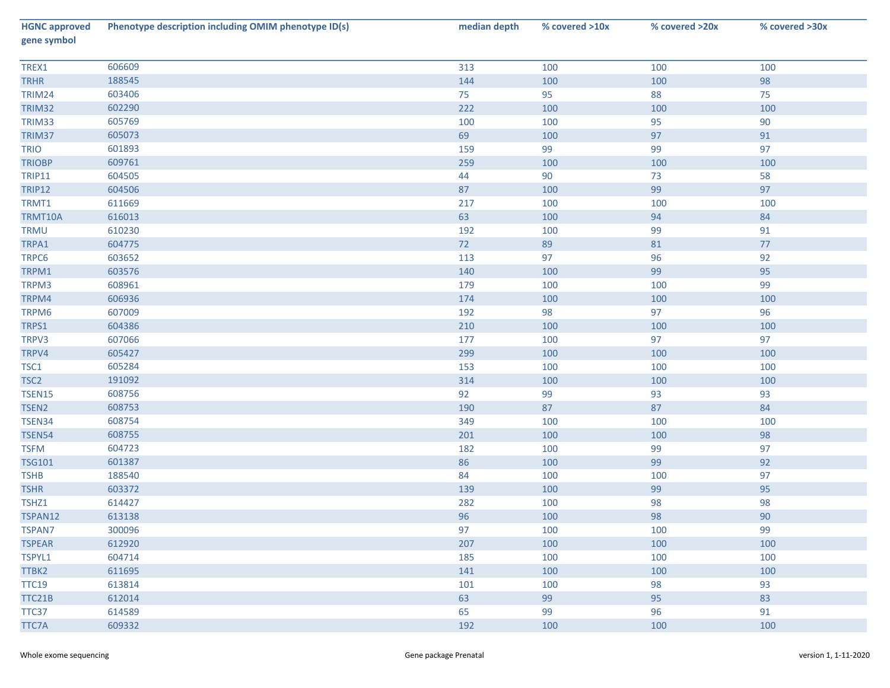| HGNC approved gene symbol | Phenotype description including OMIM phenotype ID(s) | median depth | % covered >10x | % covered >20x | % covered >30x |
|---|---|---|---|---|---|
| TREX1 | 606609 | 313 | 100 | 100 | 100 |
| TRHR | 188545 | 144 | 100 | 100 | 98 |
| TRIM24 | 603406 | 75 | 95 | 88 | 75 |
| TRIM32 | 602290 | 222 | 100 | 100 | 100 |
| TRIM33 | 605769 | 100 | 100 | 95 | 90 |
| TRIM37 | 605073 | 69 | 100 | 97 | 91 |
| TRIO | 601893 | 159 | 99 | 99 | 97 |
| TRIOBP | 609761 | 259 | 100 | 100 | 100 |
| TRIP11 | 604505 | 44 | 90 | 73 | 58 |
| TRIP12 | 604506 | 87 | 100 | 99 | 97 |
| TRMT1 | 611669 | 217 | 100 | 100 | 100 |
| TRMT10A | 616013 | 63 | 100 | 94 | 84 |
| TRMU | 610230 | 192 | 100 | 99 | 91 |
| TRPA1 | 604775 | 72 | 89 | 81 | 77 |
| TRPC6 | 603652 | 113 | 97 | 96 | 92 |
| TRPM1 | 603576 | 140 | 100 | 99 | 95 |
| TRPM3 | 608961 | 179 | 100 | 100 | 99 |
| TRPM4 | 606936 | 174 | 100 | 100 | 100 |
| TRPM6 | 607009 | 192 | 98 | 97 | 96 |
| TRPS1 | 604386 | 210 | 100 | 100 | 100 |
| TRPV3 | 607066 | 177 | 100 | 97 | 97 |
| TRPV4 | 605427 | 299 | 100 | 100 | 100 |
| TSC1 | 605284 | 153 | 100 | 100 | 100 |
| TSC2 | 191092 | 314 | 100 | 100 | 100 |
| TSEN15 | 608756 | 92 | 99 | 93 | 93 |
| TSEN2 | 608753 | 190 | 87 | 87 | 84 |
| TSEN34 | 608754 | 349 | 100 | 100 | 100 |
| TSEN54 | 608755 | 201 | 100 | 100 | 98 |
| TSFM | 604723 | 182 | 100 | 99 | 97 |
| TSG101 | 601387 | 86 | 100 | 99 | 92 |
| TSHB | 188540 | 84 | 100 | 100 | 97 |
| TSHR | 603372 | 139 | 100 | 99 | 95 |
| TSHZ1 | 614427 | 282 | 100 | 98 | 98 |
| TSPAN12 | 613138 | 96 | 100 | 98 | 90 |
| TSPAN7 | 300096 | 97 | 100 | 100 | 99 |
| TSPEAR | 612920 | 207 | 100 | 100 | 100 |
| TSPYL1 | 604714 | 185 | 100 | 100 | 100 |
| TTBK2 | 611695 | 141 | 100 | 100 | 100 |
| TTC19 | 613814 | 101 | 100 | 98 | 93 |
| TTC21B | 612014 | 63 | 99 | 95 | 83 |
| TTC37 | 614589 | 65 | 99 | 96 | 91 |
| TTC7A | 609332 | 192 | 100 | 100 | 100 |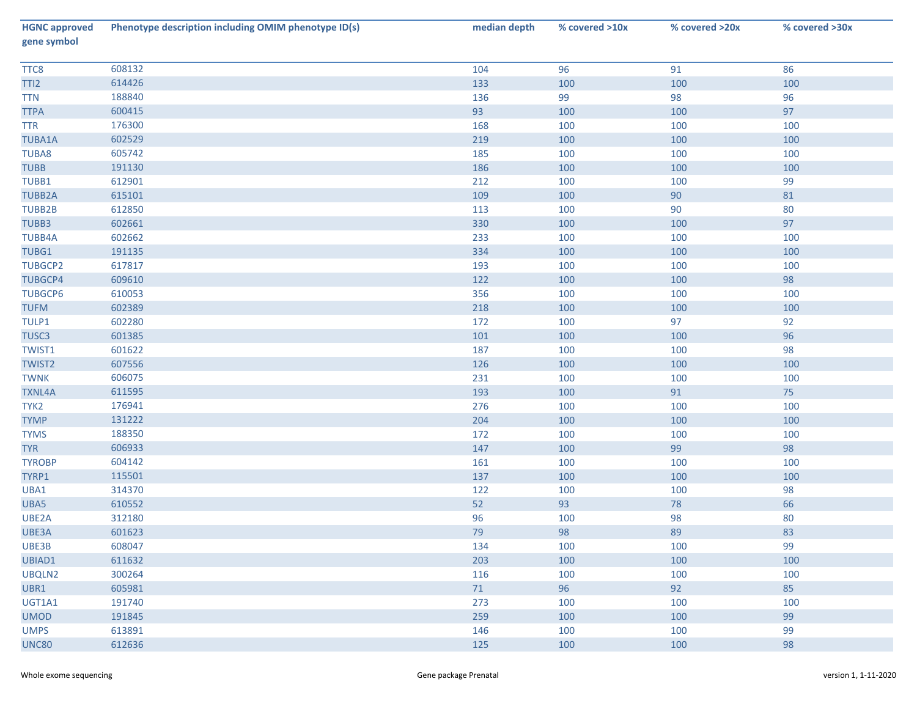| HGNC approved gene symbol | Phenotype description including OMIM phenotype ID(s) | median depth | % covered >10x | % covered >20x | % covered >30x |
|---|---|---|---|---|---|
| TTC8 | 608132 | 104 | 96 | 91 | 86 |
| TTI2 | 614426 | 133 | 100 | 100 | 100 |
| TTN | 188840 | 136 | 99 | 98 | 96 |
| TTPA | 600415 | 93 | 100 | 100 | 97 |
| TTR | 176300 | 168 | 100 | 100 | 100 |
| TUBA1A | 602529 | 219 | 100 | 100 | 100 |
| TUBA8 | 605742 | 185 | 100 | 100 | 100 |
| TUBB | 191130 | 186 | 100 | 100 | 100 |
| TUBB1 | 612901 | 212 | 100 | 100 | 99 |
| TUBB2A | 615101 | 109 | 100 | 90 | 81 |
| TUBB2B | 612850 | 113 | 100 | 90 | 80 |
| TUBB3 | 602661 | 330 | 100 | 100 | 97 |
| TUBB4A | 602662 | 233 | 100 | 100 | 100 |
| TUBG1 | 191135 | 334 | 100 | 100 | 100 |
| TUBGCP2 | 617817 | 193 | 100 | 100 | 100 |
| TUBGCP4 | 609610 | 122 | 100 | 100 | 98 |
| TUBGCP6 | 610053 | 356 | 100 | 100 | 100 |
| TUFM | 602389 | 218 | 100 | 100 | 100 |
| TULP1 | 602280 | 172 | 100 | 97 | 92 |
| TUSC3 | 601385 | 101 | 100 | 100 | 96 |
| TWIST1 | 601622 | 187 | 100 | 100 | 98 |
| TWIST2 | 607556 | 126 | 100 | 100 | 100 |
| TWNK | 606075 | 231 | 100 | 100 | 100 |
| TXNL4A | 611595 | 193 | 100 | 91 | 75 |
| TYK2 | 176941 | 276 | 100 | 100 | 100 |
| TYMP | 131222 | 204 | 100 | 100 | 100 |
| TYMS | 188350 | 172 | 100 | 100 | 100 |
| TYR | 606933 | 147 | 100 | 99 | 98 |
| TYROBP | 604142 | 161 | 100 | 100 | 100 |
| TYRP1 | 115501 | 137 | 100 | 100 | 100 |
| UBA1 | 314370 | 122 | 100 | 100 | 98 |
| UBA5 | 610552 | 52 | 93 | 78 | 66 |
| UBE2A | 312180 | 96 | 100 | 98 | 80 |
| UBE3A | 601623 | 79 | 98 | 89 | 83 |
| UBE3B | 608047 | 134 | 100 | 100 | 99 |
| UBIAD1 | 611632 | 203 | 100 | 100 | 100 |
| UBQLN2 | 300264 | 116 | 100 | 100 | 100 |
| UBR1 | 605981 | 71 | 96 | 92 | 85 |
| UGT1A1 | 191740 | 273 | 100 | 100 | 100 |
| UMOD | 191845 | 259 | 100 | 100 | 99 |
| UMPS | 613891 | 146 | 100 | 100 | 99 |
| UNC80 | 612636 | 125 | 100 | 100 | 98 |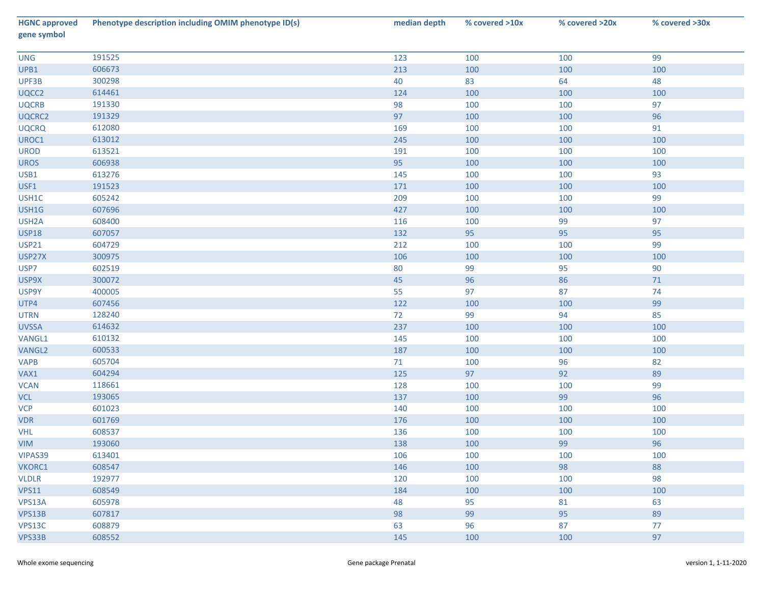| HGNC approved gene symbol | Phenotype description including OMIM phenotype ID(s) | median depth | % covered >10x | % covered >20x | % covered >30x |
|---|---|---|---|---|---|
| UNG | 191525 | 123 | 100 | 100 | 99 |
| UPB1 | 606673 | 213 | 100 | 100 | 100 |
| UPF3B | 300298 | 40 | 83 | 64 | 48 |
| UQCC2 | 614461 | 124 | 100 | 100 | 100 |
| UQCRB | 191330 | 98 | 100 | 100 | 97 |
| UQCRC2 | 191329 | 97 | 100 | 100 | 96 |
| UQCRQ | 612080 | 169 | 100 | 100 | 91 |
| UROC1 | 613012 | 245 | 100 | 100 | 100 |
| UROD | 613521 | 191 | 100 | 100 | 100 |
| UROS | 606938 | 95 | 100 | 100 | 100 |
| USB1 | 613276 | 145 | 100 | 100 | 93 |
| USF1 | 191523 | 171 | 100 | 100 | 100 |
| USH1C | 605242 | 209 | 100 | 100 | 99 |
| USH1G | 607696 | 427 | 100 | 100 | 100 |
| USH2A | 608400 | 116 | 100 | 99 | 97 |
| USP18 | 607057 | 132 | 95 | 95 | 95 |
| USP21 | 604729 | 212 | 100 | 100 | 99 |
| USP27X | 300975 | 106 | 100 | 100 | 100 |
| USP7 | 602519 | 80 | 99 | 95 | 90 |
| USP9X | 300072 | 45 | 96 | 86 | 71 |
| USP9Y | 400005 | 55 | 97 | 87 | 74 |
| UTP4 | 607456 | 122 | 100 | 100 | 99 |
| UTRN | 128240 | 72 | 99 | 94 | 85 |
| UVSSA | 614632 | 237 | 100 | 100 | 100 |
| VANGL1 | 610132 | 145 | 100 | 100 | 100 |
| VANGL2 | 600533 | 187 | 100 | 100 | 100 |
| VAPB | 605704 | 71 | 100 | 96 | 82 |
| VAX1 | 604294 | 125 | 97 | 92 | 89 |
| VCAN | 118661 | 128 | 100 | 100 | 99 |
| VCL | 193065 | 137 | 100 | 99 | 96 |
| VCP | 601023 | 140 | 100 | 100 | 100 |
| VDR | 601769 | 176 | 100 | 100 | 100 |
| VHL | 608537 | 136 | 100 | 100 | 100 |
| VIM | 193060 | 138 | 100 | 99 | 96 |
| VIPAS39 | 613401 | 106 | 100 | 100 | 100 |
| VKORC1 | 608547 | 146 | 100 | 98 | 88 |
| VLDLR | 192977 | 120 | 100 | 100 | 98 |
| VPS11 | 608549 | 184 | 100 | 100 | 100 |
| VPS13A | 605978 | 48 | 95 | 81 | 63 |
| VPS13B | 607817 | 98 | 99 | 95 | 89 |
| VPS13C | 608879 | 63 | 96 | 87 | 77 |
| VPS33B | 608552 | 145 | 100 | 100 | 97 |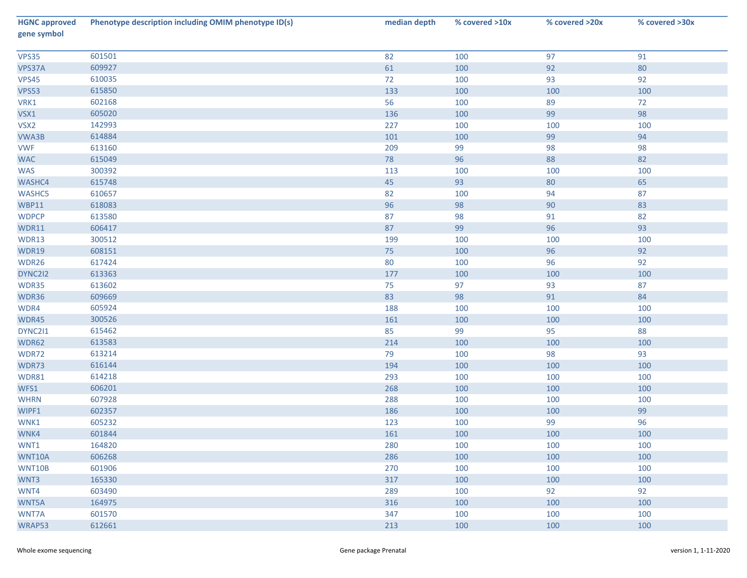| HGNC approved gene symbol | Phenotype description including OMIM phenotype ID(s) | median depth | % covered >10x | % covered >20x | % covered >30x |
|---|---|---|---|---|---|
| VPS35 | 601501 | 82 | 100 | 97 | 91 |
| VPS37A | 609927 | 61 | 100 | 92 | 80 |
| VPS45 | 610035 | 72 | 100 | 93 | 92 |
| VPS53 | 615850 | 133 | 100 | 100 | 100 |
| VRK1 | 602168 | 56 | 100 | 89 | 72 |
| VSX1 | 605020 | 136 | 100 | 99 | 98 |
| VSX2 | 142993 | 227 | 100 | 100 | 100 |
| VWA3B | 614884 | 101 | 100 | 99 | 94 |
| VWF | 613160 | 209 | 99 | 98 | 98 |
| WAC | 615049 | 78 | 96 | 88 | 82 |
| WAS | 300392 | 113 | 100 | 100 | 100 |
| WASHC4 | 615748 | 45 | 93 | 80 | 65 |
| WASHC5 | 610657 | 82 | 100 | 94 | 87 |
| WBP11 | 618083 | 96 | 98 | 90 | 83 |
| WDPCP | 613580 | 87 | 98 | 91 | 82 |
| WDR11 | 606417 | 87 | 99 | 96 | 93 |
| WDR13 | 300512 | 199 | 100 | 100 | 100 |
| WDR19 | 608151 | 75 | 100 | 96 | 92 |
| WDR26 | 617424 | 80 | 100 | 96 | 92 |
| DYNC2I2 | 613363 | 177 | 100 | 100 | 100 |
| WDR35 | 613602 | 75 | 97 | 93 | 87 |
| WDR36 | 609669 | 83 | 98 | 91 | 84 |
| WDR4 | 605924 | 188 | 100 | 100 | 100 |
| WDR45 | 300526 | 161 | 100 | 100 | 100 |
| DYNC2I1 | 615462 | 85 | 99 | 95 | 88 |
| WDR62 | 613583 | 214 | 100 | 100 | 100 |
| WDR72 | 613214 | 79 | 100 | 98 | 93 |
| WDR73 | 616144 | 194 | 100 | 100 | 100 |
| WDR81 | 614218 | 293 | 100 | 100 | 100 |
| WFS1 | 606201 | 268 | 100 | 100 | 100 |
| WHRN | 607928 | 288 | 100 | 100 | 100 |
| WIPF1 | 602357 | 186 | 100 | 100 | 99 |
| WNK1 | 605232 | 123 | 100 | 99 | 96 |
| WNK4 | 601844 | 161 | 100 | 100 | 100 |
| WNT1 | 164820 | 280 | 100 | 100 | 100 |
| WNT10A | 606268 | 286 | 100 | 100 | 100 |
| WNT10B | 601906 | 270 | 100 | 100 | 100 |
| WNT3 | 165330 | 317 | 100 | 100 | 100 |
| WNT4 | 603490 | 289 | 100 | 92 | 92 |
| WNT5A | 164975 | 316 | 100 | 100 | 100 |
| WNT7A | 601570 | 347 | 100 | 100 | 100 |
| WRAP53 | 612661 | 213 | 100 | 100 | 100 |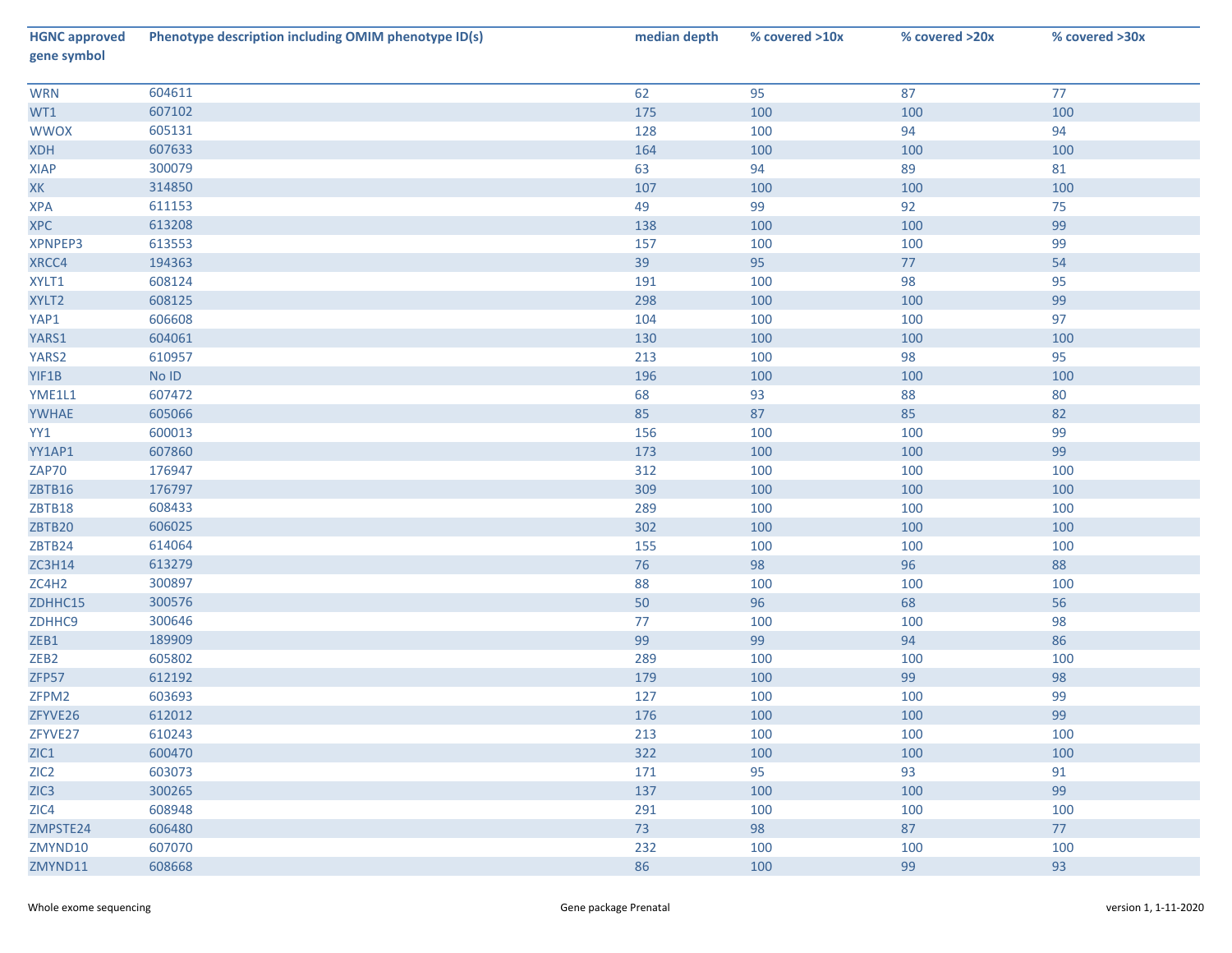| HGNC approved gene symbol | Phenotype description including OMIM phenotype ID(s) | median depth | % covered >10x | % covered >20x | % covered >30x |
|---|---|---|---|---|---|
| WRN | 604611 | 62 | 95 | 87 | 77 |
| WT1 | 607102 | 175 | 100 | 100 | 100 |
| WWOX | 605131 | 128 | 100 | 94 | 94 |
| XDH | 607633 | 164 | 100 | 100 | 100 |
| XIAP | 300079 | 63 | 94 | 89 | 81 |
| XK | 314850 | 107 | 100 | 100 | 100 |
| XPA | 611153 | 49 | 99 | 92 | 75 |
| XPC | 613208 | 138 | 100 | 100 | 99 |
| XPNPEP3 | 613553 | 157 | 100 | 100 | 99 |
| XRCC4 | 194363 | 39 | 95 | 77 | 54 |
| XYLT1 | 608124 | 191 | 100 | 98 | 95 |
| XYLT2 | 608125 | 298 | 100 | 100 | 99 |
| YAP1 | 606608 | 104 | 100 | 100 | 97 |
| YARS1 | 604061 | 130 | 100 | 100 | 100 |
| YARS2 | 610957 | 213 | 100 | 98 | 95 |
| YIF1B | No ID | 196 | 100 | 100 | 100 |
| YME1L1 | 607472 | 68 | 93 | 88 | 80 |
| YWHAE | 605066 | 85 | 87 | 85 | 82 |
| YY1 | 600013 | 156 | 100 | 100 | 99 |
| YY1AP1 | 607860 | 173 | 100 | 100 | 99 |
| ZAP70 | 176947 | 312 | 100 | 100 | 100 |
| ZBTB16 | 176797 | 309 | 100 | 100 | 100 |
| ZBTB18 | 608433 | 289 | 100 | 100 | 100 |
| ZBTB20 | 606025 | 302 | 100 | 100 | 100 |
| ZBTB24 | 614064 | 155 | 100 | 100 | 100 |
| ZC3H14 | 613279 | 76 | 98 | 96 | 88 |
| ZC4H2 | 300897 | 88 | 100 | 100 | 100 |
| ZDHHC15 | 300576 | 50 | 96 | 68 | 56 |
| ZDHHC9 | 300646 | 77 | 100 | 100 | 98 |
| ZEB1 | 189909 | 99 | 99 | 94 | 86 |
| ZEB2 | 605802 | 289 | 100 | 100 | 100 |
| ZFP57 | 612192 | 179 | 100 | 99 | 98 |
| ZFPM2 | 603693 | 127 | 100 | 100 | 99 |
| ZFYVE26 | 612012 | 176 | 100 | 100 | 99 |
| ZFYVE27 | 610243 | 213 | 100 | 100 | 100 |
| ZIC1 | 600470 | 322 | 100 | 100 | 100 |
| ZIC2 | 603073 | 171 | 95 | 93 | 91 |
| ZIC3 | 300265 | 137 | 100 | 100 | 99 |
| ZIC4 | 608948 | 291 | 100 | 100 | 100 |
| ZMPSTE24 | 606480 | 73 | 98 | 87 | 77 |
| ZMYND10 | 607070 | 232 | 100 | 100 | 100 |
| ZMYND11 | 608668 | 86 | 100 | 99 | 93 |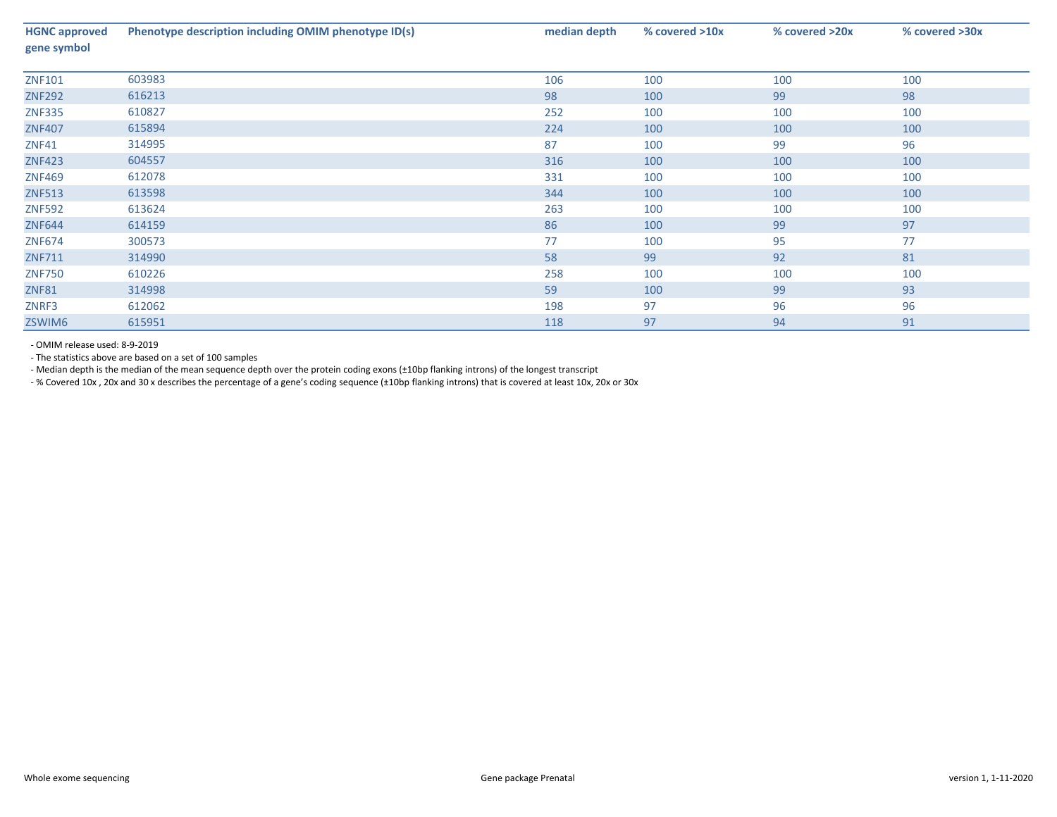| HGNC approved gene symbol | Phenotype description including OMIM phenotype ID(s) | median depth | % covered >10x | % covered >20x | % covered >30x |
|---|---|---|---|---|---|
| ZNF101 | 603983 | 106 | 100 | 100 | 100 |
| ZNF292 | 616213 | 98 | 100 | 99 | 98 |
| ZNF335 | 610827 | 252 | 100 | 100 | 100 |
| ZNF407 | 615894 | 224 | 100 | 100 | 100 |
| ZNF41 | 314995 | 87 | 100 | 99 | 96 |
| ZNF423 | 604557 | 316 | 100 | 100 | 100 |
| ZNF469 | 612078 | 331 | 100 | 100 | 100 |
| ZNF513 | 613598 | 344 | 100 | 100 | 100 |
| ZNF592 | 613624 | 263 | 100 | 100 | 100 |
| ZNF644 | 614159 | 86 | 100 | 99 | 97 |
| ZNF674 | 300573 | 77 | 100 | 95 | 77 |
| ZNF711 | 314990 | 58 | 99 | 92 | 81 |
| ZNF750 | 610226 | 258 | 100 | 100 | 100 |
| ZNF81 | 314998 | 59 | 100 | 99 | 93 |
| ZNRF3 | 612062 | 198 | 97 | 96 | 96 |
| ZSWIM6 | 615951 | 118 | 97 | 94 | 91 |

- OMIM release used: 8-9-2019
- The statistics above are based on a set of 100 samples
- Median depth is the median of the mean sequence depth over the protein coding exons (±10bp flanking introns) of the longest transcript
- % Covered 10x , 20x and 30 x describes the percentage of a gene's coding sequence (±10bp flanking introns) that is covered at least 10x, 20x or 30x